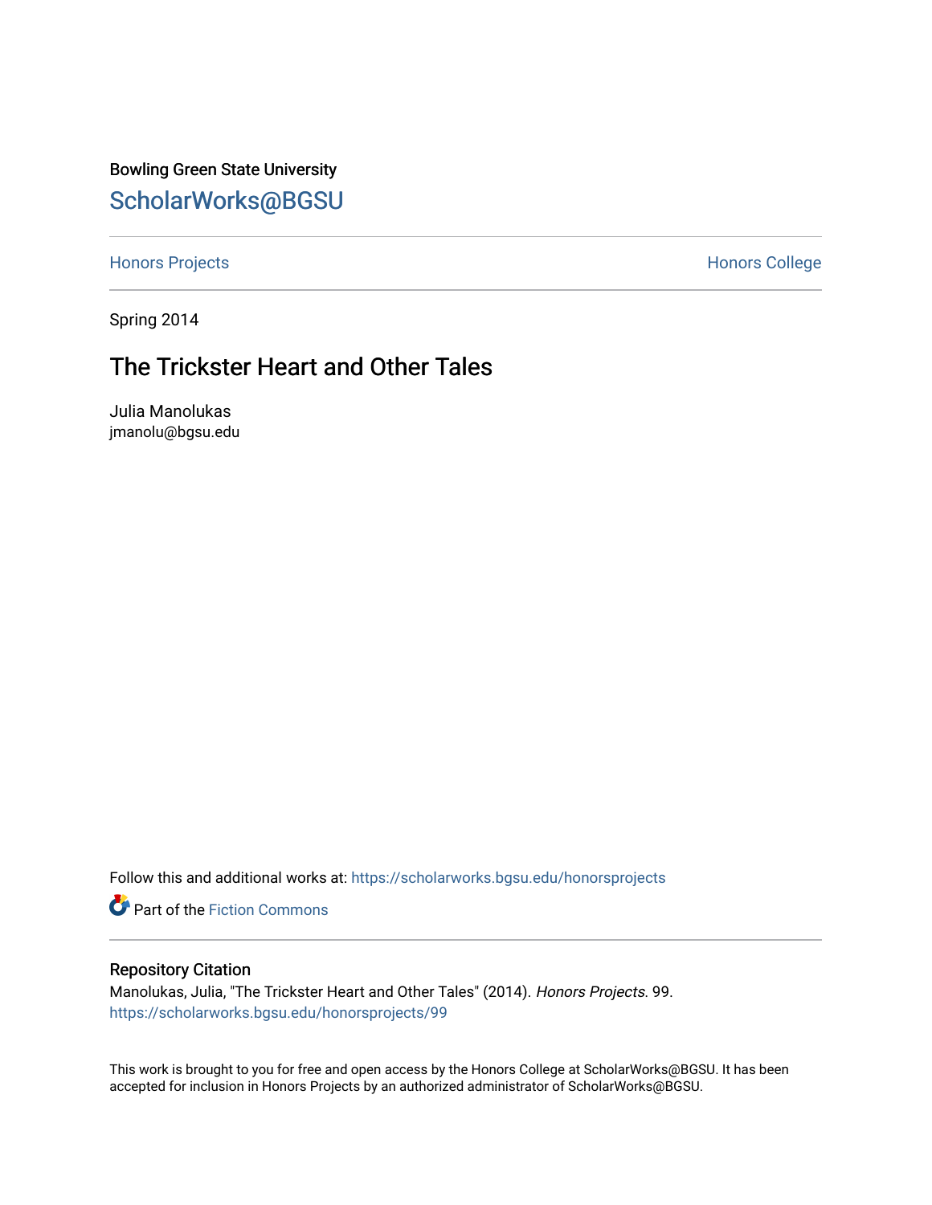Bowling Green State University

# ScholarWorks@BGSU

Honors Projects | Honors College

Spring 2014

## The Trickster Heart and Other Tales

Julia Manolukas
jmanolu@bgsu.edu

Follow this and additional works at: https://scholarworks.bgsu.edu/honorsprojects

Part of the Fiction Commons

### Repository Citation

Manolukas, Julia, "The Trickster Heart and Other Tales" (2014). *Honors Projects*. 99.
https://scholarworks.bgsu.edu/honorsprojects/99

This work is brought to you for free and open access by the Honors College at ScholarWorks@BGSU. It has been accepted for inclusion in Honors Projects by an authorized administrator of ScholarWorks@BGSU.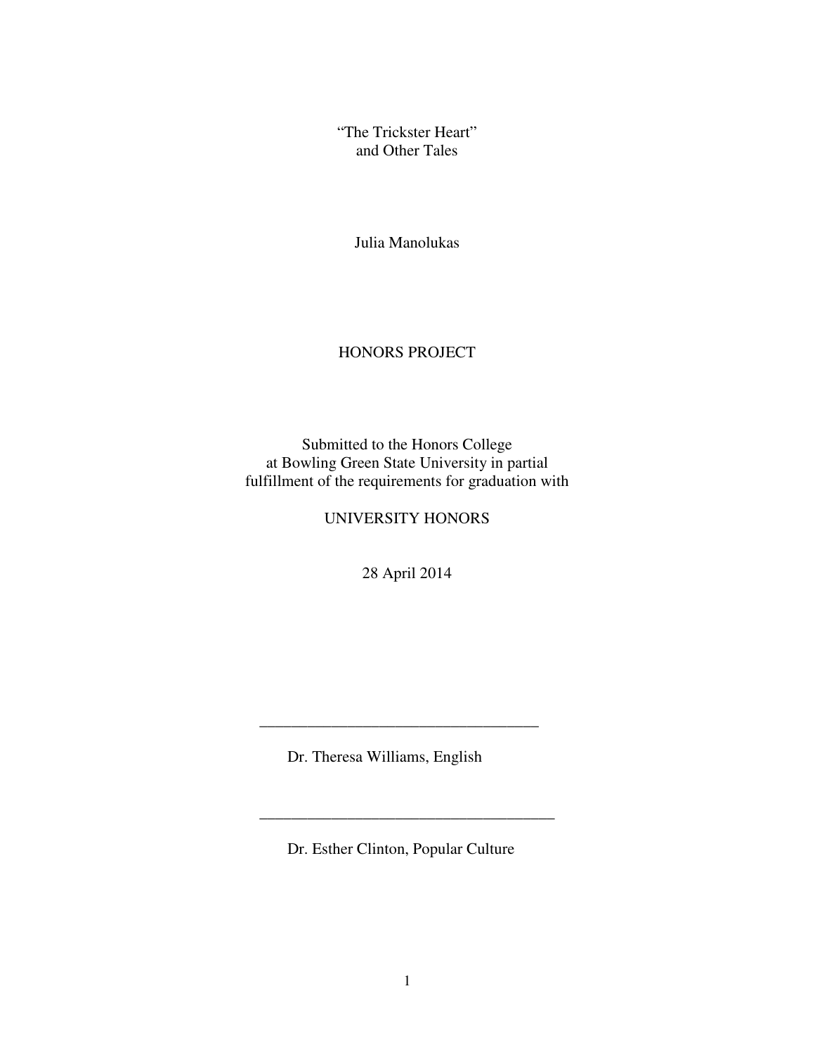“The Trickster Heart”
and Other Tales

Julia Manolukas

HONORS PROJECT

Submitted to the Honors College
at Bowling Green State University in partial
fulfillment of the requirements for graduation with

UNIVERSITY HONORS

28 April 2014

___________________________________

Dr. Theresa Williams, English

_____________________________________

Dr. Esther Clinton, Popular Culture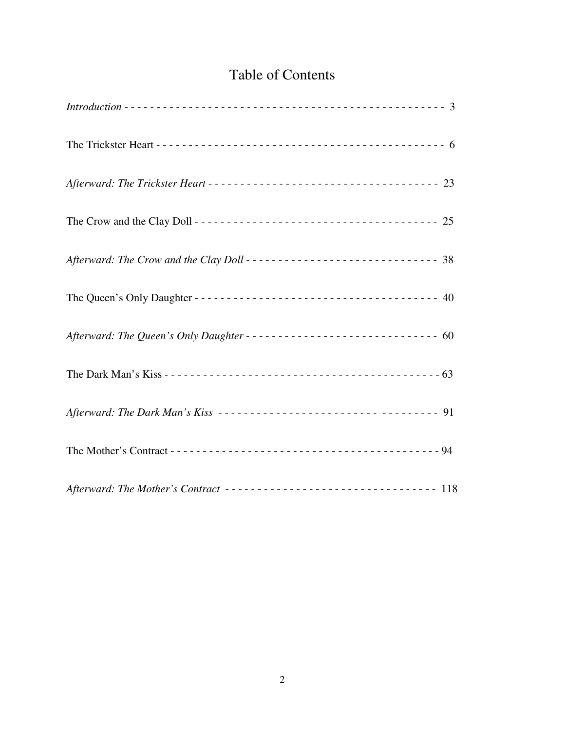# Table of Contents

*Introduction* - - - - - - - - - - - - - - - - - - - - - - - - - - - - - - - - - - - - - - - - - - - - - - - - - 3

The Trickster Heart - - - - - - - - - - - - - - - - - - - - - - - - - - - - - - - - - - - - - - - - - - - - - 6

*Afterward: The Trickster Heart* - - - - - - - - - - - - - - - - - - - - - - - - - - - - - - - - - - - - 23

The Crow and the Clay Doll - - - - - - - - - - - - - - - - - - - - - - - - - - - - - - - - - - - - - - 25

*Afterward: The Crow and the Clay Doll* - - - - - - - - - - - - - - - - - - - - - - - - - - - - - 38

The Queen's Only Daughter - - - - - - - - - - - - - - - - - - - - - - - - - - - - - - - - - - - - - - 40

*Afterward: The Queen's Only Daughter* - - - - - - - - - - - - - - - - - - - - - - - - - - - - - 60

The Dark Man's Kiss - - - - - - - - - - - - - - - - - - - - - - - - - - - - - - - - - - - - - - - - - - - - 63

*Afterward: The Dark Man's Kiss* - - - - - - - - - - - - - - - - - - - - - - - - - - - - - - - - - - - 91

The Mother's Contract - - - - - - - - - - - - - - - - - - - - - - - - - - - - - - - - - - - - - - - - - - 94

*Afterward: The Mother's Contract* - - - - - - - - - - - - - - - - - - - - - - - - - - - - - - - - - 118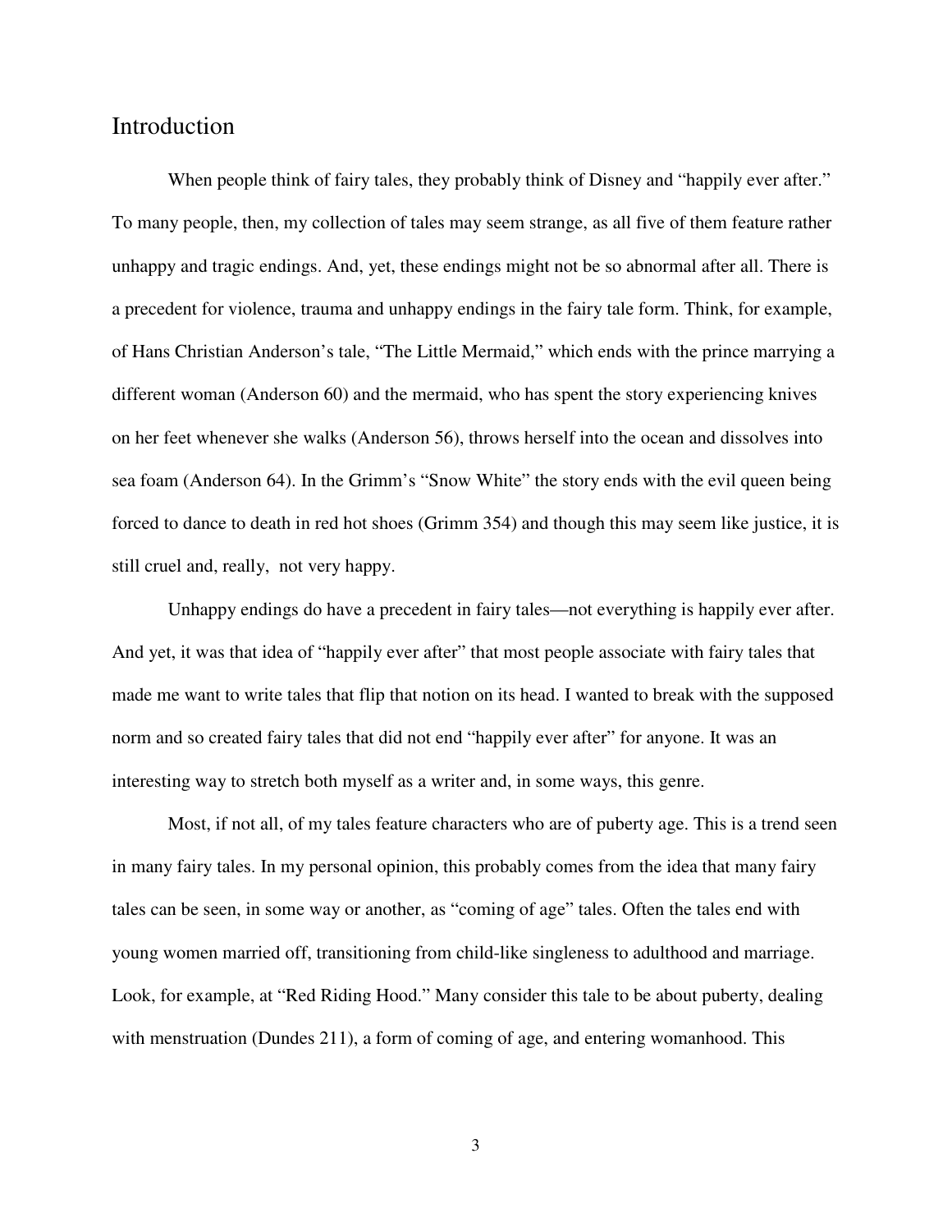## Introduction

When people think of fairy tales, they probably think of Disney and "happily ever after." To many people, then, my collection of tales may seem strange, as all five of them feature rather unhappy and tragic endings. And, yet, these endings might not be so abnormal after all. There is a precedent for violence, trauma and unhappy endings in the fairy tale form. Think, for example, of Hans Christian Anderson's tale, "The Little Mermaid," which ends with the prince marrying a different woman (Anderson 60) and the mermaid, who has spent the story experiencing knives on her feet whenever she walks (Anderson 56), throws herself into the ocean and dissolves into sea foam (Anderson 64). In the Grimm's "Snow White" the story ends with the evil queen being forced to dance to death in red hot shoes (Grimm 354) and though this may seem like justice, it is still cruel and, really, not very happy.

Unhappy endings do have a precedent in fairy tales—not everything is happily ever after. And yet, it was that idea of "happily ever after" that most people associate with fairy tales that made me want to write tales that flip that notion on its head. I wanted to break with the supposed norm and so created fairy tales that did not end "happily ever after" for anyone. It was an interesting way to stretch both myself as a writer and, in some ways, this genre.

Most, if not all, of my tales feature characters who are of puberty age. This is a trend seen in many fairy tales. In my personal opinion, this probably comes from the idea that many fairy tales can be seen, in some way or another, as "coming of age" tales. Often the tales end with young women married off, transitioning from child-like singleness to adulthood and marriage. Look, for example, at "Red Riding Hood." Many consider this tale to be about puberty, dealing with menstruation (Dundes 211), a form of coming of age, and entering womanhood. This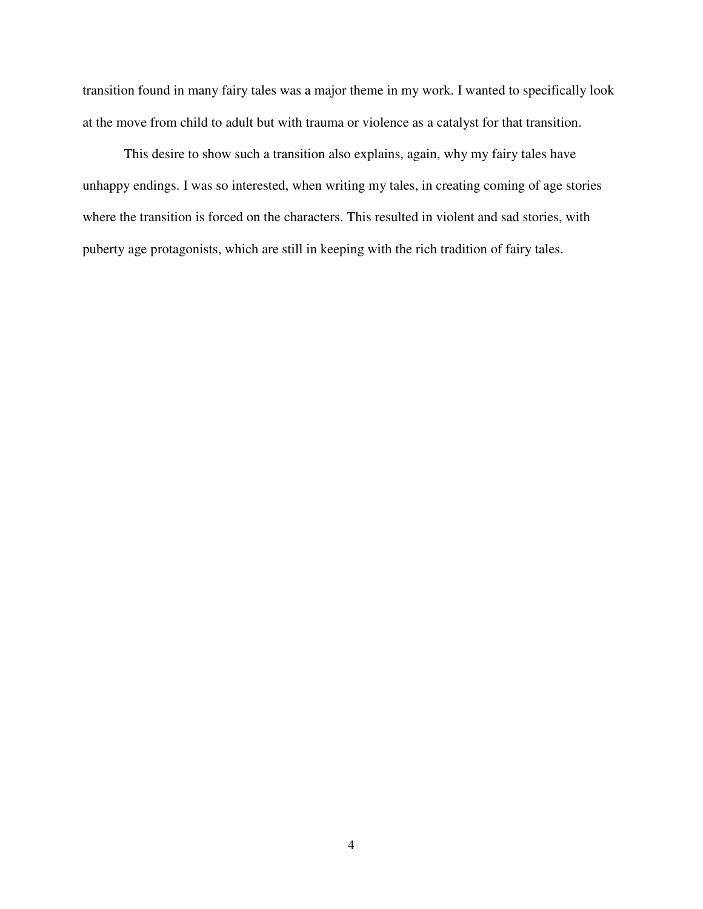transition found in many fairy tales was a major theme in my work. I wanted to specifically look at the move from child to adult but with trauma or violence as a catalyst for that transition.

This desire to show such a transition also explains, again, why my fairy tales have unhappy endings. I was so interested, when writing my tales, in creating coming of age stories where the transition is forced on the characters. This resulted in violent and sad stories, with puberty age protagonists, which are still in keeping with the rich tradition of fairy tales.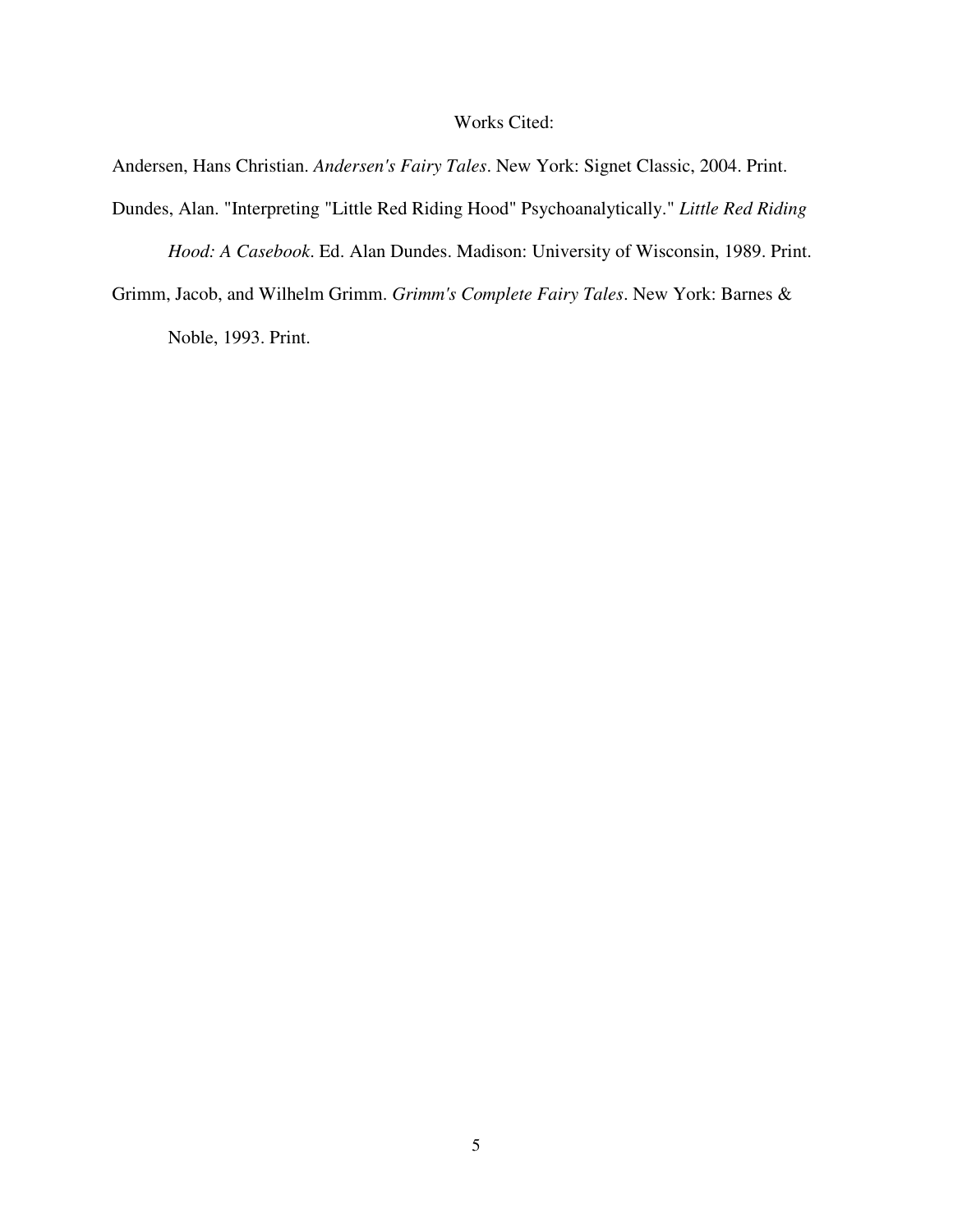# Works Cited:

Andersen, Hans Christian. *Andersen's Fairy Tales*. New York: Signet Classic, 2004. Print.

Dundes, Alan. "Interpreting "Little Red Riding Hood" Psychoanalytically." *Little Red Riding Hood: A Casebook*. Ed. Alan Dundes. Madison: University of Wisconsin, 1989. Print.

Grimm, Jacob, and Wilhelm Grimm. *Grimm's Complete Fairy Tales*. New York: Barnes & Noble, 1993. Print.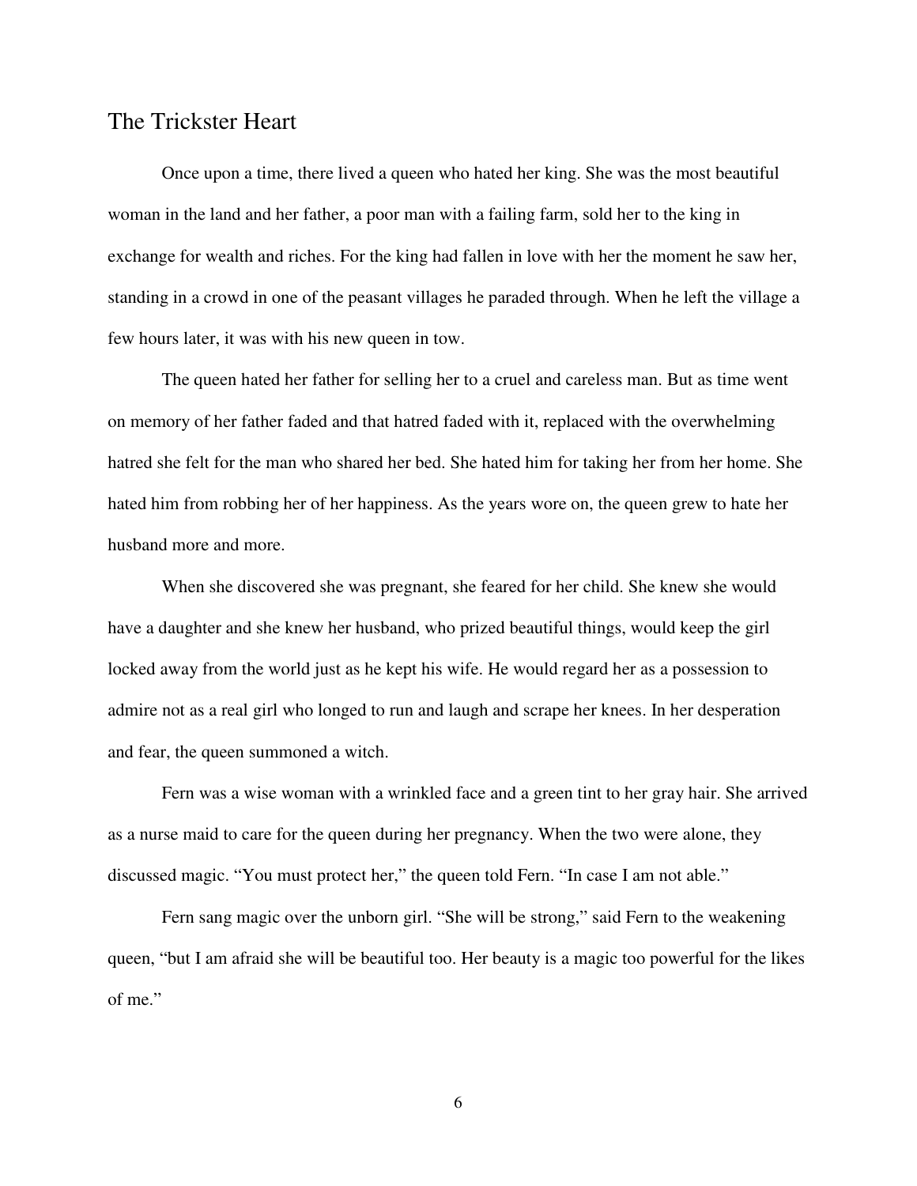# The Trickster Heart

Once upon a time, there lived a queen who hated her king. She was the most beautiful woman in the land and her father, a poor man with a failing farm, sold her to the king in exchange for wealth and riches. For the king had fallen in love with her the moment he saw her, standing in a crowd in one of the peasant villages he paraded through. When he left the village a few hours later, it was with his new queen in tow.

The queen hated her father for selling her to a cruel and careless man. But as time went on memory of her father faded and that hatred faded with it, replaced with the overwhelming hatred she felt for the man who shared her bed. She hated him for taking her from her home. She hated him from robbing her of her happiness. As the years wore on, the queen grew to hate her husband more and more.

When she discovered she was pregnant, she feared for her child. She knew she would have a daughter and she knew her husband, who prized beautiful things, would keep the girl locked away from the world just as he kept his wife. He would regard her as a possession to admire not as a real girl who longed to run and laugh and scrape her knees. In her desperation and fear, the queen summoned a witch.

Fern was a wise woman with a wrinkled face and a green tint to her gray hair. She arrived as a nurse maid to care for the queen during her pregnancy. When the two were alone, they discussed magic. "You must protect her," the queen told Fern. "In case I am not able."

Fern sang magic over the unborn girl. "She will be strong," said Fern to the weakening queen, "but I am afraid she will be beautiful too. Her beauty is a magic too powerful for the likes of me."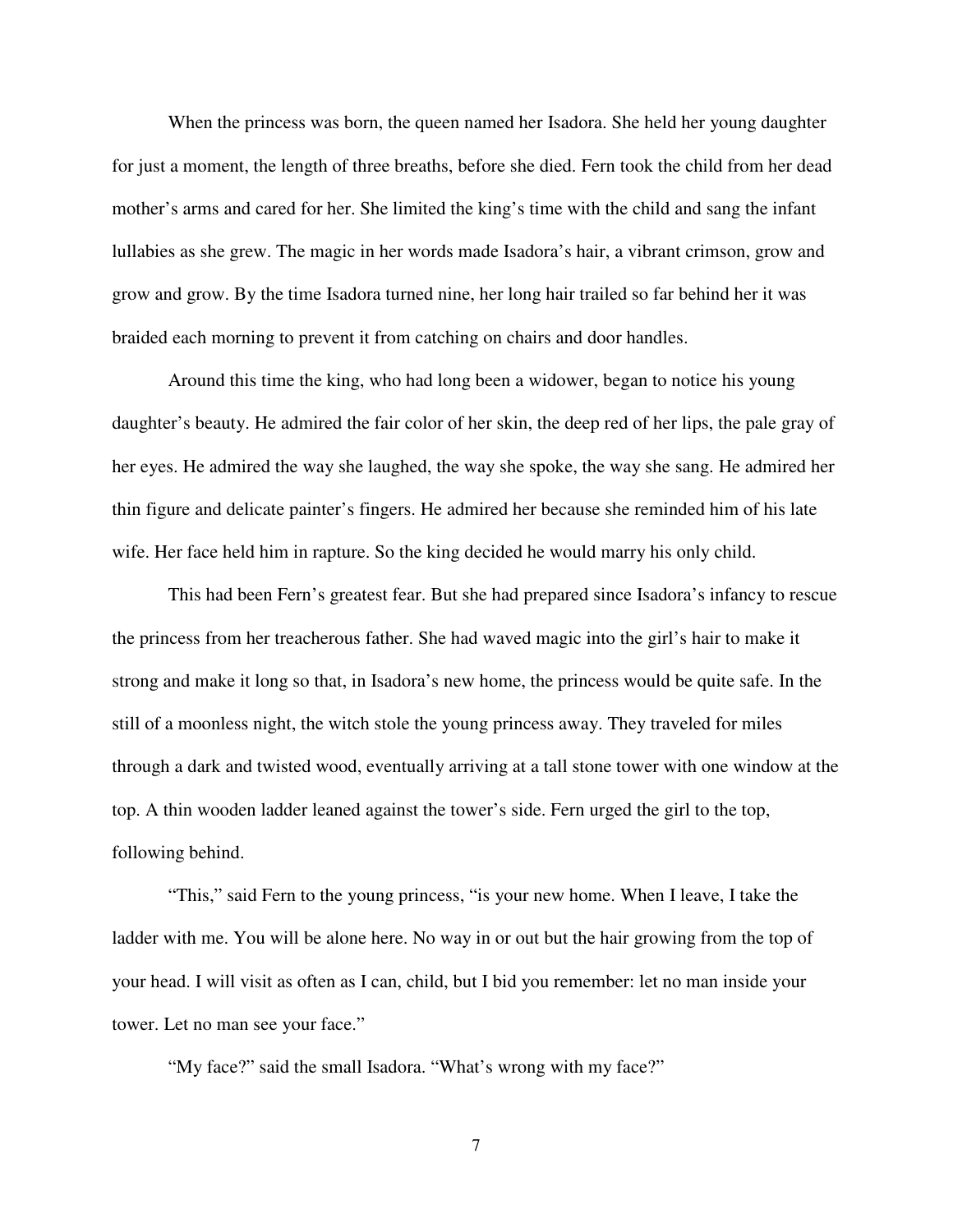When the princess was born, the queen named her Isadora. She held her young daughter for just a moment, the length of three breaths, before she died. Fern took the child from her dead mother's arms and cared for her. She limited the king's time with the child and sang the infant lullabies as she grew. The magic in her words made Isadora's hair, a vibrant crimson, grow and grow and grow. By the time Isadora turned nine, her long hair trailed so far behind her it was braided each morning to prevent it from catching on chairs and door handles.

Around this time the king, who had long been a widower, began to notice his young daughter's beauty. He admired the fair color of her skin, the deep red of her lips, the pale gray of her eyes. He admired the way she laughed, the way she spoke, the way she sang. He admired her thin figure and delicate painter's fingers. He admired her because she reminded him of his late wife. Her face held him in rapture. So the king decided he would marry his only child.

This had been Fern's greatest fear. But she had prepared since Isadora's infancy to rescue the princess from her treacherous father. She had waved magic into the girl's hair to make it strong and make it long so that, in Isadora's new home, the princess would be quite safe. In the still of a moonless night, the witch stole the young princess away. They traveled for miles through a dark and twisted wood, eventually arriving at a tall stone tower with one window at the top. A thin wooden ladder leaned against the tower's side. Fern urged the girl to the top, following behind.

"This," said Fern to the young princess, "is your new home. When I leave, I take the ladder with me. You will be alone here. No way in or out but the hair growing from the top of your head. I will visit as often as I can, child, but I bid you remember: let no man inside your tower. Let no man see your face."

"My face?" said the small Isadora. "What's wrong with my face?"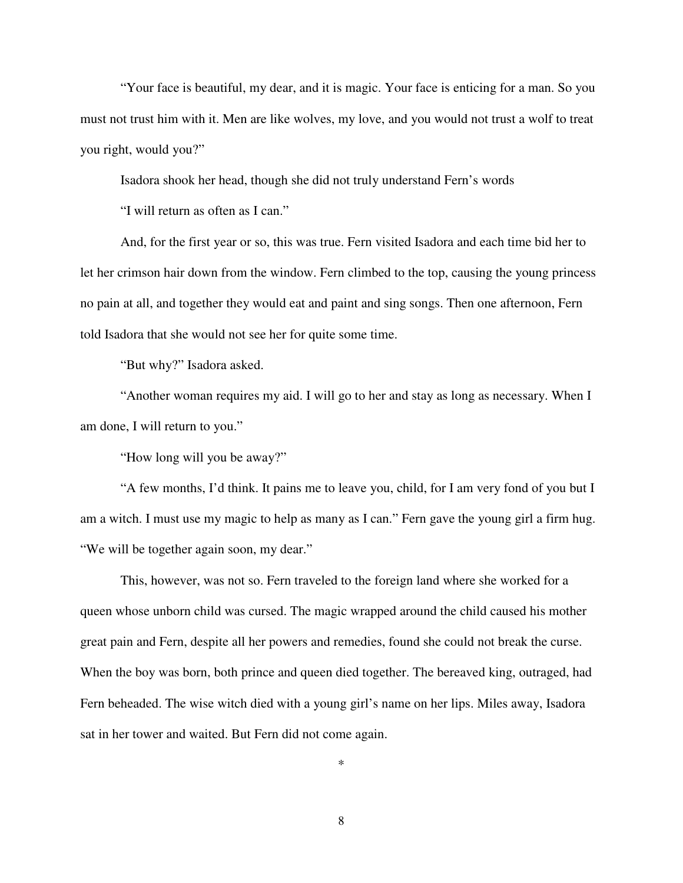"Your face is beautiful, my dear, and it is magic. Your face is enticing for a man. So you must not trust him with it. Men are like wolves, my love, and you would not trust a wolf to treat you right, would you?"

Isadora shook her head, though she did not truly understand Fern's words

"I will return as often as I can."

And, for the first year or so, this was true. Fern visited Isadora and each time bid her to let her crimson hair down from the window. Fern climbed to the top, causing the young princess no pain at all, and together they would eat and paint and sing songs. Then one afternoon, Fern told Isadora that she would not see her for quite some time.

"But why?" Isadora asked.

"Another woman requires my aid. I will go to her and stay as long as necessary. When I am done, I will return to you."

"How long will you be away?"

"A few months, I'd think. It pains me to leave you, child, for I am very fond of you but I am a witch. I must use my magic to help as many as I can." Fern gave the young girl a firm hug. "We will be together again soon, my dear."

This, however, was not so. Fern traveled to the foreign land where she worked for a queen whose unborn child was cursed. The magic wrapped around the child caused his mother great pain and Fern, despite all her powers and remedies, found she could not break the curse. When the boy was born, both prince and queen died together. The bereaved king, outraged, had Fern beheaded. The wise witch died with a young girl's name on her lips. Miles away, Isadora sat in her tower and waited. But Fern did not come again.

*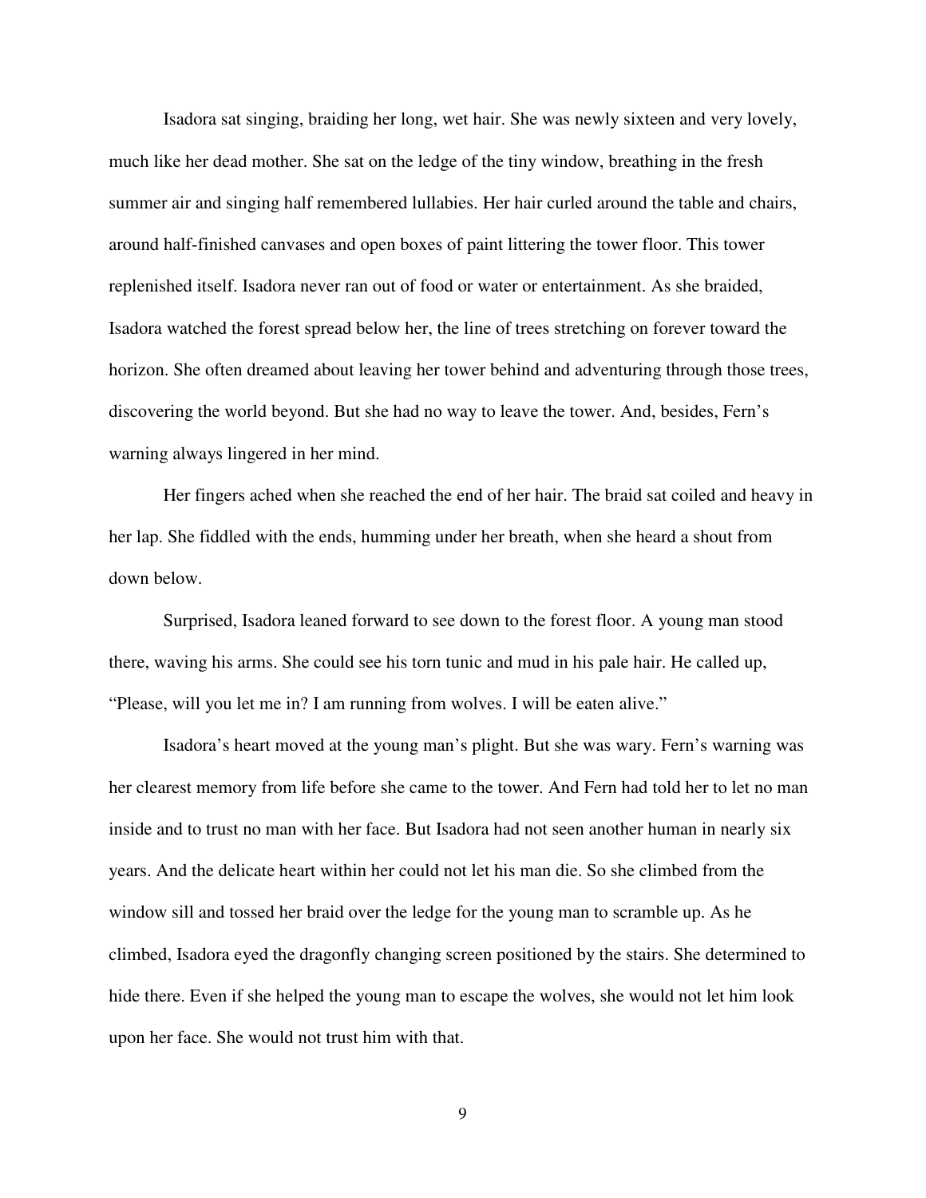Isadora sat singing, braiding her long, wet hair. She was newly sixteen and very lovely, much like her dead mother. She sat on the ledge of the tiny window, breathing in the fresh summer air and singing half remembered lullabies. Her hair curled around the table and chairs, around half-finished canvases and open boxes of paint littering the tower floor. This tower replenished itself. Isadora never ran out of food or water or entertainment. As she braided, Isadora watched the forest spread below her, the line of trees stretching on forever toward the horizon. She often dreamed about leaving her tower behind and adventuring through those trees, discovering the world beyond. But she had no way to leave the tower. And, besides, Fern's warning always lingered in her mind.

Her fingers ached when she reached the end of her hair. The braid sat coiled and heavy in her lap. She fiddled with the ends, humming under her breath, when she heard a shout from down below.

Surprised, Isadora leaned forward to see down to the forest floor. A young man stood there, waving his arms. She could see his torn tunic and mud in his pale hair. He called up, "Please, will you let me in? I am running from wolves. I will be eaten alive."

Isadora's heart moved at the young man's plight. But she was wary. Fern's warning was her clearest memory from life before she came to the tower. And Fern had told her to let no man inside and to trust no man with her face. But Isadora had not seen another human in nearly six years. And the delicate heart within her could not let his man die. So she climbed from the window sill and tossed her braid over the ledge for the young man to scramble up. As he climbed, Isadora eyed the dragonfly changing screen positioned by the stairs. She determined to hide there. Even if she helped the young man to escape the wolves, she would not let him look upon her face. She would not trust him with that.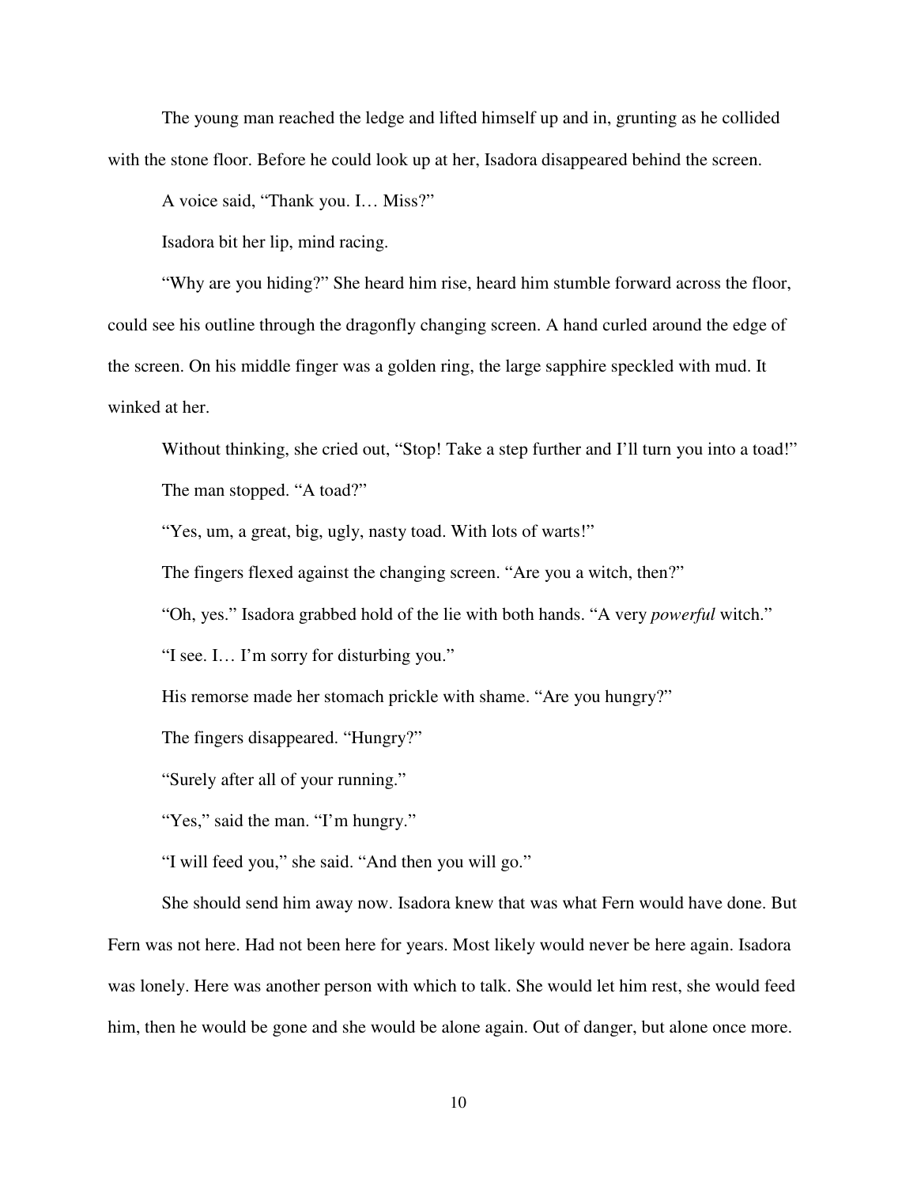The young man reached the ledge and lifted himself up and in, grunting as he collided with the stone floor. Before he could look up at her, Isadora disappeared behind the screen.

A voice said, “Thank you. I… Miss?”

Isadora bit her lip, mind racing.

“Why are you hiding?” She heard him rise, heard him stumble forward across the floor, could see his outline through the dragonfly changing screen. A hand curled around the edge of the screen. On his middle finger was a golden ring, the large sapphire speckled with mud. It winked at her.

Without thinking, she cried out, “Stop! Take a step further and I’ll turn you into a toad!”

The man stopped. “A toad?”

“Yes, um, a great, big, ugly, nasty toad. With lots of warts!”

The fingers flexed against the changing screen. “Are you a witch, then?”

“Oh, yes.” Isadora grabbed hold of the lie with both hands. “A very *powerful* witch.”

“I see. I… I’m sorry for disturbing you.”

His remorse made her stomach prickle with shame. “Are you hungry?”

The fingers disappeared. “Hungry?”

“Surely after all of your running.”

“Yes,” said the man. “I’m hungry.”

“I will feed you,” she said. “And then you will go.”

She should send him away now. Isadora knew that was what Fern would have done. But Fern was not here. Had not been here for years. Most likely would never be here again. Isadora was lonely. Here was another person with which to talk. She would let him rest, she would feed him, then he would be gone and she would be alone again. Out of danger, but alone once more.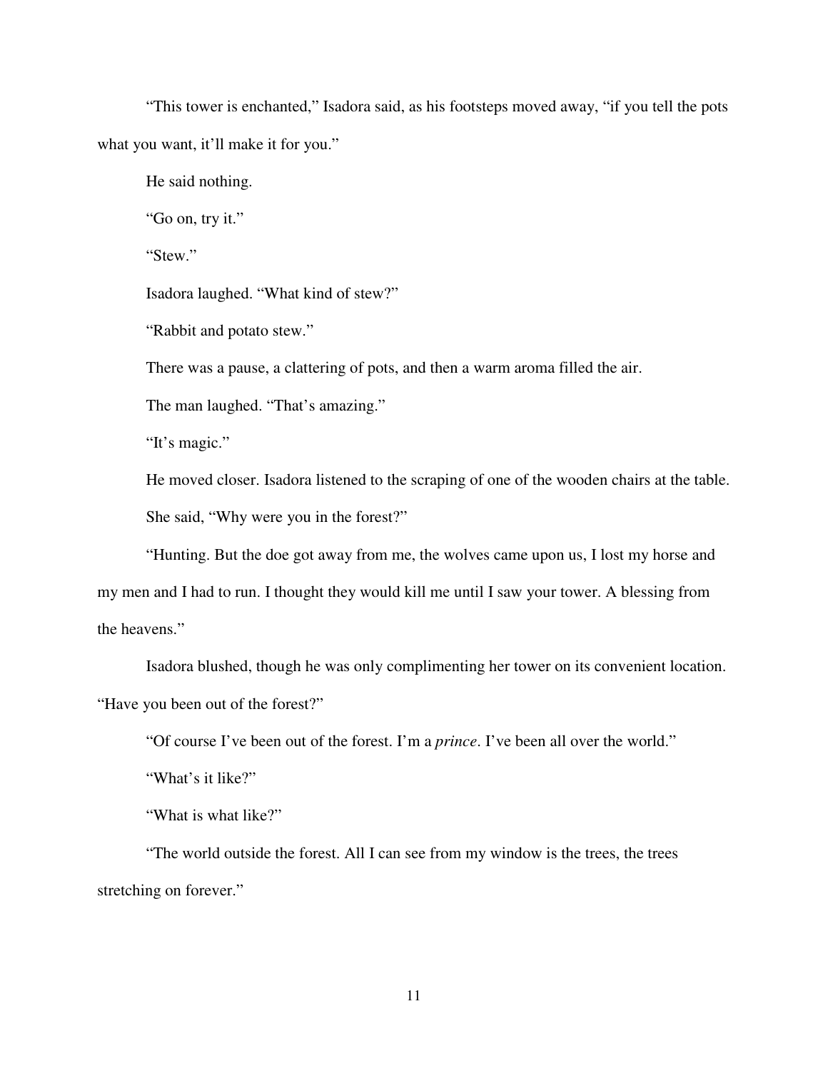"This tower is enchanted," Isadora said, as his footsteps moved away, "if you tell the pots what you want, it'll make it for you."

He said nothing.

"Go on, try it."

"Stew."

Isadora laughed. "What kind of stew?"

"Rabbit and potato stew."

There was a pause, a clattering of pots, and then a warm aroma filled the air.

The man laughed. "That's amazing."

"It's magic."

He moved closer. Isadora listened to the scraping of one of the wooden chairs at the table.

She said, "Why were you in the forest?"

"Hunting. But the doe got away from me, the wolves came upon us, I lost my horse and my men and I had to run. I thought they would kill me until I saw your tower. A blessing from the heavens."

Isadora blushed, though he was only complimenting her tower on its convenient location. "Have you been out of the forest?"

"Of course I've been out of the forest. I'm a *prince*. I've been all over the world."

"What's it like?"

"What is what like?"

"The world outside the forest. All I can see from my window is the trees, the trees stretching on forever."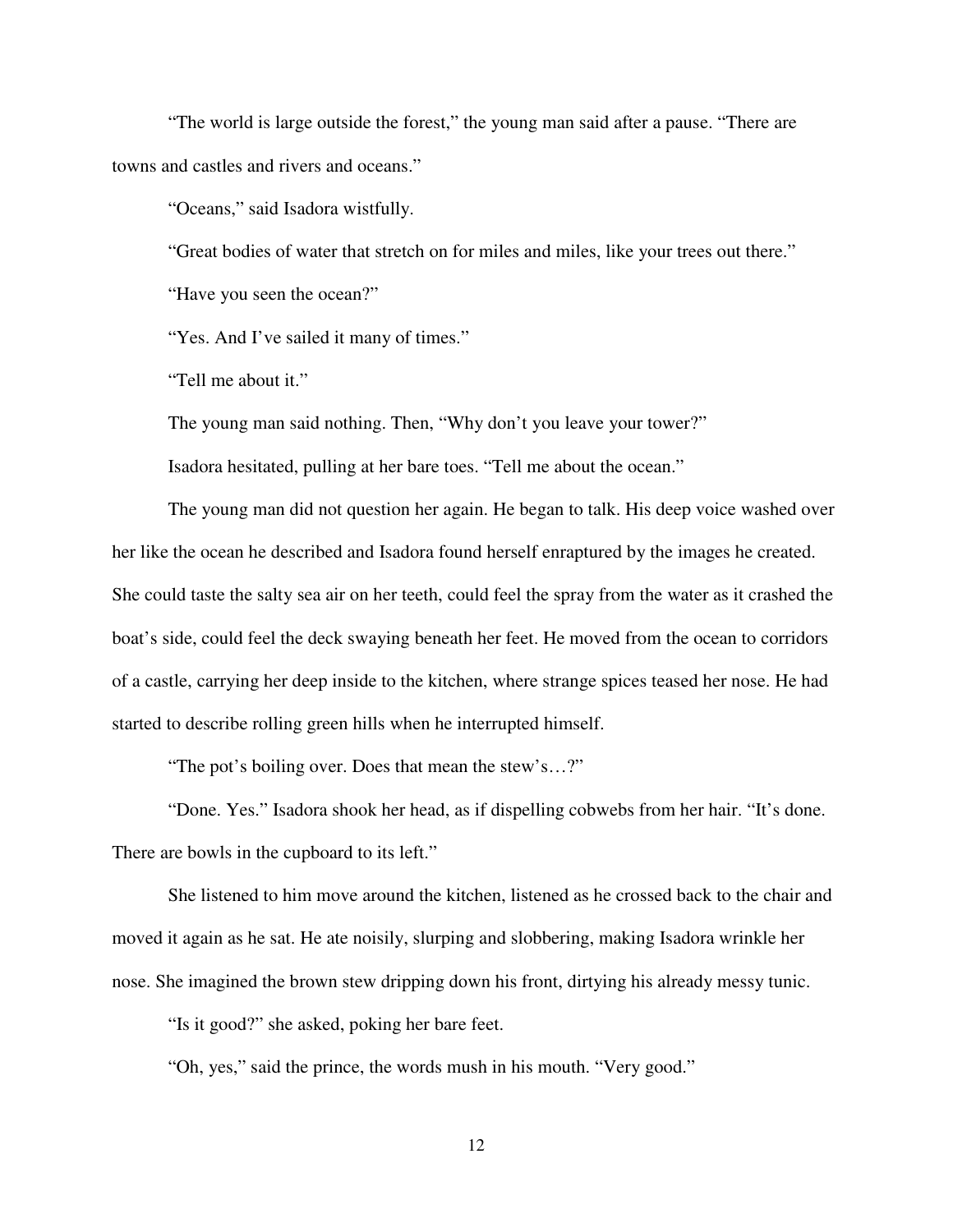"The world is large outside the forest," the young man said after a pause. "There are towns and castles and rivers and oceans."

"Oceans," said Isadora wistfully.

"Great bodies of water that stretch on for miles and miles, like your trees out there."

"Have you seen the ocean?"

"Yes. And I've sailed it many of times."

"Tell me about it."

The young man said nothing. Then, "Why don't you leave your tower?"

Isadora hesitated, pulling at her bare toes. "Tell me about the ocean."

The young man did not question her again. He began to talk. His deep voice washed over her like the ocean he described and Isadora found herself enraptured by the images he created. She could taste the salty sea air on her teeth, could feel the spray from the water as it crashed the boat's side, could feel the deck swaying beneath her feet. He moved from the ocean to corridors of a castle, carrying her deep inside to the kitchen, where strange spices teased her nose. He had started to describe rolling green hills when he interrupted himself.

"The pot's boiling over. Does that mean the stew's…?"

"Done. Yes." Isadora shook her head, as if dispelling cobwebs from her hair. "It's done. There are bowls in the cupboard to its left."

She listened to him move around the kitchen, listened as he crossed back to the chair and moved it again as he sat. He ate noisily, slurping and slobbering, making Isadora wrinkle her nose. She imagined the brown stew dripping down his front, dirtying his already messy tunic.

"Is it good?" she asked, poking her bare feet.

"Oh, yes," said the prince, the words mush in his mouth. "Very good."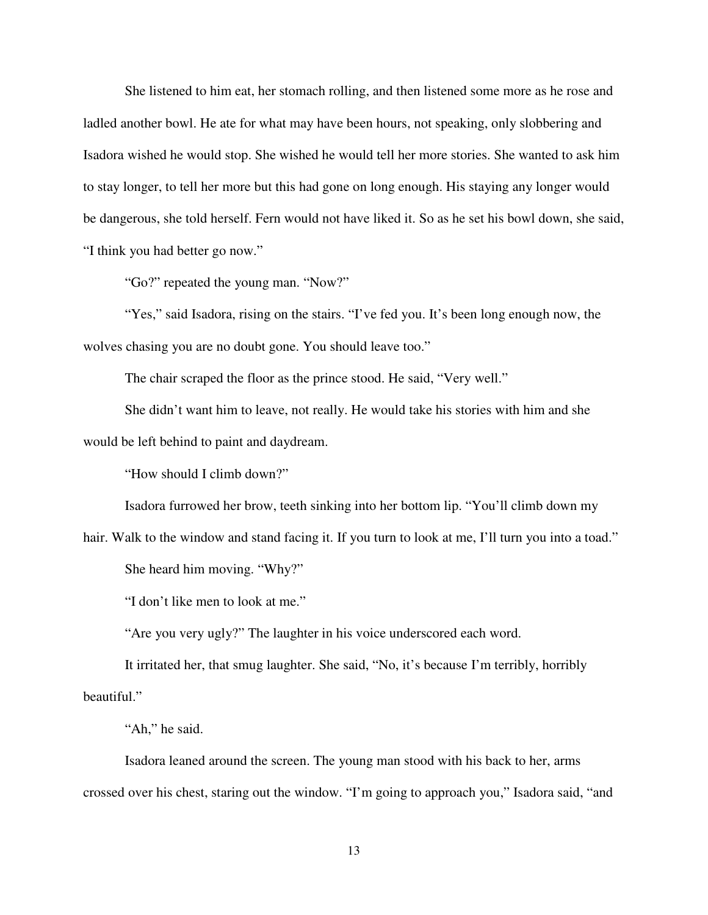She listened to him eat, her stomach rolling, and then listened some more as he rose and ladled another bowl. He ate for what may have been hours, not speaking, only slobbering and Isadora wished he would stop. She wished he would tell her more stories. She wanted to ask him to stay longer, to tell her more but this had gone on long enough. His staying any longer would be dangerous, she told herself. Fern would not have liked it. So as he set his bowl down, she said, "I think you had better go now."

"Go?" repeated the young man. "Now?"

"Yes," said Isadora, rising on the stairs. "I've fed you. It's been long enough now, the wolves chasing you are no doubt gone. You should leave too."

The chair scraped the floor as the prince stood. He said, "Very well."

She didn't want him to leave, not really. He would take his stories with him and she would be left behind to paint and daydream.

"How should I climb down?"

Isadora furrowed her brow, teeth sinking into her bottom lip. "You'll climb down my hair. Walk to the window and stand facing it. If you turn to look at me, I'll turn you into a toad."

She heard him moving. "Why?"

"I don't like men to look at me."

"Are you very ugly?" The laughter in his voice underscored each word.

It irritated her, that smug laughter. She said, "No, it's because I'm terribly, horribly beautiful."

"Ah," he said.

Isadora leaned around the screen. The young man stood with his back to her, arms crossed over his chest, staring out the window. "I'm going to approach you," Isadora said, "and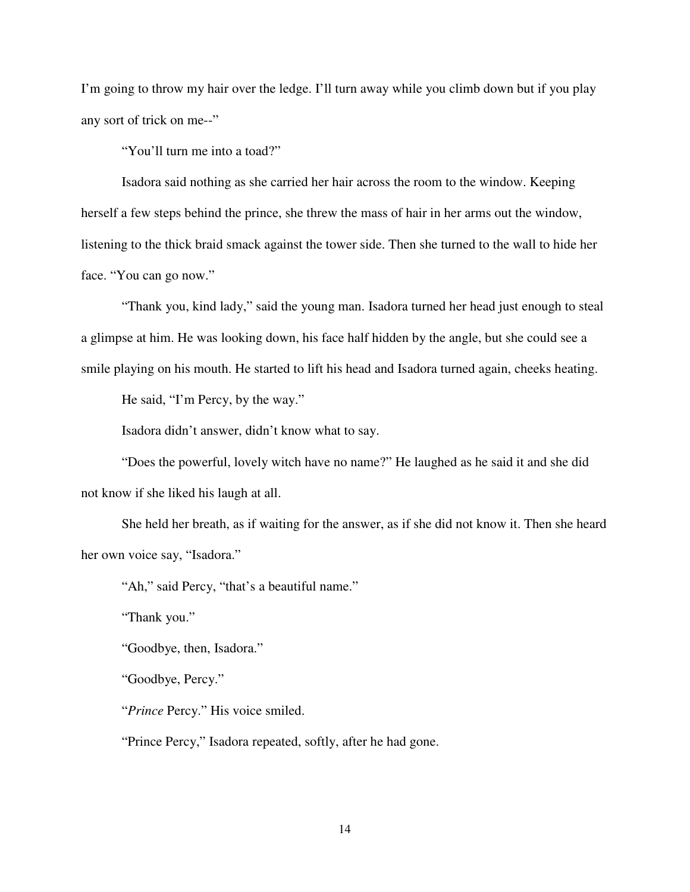I'm going to throw my hair over the ledge. I'll turn away while you climb down but if you play any sort of trick on me--"

"You'll turn me into a toad?"

Isadora said nothing as she carried her hair across the room to the window. Keeping herself a few steps behind the prince, she threw the mass of hair in her arms out the window, listening to the thick braid smack against the tower side. Then she turned to the wall to hide her face. "You can go now."

"Thank you, kind lady," said the young man. Isadora turned her head just enough to steal a glimpse at him. He was looking down, his face half hidden by the angle, but she could see a smile playing on his mouth. He started to lift his head and Isadora turned again, cheeks heating.

He said, "I'm Percy, by the way."

Isadora didn't answer, didn't know what to say.

"Does the powerful, lovely witch have no name?" He laughed as he said it and she did not know if she liked his laugh at all.

She held her breath, as if waiting for the answer, as if she did not know it. Then she heard her own voice say, "Isadora."

"Ah," said Percy, "that's a beautiful name."

"Thank you."

"Goodbye, then, Isadora."

"Goodbye, Percy."

"*Prince* Percy." His voice smiled.

"Prince Percy," Isadora repeated, softly, after he had gone.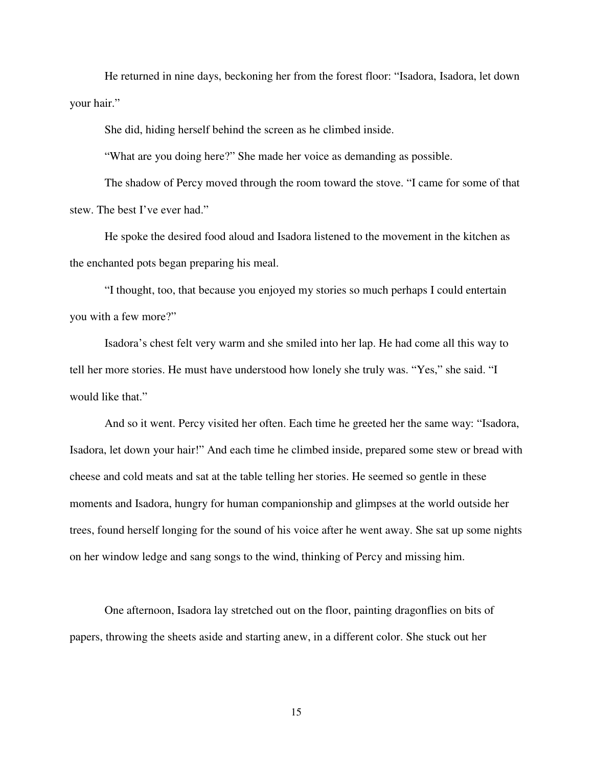He returned in nine days, beckoning her from the forest floor: "Isadora, Isadora, let down your hair."

She did, hiding herself behind the screen as he climbed inside.

"What are you doing here?" She made her voice as demanding as possible.

The shadow of Percy moved through the room toward the stove. "I came for some of that stew. The best I've ever had."

He spoke the desired food aloud and Isadora listened to the movement in the kitchen as the enchanted pots began preparing his meal.

"I thought, too, that because you enjoyed my stories so much perhaps I could entertain you with a few more?"

Isadora's chest felt very warm and she smiled into her lap. He had come all this way to tell her more stories. He must have understood how lonely she truly was. "Yes," she said. "I would like that."

And so it went. Percy visited her often. Each time he greeted her the same way: "Isadora, Isadora, let down your hair!" And each time he climbed inside, prepared some stew or bread with cheese and cold meats and sat at the table telling her stories. He seemed so gentle in these moments and Isadora, hungry for human companionship and glimpses at the world outside her trees, found herself longing for the sound of his voice after he went away. She sat up some nights on her window ledge and sang songs to the wind, thinking of Percy and missing him.

One afternoon, Isadora lay stretched out on the floor, painting dragonflies on bits of papers, throwing the sheets aside and starting anew, in a different color. She stuck out her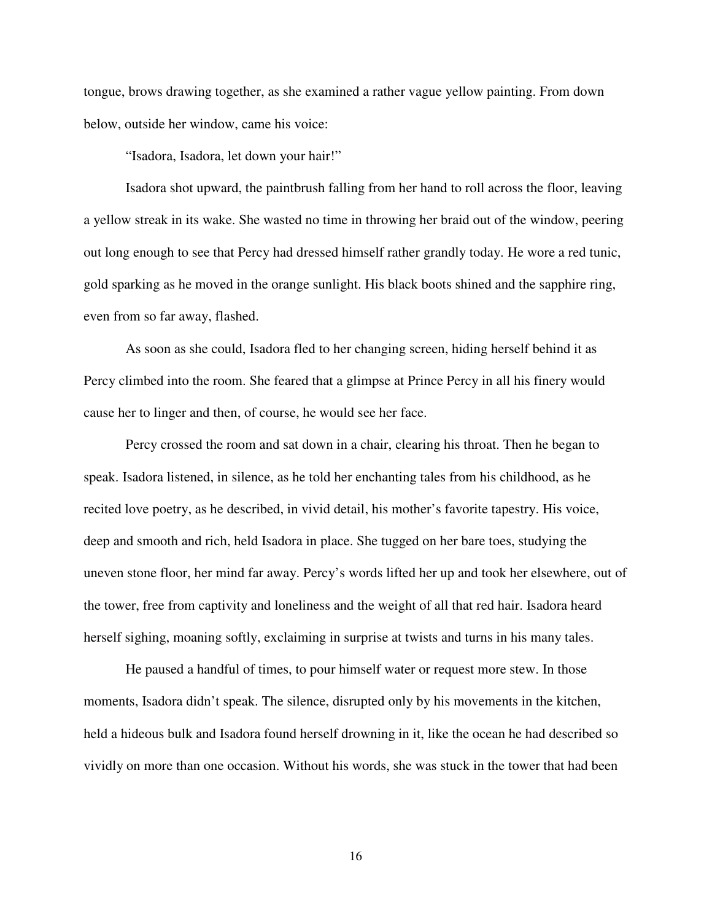tongue, brows drawing together, as she examined a rather vague yellow painting. From down below, outside her window, came his voice:

"Isadora, Isadora, let down your hair!"

Isadora shot upward, the paintbrush falling from her hand to roll across the floor, leaving a yellow streak in its wake. She wasted no time in throwing her braid out of the window, peering out long enough to see that Percy had dressed himself rather grandly today. He wore a red tunic, gold sparking as he moved in the orange sunlight. His black boots shined and the sapphire ring, even from so far away, flashed.

As soon as she could, Isadora fled to her changing screen, hiding herself behind it as Percy climbed into the room. She feared that a glimpse at Prince Percy in all his finery would cause her to linger and then, of course, he would see her face.

Percy crossed the room and sat down in a chair, clearing his throat. Then he began to speak. Isadora listened, in silence, as he told her enchanting tales from his childhood, as he recited love poetry, as he described, in vivid detail, his mother's favorite tapestry. His voice, deep and smooth and rich, held Isadora in place. She tugged on her bare toes, studying the uneven stone floor, her mind far away. Percy's words lifted her up and took her elsewhere, out of the tower, free from captivity and loneliness and the weight of all that red hair. Isadora heard herself sighing, moaning softly, exclaiming in surprise at twists and turns in his many tales.

He paused a handful of times, to pour himself water or request more stew. In those moments, Isadora didn't speak. The silence, disrupted only by his movements in the kitchen, held a hideous bulk and Isadora found herself drowning in it, like the ocean he had described so vividly on more than one occasion. Without his words, she was stuck in the tower that had been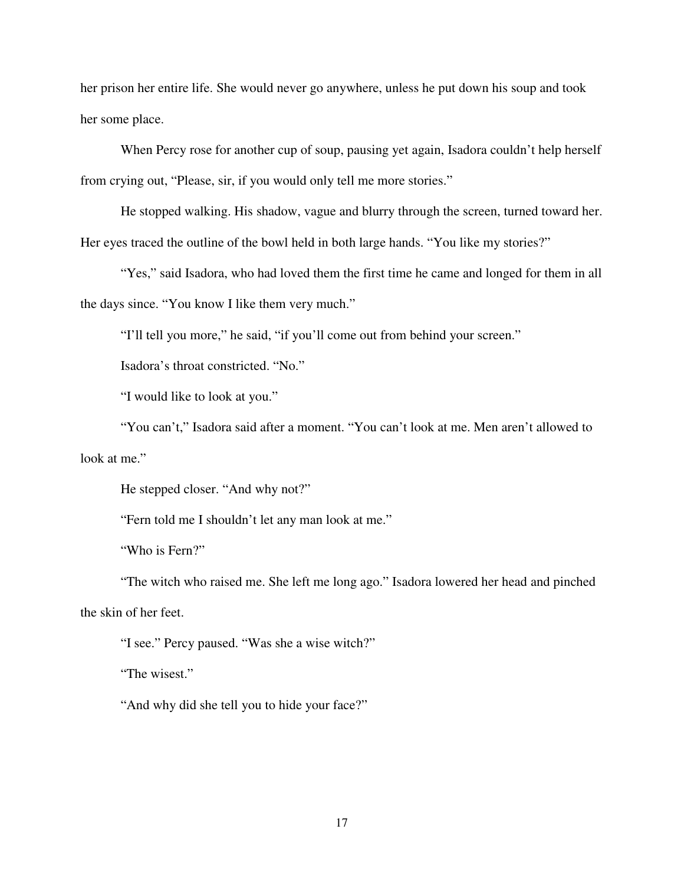her prison her entire life. She would never go anywhere, unless he put down his soup and took her some place.

When Percy rose for another cup of soup, pausing yet again, Isadora couldn't help herself from crying out, "Please, sir, if you would only tell me more stories."

He stopped walking. His shadow, vague and blurry through the screen, turned toward her. Her eyes traced the outline of the bowl held in both large hands. "You like my stories?"

"Yes," said Isadora, who had loved them the first time he came and longed for them in all the days since. "You know I like them very much."

"I'll tell you more," he said, "if you'll come out from behind your screen."

Isadora's throat constricted. "No."

"I would like to look at you."

"You can't," Isadora said after a moment. "You can't look at me. Men aren't allowed to look at me."

He stepped closer. "And why not?"

"Fern told me I shouldn't let any man look at me."

"Who is Fern?"

"The witch who raised me. She left me long ago." Isadora lowered her head and pinched the skin of her feet.

"I see." Percy paused. "Was she a wise witch?"

"The wisest."

"And why did she tell you to hide your face?"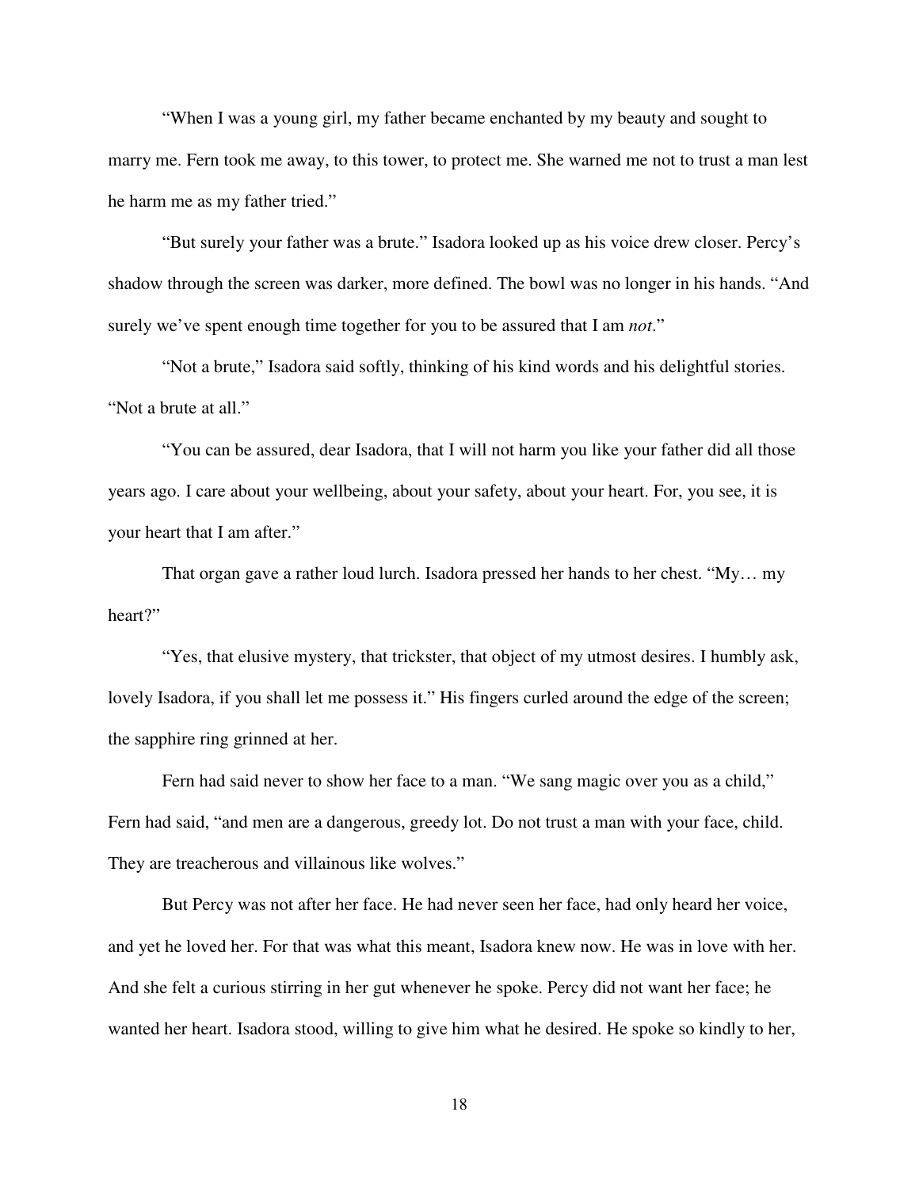"When I was a young girl, my father became enchanted by my beauty and sought to marry me. Fern took me away, to this tower, to protect me. She warned me not to trust a man lest he harm me as my father tried."

"But surely your father was a brute." Isadora looked up as his voice drew closer. Percy's shadow through the screen was darker, more defined. The bowl was no longer in his hands. "And surely we've spent enough time together for you to be assured that I am *not*."

"Not a brute," Isadora said softly, thinking of his kind words and his delightful stories. "Not a brute at all."

"You can be assured, dear Isadora, that I will not harm you like your father did all those years ago. I care about your wellbeing, about your safety, about your heart. For, you see, it is your heart that I am after."

That organ gave a rather loud lurch. Isadora pressed her hands to her chest. "My… my heart?"

"Yes, that elusive mystery, that trickster, that object of my utmost desires. I humbly ask, lovely Isadora, if you shall let me possess it." His fingers curled around the edge of the screen; the sapphire ring grinned at her.

Fern had said never to show her face to a man. "We sang magic over you as a child," Fern had said, "and men are a dangerous, greedy lot. Do not trust a man with your face, child. They are treacherous and villainous like wolves."

But Percy was not after her face. He had never seen her face, had only heard her voice, and yet he loved her. For that was what this meant, Isadora knew now. He was in love with her. And she felt a curious stirring in her gut whenever he spoke. Percy did not want her face; he wanted her heart. Isadora stood, willing to give him what he desired. He spoke so kindly to her,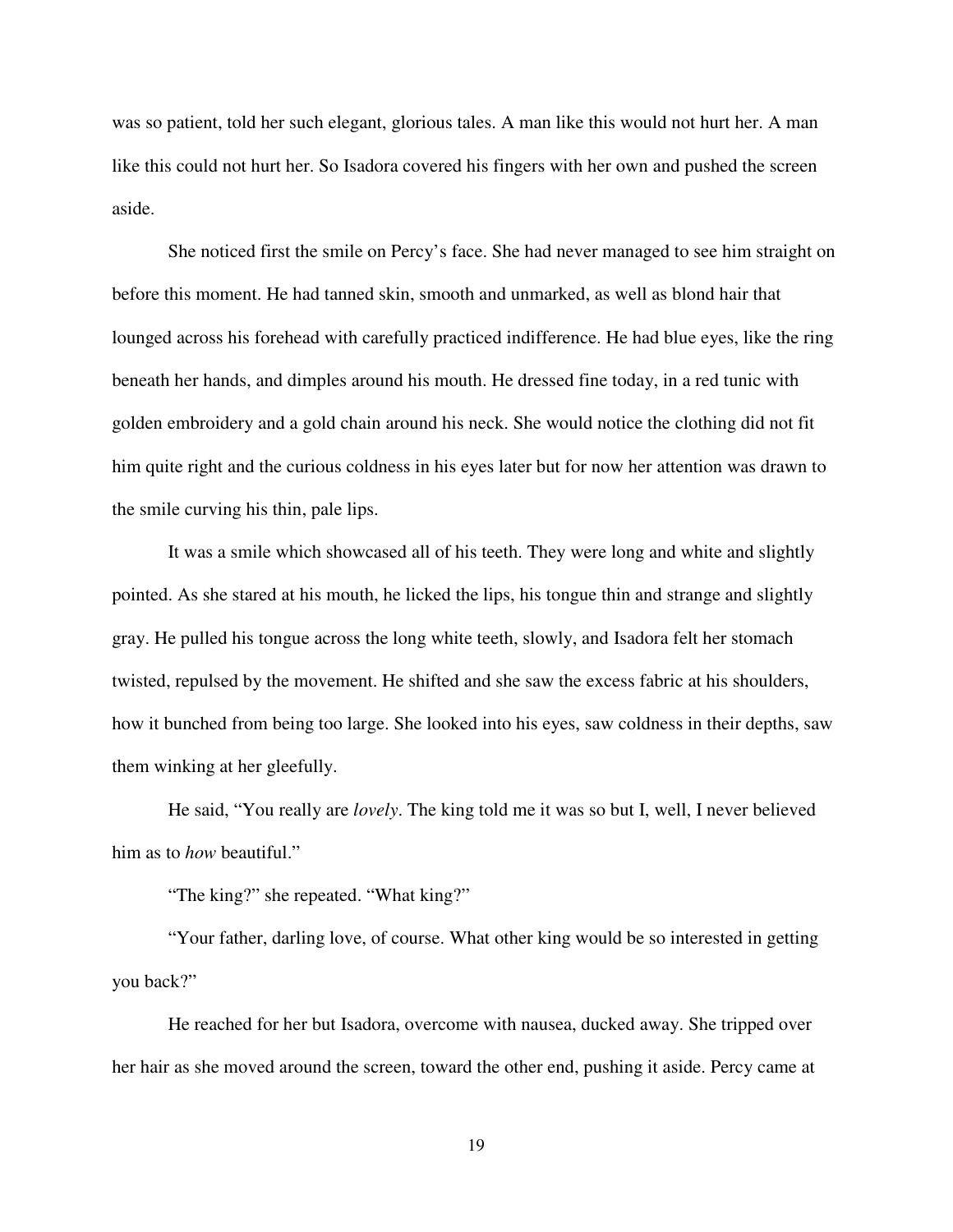was so patient, told her such elegant, glorious tales. A man like this would not hurt her. A man like this could not hurt her. So Isadora covered his fingers with her own and pushed the screen aside.

She noticed first the smile on Percy's face. She had never managed to see him straight on before this moment. He had tanned skin, smooth and unmarked, as well as blond hair that lounged across his forehead with carefully practiced indifference. He had blue eyes, like the ring beneath her hands, and dimples around his mouth. He dressed fine today, in a red tunic with golden embroidery and a gold chain around his neck. She would notice the clothing did not fit him quite right and the curious coldness in his eyes later but for now her attention was drawn to the smile curving his thin, pale lips.

It was a smile which showcased all of his teeth. They were long and white and slightly pointed. As she stared at his mouth, he licked the lips, his tongue thin and strange and slightly gray. He pulled his tongue across the long white teeth, slowly, and Isadora felt her stomach twisted, repulsed by the movement. He shifted and she saw the excess fabric at his shoulders, how it bunched from being too large. She looked into his eyes, saw coldness in their depths, saw them winking at her gleefully.

He said, "You really are *lovely*. The king told me it was so but I, well, I never believed him as to *how* beautiful."

"The king?" she repeated. "What king?"

"Your father, darling love, of course. What other king would be so interested in getting you back?"

He reached for her but Isadora, overcome with nausea, ducked away. She tripped over her hair as she moved around the screen, toward the other end, pushing it aside. Percy came at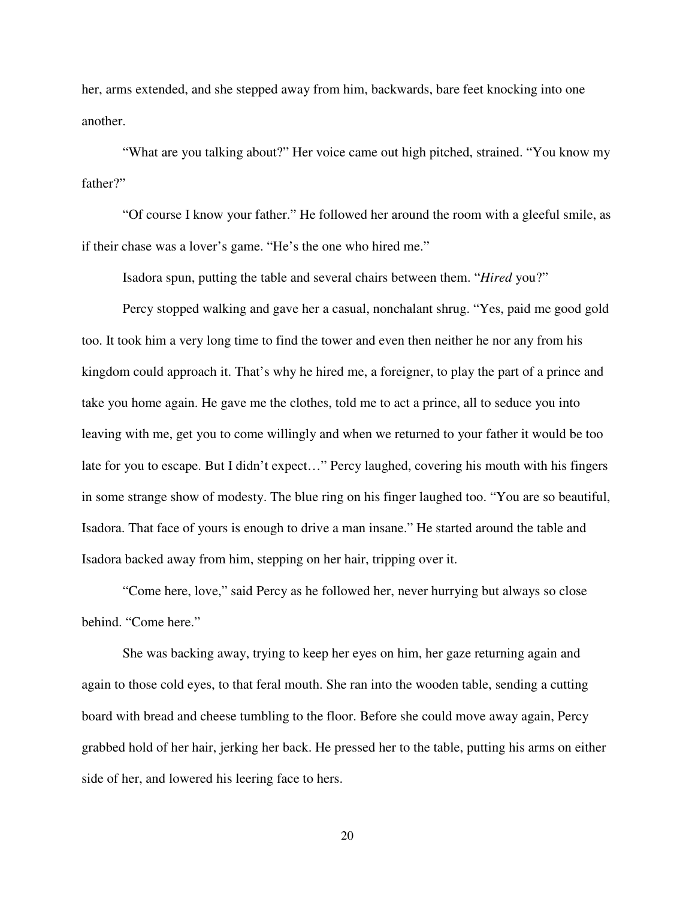her, arms extended, and she stepped away from him, backwards, bare feet knocking into one another.

"What are you talking about?" Her voice came out high pitched, strained. "You know my father?"

"Of course I know your father." He followed her around the room with a gleeful smile, as if their chase was a lover's game. "He's the one who hired me."

Isadora spun, putting the table and several chairs between them. "*Hired* you?"

Percy stopped walking and gave her a casual, nonchalant shrug. "Yes, paid me good gold too. It took him a very long time to find the tower and even then neither he nor any from his kingdom could approach it. That's why he hired me, a foreigner, to play the part of a prince and take you home again. He gave me the clothes, told me to act a prince, all to seduce you into leaving with me, get you to come willingly and when we returned to your father it would be too late for you to escape. But I didn't expect…" Percy laughed, covering his mouth with his fingers in some strange show of modesty. The blue ring on his finger laughed too. "You are so beautiful, Isadora. That face of yours is enough to drive a man insane." He started around the table and Isadora backed away from him, stepping on her hair, tripping over it.

"Come here, love," said Percy as he followed her, never hurrying but always so close behind. "Come here."

She was backing away, trying to keep her eyes on him, her gaze returning again and again to those cold eyes, to that feral mouth. She ran into the wooden table, sending a cutting board with bread and cheese tumbling to the floor. Before she could move away again, Percy grabbed hold of her hair, jerking her back. He pressed her to the table, putting his arms on either side of her, and lowered his leering face to hers.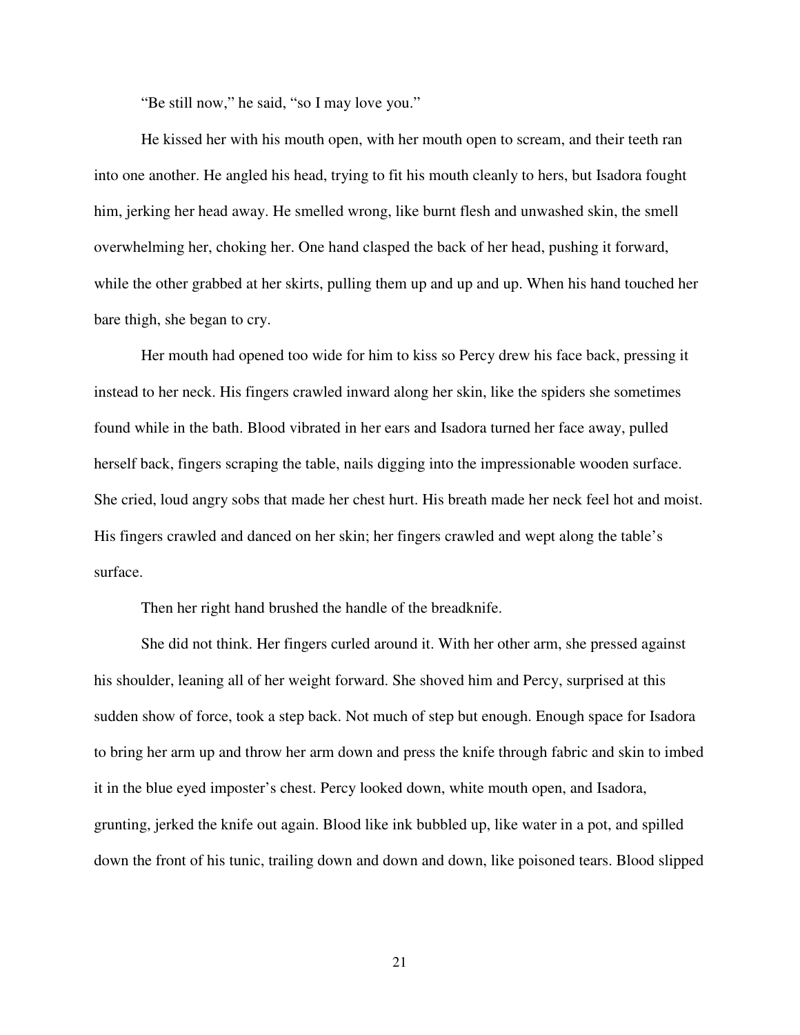"Be still now," he said, "so I may love you."

He kissed her with his mouth open, with her mouth open to scream, and their teeth ran into one another. He angled his head, trying to fit his mouth cleanly to hers, but Isadora fought him, jerking her head away. He smelled wrong, like burnt flesh and unwashed skin, the smell overwhelming her, choking her. One hand clasped the back of her head, pushing it forward, while the other grabbed at her skirts, pulling them up and up and up. When his hand touched her bare thigh, she began to cry.

Her mouth had opened too wide for him to kiss so Percy drew his face back, pressing it instead to her neck. His fingers crawled inward along her skin, like the spiders she sometimes found while in the bath. Blood vibrated in her ears and Isadora turned her face away, pulled herself back, fingers scraping the table, nails digging into the impressionable wooden surface. She cried, loud angry sobs that made her chest hurt. His breath made her neck feel hot and moist. His fingers crawled and danced on her skin; her fingers crawled and wept along the table's surface.

Then her right hand brushed the handle of the breadknife.

She did not think. Her fingers curled around it. With her other arm, she pressed against his shoulder, leaning all of her weight forward. She shoved him and Percy, surprised at this sudden show of force, took a step back. Not much of step but enough. Enough space for Isadora to bring her arm up and throw her arm down and press the knife through fabric and skin to imbed it in the blue eyed imposter's chest. Percy looked down, white mouth open, and Isadora, grunting, jerked the knife out again. Blood like ink bubbled up, like water in a pot, and spilled down the front of his tunic, trailing down and down and down, like poisoned tears. Blood slipped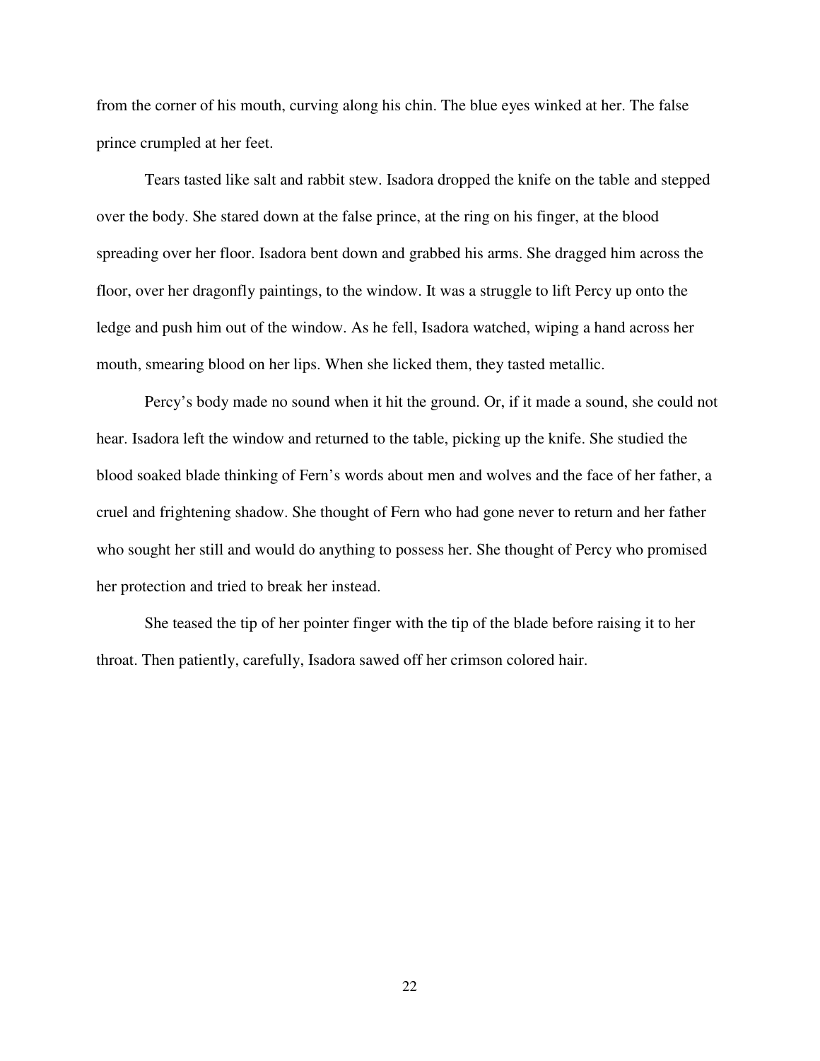from the corner of his mouth, curving along his chin. The blue eyes winked at her. The false prince crumpled at her feet.

Tears tasted like salt and rabbit stew. Isadora dropped the knife on the table and stepped over the body. She stared down at the false prince, at the ring on his finger, at the blood spreading over her floor. Isadora bent down and grabbed his arms. She dragged him across the floor, over her dragonfly paintings, to the window. It was a struggle to lift Percy up onto the ledge and push him out of the window. As he fell, Isadora watched, wiping a hand across her mouth, smearing blood on her lips. When she licked them, they tasted metallic.

Percy's body made no sound when it hit the ground. Or, if it made a sound, she could not hear. Isadora left the window and returned to the table, picking up the knife. She studied the blood soaked blade thinking of Fern's words about men and wolves and the face of her father, a cruel and frightening shadow. She thought of Fern who had gone never to return and her father who sought her still and would do anything to possess her. She thought of Percy who promised her protection and tried to break her instead.

She teased the tip of her pointer finger with the tip of the blade before raising it to her throat. Then patiently, carefully, Isadora sawed off her crimson colored hair.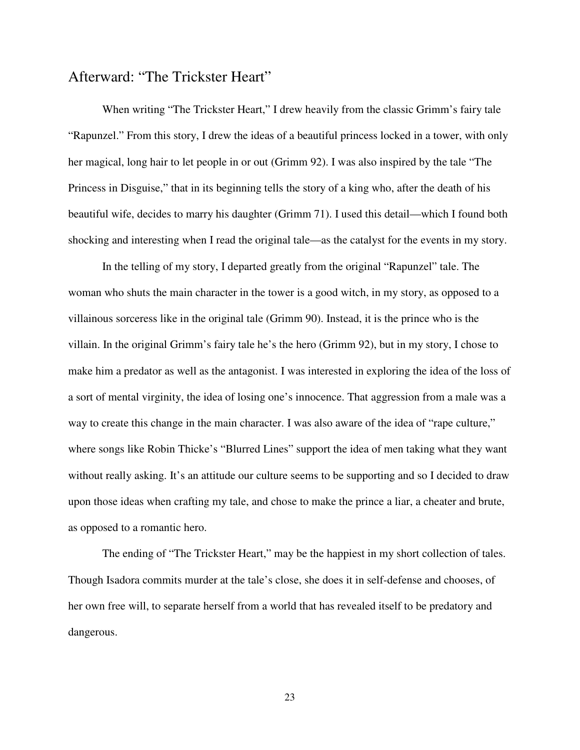## Afterward: "The Trickster Heart"

When writing "The Trickster Heart," I drew heavily from the classic Grimm's fairy tale "Rapunzel." From this story, I drew the ideas of a beautiful princess locked in a tower, with only her magical, long hair to let people in or out (Grimm 92). I was also inspired by the tale "The Princess in Disguise," that in its beginning tells the story of a king who, after the death of his beautiful wife, decides to marry his daughter (Grimm 71). I used this detail—which I found both shocking and interesting when I read the original tale—as the catalyst for the events in my story.

In the telling of my story, I departed greatly from the original "Rapunzel" tale. The woman who shuts the main character in the tower is a good witch, in my story, as opposed to a villainous sorceress like in the original tale (Grimm 90). Instead, it is the prince who is the villain. In the original Grimm's fairy tale he's the hero (Grimm 92), but in my story, I chose to make him a predator as well as the antagonist. I was interested in exploring the idea of the loss of a sort of mental virginity, the idea of losing one's innocence. That aggression from a male was a way to create this change in the main character. I was also aware of the idea of "rape culture," where songs like Robin Thicke's "Blurred Lines" support the idea of men taking what they want without really asking. It's an attitude our culture seems to be supporting and so I decided to draw upon those ideas when crafting my tale, and chose to make the prince a liar, a cheater and brute, as opposed to a romantic hero.

The ending of "The Trickster Heart," may be the happiest in my short collection of tales. Though Isadora commits murder at the tale's close, she does it in self-defense and chooses, of her own free will, to separate herself from a world that has revealed itself to be predatory and dangerous.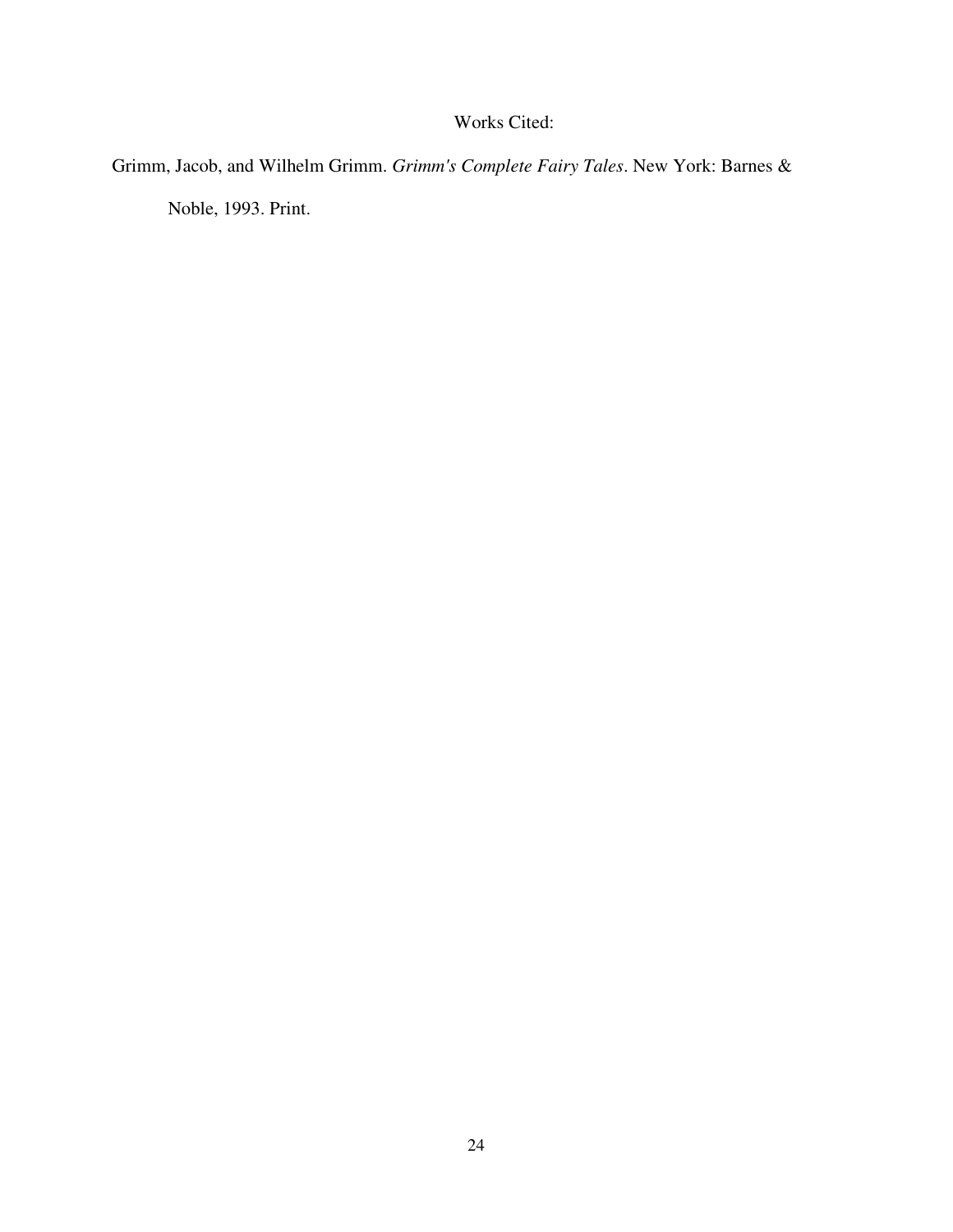# Works Cited:

Grimm, Jacob, and Wilhelm Grimm. *Grimm's Complete Fairy Tales*. New York: Barnes & Noble, 1993. Print.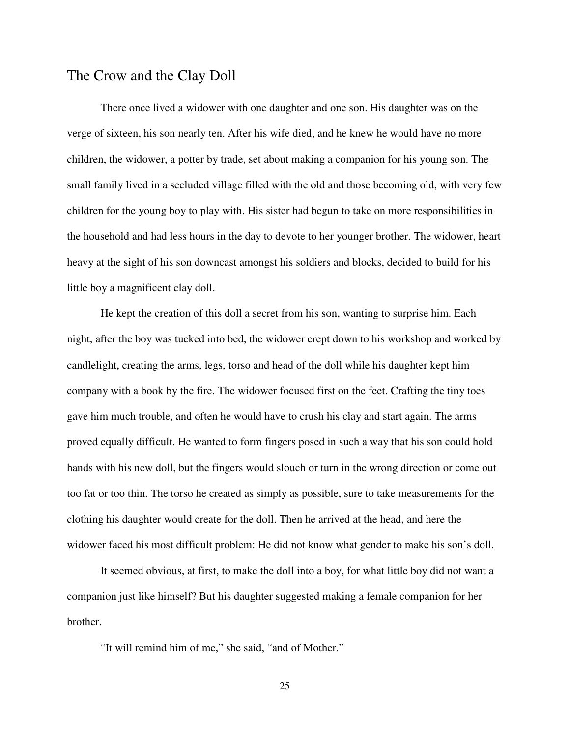# The Crow and the Clay Doll

There once lived a widower with one daughter and one son. His daughter was on the verge of sixteen, his son nearly ten. After his wife died, and he knew he would have no more children, the widower, a potter by trade, set about making a companion for his young son. The small family lived in a secluded village filled with the old and those becoming old, with very few children for the young boy to play with. His sister had begun to take on more responsibilities in the household and had less hours in the day to devote to her younger brother. The widower, heart heavy at the sight of his son downcast amongst his soldiers and blocks, decided to build for his little boy a magnificent clay doll.

He kept the creation of this doll a secret from his son, wanting to surprise him. Each night, after the boy was tucked into bed, the widower crept down to his workshop and worked by candlelight, creating the arms, legs, torso and head of the doll while his daughter kept him company with a book by the fire. The widower focused first on the feet. Crafting the tiny toes gave him much trouble, and often he would have to crush his clay and start again. The arms proved equally difficult. He wanted to form fingers posed in such a way that his son could hold hands with his new doll, but the fingers would slouch or turn in the wrong direction or come out too fat or too thin. The torso he created as simply as possible, sure to take measurements for the clothing his daughter would create for the doll. Then he arrived at the head, and here the widower faced his most difficult problem: He did not know what gender to make his son's doll.

It seemed obvious, at first, to make the doll into a boy, for what little boy did not want a companion just like himself? But his daughter suggested making a female companion for her brother.

"It will remind him of me," she said, "and of Mother."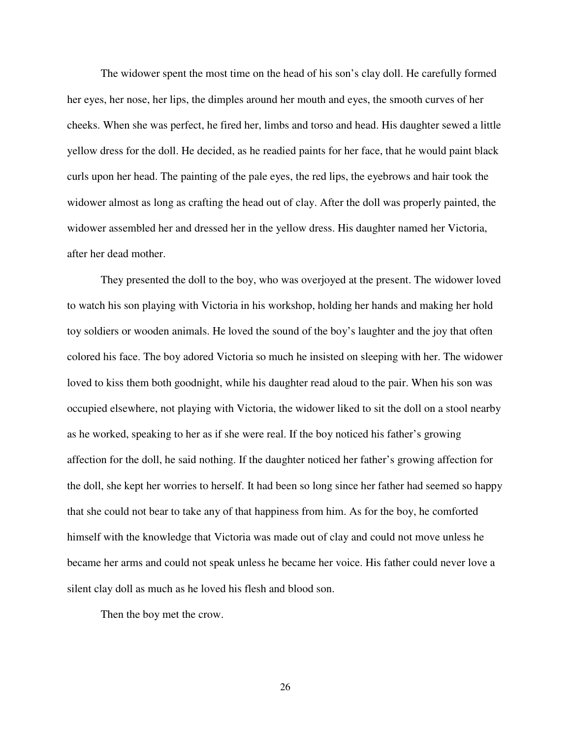The widower spent the most time on the head of his son's clay doll. He carefully formed her eyes, her nose, her lips, the dimples around her mouth and eyes, the smooth curves of her cheeks. When she was perfect, he fired her, limbs and torso and head. His daughter sewed a little yellow dress for the doll. He decided, as he readied paints for her face, that he would paint black curls upon her head. The painting of the pale eyes, the red lips, the eyebrows and hair took the widower almost as long as crafting the head out of clay. After the doll was properly painted, the widower assembled her and dressed her in the yellow dress. His daughter named her Victoria, after her dead mother.

They presented the doll to the boy, who was overjoyed at the present. The widower loved to watch his son playing with Victoria in his workshop, holding her hands and making her hold toy soldiers or wooden animals. He loved the sound of the boy's laughter and the joy that often colored his face. The boy adored Victoria so much he insisted on sleeping with her. The widower loved to kiss them both goodnight, while his daughter read aloud to the pair. When his son was occupied elsewhere, not playing with Victoria, the widower liked to sit the doll on a stool nearby as he worked, speaking to her as if she were real. If the boy noticed his father's growing affection for the doll, he said nothing. If the daughter noticed her father's growing affection for the doll, she kept her worries to herself. It had been so long since her father had seemed so happy that she could not bear to take any of that happiness from him. As for the boy, he comforted himself with the knowledge that Victoria was made out of clay and could not move unless he became her arms and could not speak unless he became her voice. His father could never love a silent clay doll as much as he loved his flesh and blood son.

Then the boy met the crow.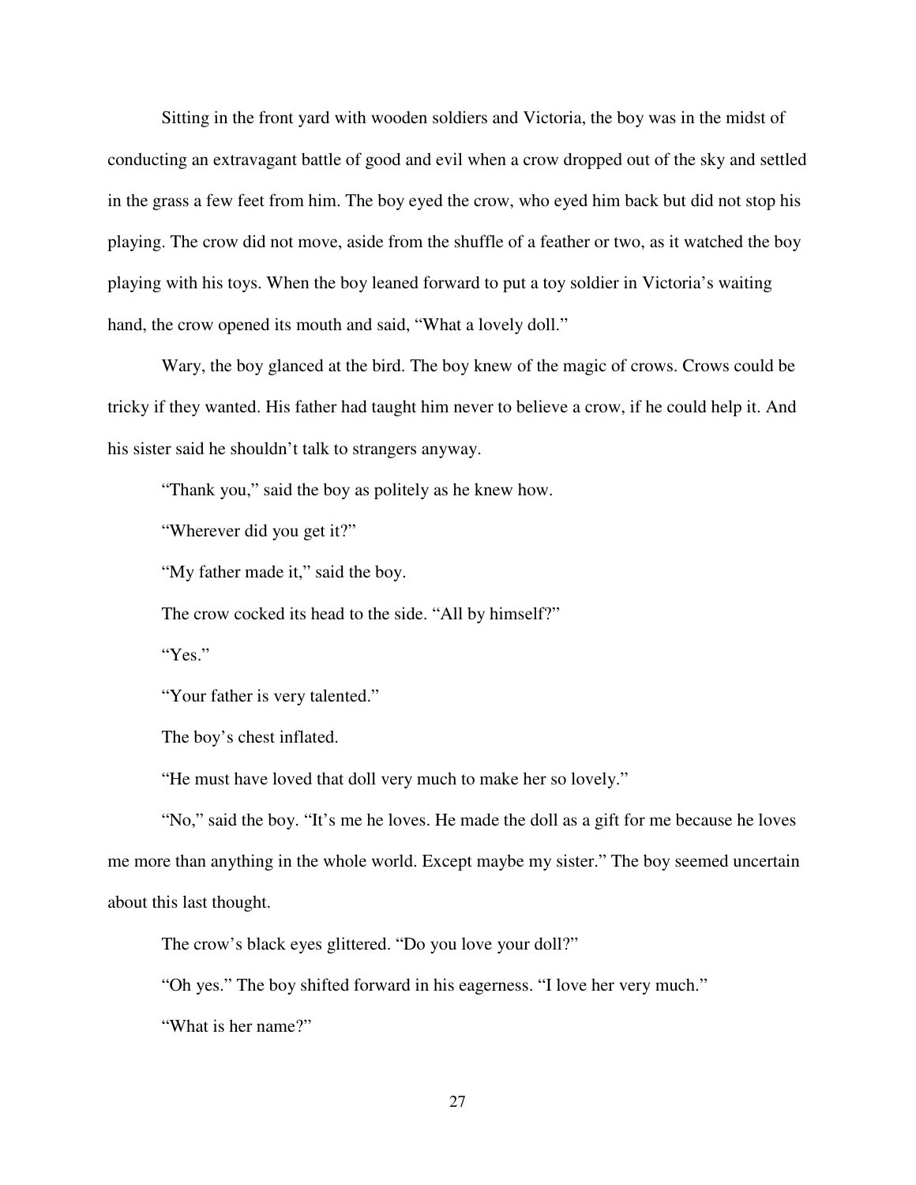Sitting in the front yard with wooden soldiers and Victoria, the boy was in the midst of conducting an extravagant battle of good and evil when a crow dropped out of the sky and settled in the grass a few feet from him. The boy eyed the crow, who eyed him back but did not stop his playing. The crow did not move, aside from the shuffle of a feather or two, as it watched the boy playing with his toys. When the boy leaned forward to put a toy soldier in Victoria's waiting hand, the crow opened its mouth and said, "What a lovely doll."

Wary, the boy glanced at the bird. The boy knew of the magic of crows. Crows could be tricky if they wanted. His father had taught him never to believe a crow, if he could help it. And his sister said he shouldn't talk to strangers anyway.

"Thank you," said the boy as politely as he knew how.

"Wherever did you get it?"

"My father made it," said the boy.

The crow cocked its head to the side. "All by himself?"

"Yes."

"Your father is very talented."

The boy's chest inflated.

"He must have loved that doll very much to make her so lovely."

"No," said the boy. "It's me he loves. He made the doll as a gift for me because he loves me more than anything in the whole world. Except maybe my sister." The boy seemed uncertain about this last thought.

The crow's black eyes glittered. "Do you love your doll?"

"Oh yes." The boy shifted forward in his eagerness. "I love her very much."

"What is her name?"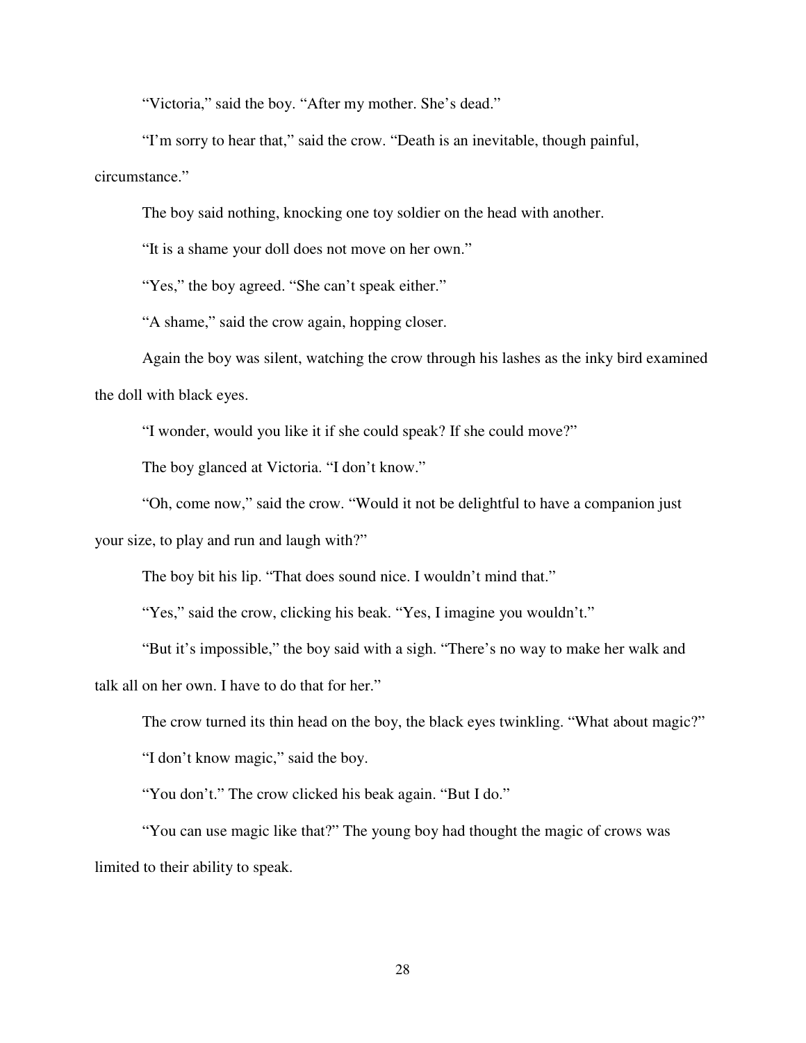"Victoria," said the boy. "After my mother. She's dead."

"I'm sorry to hear that," said the crow. "Death is an inevitable, though painful, circumstance."

The boy said nothing, knocking one toy soldier on the head with another.

"It is a shame your doll does not move on her own."

"Yes," the boy agreed. "She can't speak either."

"A shame," said the crow again, hopping closer.

Again the boy was silent, watching the crow through his lashes as the inky bird examined the doll with black eyes.

"I wonder, would you like it if she could speak? If she could move?"

The boy glanced at Victoria. "I don't know."

"Oh, come now," said the crow. "Would it not be delightful to have a companion just your size, to play and run and laugh with?"

The boy bit his lip. "That does sound nice. I wouldn't mind that."

"Yes," said the crow, clicking his beak. "Yes, I imagine you wouldn't."

"But it's impossible," the boy said with a sigh. "There's no way to make her walk and talk all on her own. I have to do that for her."

The crow turned its thin head on the boy, the black eyes twinkling. "What about magic?"

"I don't know magic," said the boy.

"You don't." The crow clicked his beak again. "But I do."

"You can use magic like that?" The young boy had thought the magic of crows was limited to their ability to speak.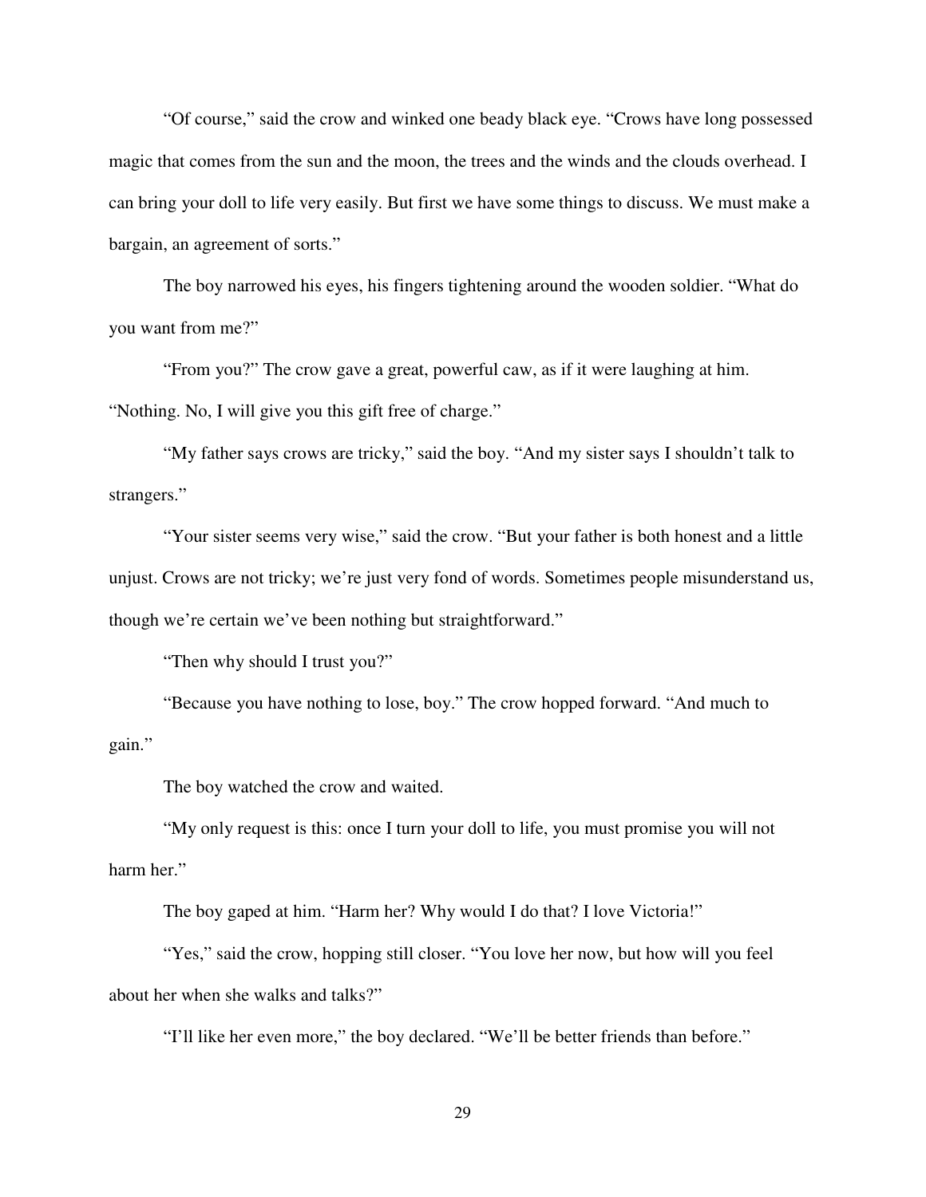"Of course," said the crow and winked one beady black eye. "Crows have long possessed magic that comes from the sun and the moon, the trees and the winds and the clouds overhead. I can bring your doll to life very easily. But first we have some things to discuss. We must make a bargain, an agreement of sorts."

The boy narrowed his eyes, his fingers tightening around the wooden soldier. "What do you want from me?"

"From you?" The crow gave a great, powerful caw, as if it were laughing at him. "Nothing. No, I will give you this gift free of charge."

"My father says crows are tricky," said the boy. "And my sister says I shouldn't talk to strangers."

"Your sister seems very wise," said the crow. "But your father is both honest and a little unjust. Crows are not tricky; we're just very fond of words. Sometimes people misunderstand us, though we're certain we've been nothing but straightforward."

"Then why should I trust you?"

"Because you have nothing to lose, boy." The crow hopped forward. "And much to gain."

The boy watched the crow and waited.

"My only request is this: once I turn your doll to life, you must promise you will not harm her."

The boy gaped at him. "Harm her? Why would I do that? I love Victoria!"

"Yes," said the crow, hopping still closer. "You love her now, but how will you feel about her when she walks and talks?"

"I'll like her even more," the boy declared. "We'll be better friends than before."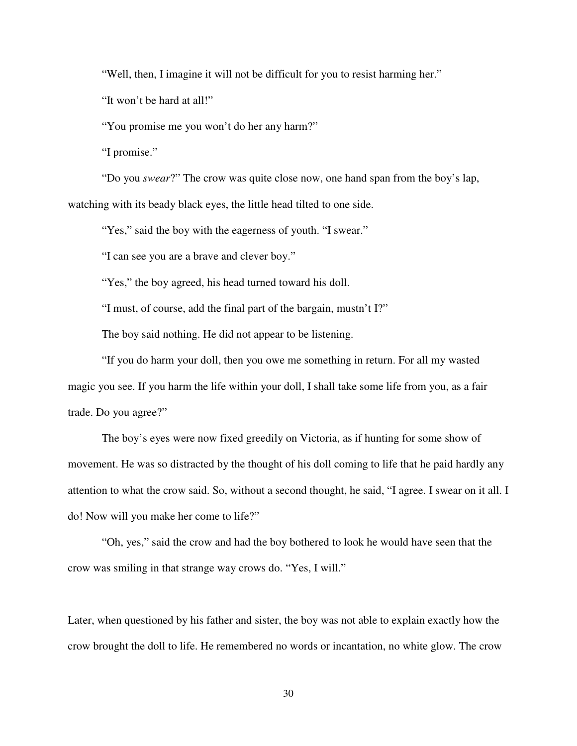"Well, then, I imagine it will not be difficult for you to resist harming her."

"It won't be hard at all!"

"You promise me you won't do her any harm?"

"I promise."

"Do you *swear*?" The crow was quite close now, one hand span from the boy's lap, watching with its beady black eyes, the little head tilted to one side.

"Yes," said the boy with the eagerness of youth. "I swear."

"I can see you are a brave and clever boy."

"Yes," the boy agreed, his head turned toward his doll.

"I must, of course, add the final part of the bargain, mustn't I?"

The boy said nothing. He did not appear to be listening.

"If you do harm your doll, then you owe me something in return. For all my wasted magic you see. If you harm the life within your doll, I shall take some life from you, as a fair trade. Do you agree?"

The boy's eyes were now fixed greedily on Victoria, as if hunting for some show of movement. He was so distracted by the thought of his doll coming to life that he paid hardly any attention to what the crow said. So, without a second thought, he said, "I agree. I swear on it all. I do! Now will you make her come to life?"

"Oh, yes," said the crow and had the boy bothered to look he would have seen that the crow was smiling in that strange way crows do. "Yes, I will."

Later, when questioned by his father and sister, the boy was not able to explain exactly how the crow brought the doll to life. He remembered no words or incantation, no white glow. The crow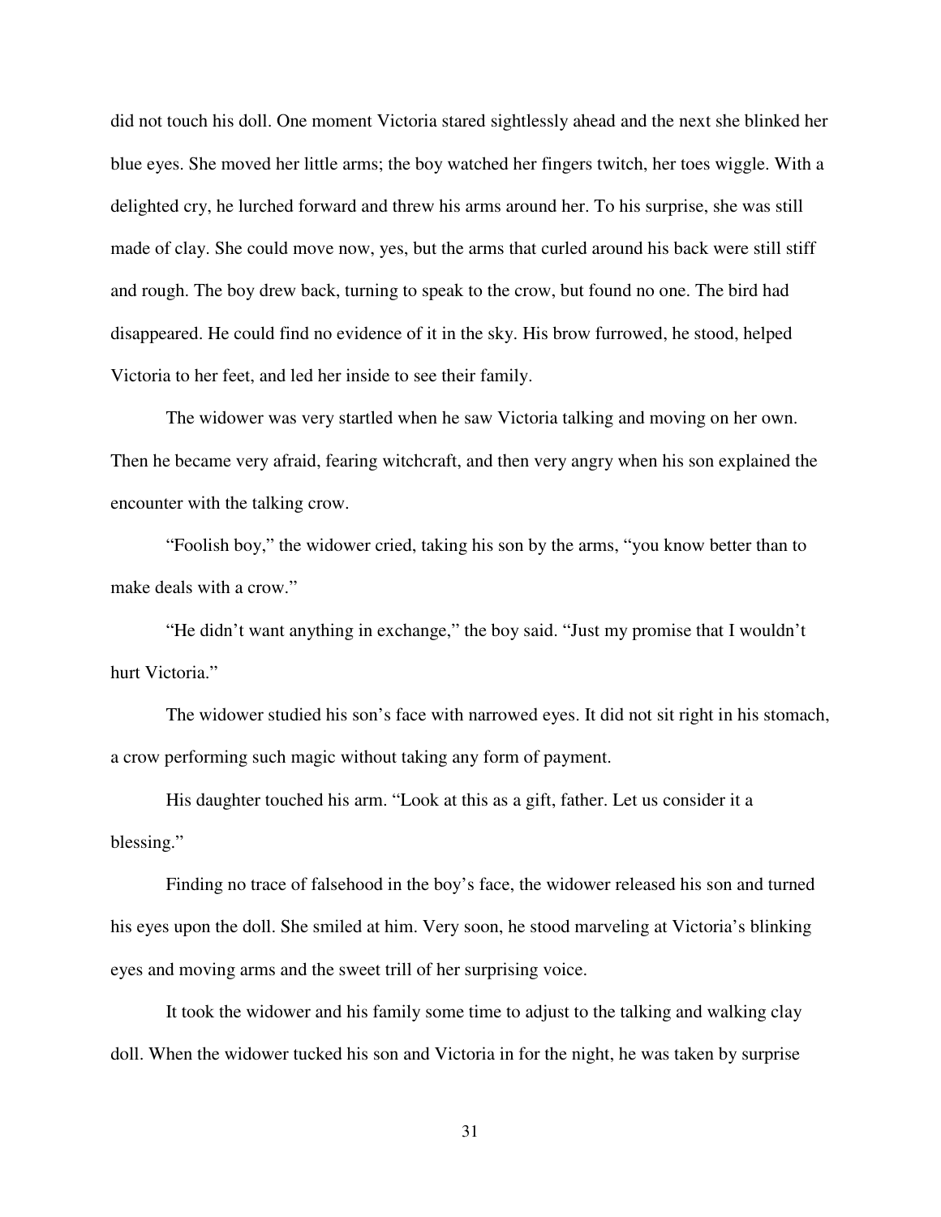did not touch his doll. One moment Victoria stared sightlessly ahead and the next she blinked her blue eyes. She moved her little arms; the boy watched her fingers twitch, her toes wiggle. With a delighted cry, he lurched forward and threw his arms around her. To his surprise, she was still made of clay. She could move now, yes, but the arms that curled around his back were still stiff and rough. The boy drew back, turning to speak to the crow, but found no one. The bird had disappeared. He could find no evidence of it in the sky. His brow furrowed, he stood, helped Victoria to her feet, and led her inside to see their family.

The widower was very startled when he saw Victoria talking and moving on her own. Then he became very afraid, fearing witchcraft, and then very angry when his son explained the encounter with the talking crow.

"Foolish boy," the widower cried, taking his son by the arms, "you know better than to make deals with a crow."

"He didn't want anything in exchange," the boy said. "Just my promise that I wouldn't hurt Victoria."

The widower studied his son's face with narrowed eyes. It did not sit right in his stomach, a crow performing such magic without taking any form of payment.

His daughter touched his arm. "Look at this as a gift, father. Let us consider it a blessing."

Finding no trace of falsehood in the boy's face, the widower released his son and turned his eyes upon the doll. She smiled at him. Very soon, he stood marveling at Victoria's blinking eyes and moving arms and the sweet trill of her surprising voice.

It took the widower and his family some time to adjust to the talking and walking clay doll. When the widower tucked his son and Victoria in for the night, he was taken by surprise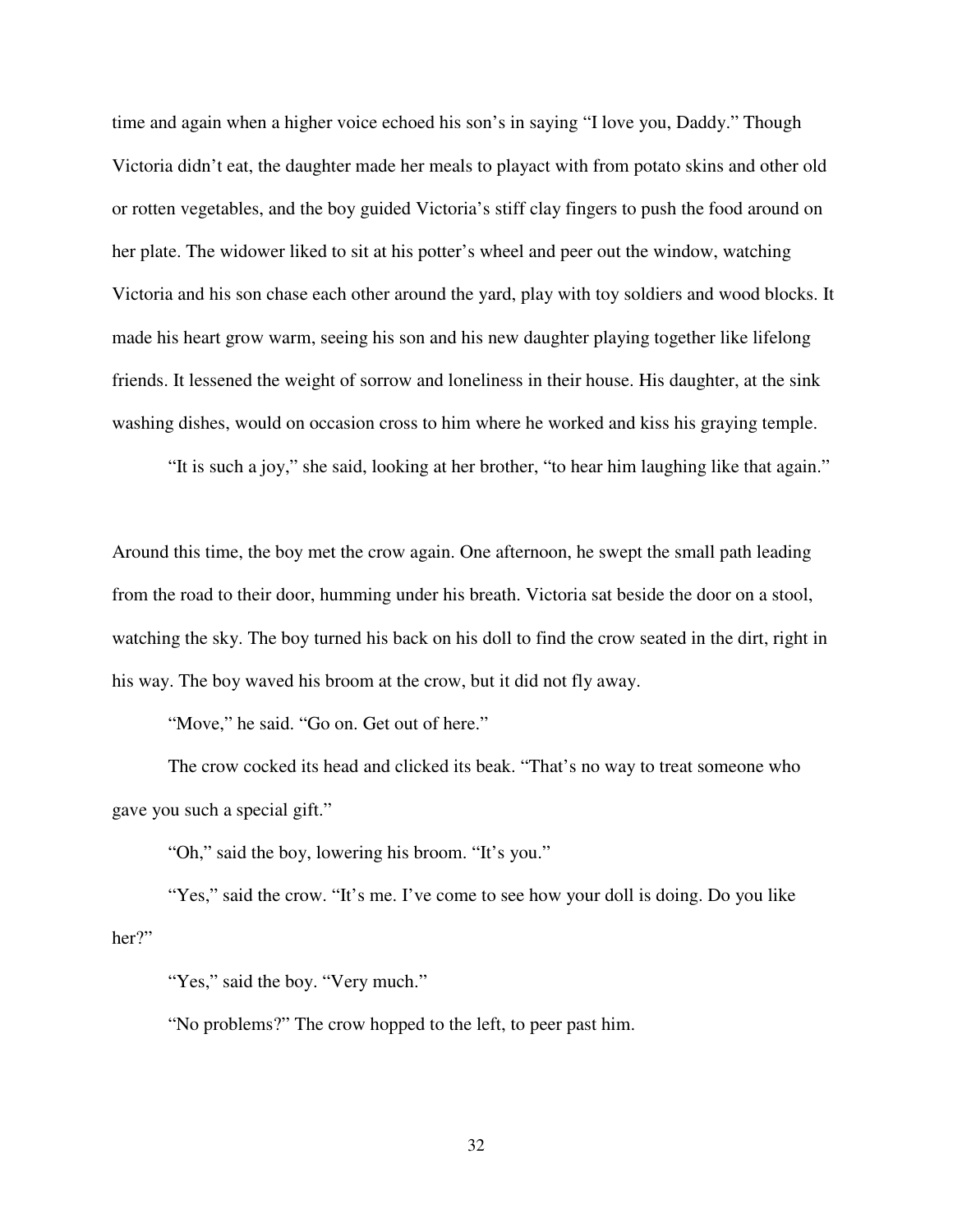time and again when a higher voice echoed his son's in saying "I love you, Daddy." Though Victoria didn't eat, the daughter made her meals to playact with from potato skins and other old or rotten vegetables, and the boy guided Victoria's stiff clay fingers to push the food around on her plate. The widower liked to sit at his potter's wheel and peer out the window, watching Victoria and his son chase each other around the yard, play with toy soldiers and wood blocks. It made his heart grow warm, seeing his son and his new daughter playing together like lifelong friends. It lessened the weight of sorrow and loneliness in their house. His daughter, at the sink washing dishes, would on occasion cross to him where he worked and kiss his graying temple.

"It is such a joy," she said, looking at her brother, "to hear him laughing like that again."

Around this time, the boy met the crow again. One afternoon, he swept the small path leading from the road to their door, humming under his breath. Victoria sat beside the door on a stool, watching the sky. The boy turned his back on his doll to find the crow seated in the dirt, right in his way. The boy waved his broom at the crow, but it did not fly away.

"Move," he said. "Go on. Get out of here."

The crow cocked its head and clicked its beak. "That's no way to treat someone who gave you such a special gift."

"Oh," said the boy, lowering his broom. "It's you."

"Yes," said the crow. "It's me. I've come to see how your doll is doing. Do you like her?"

"Yes," said the boy. "Very much."

"No problems?" The crow hopped to the left, to peer past him.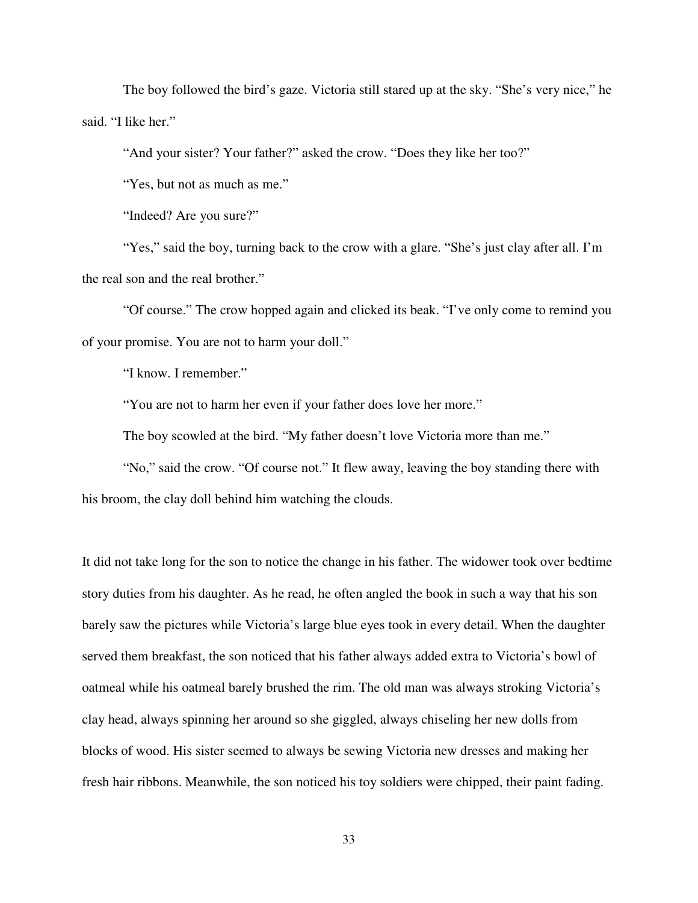The boy followed the bird's gaze. Victoria still stared up at the sky. "She's very nice," he said. "I like her."

"And your sister? Your father?" asked the crow. "Does they like her too?"

"Yes, but not as much as me."

"Indeed? Are you sure?"

"Yes," said the boy, turning back to the crow with a glare. "She's just clay after all. I'm the real son and the real brother."

"Of course." The crow hopped again and clicked its beak. "I've only come to remind you of your promise. You are not to harm your doll."

"I know. I remember."

"You are not to harm her even if your father does love her more."

The boy scowled at the bird. "My father doesn't love Victoria more than me."

"No," said the crow. "Of course not." It flew away, leaving the boy standing there with his broom, the clay doll behind him watching the clouds.

It did not take long for the son to notice the change in his father. The widower took over bedtime story duties from his daughter. As he read, he often angled the book in such a way that his son barely saw the pictures while Victoria's large blue eyes took in every detail. When the daughter served them breakfast, the son noticed that his father always added extra to Victoria's bowl of oatmeal while his oatmeal barely brushed the rim. The old man was always stroking Victoria's clay head, always spinning her around so she giggled, always chiseling her new dolls from blocks of wood. His sister seemed to always be sewing Victoria new dresses and making her fresh hair ribbons. Meanwhile, the son noticed his toy soldiers were chipped, their paint fading.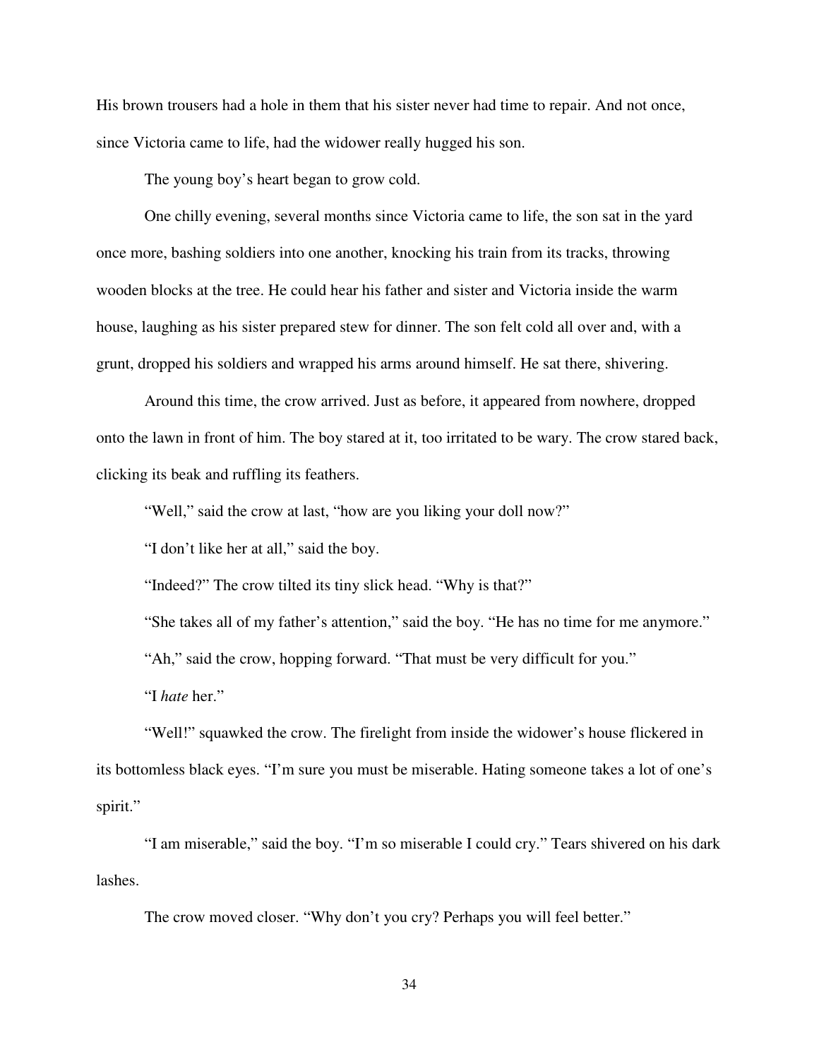His brown trousers had a hole in them that his sister never had time to repair. And not once, since Victoria came to life, had the widower really hugged his son.

The young boy's heart began to grow cold.

One chilly evening, several months since Victoria came to life, the son sat in the yard once more, bashing soldiers into one another, knocking his train from its tracks, throwing wooden blocks at the tree. He could hear his father and sister and Victoria inside the warm house, laughing as his sister prepared stew for dinner. The son felt cold all over and, with a grunt, dropped his soldiers and wrapped his arms around himself. He sat there, shivering.

Around this time, the crow arrived. Just as before, it appeared from nowhere, dropped onto the lawn in front of him. The boy stared at it, too irritated to be wary. The crow stared back, clicking its beak and ruffling its feathers.

"Well," said the crow at last, "how are you liking your doll now?"

"I don't like her at all," said the boy.

"Indeed?" The crow tilted its tiny slick head. "Why is that?"

"She takes all of my father's attention," said the boy. "He has no time for me anymore."

"Ah," said the crow, hopping forward. "That must be very difficult for you."

"I *hate* her."

"Well!" squawked the crow. The firelight from inside the widower's house flickered in its bottomless black eyes. "I'm sure you must be miserable. Hating someone takes a lot of one's spirit."

"I am miserable," said the boy. "I'm so miserable I could cry." Tears shivered on his dark lashes.

The crow moved closer. "Why don't you cry? Perhaps you will feel better."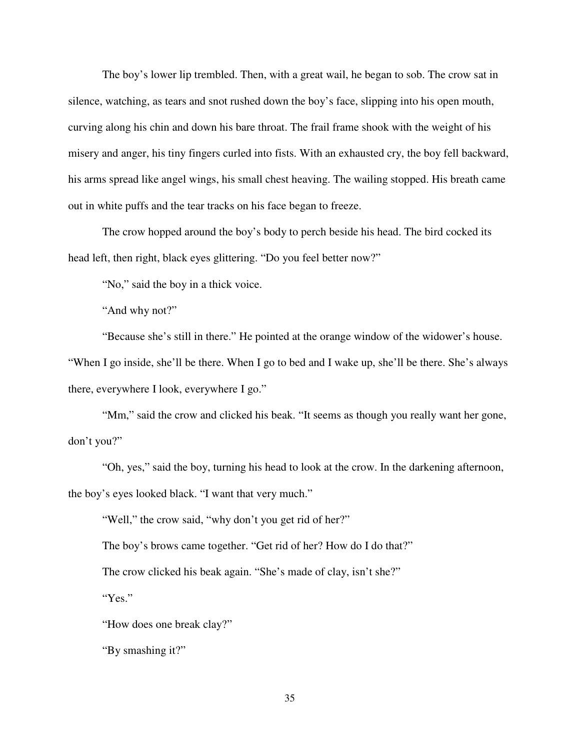The boy's lower lip trembled. Then, with a great wail, he began to sob. The crow sat in silence, watching, as tears and snot rushed down the boy's face, slipping into his open mouth, curving along his chin and down his bare throat. The frail frame shook with the weight of his misery and anger, his tiny fingers curled into fists. With an exhausted cry, the boy fell backward, his arms spread like angel wings, his small chest heaving. The wailing stopped. His breath came out in white puffs and the tear tracks on his face began to freeze.

The crow hopped around the boy's body to perch beside his head. The bird cocked its head left, then right, black eyes glittering. "Do you feel better now?"

"No," said the boy in a thick voice.

"And why not?"

"Because she's still in there." He pointed at the orange window of the widower's house. "When I go inside, she'll be there. When I go to bed and I wake up, she'll be there. She's always there, everywhere I look, everywhere I go."

"Mm," said the crow and clicked his beak. "It seems as though you really want her gone, don't you?"

"Oh, yes," said the boy, turning his head to look at the crow. In the darkening afternoon, the boy's eyes looked black. "I want that very much."

"Well," the crow said, "why don't you get rid of her?"

The boy's brows came together. "Get rid of her? How do I do that?"

The crow clicked his beak again. "She's made of clay, isn't she?"

"Yes."

"How does one break clay?"

"By smashing it?"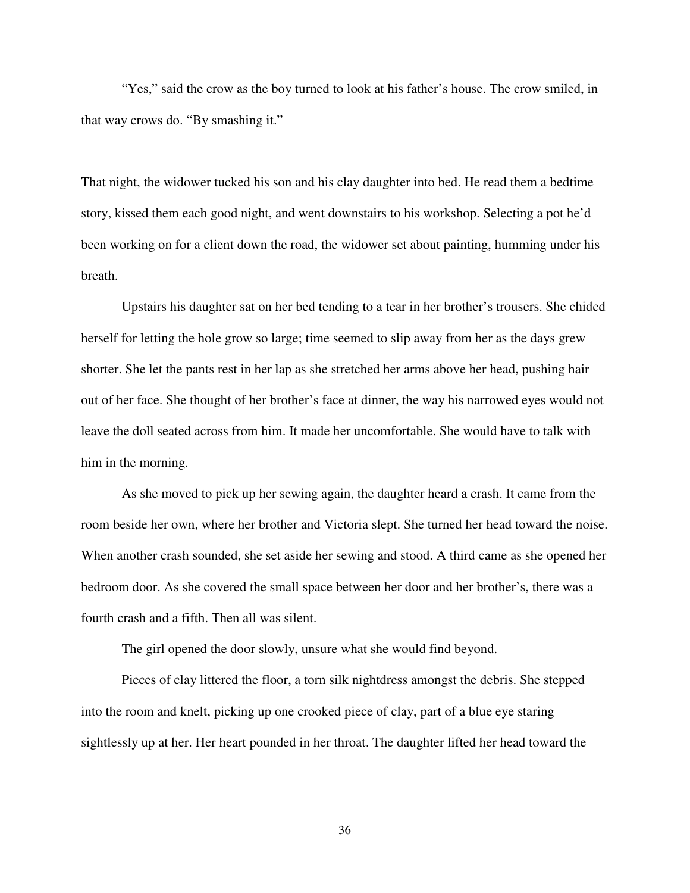"Yes," said the crow as the boy turned to look at his father's house. The crow smiled, in that way crows do. "By smashing it."

That night, the widower tucked his son and his clay daughter into bed. He read them a bedtime story, kissed them each good night, and went downstairs to his workshop. Selecting a pot he'd been working on for a client down the road, the widower set about painting, humming under his breath.

Upstairs his daughter sat on her bed tending to a tear in her brother's trousers. She chided herself for letting the hole grow so large; time seemed to slip away from her as the days grew shorter. She let the pants rest in her lap as she stretched her arms above her head, pushing hair out of her face. She thought of her brother's face at dinner, the way his narrowed eyes would not leave the doll seated across from him. It made her uncomfortable. She would have to talk with him in the morning.

As she moved to pick up her sewing again, the daughter heard a crash. It came from the room beside her own, where her brother and Victoria slept. She turned her head toward the noise. When another crash sounded, she set aside her sewing and stood. A third came as she opened her bedroom door. As she covered the small space between her door and her brother's, there was a fourth crash and a fifth. Then all was silent.

The girl opened the door slowly, unsure what she would find beyond.

Pieces of clay littered the floor, a torn silk nightdress amongst the debris. She stepped into the room and knelt, picking up one crooked piece of clay, part of a blue eye staring sightlessly up at her. Her heart pounded in her throat. The daughter lifted her head toward the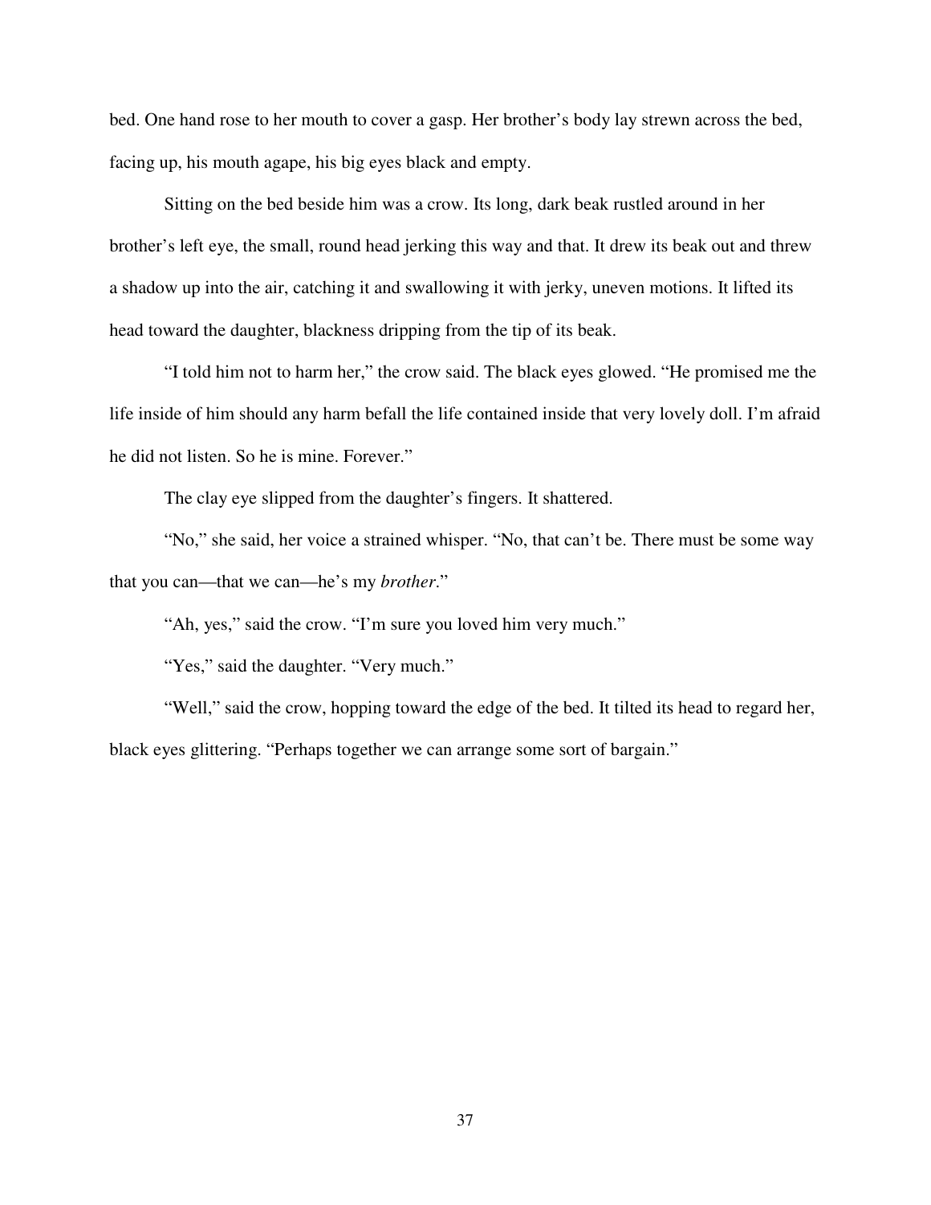bed. One hand rose to her mouth to cover a gasp. Her brother's body lay strewn across the bed, facing up, his mouth agape, his big eyes black and empty.

Sitting on the bed beside him was a crow. Its long, dark beak rustled around in her brother's left eye, the small, round head jerking this way and that. It drew its beak out and threw a shadow up into the air, catching it and swallowing it with jerky, uneven motions. It lifted its head toward the daughter, blackness dripping from the tip of its beak.

"I told him not to harm her," the crow said. The black eyes glowed. "He promised me the life inside of him should any harm befall the life contained inside that very lovely doll. I'm afraid he did not listen. So he is mine. Forever."

The clay eye slipped from the daughter's fingers. It shattered.

"No," she said, her voice a strained whisper. "No, that can't be. There must be some way that you can—that we can—he's my *brother*."

"Ah, yes," said the crow. "I'm sure you loved him very much."

"Yes," said the daughter. "Very much."

"Well," said the crow, hopping toward the edge of the bed. It tilted its head to regard her, black eyes glittering. "Perhaps together we can arrange some sort of bargain."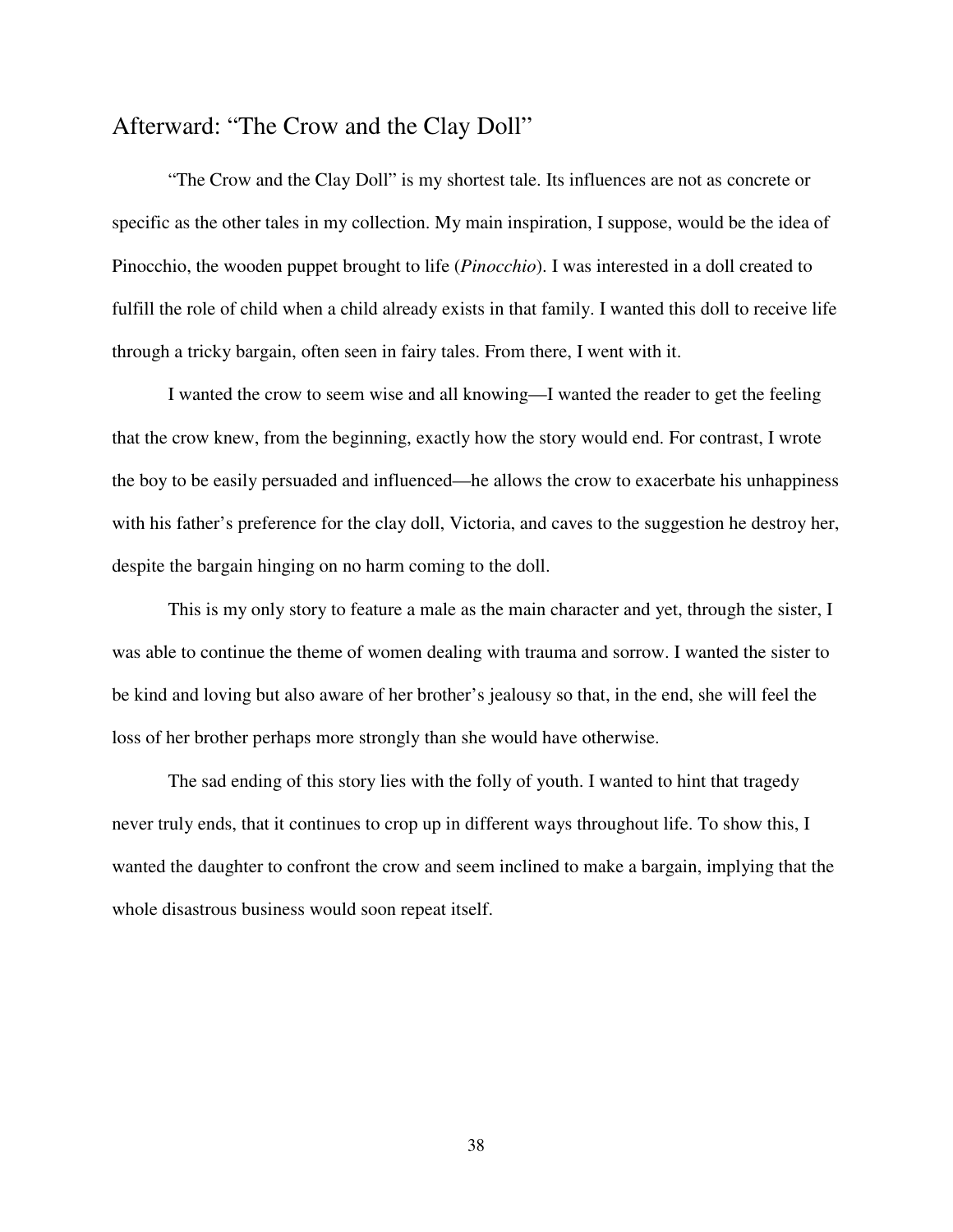## Afterward: "The Crow and the Clay Doll"

"The Crow and the Clay Doll" is my shortest tale. Its influences are not as concrete or specific as the other tales in my collection. My main inspiration, I suppose, would be the idea of Pinocchio, the wooden puppet brought to life (*Pinocchio*). I was interested in a doll created to fulfill the role of child when a child already exists in that family. I wanted this doll to receive life through a tricky bargain, often seen in fairy tales. From there, I went with it.

I wanted the crow to seem wise and all knowing—I wanted the reader to get the feeling that the crow knew, from the beginning, exactly how the story would end. For contrast, I wrote the boy to be easily persuaded and influenced—he allows the crow to exacerbate his unhappiness with his father's preference for the clay doll, Victoria, and caves to the suggestion he destroy her, despite the bargain hinging on no harm coming to the doll.

This is my only story to feature a male as the main character and yet, through the sister, I was able to continue the theme of women dealing with trauma and sorrow. I wanted the sister to be kind and loving but also aware of her brother's jealousy so that, in the end, she will feel the loss of her brother perhaps more strongly than she would have otherwise.

The sad ending of this story lies with the folly of youth. I wanted to hint that tragedy never truly ends, that it continues to crop up in different ways throughout life. To show this, I wanted the daughter to confront the crow and seem inclined to make a bargain, implying that the whole disastrous business would soon repeat itself.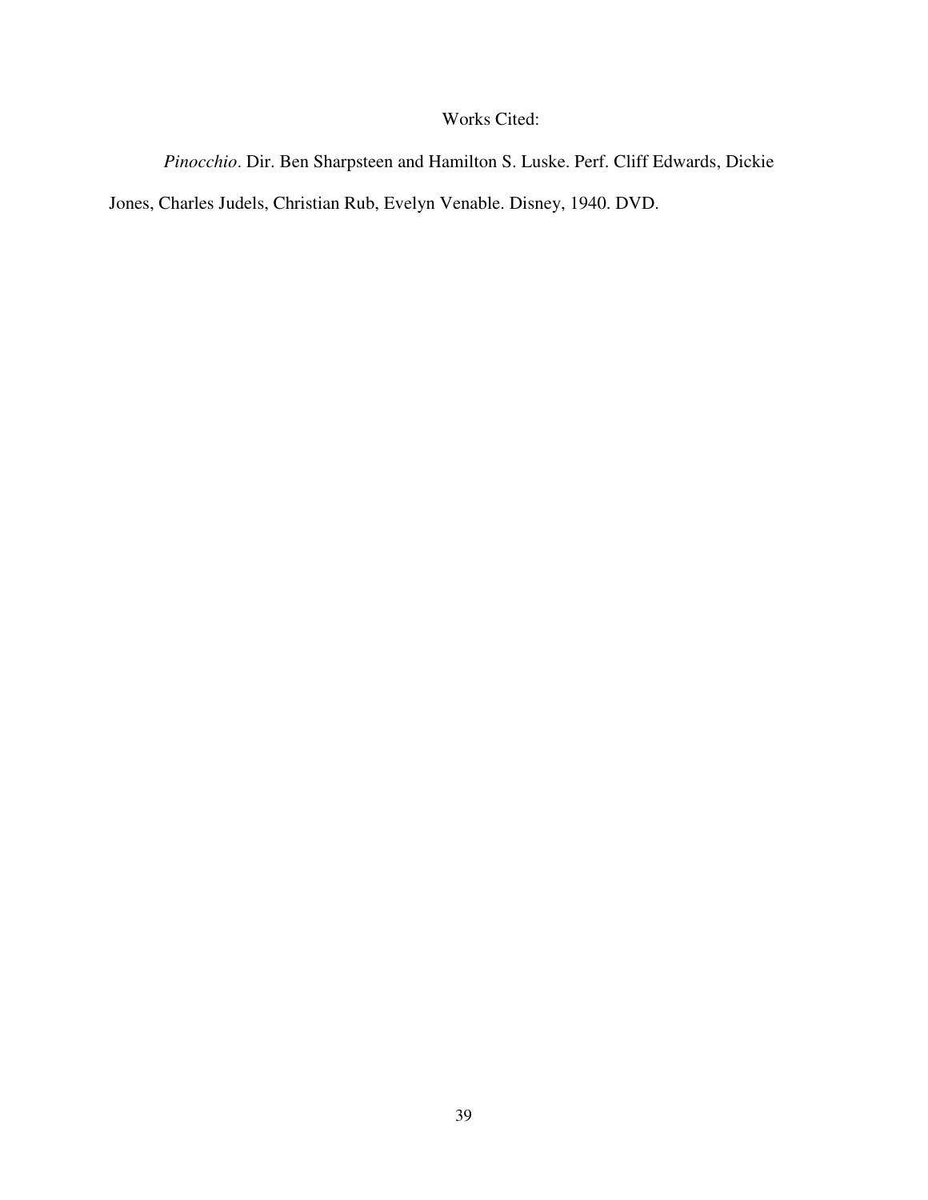# Works Cited:

*Pinocchio*. Dir. Ben Sharpsteen and Hamilton S. Luske. Perf. Cliff Edwards, Dickie Jones, Charles Judels, Christian Rub, Evelyn Venable. Disney, 1940. DVD.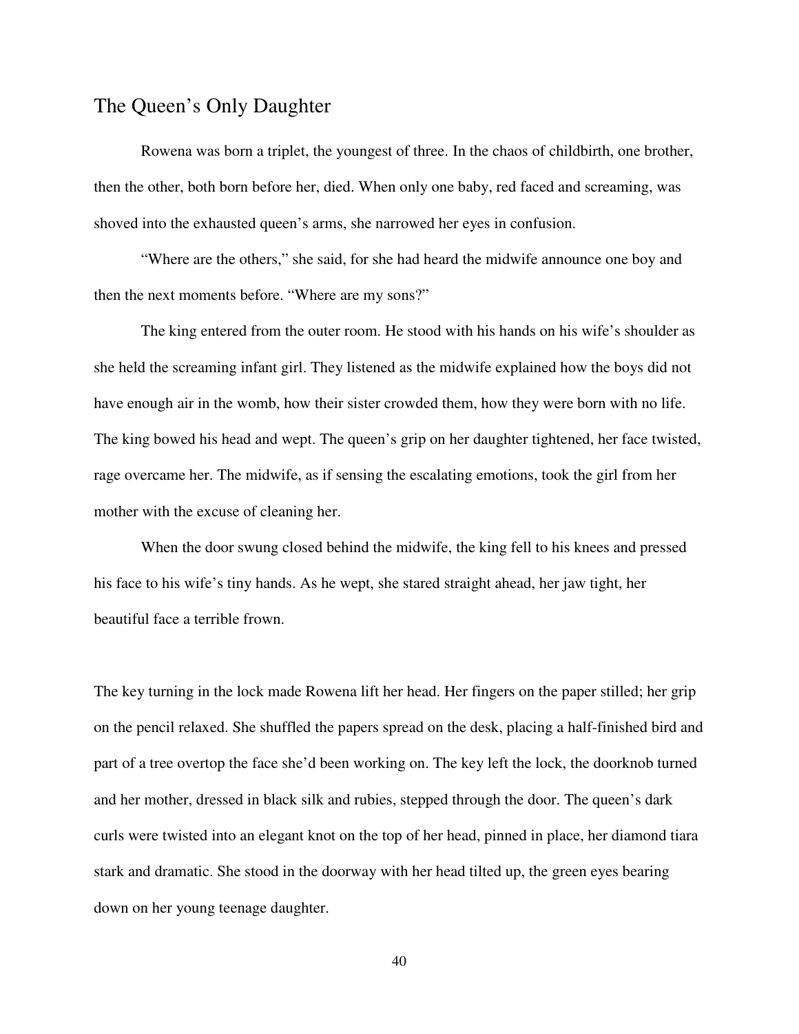## The Queen's Only Daughter

Rowena was born a triplet, the youngest of three. In the chaos of childbirth, one brother, then the other, both born before her, died. When only one baby, red faced and screaming, was shoved into the exhausted queen's arms, she narrowed her eyes in confusion.

"Where are the others," she said, for she had heard the midwife announce one boy and then the next moments before. "Where are my sons?"

The king entered from the outer room. He stood with his hands on his wife's shoulder as she held the screaming infant girl. They listened as the midwife explained how the boys did not have enough air in the womb, how their sister crowded them, how they were born with no life. The king bowed his head and wept. The queen's grip on her daughter tightened, her face twisted, rage overcame her. The midwife, as if sensing the escalating emotions, took the girl from her mother with the excuse of cleaning her.

When the door swung closed behind the midwife, the king fell to his knees and pressed his face to his wife's tiny hands. As he wept, she stared straight ahead, her jaw tight, her beautiful face a terrible frown.

The key turning in the lock made Rowena lift her head. Her fingers on the paper stilled; her grip on the pencil relaxed. She shuffled the papers spread on the desk, placing a half-finished bird and part of a tree overtop the face she'd been working on. The key left the lock, the doorknob turned and her mother, dressed in black silk and rubies, stepped through the door. The queen's dark curls were twisted into an elegant knot on the top of her head, pinned in place, her diamond tiara stark and dramatic. She stood in the doorway with her head tilted up, the green eyes bearing down on her young teenage daughter.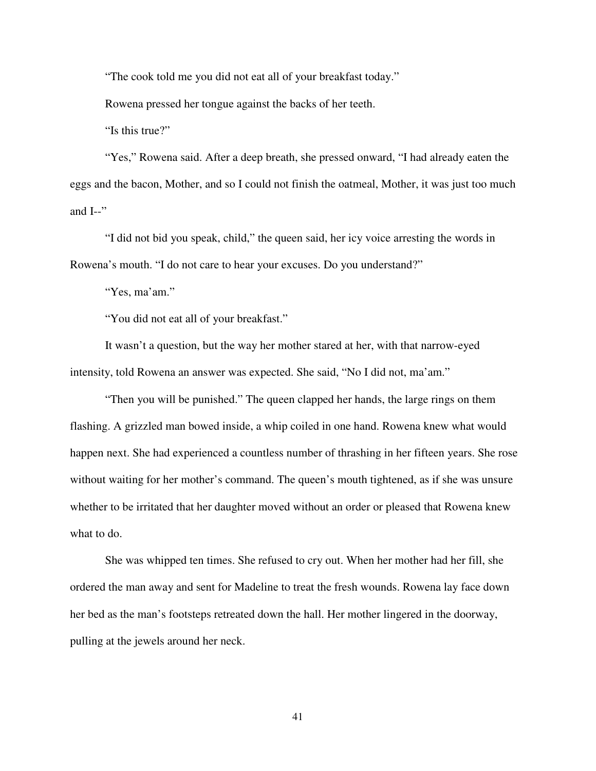“The cook told me you did not eat all of your breakfast today.”

Rowena pressed her tongue against the backs of her teeth.

“Is this true?”

“Yes,” Rowena said. After a deep breath, she pressed onward, “I had already eaten the eggs and the bacon, Mother, and so I could not finish the oatmeal, Mother, it was just too much and I--”

“I did not bid you speak, child,” the queen said, her icy voice arresting the words in Rowena’s mouth. “I do not care to hear your excuses. Do you understand?”

“Yes, ma’am.”

“You did not eat all of your breakfast.”

It wasn’t a question, but the way her mother stared at her, with that narrow-eyed intensity, told Rowena an answer was expected. She said, “No I did not, ma’am.”

“Then you will be punished.” The queen clapped her hands, the large rings on them flashing. A grizzled man bowed inside, a whip coiled in one hand. Rowena knew what would happen next. She had experienced a countless number of thrashing in her fifteen years. She rose without waiting for her mother’s command. The queen’s mouth tightened, as if she was unsure whether to be irritated that her daughter moved without an order or pleased that Rowena knew what to do.

She was whipped ten times. She refused to cry out. When her mother had her fill, she ordered the man away and sent for Madeline to treat the fresh wounds. Rowena lay face down her bed as the man’s footsteps retreated down the hall. Her mother lingered in the doorway, pulling at the jewels around her neck.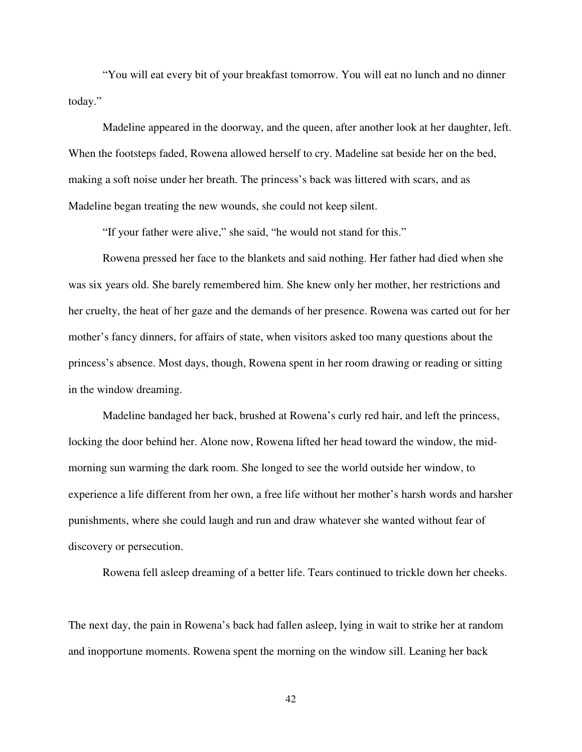"You will eat every bit of your breakfast tomorrow. You will eat no lunch and no dinner today."

Madeline appeared in the doorway, and the queen, after another look at her daughter, left. When the footsteps faded, Rowena allowed herself to cry. Madeline sat beside her on the bed, making a soft noise under her breath. The princess's back was littered with scars, and as Madeline began treating the new wounds, she could not keep silent.

"If your father were alive," she said, "he would not stand for this."

Rowena pressed her face to the blankets and said nothing. Her father had died when she was six years old. She barely remembered him. She knew only her mother, her restrictions and her cruelty, the heat of her gaze and the demands of her presence. Rowena was carted out for her mother's fancy dinners, for affairs of state, when visitors asked too many questions about the princess's absence. Most days, though, Rowena spent in her room drawing or reading or sitting in the window dreaming.

Madeline bandaged her back, brushed at Rowena's curly red hair, and left the princess, locking the door behind her. Alone now, Rowena lifted her head toward the window, the mid-morning sun warming the dark room. She longed to see the world outside her window, to experience a life different from her own, a free life without her mother's harsh words and harsher punishments, where she could laugh and run and draw whatever she wanted without fear of discovery or persecution.

Rowena fell asleep dreaming of a better life. Tears continued to trickle down her cheeks.

The next day, the pain in Rowena's back had fallen asleep, lying in wait to strike her at random and inopportune moments. Rowena spent the morning on the window sill. Leaning her back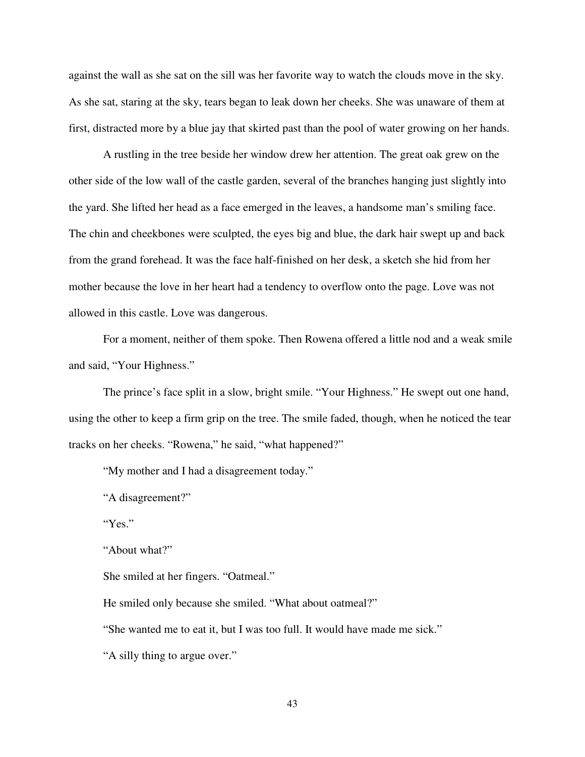against the wall as she sat on the sill was her favorite way to watch the clouds move in the sky. As she sat, staring at the sky, tears began to leak down her cheeks. She was unaware of them at first, distracted more by a blue jay that skirted past than the pool of water growing on her hands.

A rustling in the tree beside her window drew her attention. The great oak grew on the other side of the low wall of the castle garden, several of the branches hanging just slightly into the yard. She lifted her head as a face emerged in the leaves, a handsome man's smiling face. The chin and cheekbones were sculpted, the eyes big and blue, the dark hair swept up and back from the grand forehead. It was the face half-finished on her desk, a sketch she hid from her mother because the love in her heart had a tendency to overflow onto the page. Love was not allowed in this castle. Love was dangerous.

For a moment, neither of them spoke. Then Rowena offered a little nod and a weak smile and said, "Your Highness."

The prince's face split in a slow, bright smile. "Your Highness." He swept out one hand, using the other to keep a firm grip on the tree. The smile faded, though, when he noticed the tear tracks on her cheeks. "Rowena," he said, "what happened?"

"My mother and I had a disagreement today."

"A disagreement?"

"Yes."

"About what?"

She smiled at her fingers. "Oatmeal."

He smiled only because she smiled. "What about oatmeal?"

"She wanted me to eat it, but I was too full. It would have made me sick."

"A silly thing to argue over."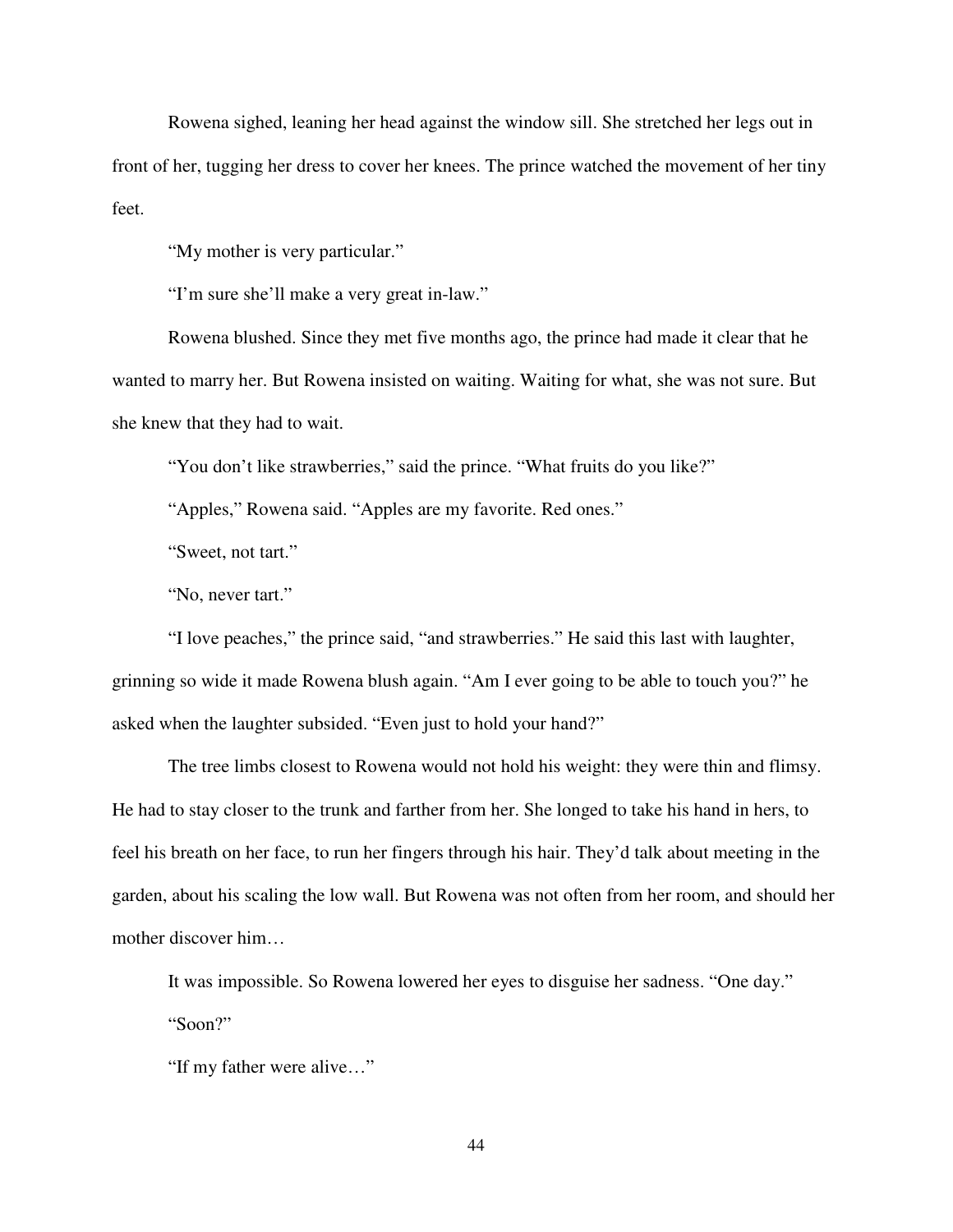Rowena sighed, leaning her head against the window sill. She stretched her legs out in front of her, tugging her dress to cover her knees. The prince watched the movement of her tiny feet.

"My mother is very particular."

"I'm sure she'll make a very great in-law."

Rowena blushed. Since they met five months ago, the prince had made it clear that he wanted to marry her. But Rowena insisted on waiting. Waiting for what, she was not sure. But she knew that they had to wait.

"You don't like strawberries," said the prince. "What fruits do you like?"

"Apples," Rowena said. "Apples are my favorite. Red ones."

"Sweet, not tart."

"No, never tart."

"I love peaches," the prince said, "and strawberries." He said this last with laughter, grinning so wide it made Rowena blush again. "Am I ever going to be able to touch you?" he asked when the laughter subsided. "Even just to hold your hand?"

The tree limbs closest to Rowena would not hold his weight: they were thin and flimsy. He had to stay closer to the trunk and farther from her. She longed to take his hand in hers, to feel his breath on her face, to run her fingers through his hair. They'd talk about meeting in the garden, about his scaling the low wall. But Rowena was not often from her room, and should her mother discover him…

It was impossible. So Rowena lowered her eyes to disguise her sadness. "One day."

"Soon?"

"If my father were alive…"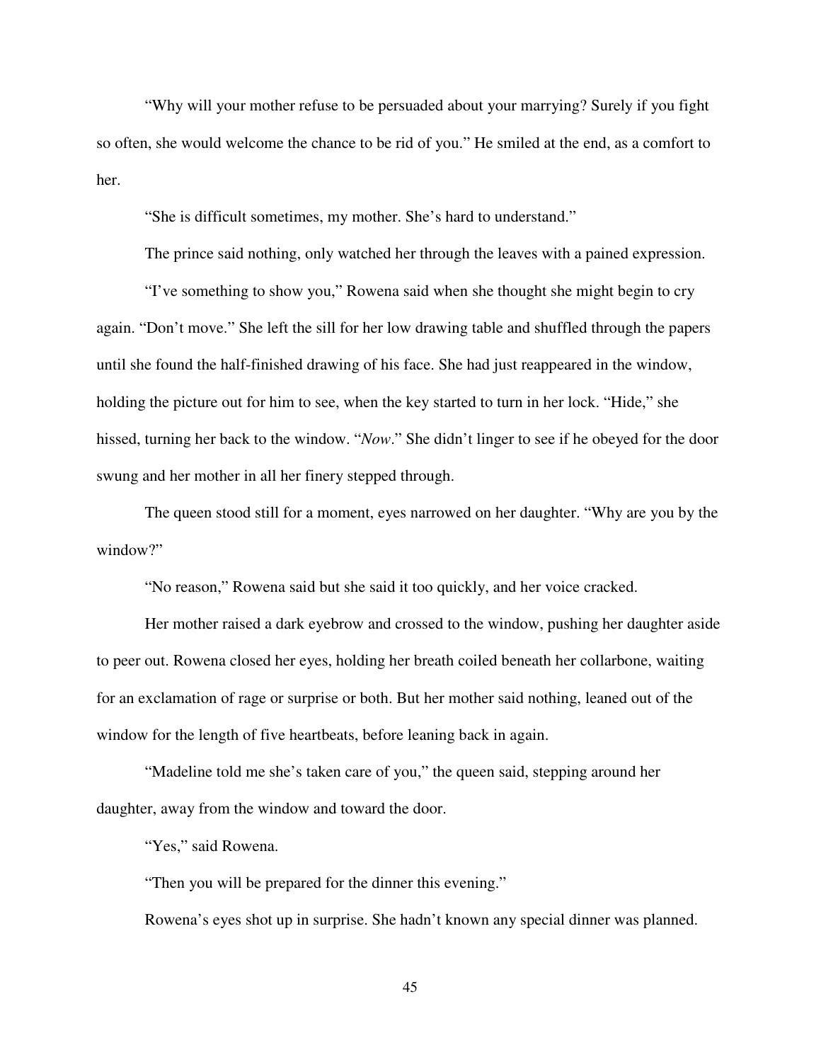"Why will your mother refuse to be persuaded about your marrying? Surely if you fight so often, she would welcome the chance to be rid of you." He smiled at the end, as a comfort to her.

"She is difficult sometimes, my mother. She's hard to understand."

The prince said nothing, only watched her through the leaves with a pained expression.

"I've something to show you," Rowena said when she thought she might begin to cry again. "Don't move." She left the sill for her low drawing table and shuffled through the papers until she found the half-finished drawing of his face. She had just reappeared in the window, holding the picture out for him to see, when the key started to turn in her lock. "Hide," she hissed, turning her back to the window. "*Now*." She didn't linger to see if he obeyed for the door swung and her mother in all her finery stepped through.

The queen stood still for a moment, eyes narrowed on her daughter. "Why are you by the window?"

"No reason," Rowena said but she said it too quickly, and her voice cracked.

Her mother raised a dark eyebrow and crossed to the window, pushing her daughter aside to peer out. Rowena closed her eyes, holding her breath coiled beneath her collarbone, waiting for an exclamation of rage or surprise or both. But her mother said nothing, leaned out of the window for the length of five heartbeats, before leaning back in again.

"Madeline told me she's taken care of you," the queen said, stepping around her daughter, away from the window and toward the door.

"Yes," said Rowena.

"Then you will be prepared for the dinner this evening."

Rowena's eyes shot up in surprise. She hadn't known any special dinner was planned.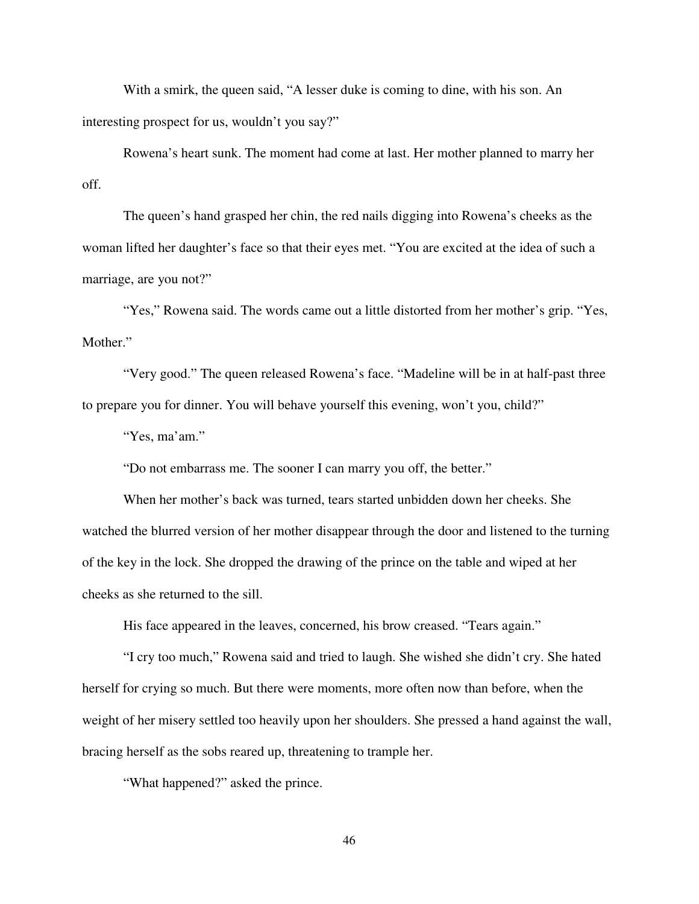With a smirk, the queen said, "A lesser duke is coming to dine, with his son. An interesting prospect for us, wouldn't you say?"

Rowena's heart sunk. The moment had come at last. Her mother planned to marry her off.

The queen's hand grasped her chin, the red nails digging into Rowena's cheeks as the woman lifted her daughter's face so that their eyes met. "You are excited at the idea of such a marriage, are you not?"

"Yes," Rowena said. The words came out a little distorted from her mother's grip. "Yes, Mother."

"Very good." The queen released Rowena's face. "Madeline will be in at half-past three to prepare you for dinner. You will behave yourself this evening, won't you, child?"

"Yes, ma'am."

"Do not embarrass me. The sooner I can marry you off, the better."

When her mother's back was turned, tears started unbidden down her cheeks. She watched the blurred version of her mother disappear through the door and listened to the turning of the key in the lock. She dropped the drawing of the prince on the table and wiped at her cheeks as she returned to the sill.

His face appeared in the leaves, concerned, his brow creased. "Tears again."

"I cry too much," Rowena said and tried to laugh. She wished she didn't cry. She hated herself for crying so much. But there were moments, more often now than before, when the weight of her misery settled too heavily upon her shoulders. She pressed a hand against the wall, bracing herself as the sobs reared up, threatening to trample her.

"What happened?" asked the prince.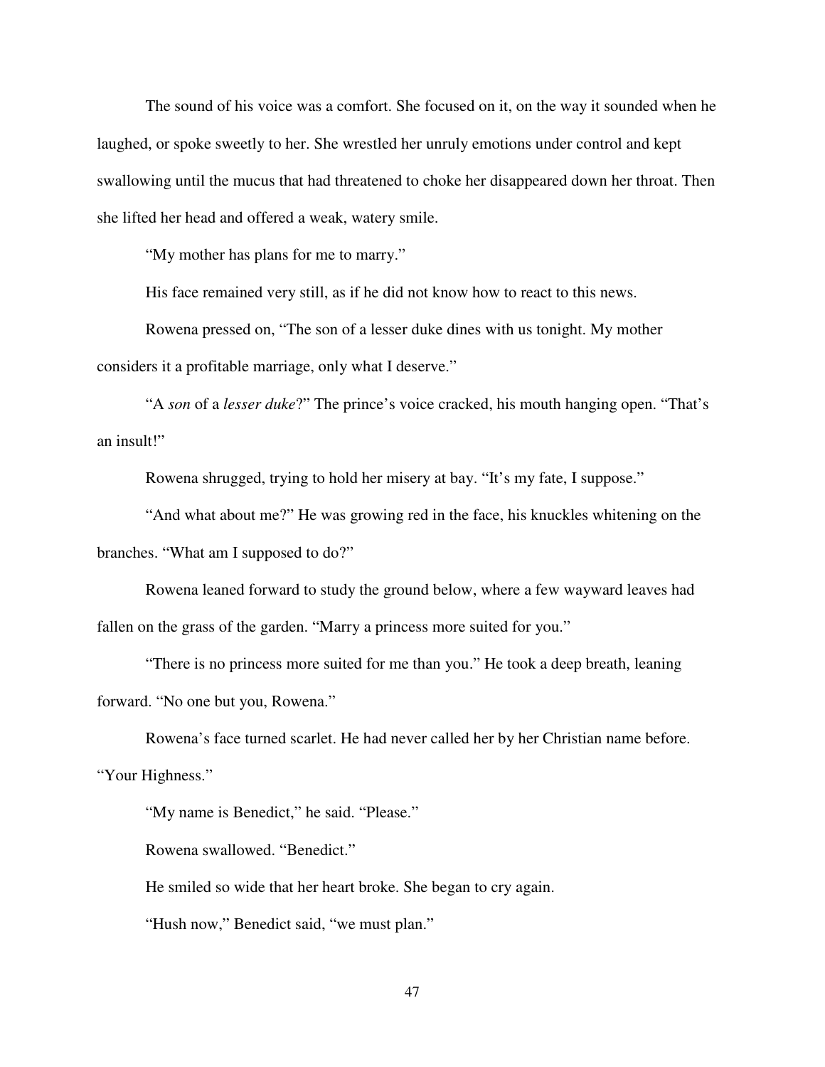The sound of his voice was a comfort. She focused on it, on the way it sounded when he laughed, or spoke sweetly to her. She wrestled her unruly emotions under control and kept swallowing until the mucus that had threatened to choke her disappeared down her throat. Then she lifted her head and offered a weak, watery smile.

"My mother has plans for me to marry."

His face remained very still, as if he did not know how to react to this news.

Rowena pressed on, "The son of a lesser duke dines with us tonight. My mother considers it a profitable marriage, only what I deserve."

"A *son* of a *lesser duke*?" The prince's voice cracked, his mouth hanging open. "That's an insult!"

Rowena shrugged, trying to hold her misery at bay. "It's my fate, I suppose."

"And what about me?" He was growing red in the face, his knuckles whitening on the branches. "What am I supposed to do?"

Rowena leaned forward to study the ground below, where a few wayward leaves had fallen on the grass of the garden. "Marry a princess more suited for you."

"There is no princess more suited for me than you." He took a deep breath, leaning forward. "No one but you, Rowena."

Rowena's face turned scarlet. He had never called her by her Christian name before. "Your Highness."

"My name is Benedict," he said. "Please."

Rowena swallowed. "Benedict."

He smiled so wide that her heart broke. She began to cry again.

"Hush now," Benedict said, "we must plan."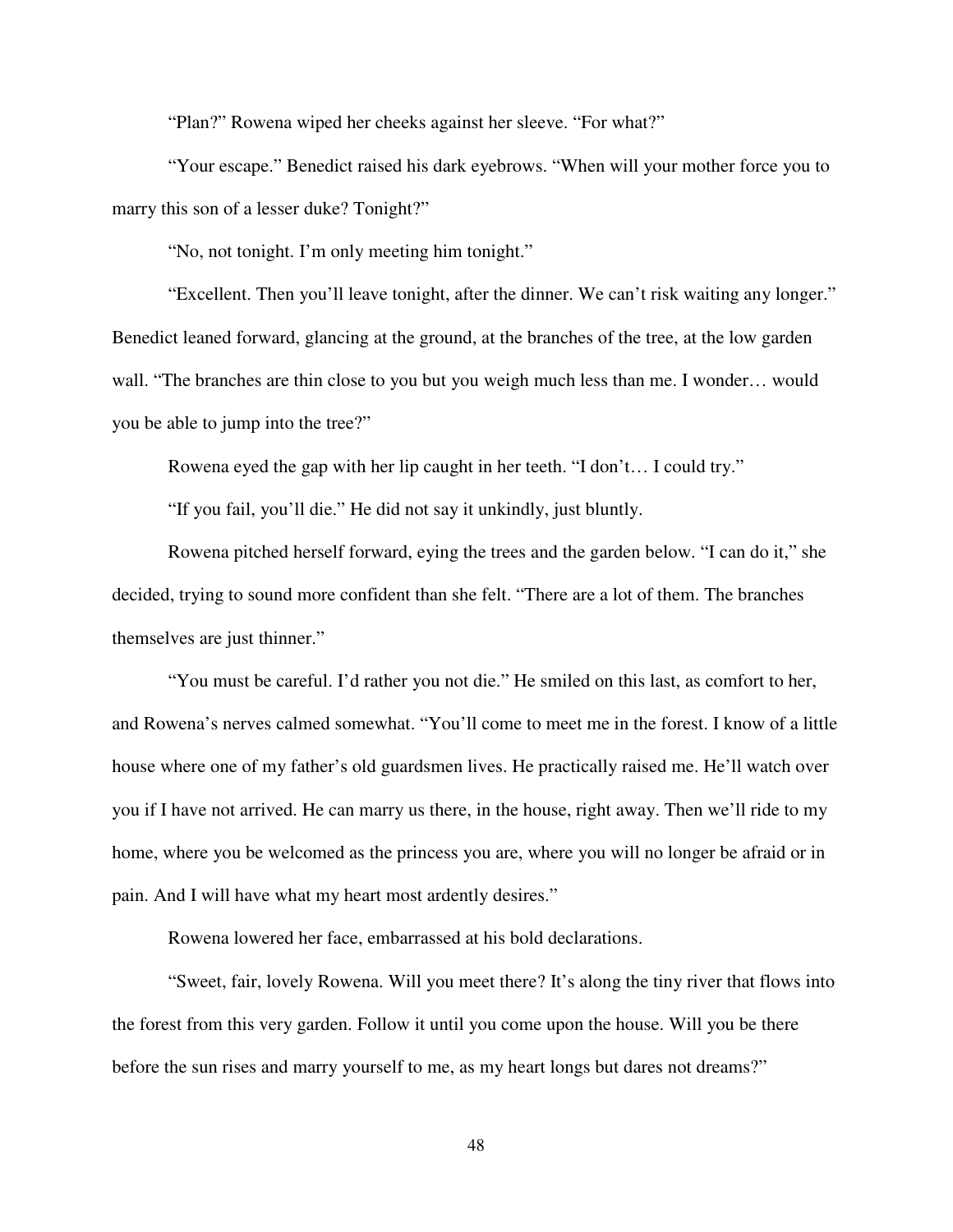"Plan?" Rowena wiped her cheeks against her sleeve. "For what?"

"Your escape." Benedict raised his dark eyebrows. "When will your mother force you to marry this son of a lesser duke? Tonight?"

"No, not tonight. I'm only meeting him tonight."

"Excellent. Then you'll leave tonight, after the dinner. We can't risk waiting any longer." Benedict leaned forward, glancing at the ground, at the branches of the tree, at the low garden wall. "The branches are thin close to you but you weigh much less than me. I wonder… would you be able to jump into the tree?"

Rowena eyed the gap with her lip caught in her teeth. "I don't… I could try."

"If you fail, you'll die." He did not say it unkindly, just bluntly.

Rowena pitched herself forward, eying the trees and the garden below. "I can do it," she decided, trying to sound more confident than she felt. "There are a lot of them. The branches themselves are just thinner."

"You must be careful. I'd rather you not die." He smiled on this last, as comfort to her, and Rowena's nerves calmed somewhat. "You'll come to meet me in the forest. I know of a little house where one of my father's old guardsmen lives. He practically raised me. He'll watch over you if I have not arrived. He can marry us there, in the house, right away. Then we'll ride to my home, where you be welcomed as the princess you are, where you will no longer be afraid or in pain. And I will have what my heart most ardently desires."

Rowena lowered her face, embarrassed at his bold declarations.

"Sweet, fair, lovely Rowena. Will you meet there? It's along the tiny river that flows into the forest from this very garden. Follow it until you come upon the house. Will you be there before the sun rises and marry yourself to me, as my heart longs but dares not dreams?"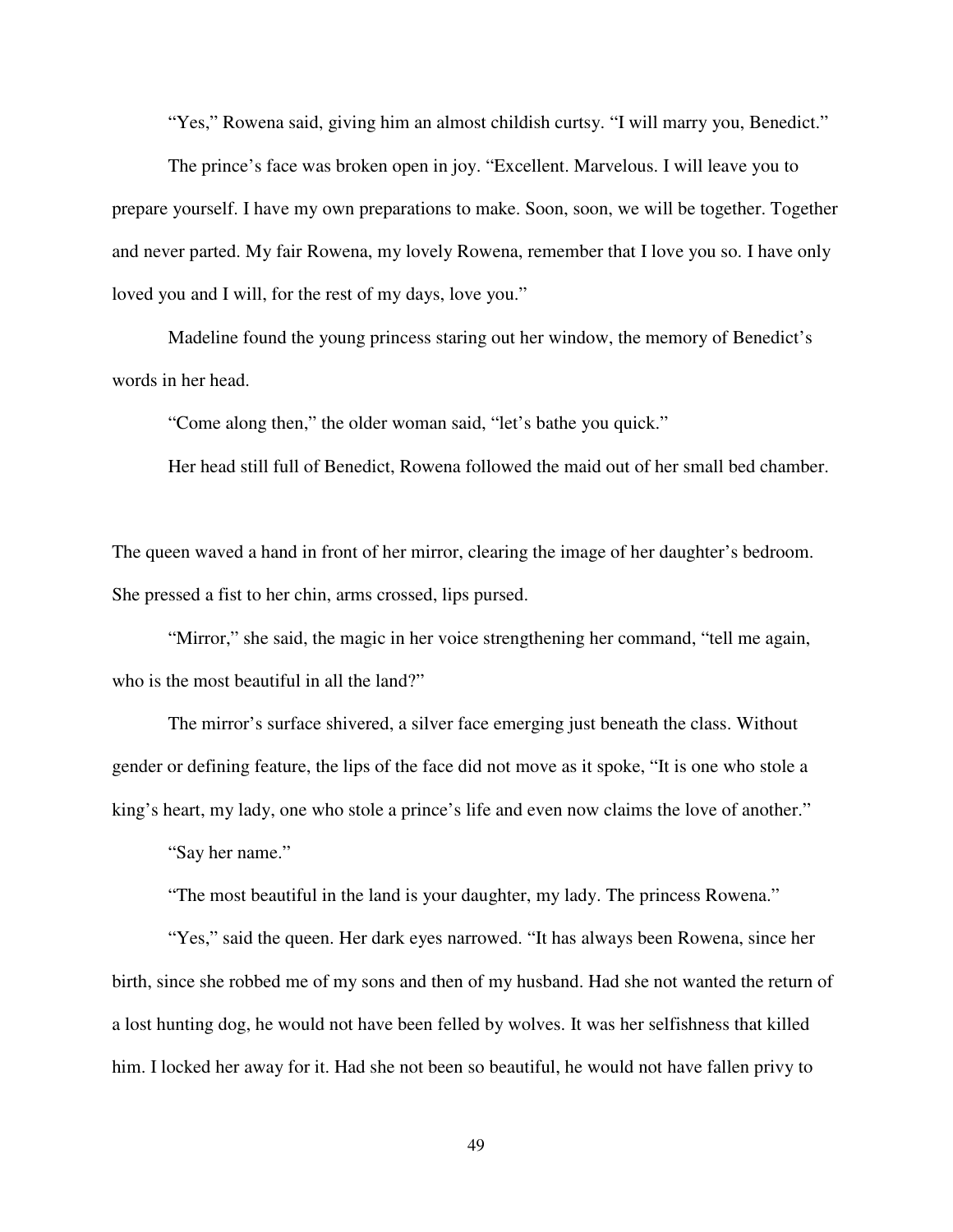"Yes," Rowena said, giving him an almost childish curtsy. "I will marry you, Benedict."

The prince's face was broken open in joy. "Excellent. Marvelous. I will leave you to prepare yourself. I have my own preparations to make. Soon, soon, we will be together. Together and never parted. My fair Rowena, my lovely Rowena, remember that I love you so. I have only loved you and I will, for the rest of my days, love you."

Madeline found the young princess staring out her window, the memory of Benedict's words in her head.

"Come along then," the older woman said, "let's bathe you quick."

Her head still full of Benedict, Rowena followed the maid out of her small bed chamber.

The queen waved a hand in front of her mirror, clearing the image of her daughter's bedroom. She pressed a fist to her chin, arms crossed, lips pursed.

"Mirror," she said, the magic in her voice strengthening her command, "tell me again, who is the most beautiful in all the land?"

The mirror's surface shivered, a silver face emerging just beneath the class. Without gender or defining feature, the lips of the face did not move as it spoke, "It is one who stole a king's heart, my lady, one who stole a prince's life and even now claims the love of another."

"Say her name."

"The most beautiful in the land is your daughter, my lady. The princess Rowena."

"Yes," said the queen. Her dark eyes narrowed. "It has always been Rowena, since her birth, since she robbed me of my sons and then of my husband. Had she not wanted the return of a lost hunting dog, he would not have been felled by wolves. It was her selfishness that killed him. I locked her away for it. Had she not been so beautiful, he would not have fallen privy to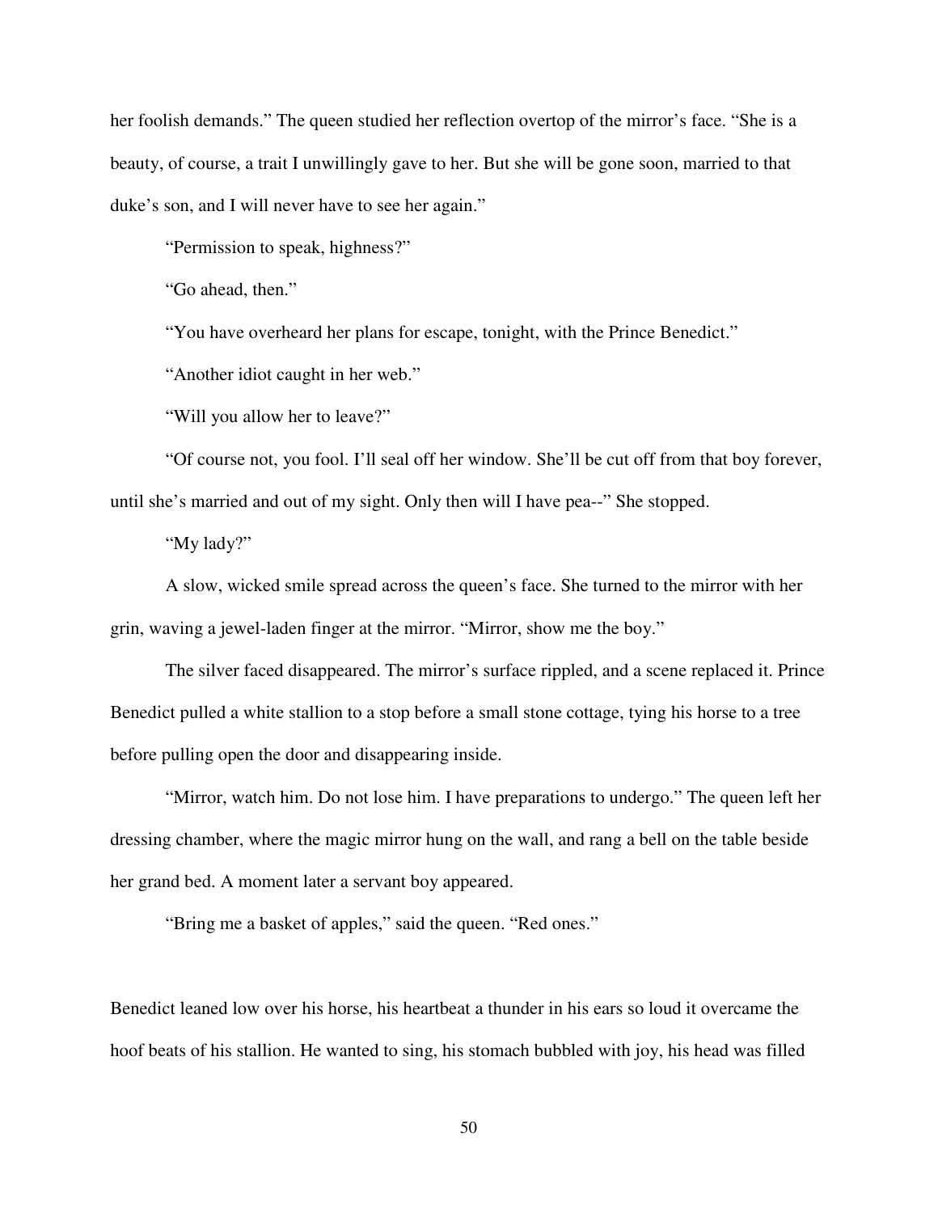her foolish demands." The queen studied her reflection overtop of the mirror's face. "She is a beauty, of course, a trait I unwillingly gave to her. But she will be gone soon, married to that duke's son, and I will never have to see her again."

"Permission to speak, highness?"

"Go ahead, then."

"You have overheard her plans for escape, tonight, with the Prince Benedict."

"Another idiot caught in her web."

"Will you allow her to leave?"

"Of course not, you fool. I'll seal off her window. She'll be cut off from that boy forever, until she's married and out of my sight. Only then will I have pea--" She stopped.

"My lady?"

A slow, wicked smile spread across the queen's face. She turned to the mirror with her grin, waving a jewel-laden finger at the mirror. "Mirror, show me the boy."

The silver faced disappeared. The mirror's surface rippled, and a scene replaced it. Prince Benedict pulled a white stallion to a stop before a small stone cottage, tying his horse to a tree before pulling open the door and disappearing inside.

"Mirror, watch him. Do not lose him. I have preparations to undergo." The queen left her dressing chamber, where the magic mirror hung on the wall, and rang a bell on the table beside her grand bed. A moment later a servant boy appeared.

"Bring me a basket of apples," said the queen. "Red ones."

Benedict leaned low over his horse, his heartbeat a thunder in his ears so loud it overcame the hoof beats of his stallion. He wanted to sing, his stomach bubbled with joy, his head was filled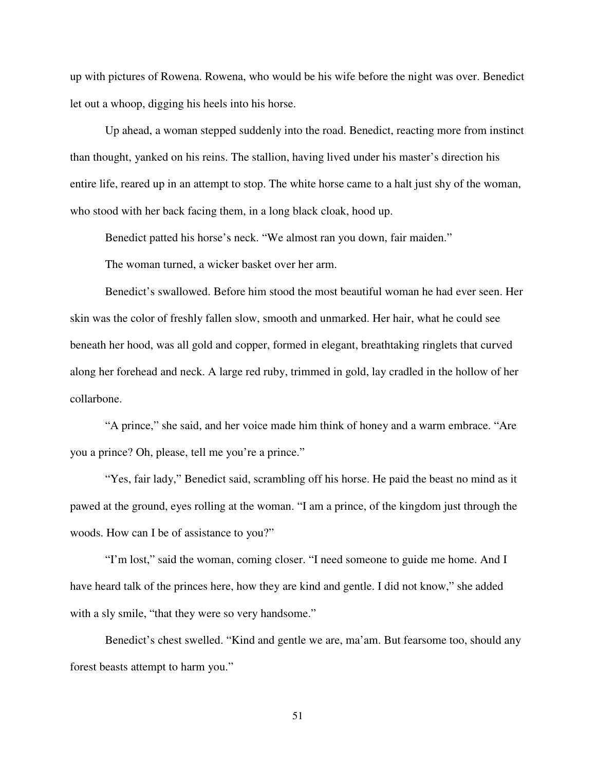up with pictures of Rowena. Rowena, who would be his wife before the night was over. Benedict let out a whoop, digging his heels into his horse.

Up ahead, a woman stepped suddenly into the road. Benedict, reacting more from instinct than thought, yanked on his reins. The stallion, having lived under his master's direction his entire life, reared up in an attempt to stop. The white horse came to a halt just shy of the woman, who stood with her back facing them, in a long black cloak, hood up.

Benedict patted his horse's neck. "We almost ran you down, fair maiden."

The woman turned, a wicker basket over her arm.

Benedict's swallowed. Before him stood the most beautiful woman he had ever seen. Her skin was the color of freshly fallen slow, smooth and unmarked. Her hair, what he could see beneath her hood, was all gold and copper, formed in elegant, breathtaking ringlets that curved along her forehead and neck. A large red ruby, trimmed in gold, lay cradled in the hollow of her collarbone.

"A prince," she said, and her voice made him think of honey and a warm embrace. "Are you a prince? Oh, please, tell me you're a prince."

"Yes, fair lady," Benedict said, scrambling off his horse. He paid the beast no mind as it pawed at the ground, eyes rolling at the woman. "I am a prince, of the kingdom just through the woods. How can I be of assistance to you?"

"I'm lost," said the woman, coming closer. "I need someone to guide me home. And I have heard talk of the princes here, how they are kind and gentle. I did not know," she added with a sly smile, "that they were so very handsome."

Benedict's chest swelled. "Kind and gentle we are, ma'am. But fearsome too, should any forest beasts attempt to harm you."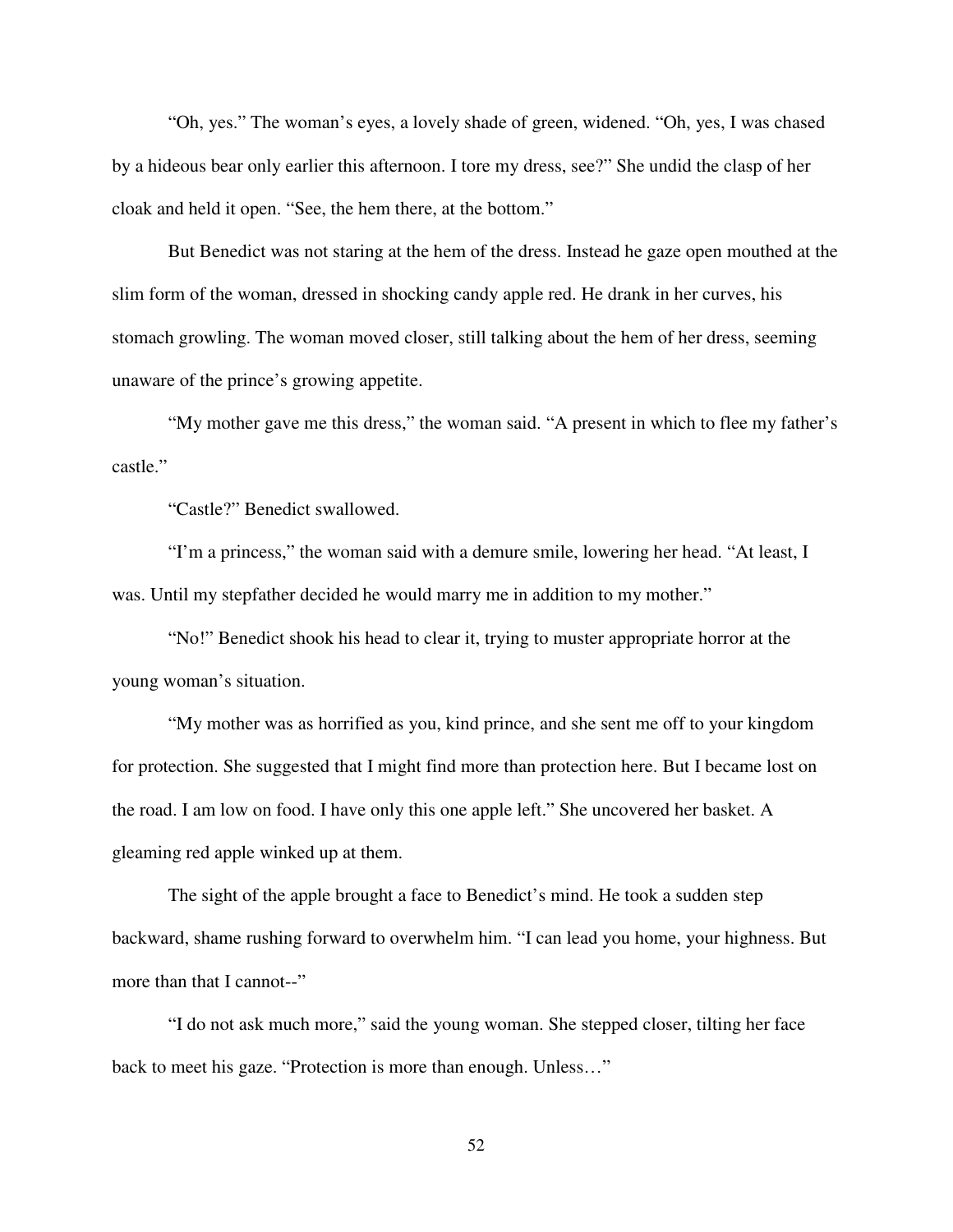"Oh, yes." The woman's eyes, a lovely shade of green, widened. "Oh, yes, I was chased by a hideous bear only earlier this afternoon. I tore my dress, see?" She undid the clasp of her cloak and held it open. "See, the hem there, at the bottom."

But Benedict was not staring at the hem of the dress. Instead he gaze open mouthed at the slim form of the woman, dressed in shocking candy apple red. He drank in her curves, his stomach growling. The woman moved closer, still talking about the hem of her dress, seeming unaware of the prince's growing appetite.

"My mother gave me this dress," the woman said. "A present in which to flee my father's castle."

"Castle?" Benedict swallowed.

"I'm a princess," the woman said with a demure smile, lowering her head. "At least, I was. Until my stepfather decided he would marry me in addition to my mother."

"No!" Benedict shook his head to clear it, trying to muster appropriate horror at the young woman's situation.

"My mother was as horrified as you, kind prince, and she sent me off to your kingdom for protection. She suggested that I might find more than protection here. But I became lost on the road. I am low on food. I have only this one apple left." She uncovered her basket. A gleaming red apple winked up at them.

The sight of the apple brought a face to Benedict's mind. He took a sudden step backward, shame rushing forward to overwhelm him. "I can lead you home, your highness. But more than that I cannot--"

"I do not ask much more," said the young woman. She stepped closer, tilting her face back to meet his gaze. "Protection is more than enough. Unless…"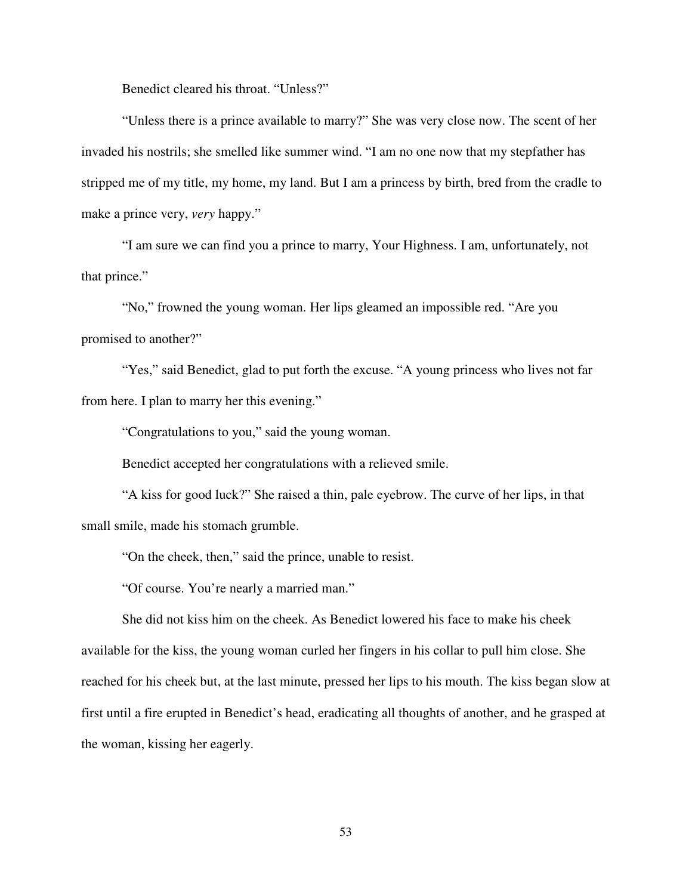Benedict cleared his throat. “Unless?”

“Unless there is a prince available to marry?” She was very close now. The scent of her invaded his nostrils; she smelled like summer wind. “I am no one now that my stepfather has stripped me of my title, my home, my land. But I am a princess by birth, bred from the cradle to make a prince very, *very* happy.”

“I am sure we can find you a prince to marry, Your Highness. I am, unfortunately, not that prince.”

“No,” frowned the young woman. Her lips gleamed an impossible red. “Are you promised to another?”

“Yes,” said Benedict, glad to put forth the excuse. “A young princess who lives not far from here. I plan to marry her this evening.”

“Congratulations to you,” said the young woman.

Benedict accepted her congratulations with a relieved smile.

“A kiss for good luck?” She raised a thin, pale eyebrow. The curve of her lips, in that small smile, made his stomach grumble.

“On the cheek, then,” said the prince, unable to resist.

“Of course. You’re nearly a married man.”

She did not kiss him on the cheek. As Benedict lowered his face to make his cheek available for the kiss, the young woman curled her fingers in his collar to pull him close. She reached for his cheek but, at the last minute, pressed her lips to his mouth. The kiss began slow at first until a fire erupted in Benedict’s head, eradicating all thoughts of another, and he grasped at the woman, kissing her eagerly.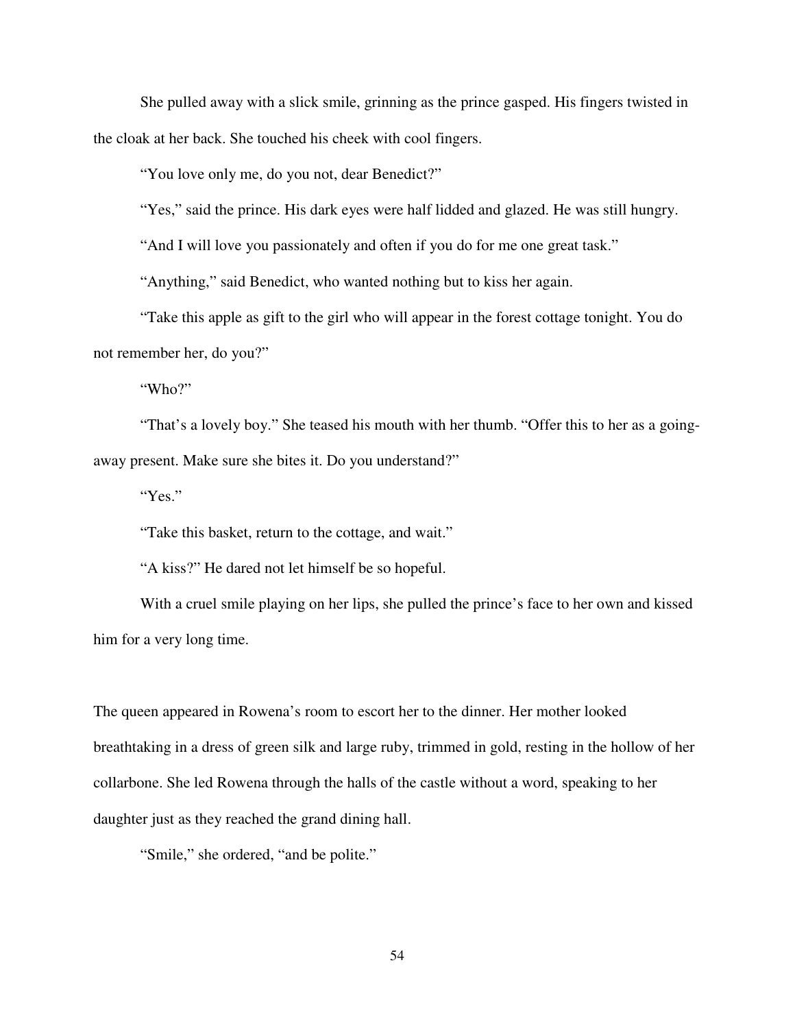She pulled away with a slick smile, grinning as the prince gasped. His fingers twisted in the cloak at her back. She touched his cheek with cool fingers.

"You love only me, do you not, dear Benedict?"

"Yes," said the prince. His dark eyes were half lidded and glazed. He was still hungry.

"And I will love you passionately and often if you do for me one great task."

"Anything," said Benedict, who wanted nothing but to kiss her again.

"Take this apple as gift to the girl who will appear in the forest cottage tonight. You do not remember her, do you?"

"Who?"

"That's a lovely boy." She teased his mouth with her thumb. "Offer this to her as a going-away present. Make sure she bites it. Do you understand?"

"Yes."

"Take this basket, return to the cottage, and wait."

"A kiss?" He dared not let himself be so hopeful.

With a cruel smile playing on her lips, she pulled the prince's face to her own and kissed him for a very long time.

The queen appeared in Rowena's room to escort her to the dinner. Her mother looked breathtaking in a dress of green silk and large ruby, trimmed in gold, resting in the hollow of her collarbone. She led Rowena through the halls of the castle without a word, speaking to her daughter just as they reached the grand dining hall.

"Smile," she ordered, "and be polite."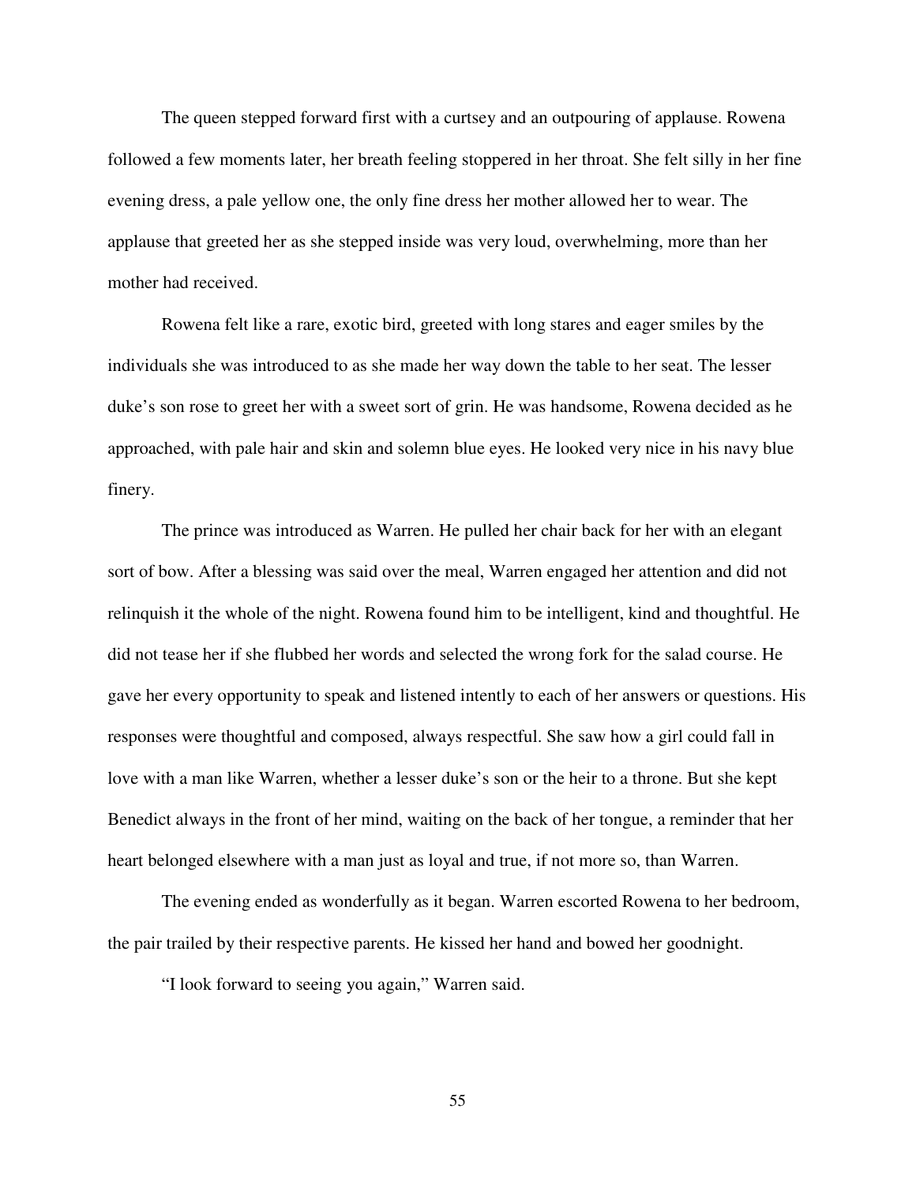The queen stepped forward first with a curtsey and an outpouring of applause. Rowena followed a few moments later, her breath feeling stoppered in her throat. She felt silly in her fine evening dress, a pale yellow one, the only fine dress her mother allowed her to wear. The applause that greeted her as she stepped inside was very loud, overwhelming, more than her mother had received.

Rowena felt like a rare, exotic bird, greeted with long stares and eager smiles by the individuals she was introduced to as she made her way down the table to her seat. The lesser duke's son rose to greet her with a sweet sort of grin. He was handsome, Rowena decided as he approached, with pale hair and skin and solemn blue eyes. He looked very nice in his navy blue finery.

The prince was introduced as Warren. He pulled her chair back for her with an elegant sort of bow. After a blessing was said over the meal, Warren engaged her attention and did not relinquish it the whole of the night. Rowena found him to be intelligent, kind and thoughtful. He did not tease her if she flubbed her words and selected the wrong fork for the salad course. He gave her every opportunity to speak and listened intently to each of her answers or questions. His responses were thoughtful and composed, always respectful. She saw how a girl could fall in love with a man like Warren, whether a lesser duke's son or the heir to a throne. But she kept Benedict always in the front of her mind, waiting on the back of her tongue, a reminder that her heart belonged elsewhere with a man just as loyal and true, if not more so, than Warren.

The evening ended as wonderfully as it began. Warren escorted Rowena to her bedroom, the pair trailed by their respective parents. He kissed her hand and bowed her goodnight.

"I look forward to seeing you again," Warren said.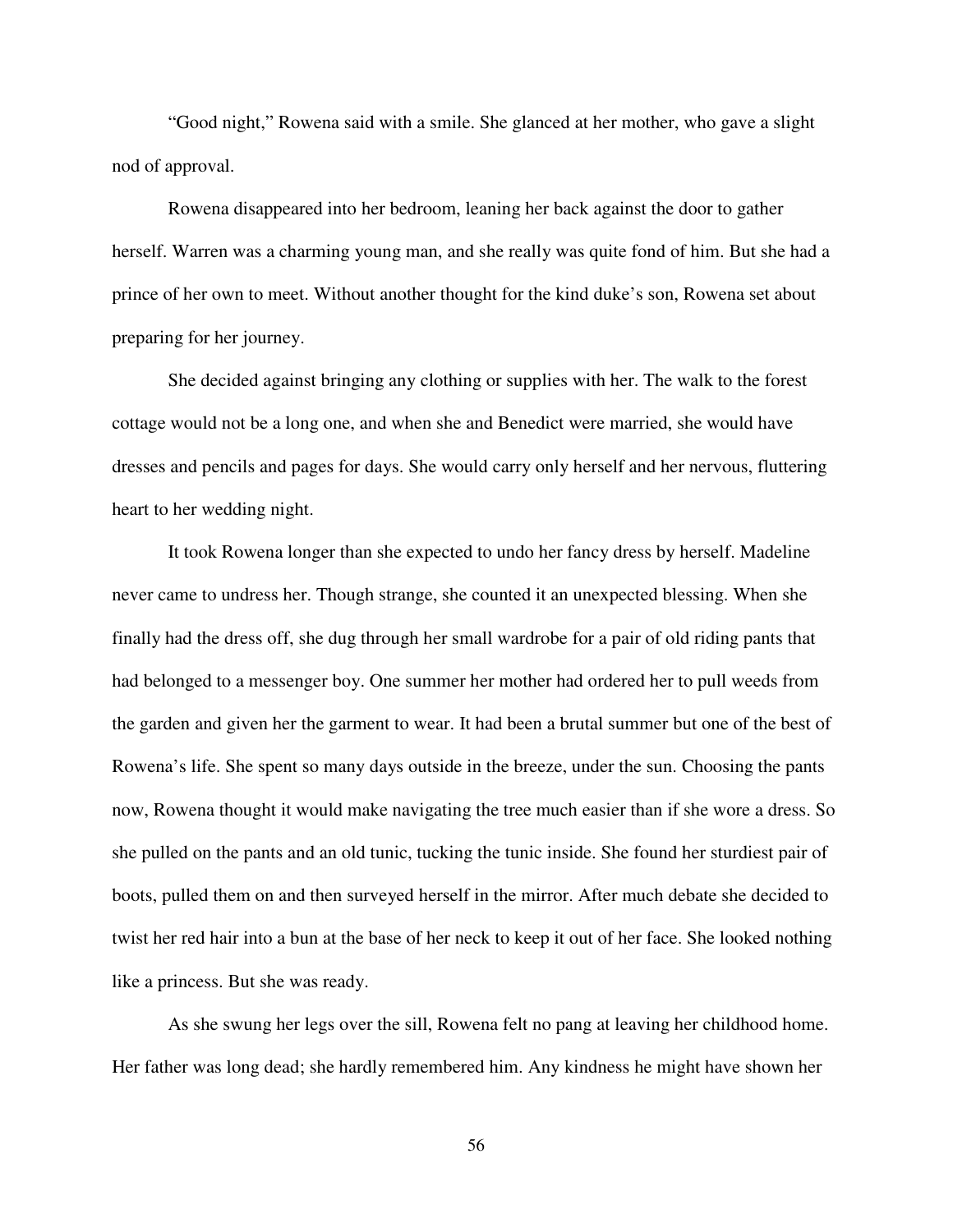"Good night," Rowena said with a smile. She glanced at her mother, who gave a slight nod of approval.

Rowena disappeared into her bedroom, leaning her back against the door to gather herself. Warren was a charming young man, and she really was quite fond of him. But she had a prince of her own to meet. Without another thought for the kind duke's son, Rowena set about preparing for her journey.

She decided against bringing any clothing or supplies with her. The walk to the forest cottage would not be a long one, and when she and Benedict were married, she would have dresses and pencils and pages for days. She would carry only herself and her nervous, fluttering heart to her wedding night.

It took Rowena longer than she expected to undo her fancy dress by herself. Madeline never came to undress her. Though strange, she counted it an unexpected blessing. When she finally had the dress off, she dug through her small wardrobe for a pair of old riding pants that had belonged to a messenger boy. One summer her mother had ordered her to pull weeds from the garden and given her the garment to wear. It had been a brutal summer but one of the best of Rowena's life. She spent so many days outside in the breeze, under the sun. Choosing the pants now, Rowena thought it would make navigating the tree much easier than if she wore a dress. So she pulled on the pants and an old tunic, tucking the tunic inside. She found her sturdiest pair of boots, pulled them on and then surveyed herself in the mirror. After much debate she decided to twist her red hair into a bun at the base of her neck to keep it out of her face. She looked nothing like a princess. But she was ready.

As she swung her legs over the sill, Rowena felt no pang at leaving her childhood home. Her father was long dead; she hardly remembered him. Any kindness he might have shown her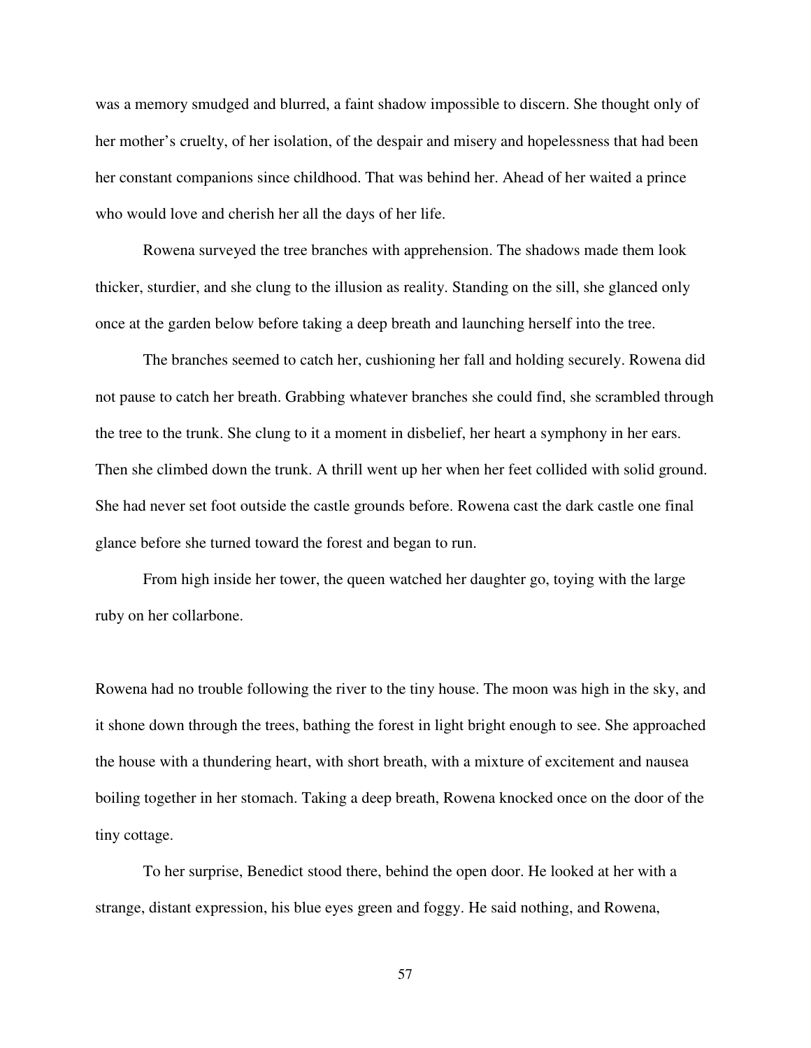was a memory smudged and blurred, a faint shadow impossible to discern. She thought only of her mother's cruelty, of her isolation, of the despair and misery and hopelessness that had been her constant companions since childhood. That was behind her. Ahead of her waited a prince who would love and cherish her all the days of her life.

Rowena surveyed the tree branches with apprehension. The shadows made them look thicker, sturdier, and she clung to the illusion as reality. Standing on the sill, she glanced only once at the garden below before taking a deep breath and launching herself into the tree.

The branches seemed to catch her, cushioning her fall and holding securely. Rowena did not pause to catch her breath. Grabbing whatever branches she could find, she scrambled through the tree to the trunk. She clung to it a moment in disbelief, her heart a symphony in her ears. Then she climbed down the trunk. A thrill went up her when her feet collided with solid ground. She had never set foot outside the castle grounds before. Rowena cast the dark castle one final glance before she turned toward the forest and began to run.

From high inside her tower, the queen watched her daughter go, toying with the large ruby on her collarbone.

Rowena had no trouble following the river to the tiny house. The moon was high in the sky, and it shone down through the trees, bathing the forest in light bright enough to see. She approached the house with a thundering heart, with short breath, with a mixture of excitement and nausea boiling together in her stomach. Taking a deep breath, Rowena knocked once on the door of the tiny cottage.

To her surprise, Benedict stood there, behind the open door. He looked at her with a strange, distant expression, his blue eyes green and foggy. He said nothing, and Rowena,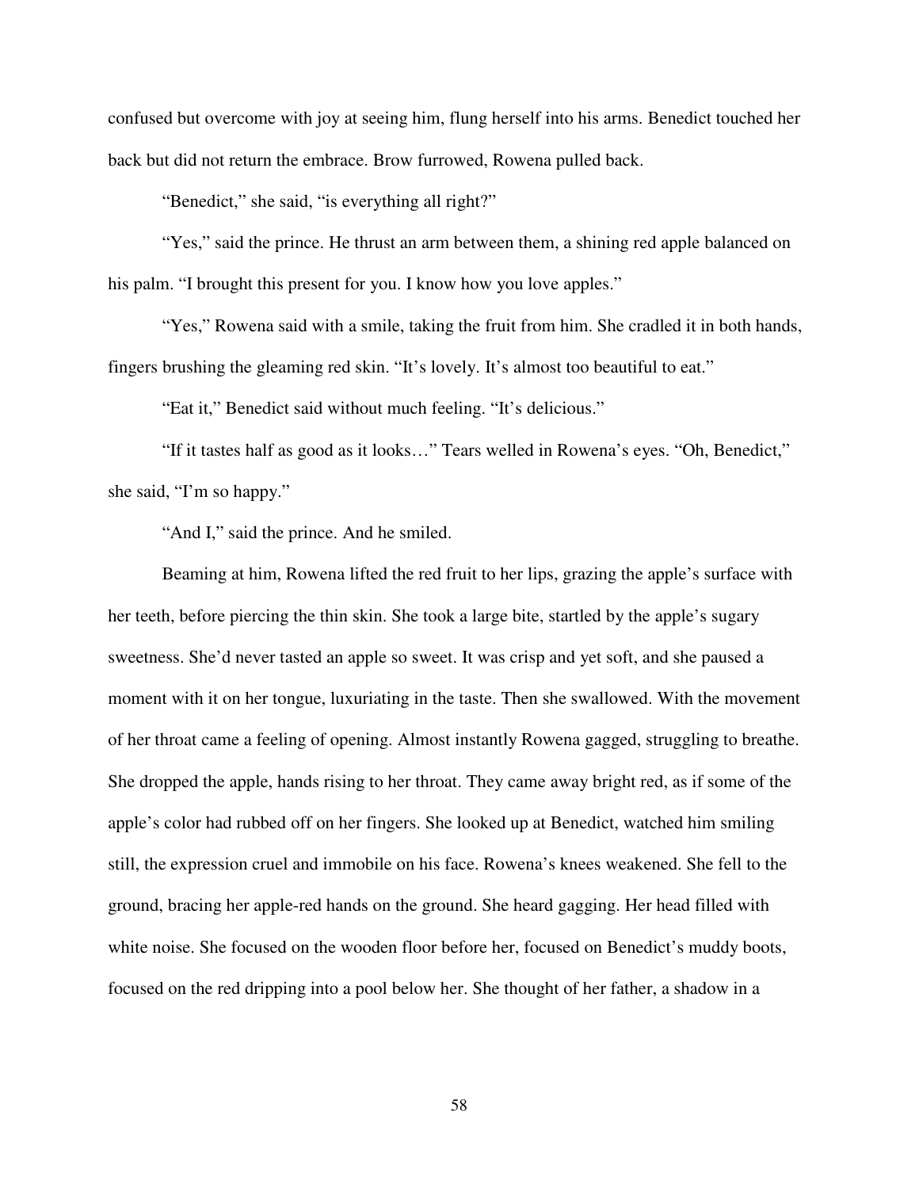confused but overcome with joy at seeing him, flung herself into his arms. Benedict touched her back but did not return the embrace. Brow furrowed, Rowena pulled back.

"Benedict," she said, "is everything all right?"

"Yes," said the prince. He thrust an arm between them, a shining red apple balanced on his palm. "I brought this present for you. I know how you love apples."

"Yes," Rowena said with a smile, taking the fruit from him. She cradled it in both hands, fingers brushing the gleaming red skin. "It's lovely. It's almost too beautiful to eat."

"Eat it," Benedict said without much feeling. "It's delicious."

"If it tastes half as good as it looks…" Tears welled in Rowena's eyes. "Oh, Benedict," she said, "I'm so happy."

"And I," said the prince. And he smiled.

Beaming at him, Rowena lifted the red fruit to her lips, grazing the apple's surface with her teeth, before piercing the thin skin. She took a large bite, startled by the apple's sugary sweetness. She'd never tasted an apple so sweet. It was crisp and yet soft, and she paused a moment with it on her tongue, luxuriating in the taste. Then she swallowed. With the movement of her throat came a feeling of opening. Almost instantly Rowena gagged, struggling to breathe. She dropped the apple, hands rising to her throat. They came away bright red, as if some of the apple's color had rubbed off on her fingers. She looked up at Benedict, watched him smiling still, the expression cruel and immobile on his face. Rowena's knees weakened. She fell to the ground, bracing her apple-red hands on the ground. She heard gagging. Her head filled with white noise. She focused on the wooden floor before her, focused on Benedict's muddy boots, focused on the red dripping into a pool below her. She thought of her father, a shadow in a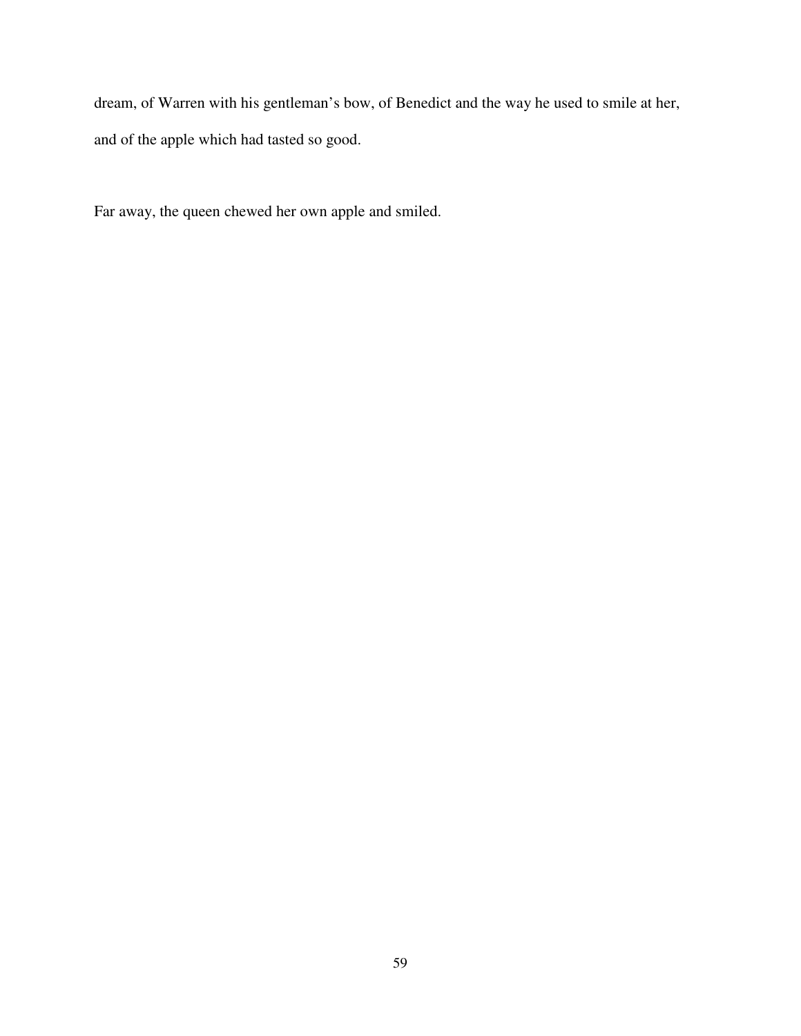dream, of Warren with his gentleman's bow, of Benedict and the way he used to smile at her, and of the apple which had tasted so good.

Far away, the queen chewed her own apple and smiled.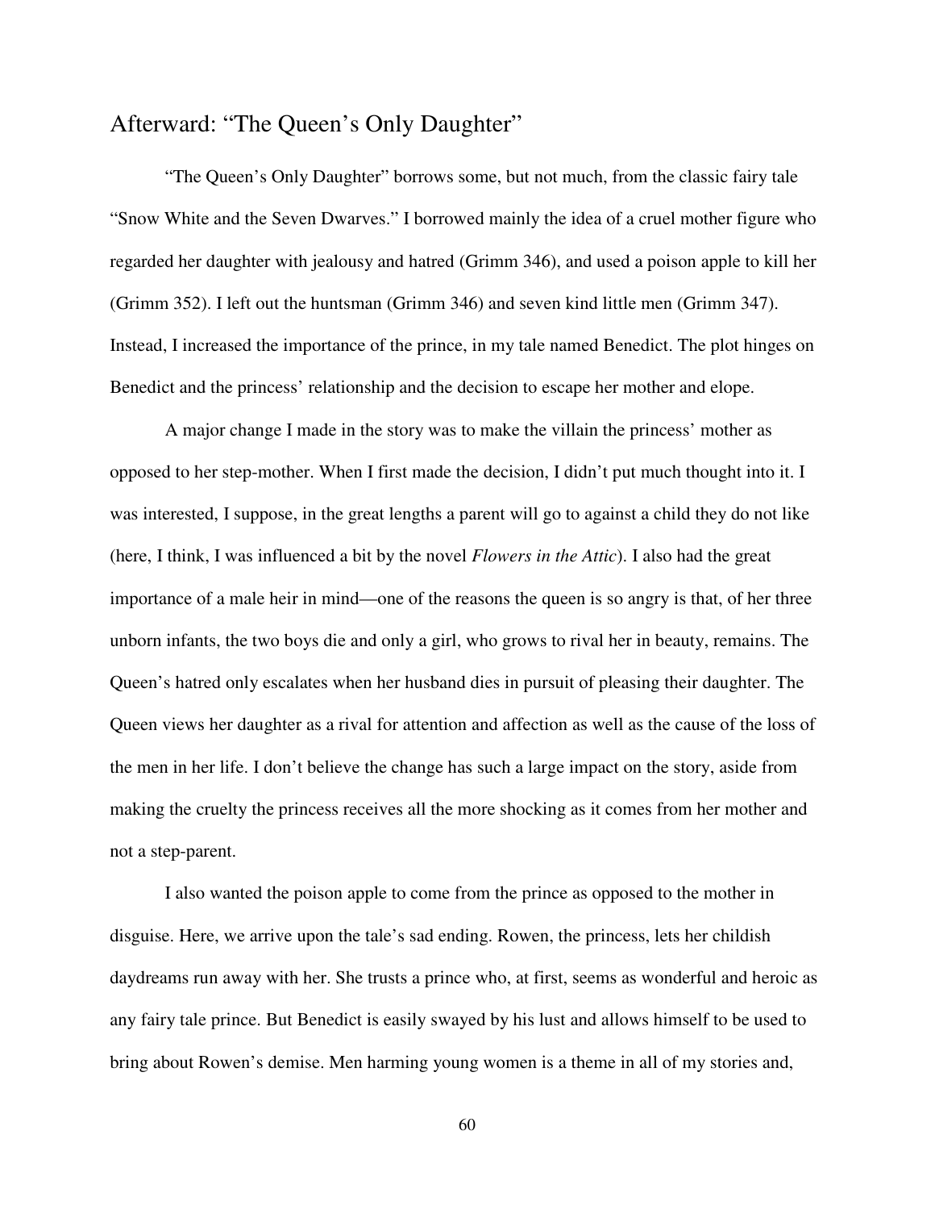## Afterward: "The Queen's Only Daughter"

"The Queen's Only Daughter" borrows some, but not much, from the classic fairy tale "Snow White and the Seven Dwarves." I borrowed mainly the idea of a cruel mother figure who regarded her daughter with jealousy and hatred (Grimm 346), and used a poison apple to kill her (Grimm 352). I left out the huntsman (Grimm 346) and seven kind little men (Grimm 347). Instead, I increased the importance of the prince, in my tale named Benedict. The plot hinges on Benedict and the princess' relationship and the decision to escape her mother and elope.

A major change I made in the story was to make the villain the princess' mother as opposed to her step-mother. When I first made the decision, I didn't put much thought into it. I was interested, I suppose, in the great lengths a parent will go to against a child they do not like (here, I think, I was influenced a bit by the novel *Flowers in the Attic*). I also had the great importance of a male heir in mind—one of the reasons the queen is so angry is that, of her three unborn infants, the two boys die and only a girl, who grows to rival her in beauty, remains. The Queen's hatred only escalates when her husband dies in pursuit of pleasing their daughter. The Queen views her daughter as a rival for attention and affection as well as the cause of the loss of the men in her life. I don't believe the change has such a large impact on the story, aside from making the cruelty the princess receives all the more shocking as it comes from her mother and not a step-parent.

I also wanted the poison apple to come from the prince as opposed to the mother in disguise. Here, we arrive upon the tale's sad ending. Rowen, the princess, lets her childish daydreams run away with her. She trusts a prince who, at first, seems as wonderful and heroic as any fairy tale prince. But Benedict is easily swayed by his lust and allows himself to be used to bring about Rowen's demise. Men harming young women is a theme in all of my stories and,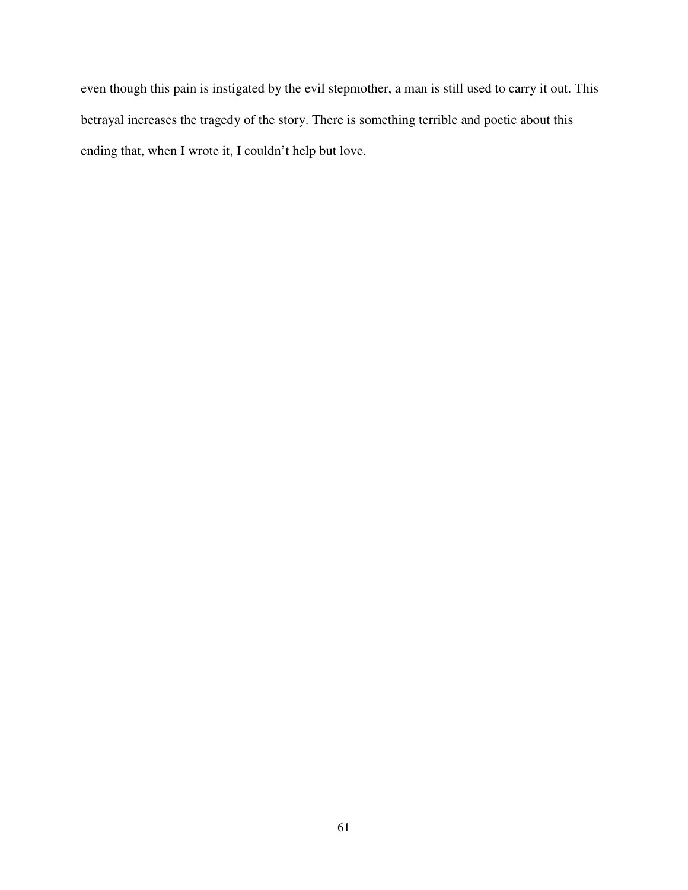even though this pain is instigated by the evil stepmother, a man is still used to carry it out. This betrayal increases the tragedy of the story. There is something terrible and poetic about this ending that, when I wrote it, I couldn't help but love.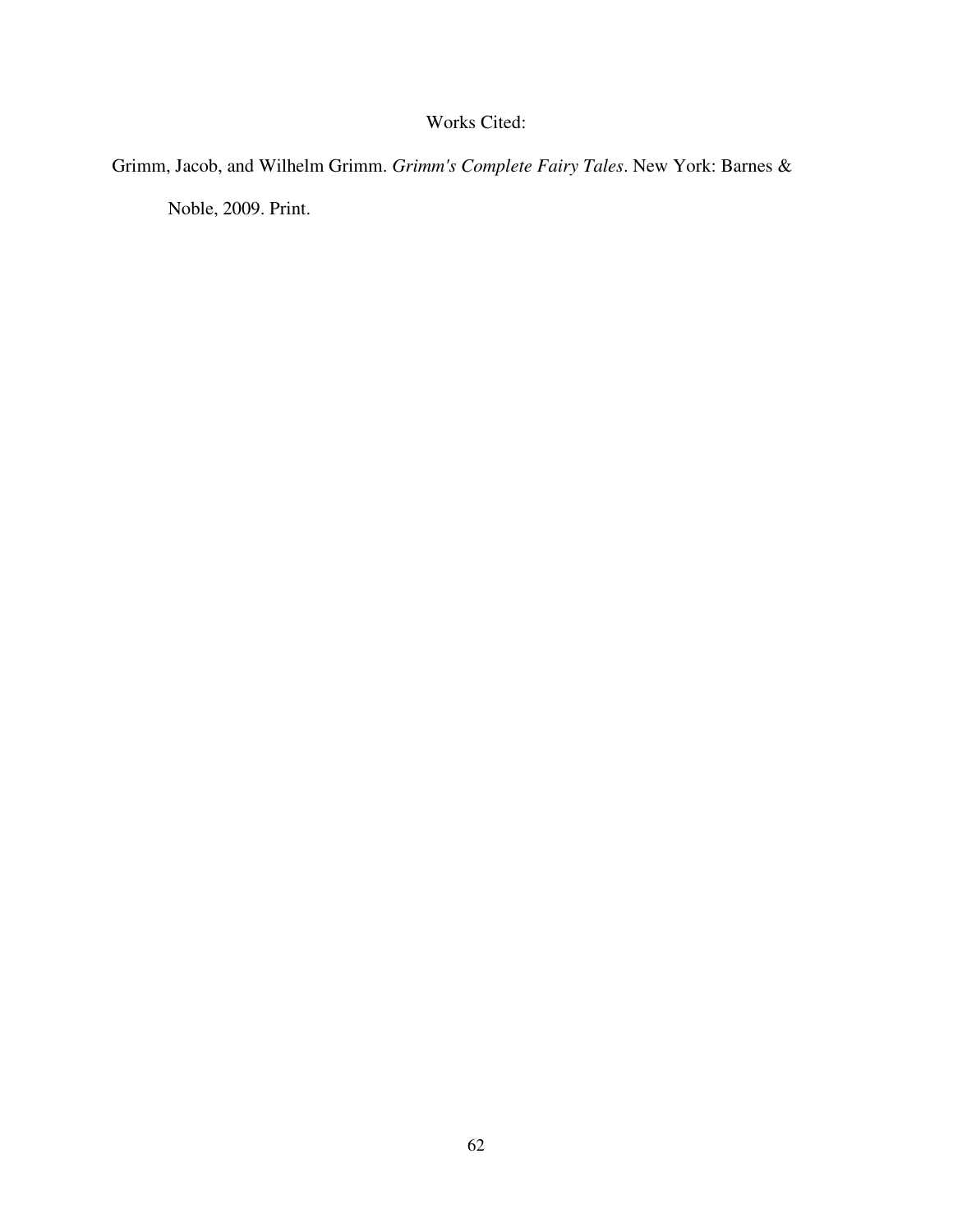# Works Cited:

Grimm, Jacob, and Wilhelm Grimm. *Grimm's Complete Fairy Tales*. New York: Barnes & Noble, 2009. Print.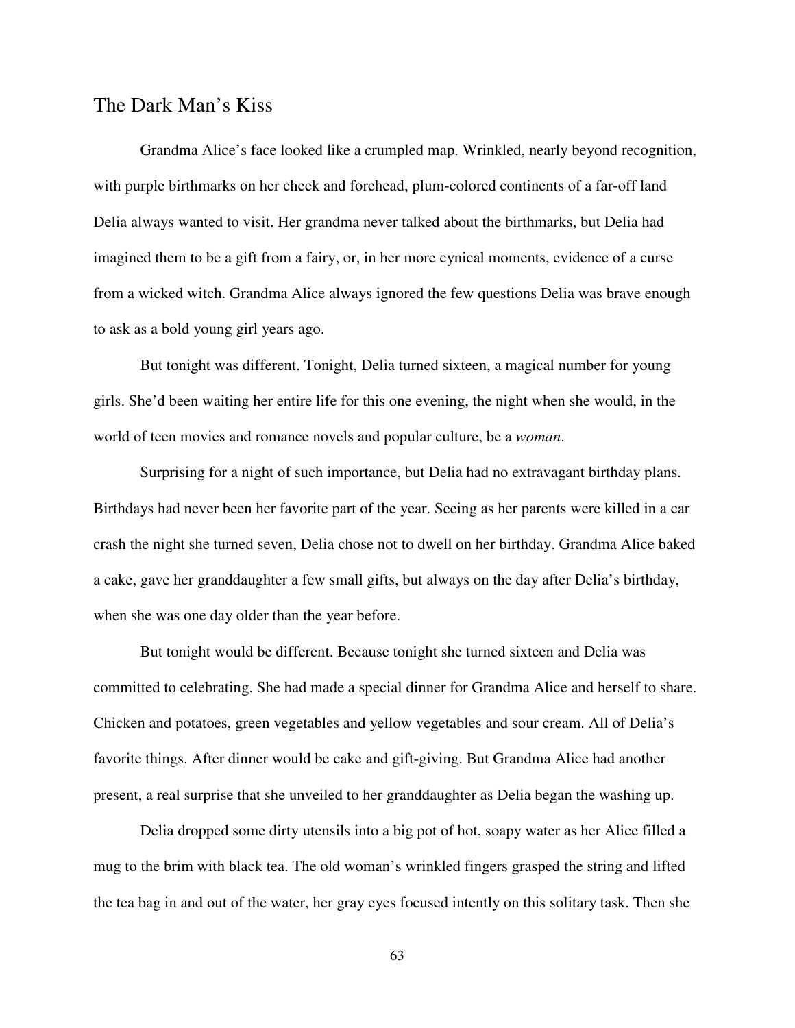## The Dark Man's Kiss

Grandma Alice's face looked like a crumpled map. Wrinkled, nearly beyond recognition, with purple birthmarks on her cheek and forehead, plum-colored continents of a far-off land Delia always wanted to visit. Her grandma never talked about the birthmarks, but Delia had imagined them to be a gift from a fairy, or, in her more cynical moments, evidence of a curse from a wicked witch. Grandma Alice always ignored the few questions Delia was brave enough to ask as a bold young girl years ago.

But tonight was different. Tonight, Delia turned sixteen, a magical number for young girls. She'd been waiting her entire life for this one evening, the night when she would, in the world of teen movies and romance novels and popular culture, be a *woman*.

Surprising for a night of such importance, but Delia had no extravagant birthday plans. Birthdays had never been her favorite part of the year. Seeing as her parents were killed in a car crash the night she turned seven, Delia chose not to dwell on her birthday. Grandma Alice baked a cake, gave her granddaughter a few small gifts, but always on the day after Delia's birthday, when she was one day older than the year before.

But tonight would be different. Because tonight she turned sixteen and Delia was committed to celebrating. She had made a special dinner for Grandma Alice and herself to share. Chicken and potatoes, green vegetables and yellow vegetables and sour cream. All of Delia's favorite things. After dinner would be cake and gift-giving. But Grandma Alice had another present, a real surprise that she unveiled to her granddaughter as Delia began the washing up.

Delia dropped some dirty utensils into a big pot of hot, soapy water as her Alice filled a mug to the brim with black tea. The old woman's wrinkled fingers grasped the string and lifted the tea bag in and out of the water, her gray eyes focused intently on this solitary task. Then she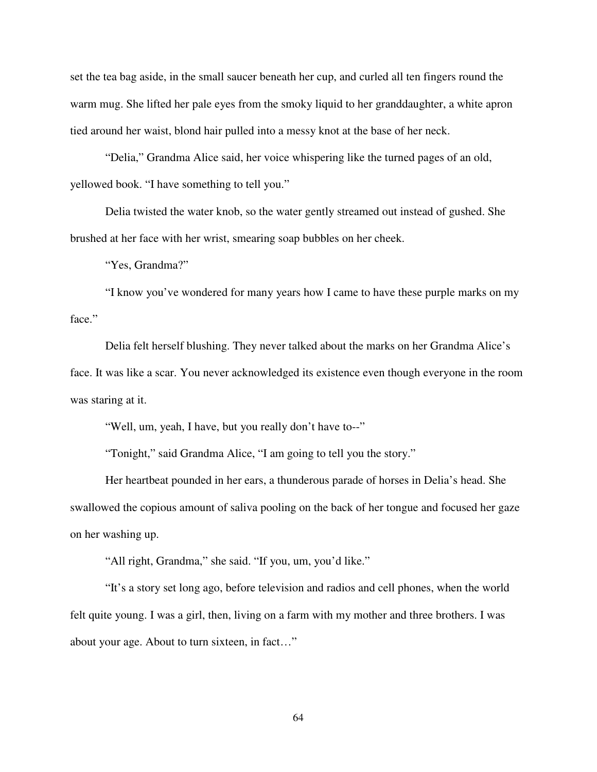set the tea bag aside, in the small saucer beneath her cup, and curled all ten fingers round the warm mug. She lifted her pale eyes from the smoky liquid to her granddaughter, a white apron tied around her waist, blond hair pulled into a messy knot at the base of her neck.

"Delia," Grandma Alice said, her voice whispering like the turned pages of an old, yellowed book. "I have something to tell you."

Delia twisted the water knob, so the water gently streamed out instead of gushed. She brushed at her face with her wrist, smearing soap bubbles on her cheek.

"Yes, Grandma?"

"I know you've wondered for many years how I came to have these purple marks on my face."

Delia felt herself blushing. They never talked about the marks on her Grandma Alice's face. It was like a scar. You never acknowledged its existence even though everyone in the room was staring at it.

"Well, um, yeah, I have, but you really don't have to--"

"Tonight," said Grandma Alice, "I am going to tell you the story."

Her heartbeat pounded in her ears, a thunderous parade of horses in Delia's head. She swallowed the copious amount of saliva pooling on the back of her tongue and focused her gaze on her washing up.

"All right, Grandma," she said. "If you, um, you'd like."

"It's a story set long ago, before television and radios and cell phones, when the world felt quite young. I was a girl, then, living on a farm with my mother and three brothers. I was about your age. About to turn sixteen, in fact…"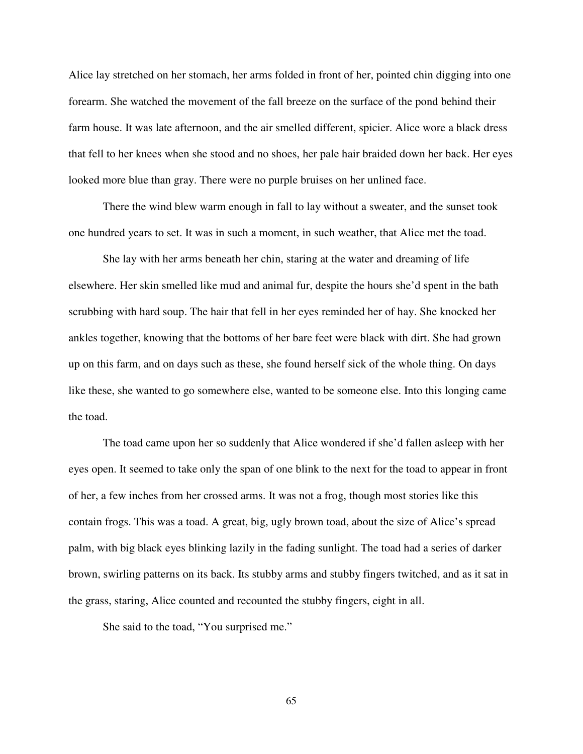Alice lay stretched on her stomach, her arms folded in front of her, pointed chin digging into one forearm. She watched the movement of the fall breeze on the surface of the pond behind their farm house. It was late afternoon, and the air smelled different, spicier. Alice wore a black dress that fell to her knees when she stood and no shoes, her pale hair braided down her back. Her eyes looked more blue than gray. There were no purple bruises on her unlined face.

There the wind blew warm enough in fall to lay without a sweater, and the sunset took one hundred years to set. It was in such a moment, in such weather, that Alice met the toad.

She lay with her arms beneath her chin, staring at the water and dreaming of life elsewhere. Her skin smelled like mud and animal fur, despite the hours she'd spent in the bath scrubbing with hard soup. The hair that fell in her eyes reminded her of hay. She knocked her ankles together, knowing that the bottoms of her bare feet were black with dirt. She had grown up on this farm, and on days such as these, she found herself sick of the whole thing. On days like these, she wanted to go somewhere else, wanted to be someone else. Into this longing came the toad.

The toad came upon her so suddenly that Alice wondered if she'd fallen asleep with her eyes open. It seemed to take only the span of one blink to the next for the toad to appear in front of her, a few inches from her crossed arms. It was not a frog, though most stories like this contain frogs. This was a toad. A great, big, ugly brown toad, about the size of Alice's spread palm, with big black eyes blinking lazily in the fading sunlight. The toad had a series of darker brown, swirling patterns on its back. Its stubby arms and stubby fingers twitched, and as it sat in the grass, staring, Alice counted and recounted the stubby fingers, eight in all.

She said to the toad, "You surprised me."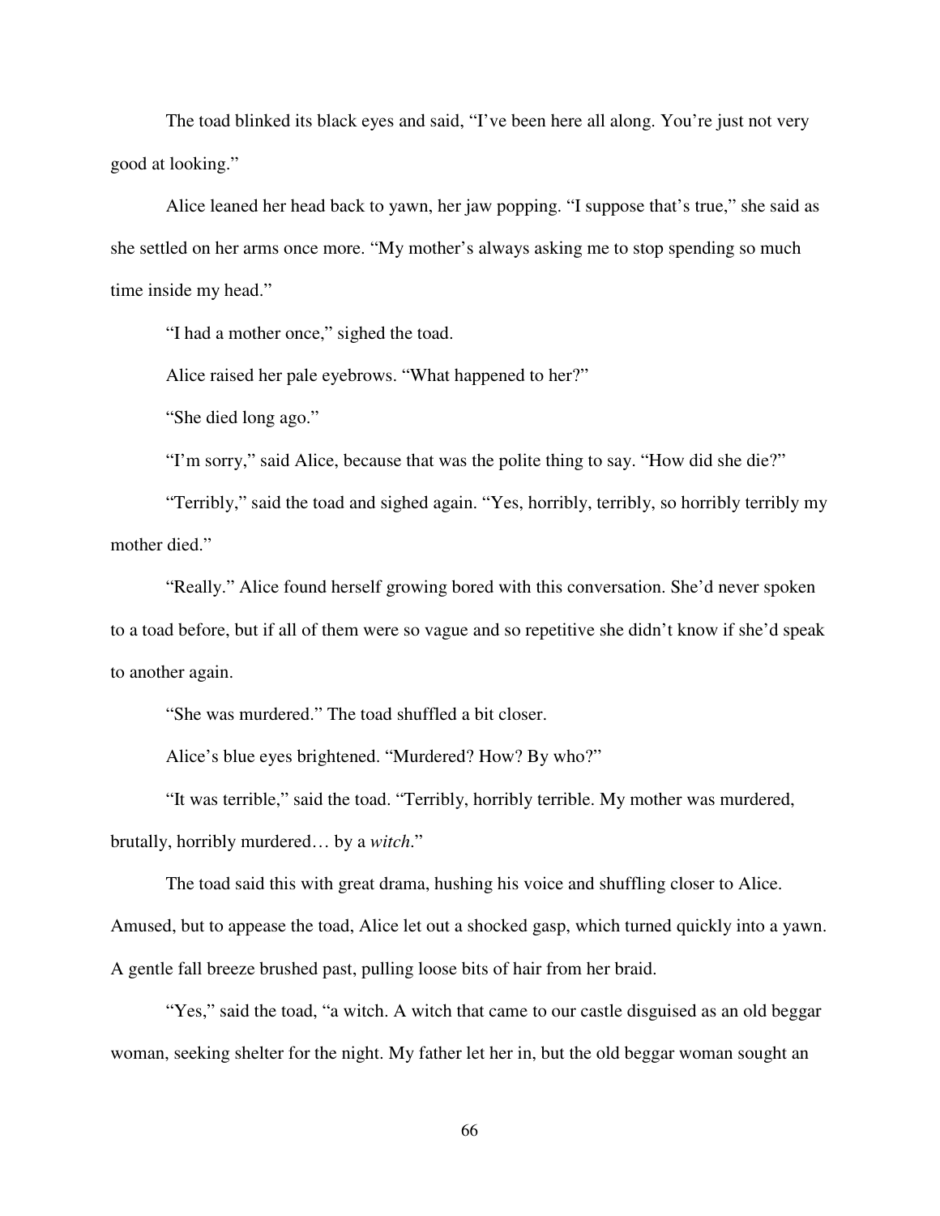The toad blinked its black eyes and said, "I've been here all along. You're just not very good at looking."

Alice leaned her head back to yawn, her jaw popping. "I suppose that's true," she said as she settled on her arms once more. "My mother's always asking me to stop spending so much time inside my head."

"I had a mother once," sighed the toad.

Alice raised her pale eyebrows. "What happened to her?"

"She died long ago."

"I'm sorry," said Alice, because that was the polite thing to say. "How did she die?"

"Terribly," said the toad and sighed again. "Yes, horribly, terribly, so horribly terribly my mother died."

"Really." Alice found herself growing bored with this conversation. She'd never spoken to a toad before, but if all of them were so vague and so repetitive she didn't know if she'd speak to another again.

"She was murdered." The toad shuffled a bit closer.

Alice's blue eyes brightened. "Murdered? How? By who?"

"It was terrible," said the toad. "Terribly, horribly terrible. My mother was murdered, brutally, horribly murdered… by a *witch*."

The toad said this with great drama, hushing his voice and shuffling closer to Alice. Amused, but to appease the toad, Alice let out a shocked gasp, which turned quickly into a yawn. A gentle fall breeze brushed past, pulling loose bits of hair from her braid.

"Yes," said the toad, "a witch. A witch that came to our castle disguised as an old beggar woman, seeking shelter for the night. My father let her in, but the old beggar woman sought an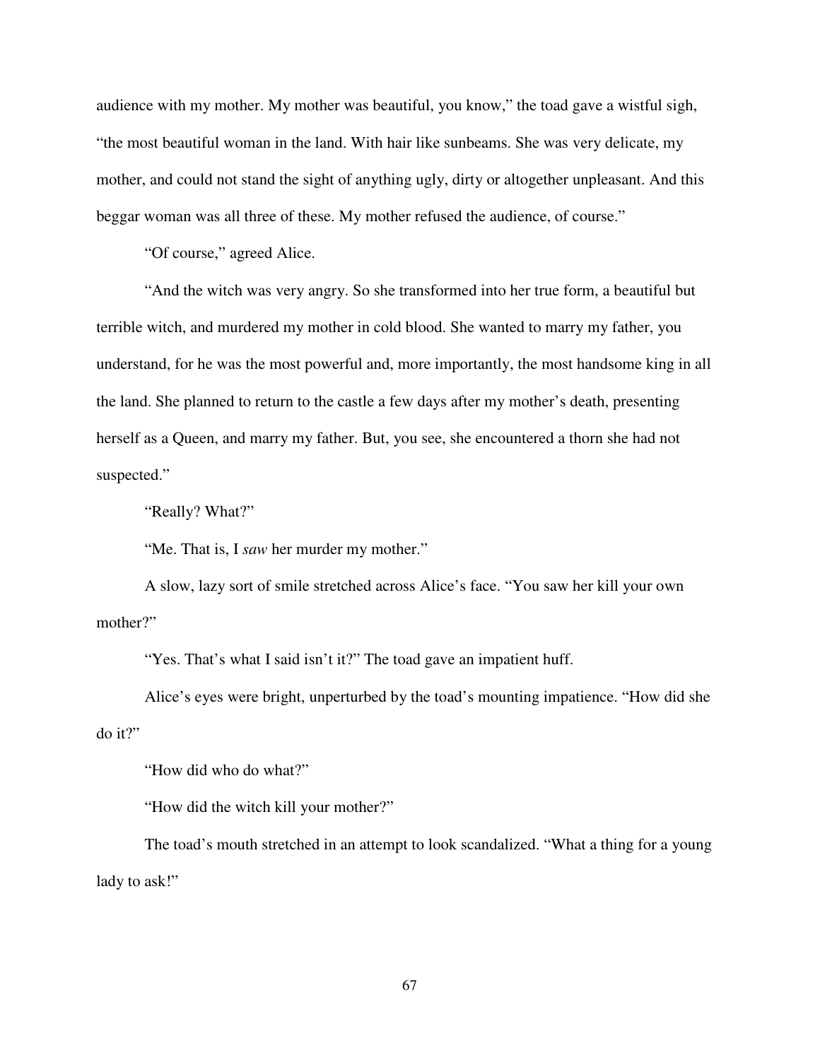audience with my mother. My mother was beautiful, you know," the toad gave a wistful sigh, "the most beautiful woman in the land. With hair like sunbeams. She was very delicate, my mother, and could not stand the sight of anything ugly, dirty or altogether unpleasant. And this beggar woman was all three of these. My mother refused the audience, of course."

"Of course," agreed Alice.

"And the witch was very angry. So she transformed into her true form, a beautiful but terrible witch, and murdered my mother in cold blood. She wanted to marry my father, you understand, for he was the most powerful and, more importantly, the most handsome king in all the land. She planned to return to the castle a few days after my mother's death, presenting herself as a Queen, and marry my father. But, you see, she encountered a thorn she had not suspected."

"Really? What?"

"Me. That is, I *saw* her murder my mother."

A slow, lazy sort of smile stretched across Alice's face. "You saw her kill your own mother?"

"Yes. That's what I said isn't it?" The toad gave an impatient huff.

Alice's eyes were bright, unperturbed by the toad's mounting impatience. "How did she do it?"

"How did who do what?"

"How did the witch kill your mother?"

The toad's mouth stretched in an attempt to look scandalized. "What a thing for a young lady to ask!"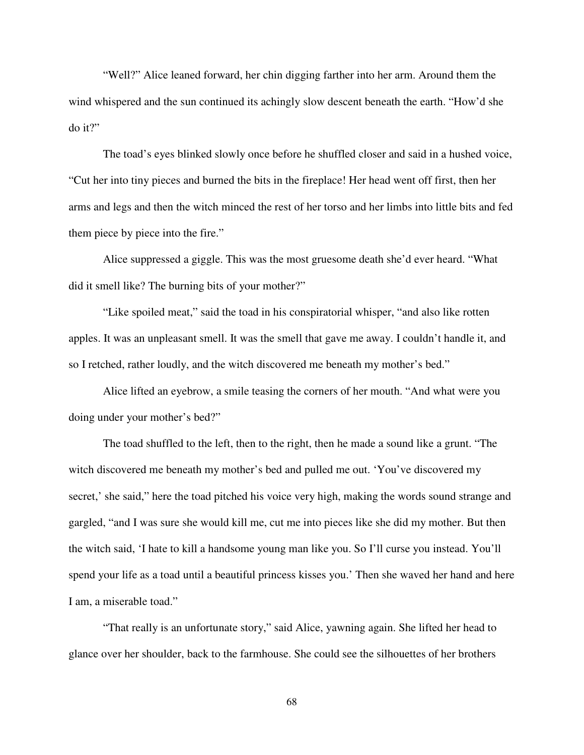"Well?" Alice leaned forward, her chin digging farther into her arm. Around them the wind whispered and the sun continued its achingly slow descent beneath the earth. "How'd she do it?"

The toad's eyes blinked slowly once before he shuffled closer and said in a hushed voice, "Cut her into tiny pieces and burned the bits in the fireplace! Her head went off first, then her arms and legs and then the witch minced the rest of her torso and her limbs into little bits and fed them piece by piece into the fire."

Alice suppressed a giggle. This was the most gruesome death she'd ever heard. "What did it smell like? The burning bits of your mother?"

"Like spoiled meat," said the toad in his conspiratorial whisper, "and also like rotten apples. It was an unpleasant smell. It was the smell that gave me away. I couldn't handle it, and so I retched, rather loudly, and the witch discovered me beneath my mother's bed."

Alice lifted an eyebrow, a smile teasing the corners of her mouth. "And what were you doing under your mother's bed?"

The toad shuffled to the left, then to the right, then he made a sound like a grunt. "The witch discovered me beneath my mother's bed and pulled me out. 'You've discovered my secret,' she said," here the toad pitched his voice very high, making the words sound strange and gargled, "and I was sure she would kill me, cut me into pieces like she did my mother. But then the witch said, 'I hate to kill a handsome young man like you. So I'll curse you instead. You'll spend your life as a toad until a beautiful princess kisses you.' Then she waved her hand and here I am, a miserable toad."

"That really is an unfortunate story," said Alice, yawning again. She lifted her head to glance over her shoulder, back to the farmhouse. She could see the silhouettes of her brothers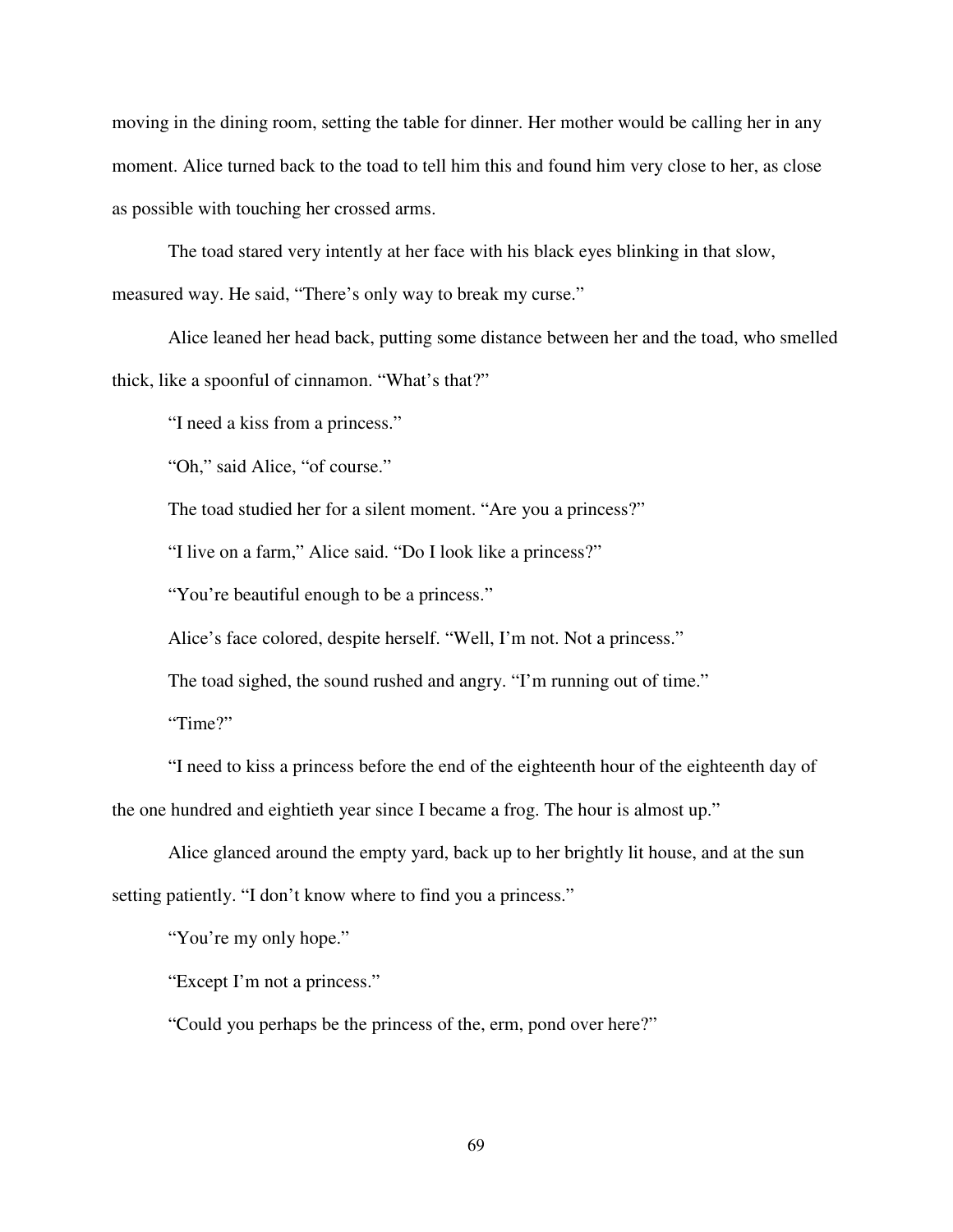moving in the dining room, setting the table for dinner. Her mother would be calling her in any moment. Alice turned back to the toad to tell him this and found him very close to her, as close as possible with touching her crossed arms.

The toad stared very intently at her face with his black eyes blinking in that slow, measured way. He said, "There's only way to break my curse."

Alice leaned her head back, putting some distance between her and the toad, who smelled thick, like a spoonful of cinnamon. "What's that?"

"I need a kiss from a princess."

"Oh," said Alice, "of course."

The toad studied her for a silent moment. "Are you a princess?"

"I live on a farm," Alice said. "Do I look like a princess?"

"You're beautiful enough to be a princess."

Alice's face colored, despite herself. "Well, I'm not. Not a princess."

The toad sighed, the sound rushed and angry. "I'm running out of time."

"Time?"

"I need to kiss a princess before the end of the eighteenth hour of the eighteenth day of the one hundred and eightieth year since I became a frog. The hour is almost up."

Alice glanced around the empty yard, back up to her brightly lit house, and at the sun setting patiently. "I don't know where to find you a princess."

"You're my only hope."

"Except I'm not a princess."

"Could you perhaps be the princess of the, erm, pond over here?"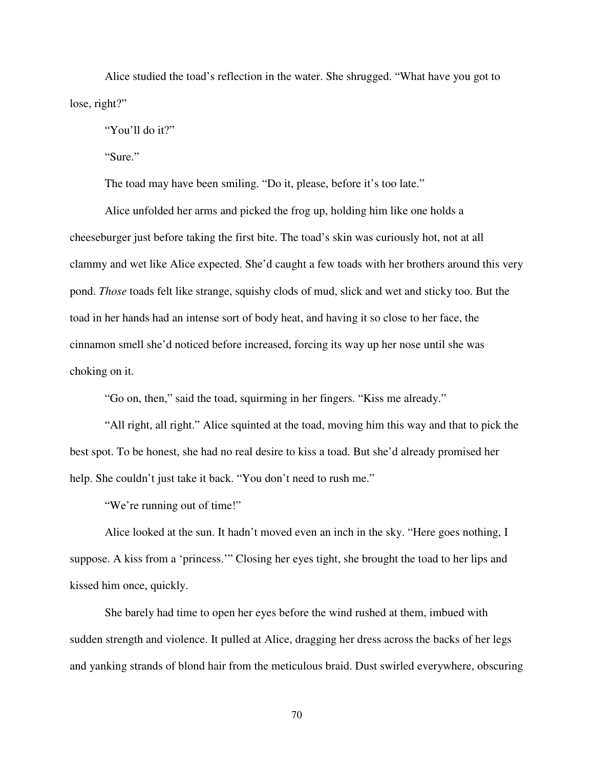Alice studied the toad's reflection in the water. She shrugged. "What have you got to lose, right?"

"You'll do it?"

"Sure."

The toad may have been smiling. "Do it, please, before it's too late."

Alice unfolded her arms and picked the frog up, holding him like one holds a cheeseburger just before taking the first bite. The toad's skin was curiously hot, not at all clammy and wet like Alice expected. She'd caught a few toads with her brothers around this very pond. *Those* toads felt like strange, squishy clods of mud, slick and wet and sticky too. But the toad in her hands had an intense sort of body heat, and having it so close to her face, the cinnamon smell she'd noticed before increased, forcing its way up her nose until she was choking on it.

"Go on, then," said the toad, squirming in her fingers. "Kiss me already."

"All right, all right." Alice squinted at the toad, moving him this way and that to pick the best spot. To be honest, she had no real desire to kiss a toad. But she'd already promised her help. She couldn't just take it back. "You don't need to rush me."

"We're running out of time!"

Alice looked at the sun. It hadn't moved even an inch in the sky. "Here goes nothing, I suppose. A kiss from a 'princess.'" Closing her eyes tight, she brought the toad to her lips and kissed him once, quickly.

She barely had time to open her eyes before the wind rushed at them, imbued with sudden strength and violence. It pulled at Alice, dragging her dress across the backs of her legs and yanking strands of blond hair from the meticulous braid. Dust swirled everywhere, obscuring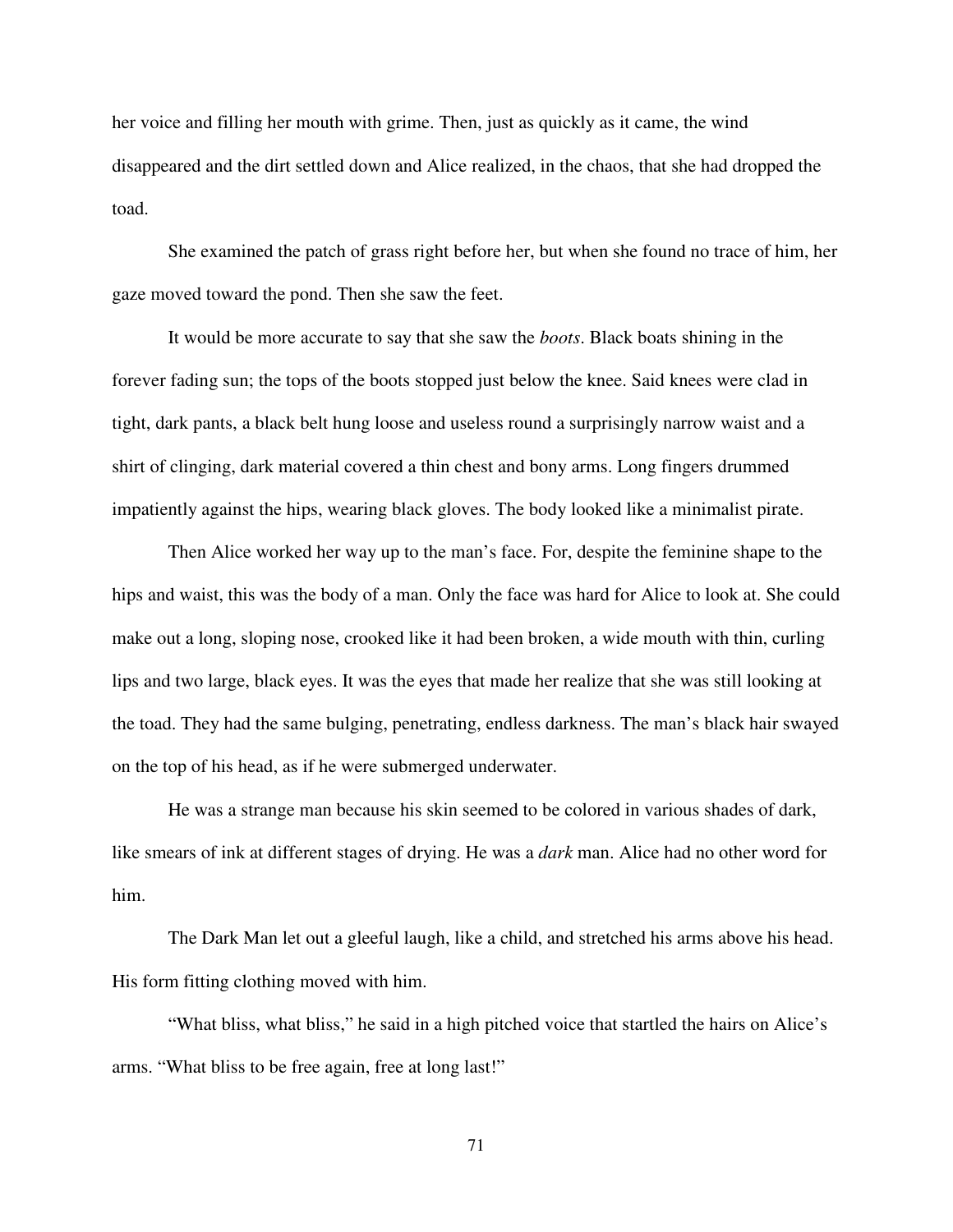her voice and filling her mouth with grime. Then, just as quickly as it came, the wind disappeared and the dirt settled down and Alice realized, in the chaos, that she had dropped the toad.

She examined the patch of grass right before her, but when she found no trace of him, her gaze moved toward the pond. Then she saw the feet.

It would be more accurate to say that she saw the *boots*. Black boats shining in the forever fading sun; the tops of the boots stopped just below the knee. Said knees were clad in tight, dark pants, a black belt hung loose and useless round a surprisingly narrow waist and a shirt of clinging, dark material covered a thin chest and bony arms. Long fingers drummed impatiently against the hips, wearing black gloves. The body looked like a minimalist pirate.

Then Alice worked her way up to the man's face. For, despite the feminine shape to the hips and waist, this was the body of a man. Only the face was hard for Alice to look at. She could make out a long, sloping nose, crooked like it had been broken, a wide mouth with thin, curling lips and two large, black eyes. It was the eyes that made her realize that she was still looking at the toad. They had the same bulging, penetrating, endless darkness. The man's black hair swayed on the top of his head, as if he were submerged underwater.

He was a strange man because his skin seemed to be colored in various shades of dark, like smears of ink at different stages of drying. He was a *dark* man. Alice had no other word for him.

The Dark Man let out a gleeful laugh, like a child, and stretched his arms above his head. His form fitting clothing moved with him.

"What bliss, what bliss," he said in a high pitched voice that startled the hairs on Alice's arms. "What bliss to be free again, free at long last!"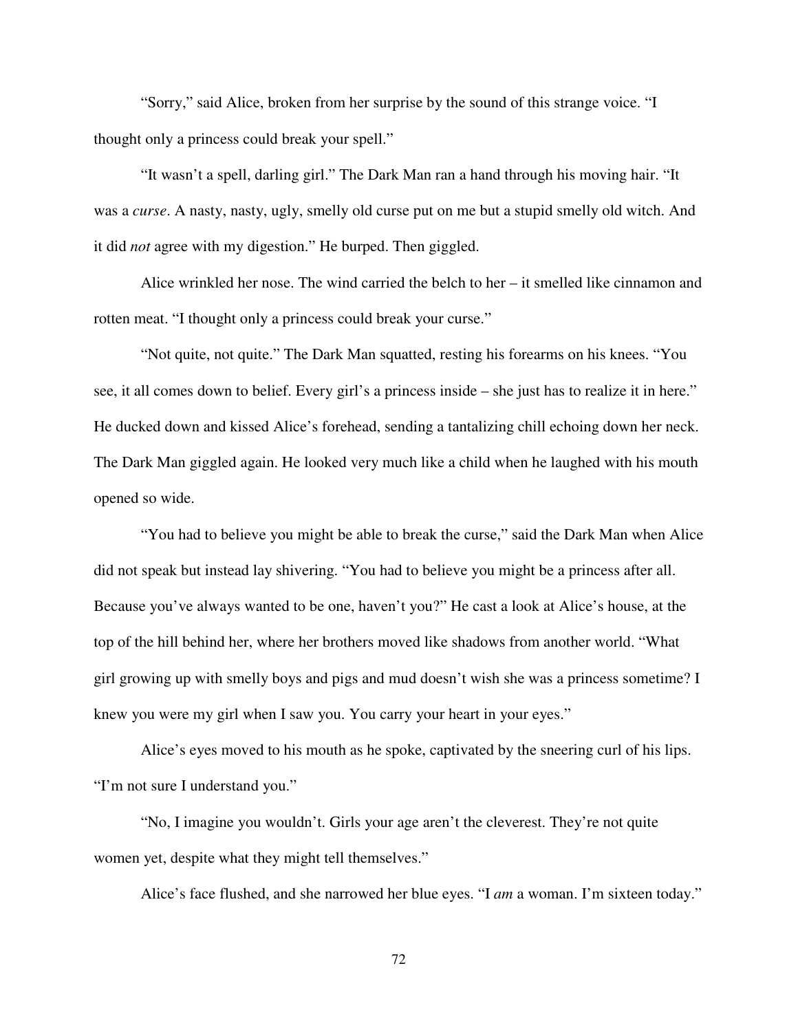"Sorry," said Alice, broken from her surprise by the sound of this strange voice. "I thought only a princess could break your spell."

"It wasn't a spell, darling girl." The Dark Man ran a hand through his moving hair. "It was a *curse*. A nasty, nasty, ugly, smelly old curse put on me but a stupid smelly old witch. And it did *not* agree with my digestion." He burped. Then giggled.

Alice wrinkled her nose. The wind carried the belch to her – it smelled like cinnamon and rotten meat. "I thought only a princess could break your curse."

"Not quite, not quite." The Dark Man squatted, resting his forearms on his knees. "You see, it all comes down to belief. Every girl's a princess inside – she just has to realize it in here." He ducked down and kissed Alice's forehead, sending a tantalizing chill echoing down her neck. The Dark Man giggled again. He looked very much like a child when he laughed with his mouth opened so wide.

"You had to believe you might be able to break the curse," said the Dark Man when Alice did not speak but instead lay shivering. "You had to believe you might be a princess after all. Because you've always wanted to be one, haven't you?" He cast a look at Alice's house, at the top of the hill behind her, where her brothers moved like shadows from another world. "What girl growing up with smelly boys and pigs and mud doesn't wish she was a princess sometime? I knew you were my girl when I saw you. You carry your heart in your eyes."

Alice's eyes moved to his mouth as he spoke, captivated by the sneering curl of his lips. "I'm not sure I understand you."

"No, I imagine you wouldn't. Girls your age aren't the cleverest. They're not quite women yet, despite what they might tell themselves."

Alice's face flushed, and she narrowed her blue eyes. "I *am* a woman. I'm sixteen today."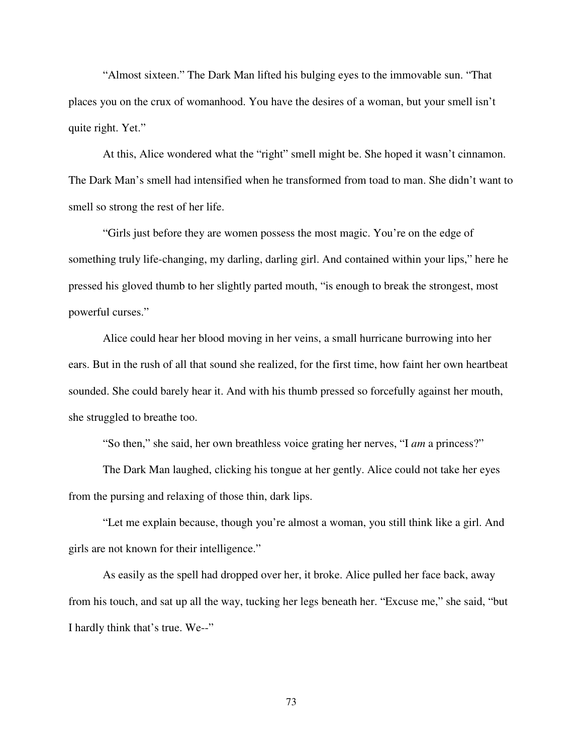"Almost sixteen." The Dark Man lifted his bulging eyes to the immovable sun. "That places you on the crux of womanhood. You have the desires of a woman, but your smell isn't quite right. Yet."

At this, Alice wondered what the "right" smell might be. She hoped it wasn't cinnamon. The Dark Man's smell had intensified when he transformed from toad to man. She didn't want to smell so strong the rest of her life.

"Girls just before they are women possess the most magic. You're on the edge of something truly life-changing, my darling, darling girl. And contained within your lips," here he pressed his gloved thumb to her slightly parted mouth, "is enough to break the strongest, most powerful curses."

Alice could hear her blood moving in her veins, a small hurricane burrowing into her ears. But in the rush of all that sound she realized, for the first time, how faint her own heartbeat sounded. She could barely hear it. And with his thumb pressed so forcefully against her mouth, she struggled to breathe too.

"So then," she said, her own breathless voice grating her nerves, "I *am* a princess?"

The Dark Man laughed, clicking his tongue at her gently. Alice could not take her eyes from the pursing and relaxing of those thin, dark lips.

"Let me explain because, though you're almost a woman, you still think like a girl. And girls are not known for their intelligence."

As easily as the spell had dropped over her, it broke. Alice pulled her face back, away from his touch, and sat up all the way, tucking her legs beneath her. "Excuse me," she said, "but I hardly think that's true. We--"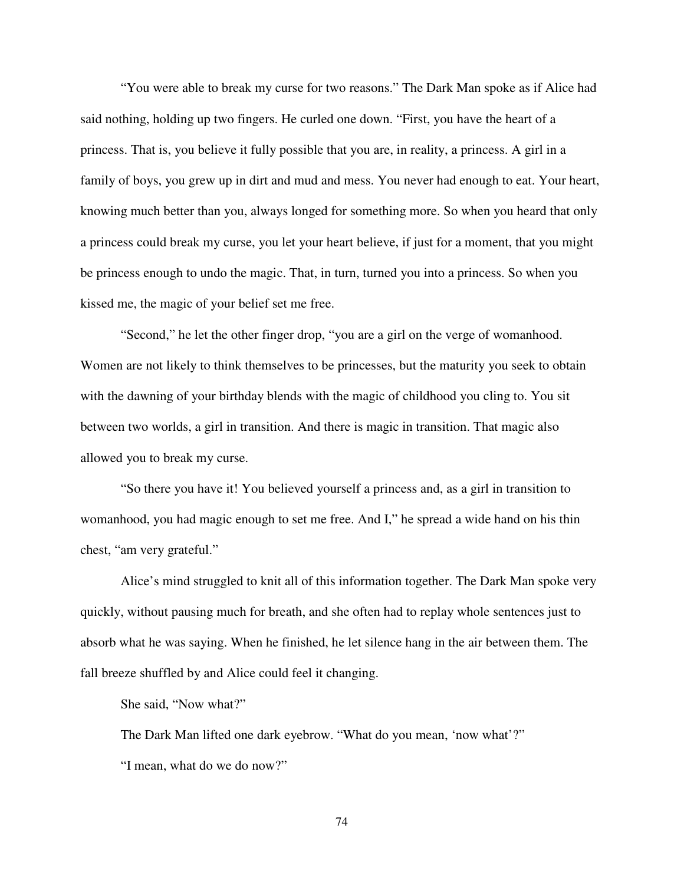"You were able to break my curse for two reasons." The Dark Man spoke as if Alice had said nothing, holding up two fingers. He curled one down. "First, you have the heart of a princess. That is, you believe it fully possible that you are, in reality, a princess. A girl in a family of boys, you grew up in dirt and mud and mess. You never had enough to eat. Your heart, knowing much better than you, always longed for something more. So when you heard that only a princess could break my curse, you let your heart believe, if just for a moment, that you might be princess enough to undo the magic. That, in turn, turned you into a princess. So when you kissed me, the magic of your belief set me free.

"Second," he let the other finger drop, "you are a girl on the verge of womanhood. Women are not likely to think themselves to be princesses, but the maturity you seek to obtain with the dawning of your birthday blends with the magic of childhood you cling to. You sit between two worlds, a girl in transition. And there is magic in transition. That magic also allowed you to break my curse.

"So there you have it! You believed yourself a princess and, as a girl in transition to womanhood, you had magic enough to set me free. And I," he spread a wide hand on his thin chest, "am very grateful."

Alice's mind struggled to knit all of this information together. The Dark Man spoke very quickly, without pausing much for breath, and she often had to replay whole sentences just to absorb what he was saying. When he finished, he let silence hang in the air between them. The fall breeze shuffled by and Alice could feel it changing.

She said, "Now what?"

The Dark Man lifted one dark eyebrow. "What do you mean, 'now what'?"

"I mean, what do we do now?"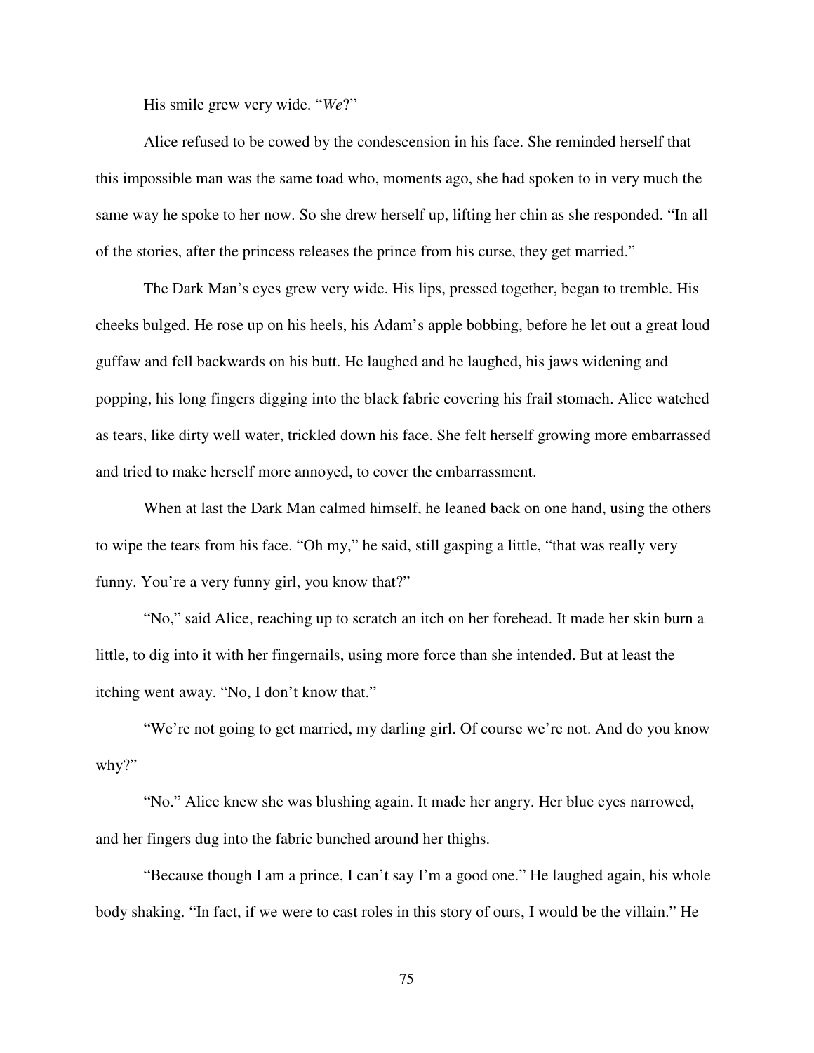His smile grew very wide. "*We*?"

Alice refused to be cowed by the condescension in his face. She reminded herself that this impossible man was the same toad who, moments ago, she had spoken to in very much the same way he spoke to her now. So she drew herself up, lifting her chin as she responded. "In all of the stories, after the princess releases the prince from his curse, they get married."

The Dark Man's eyes grew very wide. His lips, pressed together, began to tremble. His cheeks bulged. He rose up on his heels, his Adam's apple bobbing, before he let out a great loud guffaw and fell backwards on his butt. He laughed and he laughed, his jaws widening and popping, his long fingers digging into the black fabric covering his frail stomach. Alice watched as tears, like dirty well water, trickled down his face. She felt herself growing more embarrassed and tried to make herself more annoyed, to cover the embarrassment.

When at last the Dark Man calmed himself, he leaned back on one hand, using the others to wipe the tears from his face. "Oh my," he said, still gasping a little, "that was really very funny. You're a very funny girl, you know that?"

"No," said Alice, reaching up to scratch an itch on her forehead. It made her skin burn a little, to dig into it with her fingernails, using more force than she intended. But at least the itching went away. "No, I don't know that."

"We're not going to get married, my darling girl. Of course we're not. And do you know why?"

"No." Alice knew she was blushing again. It made her angry. Her blue eyes narrowed, and her fingers dug into the fabric bunched around her thighs.

"Because though I am a prince, I can't say I'm a good one." He laughed again, his whole body shaking. "In fact, if we were to cast roles in this story of ours, I would be the villain." He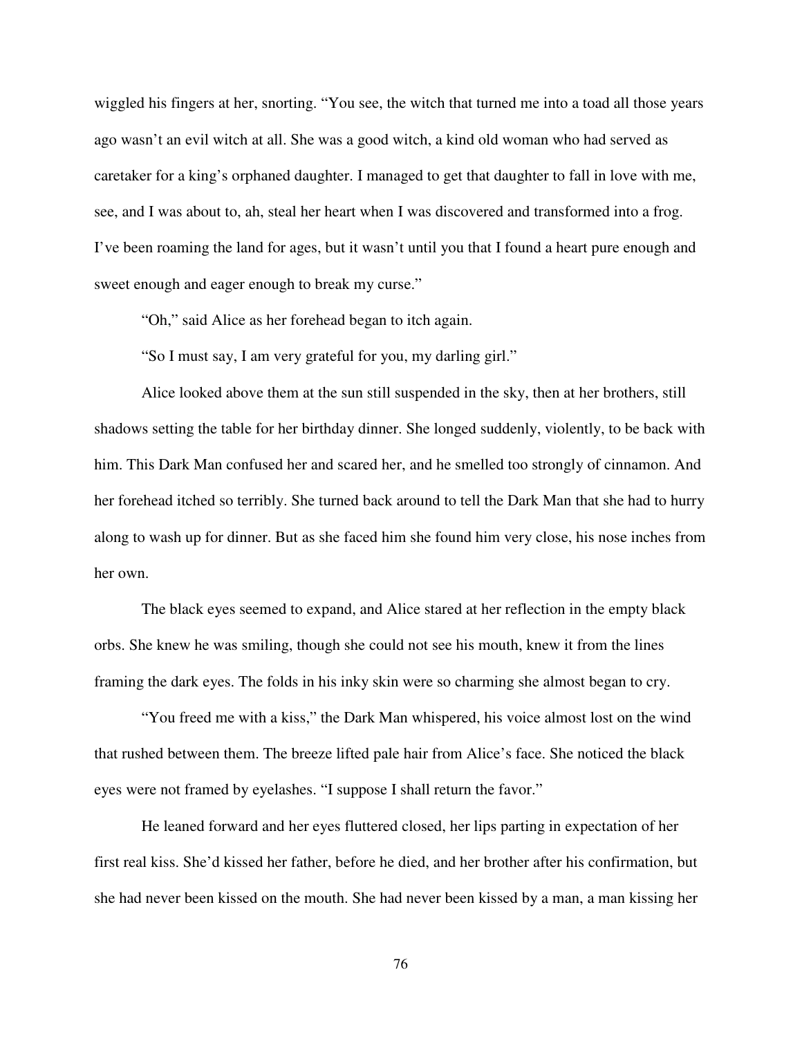wiggled his fingers at her, snorting. "You see, the witch that turned me into a toad all those years ago wasn't an evil witch at all. She was a good witch, a kind old woman who had served as caretaker for a king's orphaned daughter. I managed to get that daughter to fall in love with me, see, and I was about to, ah, steal her heart when I was discovered and transformed into a frog. I've been roaming the land for ages, but it wasn't until you that I found a heart pure enough and sweet enough and eager enough to break my curse."

"Oh," said Alice as her forehead began to itch again.

"So I must say, I am very grateful for you, my darling girl."

Alice looked above them at the sun still suspended in the sky, then at her brothers, still shadows setting the table for her birthday dinner. She longed suddenly, violently, to be back with him. This Dark Man confused her and scared her, and he smelled too strongly of cinnamon. And her forehead itched so terribly. She turned back around to tell the Dark Man that she had to hurry along to wash up for dinner. But as she faced him she found him very close, his nose inches from her own.

The black eyes seemed to expand, and Alice stared at her reflection in the empty black orbs. She knew he was smiling, though she could not see his mouth, knew it from the lines framing the dark eyes. The folds in his inky skin were so charming she almost began to cry.

"You freed me with a kiss," the Dark Man whispered, his voice almost lost on the wind that rushed between them. The breeze lifted pale hair from Alice's face. She noticed the black eyes were not framed by eyelashes. "I suppose I shall return the favor."

He leaned forward and her eyes fluttered closed, her lips parting in expectation of her first real kiss. She'd kissed her father, before he died, and her brother after his confirmation, but she had never been kissed on the mouth. She had never been kissed by a man, a man kissing her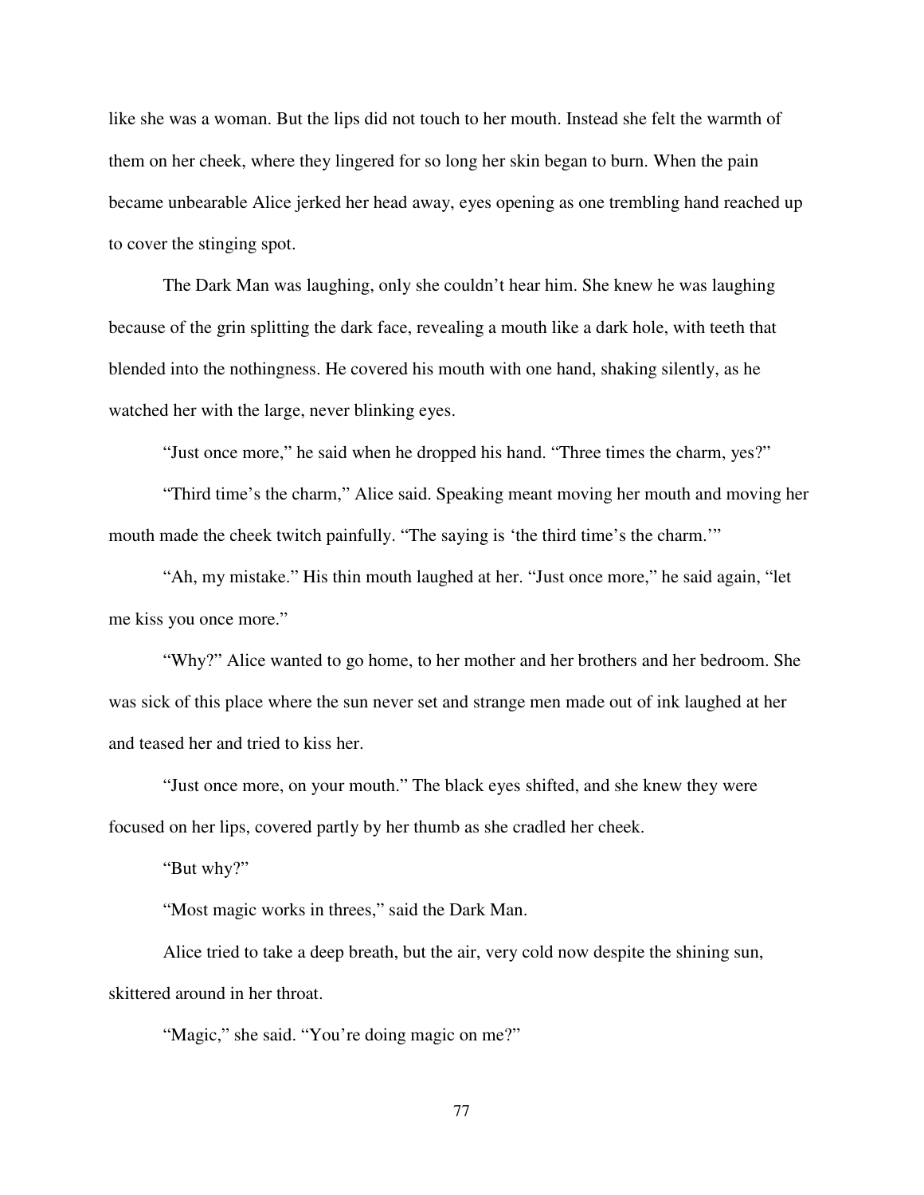like she was a woman. But the lips did not touch to her mouth. Instead she felt the warmth of them on her cheek, where they lingered for so long her skin began to burn. When the pain became unbearable Alice jerked her head away, eyes opening as one trembling hand reached up to cover the stinging spot.

The Dark Man was laughing, only she couldn't hear him. She knew he was laughing because of the grin splitting the dark face, revealing a mouth like a dark hole, with teeth that blended into the nothingness. He covered his mouth with one hand, shaking silently, as he watched her with the large, never blinking eyes.

"Just once more," he said when he dropped his hand. "Three times the charm, yes?"

"Third time's the charm," Alice said. Speaking meant moving her mouth and moving her mouth made the cheek twitch painfully. "The saying is 'the third time's the charm.'"

"Ah, my mistake." His thin mouth laughed at her. "Just once more," he said again, "let me kiss you once more."

"Why?" Alice wanted to go home, to her mother and her brothers and her bedroom. She was sick of this place where the sun never set and strange men made out of ink laughed at her and teased her and tried to kiss her.

"Just once more, on your mouth." The black eyes shifted, and she knew they were focused on her lips, covered partly by her thumb as she cradled her cheek.

"But why?"

"Most magic works in threes," said the Dark Man.

Alice tried to take a deep breath, but the air, very cold now despite the shining sun, skittered around in her throat.

"Magic," she said. "You're doing magic on me?"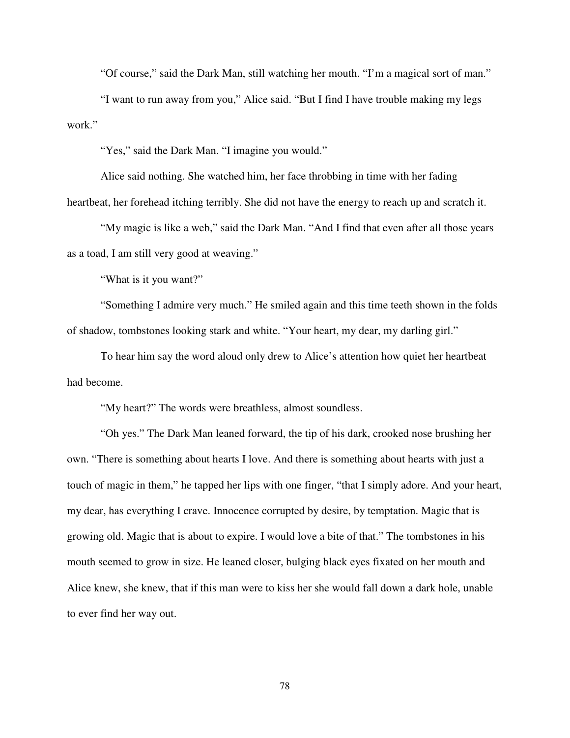"Of course," said the Dark Man, still watching her mouth. "I'm a magical sort of man."

"I want to run away from you," Alice said. "But I find I have trouble making my legs work."

"Yes," said the Dark Man. "I imagine you would."

Alice said nothing. She watched him, her face throbbing in time with her fading heartbeat, her forehead itching terribly. She did not have the energy to reach up and scratch it.

"My magic is like a web," said the Dark Man. "And I find that even after all those years as a toad, I am still very good at weaving."

"What is it you want?"

"Something I admire very much." He smiled again and this time teeth shown in the folds of shadow, tombstones looking stark and white. "Your heart, my dear, my darling girl."

To hear him say the word aloud only drew to Alice's attention how quiet her heartbeat had become.

"My heart?" The words were breathless, almost soundless.

"Oh yes." The Dark Man leaned forward, the tip of his dark, crooked nose brushing her own. "There is something about hearts I love. And there is something about hearts with just a touch of magic in them," he tapped her lips with one finger, "that I simply adore. And your heart, my dear, has everything I crave. Innocence corrupted by desire, by temptation. Magic that is growing old. Magic that is about to expire. I would love a bite of that." The tombstones in his mouth seemed to grow in size. He leaned closer, bulging black eyes fixated on her mouth and Alice knew, she knew, that if this man were to kiss her she would fall down a dark hole, unable to ever find her way out.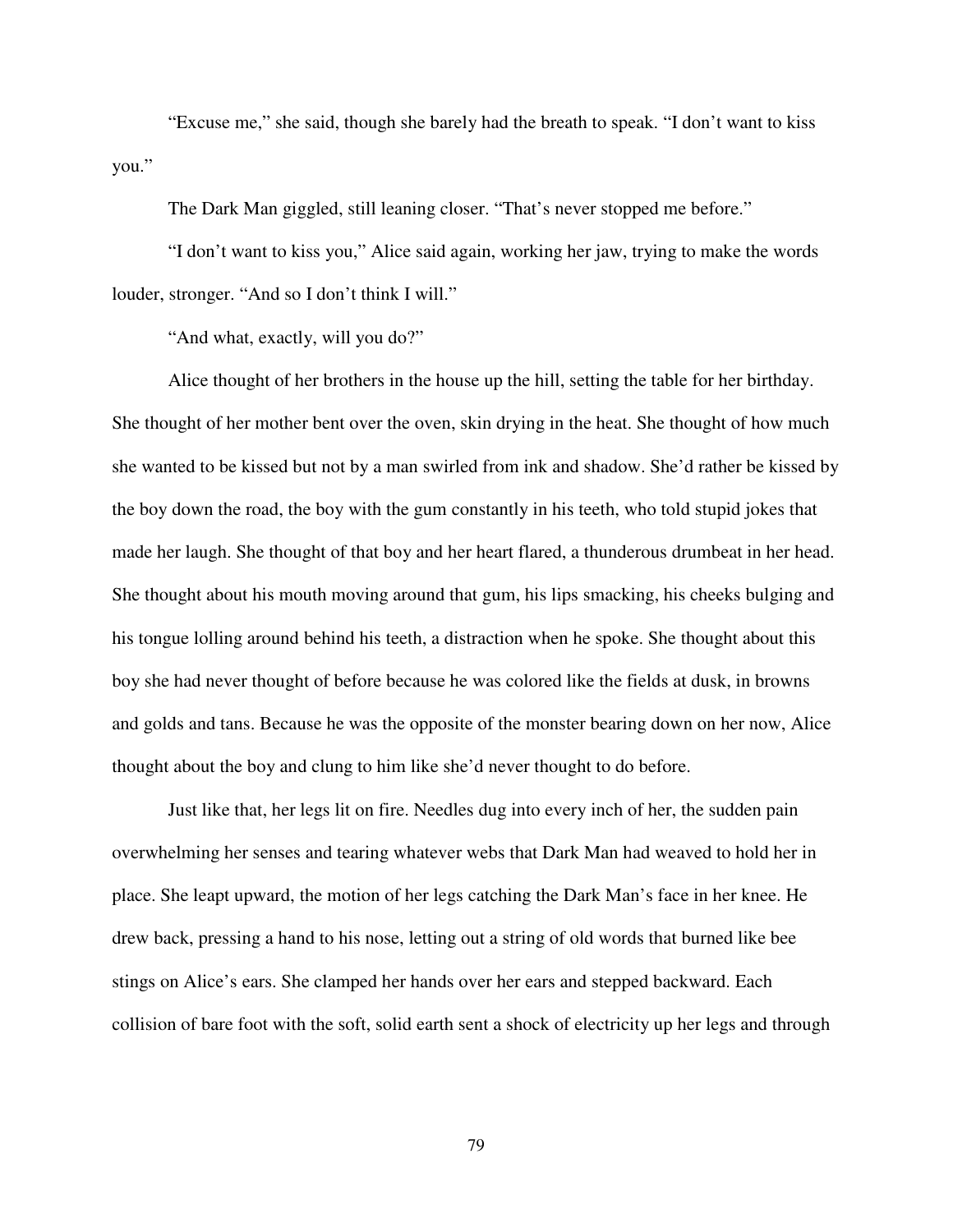"Excuse me," she said, though she barely had the breath to speak. "I don't want to kiss you."

The Dark Man giggled, still leaning closer. "That's never stopped me before."

"I don't want to kiss you," Alice said again, working her jaw, trying to make the words louder, stronger. "And so I don't think I will."

"And what, exactly, will you do?"

Alice thought of her brothers in the house up the hill, setting the table for her birthday. She thought of her mother bent over the oven, skin drying in the heat. She thought of how much she wanted to be kissed but not by a man swirled from ink and shadow. She'd rather be kissed by the boy down the road, the boy with the gum constantly in his teeth, who told stupid jokes that made her laugh. She thought of that boy and her heart flared, a thunderous drumbeat in her head. She thought about his mouth moving around that gum, his lips smacking, his cheeks bulging and his tongue lolling around behind his teeth, a distraction when he spoke. She thought about this boy she had never thought of before because he was colored like the fields at dusk, in browns and golds and tans. Because he was the opposite of the monster bearing down on her now, Alice thought about the boy and clung to him like she'd never thought to do before.

Just like that, her legs lit on fire. Needles dug into every inch of her, the sudden pain overwhelming her senses and tearing whatever webs that Dark Man had weaved to hold her in place. She leapt upward, the motion of her legs catching the Dark Man's face in her knee. He drew back, pressing a hand to his nose, letting out a string of old words that burned like bee stings on Alice's ears. She clamped her hands over her ears and stepped backward. Each collision of bare foot with the soft, solid earth sent a shock of electricity up her legs and through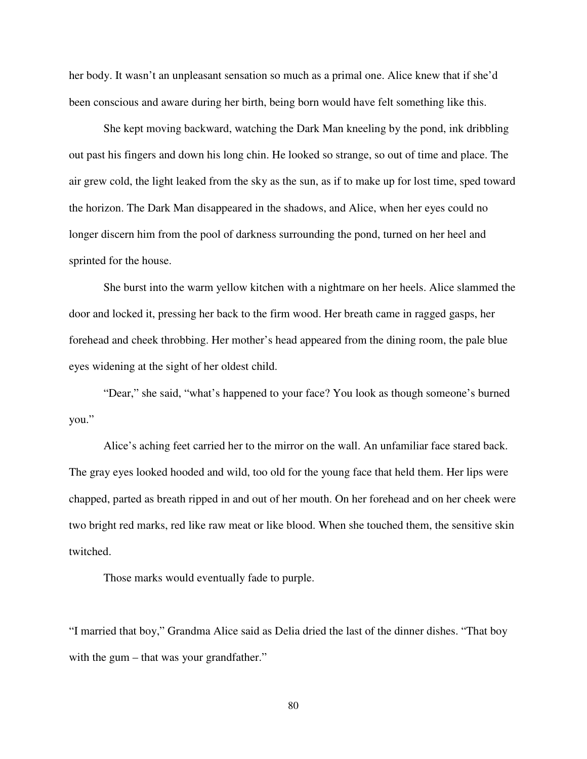her body. It wasn't an unpleasant sensation so much as a primal one. Alice knew that if she'd been conscious and aware during her birth, being born would have felt something like this.

She kept moving backward, watching the Dark Man kneeling by the pond, ink dribbling out past his fingers and down his long chin. He looked so strange, so out of time and place. The air grew cold, the light leaked from the sky as the sun, as if to make up for lost time, sped toward the horizon. The Dark Man disappeared in the shadows, and Alice, when her eyes could no longer discern him from the pool of darkness surrounding the pond, turned on her heel and sprinted for the house.

She burst into the warm yellow kitchen with a nightmare on her heels. Alice slammed the door and locked it, pressing her back to the firm wood. Her breath came in ragged gasps, her forehead and cheek throbbing. Her mother's head appeared from the dining room, the pale blue eyes widening at the sight of her oldest child.

"Dear," she said, "what's happened to your face? You look as though someone's burned you."

Alice's aching feet carried her to the mirror on the wall. An unfamiliar face stared back. The gray eyes looked hooded and wild, too old for the young face that held them. Her lips were chapped, parted as breath ripped in and out of her mouth. On her forehead and on her cheek were two bright red marks, red like raw meat or like blood. When she touched them, the sensitive skin twitched.

Those marks would eventually fade to purple.

"I married that boy," Grandma Alice said as Delia dried the last of the dinner dishes. "That boy with the gum – that was your grandfather."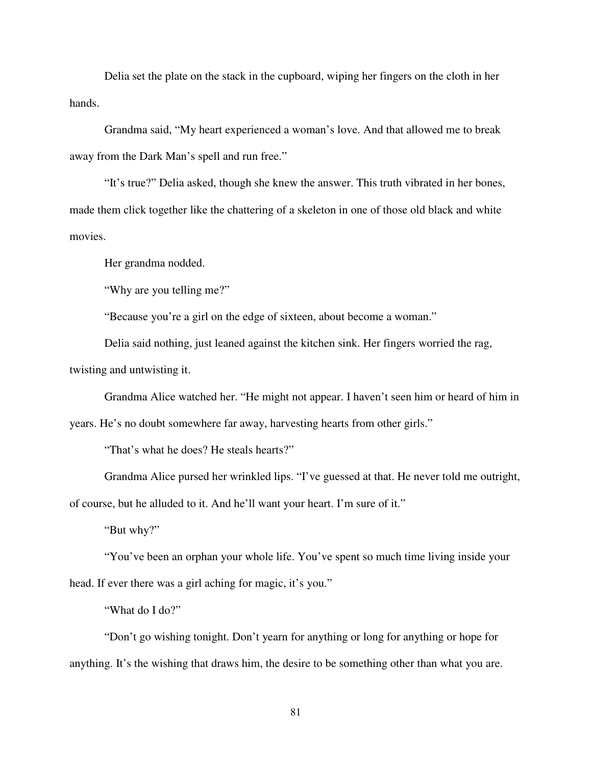Delia set the plate on the stack in the cupboard, wiping her fingers on the cloth in her hands.

Grandma said, “My heart experienced a woman’s love. And that allowed me to break away from the Dark Man’s spell and run free.”

“It’s true?” Delia asked, though she knew the answer. This truth vibrated in her bones, made them click together like the chattering of a skeleton in one of those old black and white movies.

Her grandma nodded.

“Why are you telling me?”

“Because you’re a girl on the edge of sixteen, about become a woman.”

Delia said nothing, just leaned against the kitchen sink. Her fingers worried the rag, twisting and untwisting it.

Grandma Alice watched her. “He might not appear. I haven’t seen him or heard of him in years. He’s no doubt somewhere far away, harvesting hearts from other girls.”

“That’s what he does? He steals hearts?”

Grandma Alice pursed her wrinkled lips. “I’ve guessed at that. He never told me outright, of course, but he alluded to it. And he’ll want your heart. I’m sure of it.”

“But why?”

“You’ve been an orphan your whole life. You’ve spent so much time living inside your head. If ever there was a girl aching for magic, it’s you.”

“What do I do?”

“Don’t go wishing tonight. Don’t yearn for anything or long for anything or hope for anything. It’s the wishing that draws him, the desire to be something other than what you are.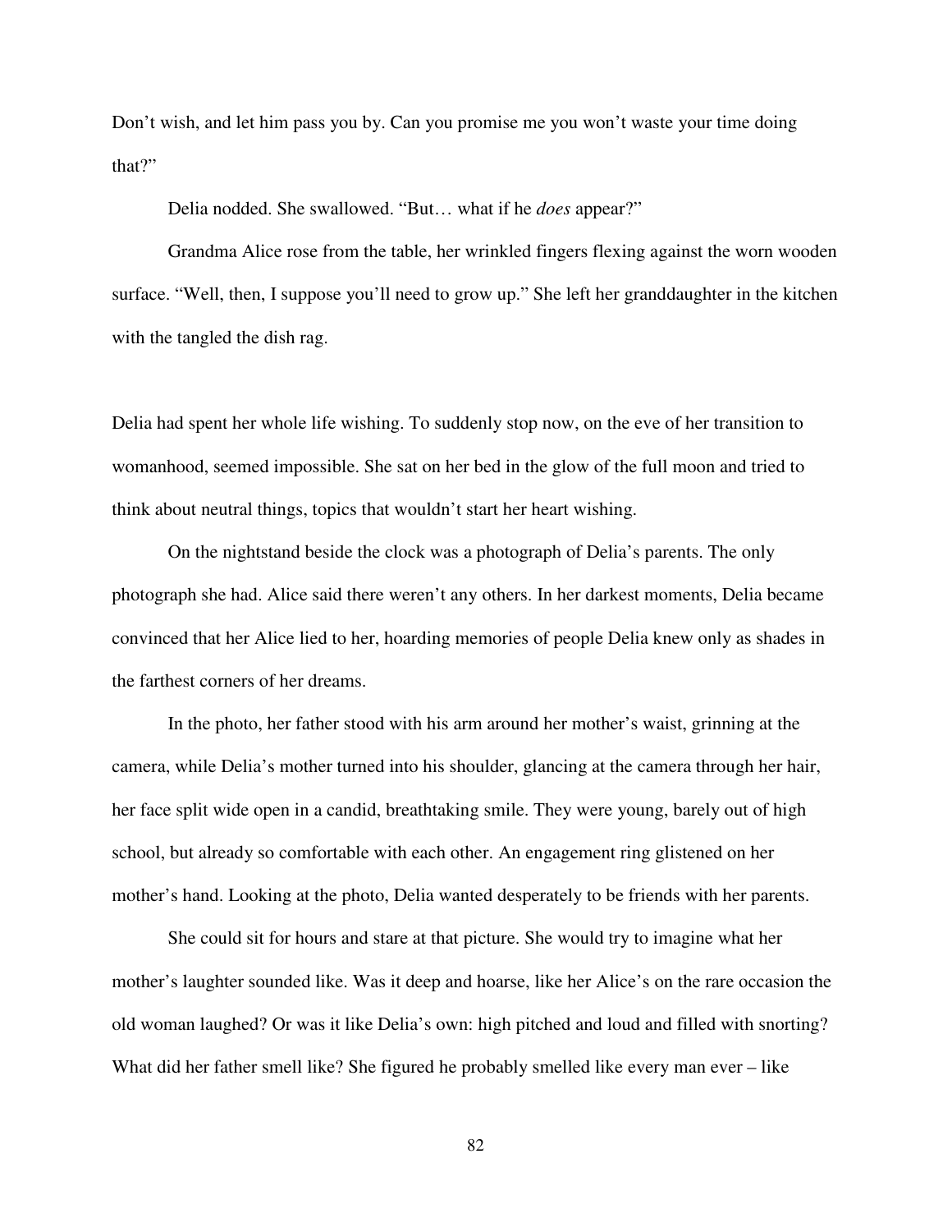Don't wish, and let him pass you by. Can you promise me you won't waste your time doing that?"

Delia nodded. She swallowed. "But… what if he *does* appear?"

Grandma Alice rose from the table, her wrinkled fingers flexing against the worn wooden surface. "Well, then, I suppose you'll need to grow up." She left her granddaughter in the kitchen with the tangled the dish rag.

Delia had spent her whole life wishing. To suddenly stop now, on the eve of her transition to womanhood, seemed impossible. She sat on her bed in the glow of the full moon and tried to think about neutral things, topics that wouldn't start her heart wishing.

On the nightstand beside the clock was a photograph of Delia's parents. The only photograph she had. Alice said there weren't any others. In her darkest moments, Delia became convinced that her Alice lied to her, hoarding memories of people Delia knew only as shades in the farthest corners of her dreams.

In the photo, her father stood with his arm around her mother's waist, grinning at the camera, while Delia's mother turned into his shoulder, glancing at the camera through her hair, her face split wide open in a candid, breathtaking smile. They were young, barely out of high school, but already so comfortable with each other. An engagement ring glistened on her mother's hand. Looking at the photo, Delia wanted desperately to be friends with her parents.

She could sit for hours and stare at that picture. She would try to imagine what her mother's laughter sounded like. Was it deep and hoarse, like her Alice's on the rare occasion the old woman laughed? Or was it like Delia's own: high pitched and loud and filled with snorting? What did her father smell like? She figured he probably smelled like every man ever – like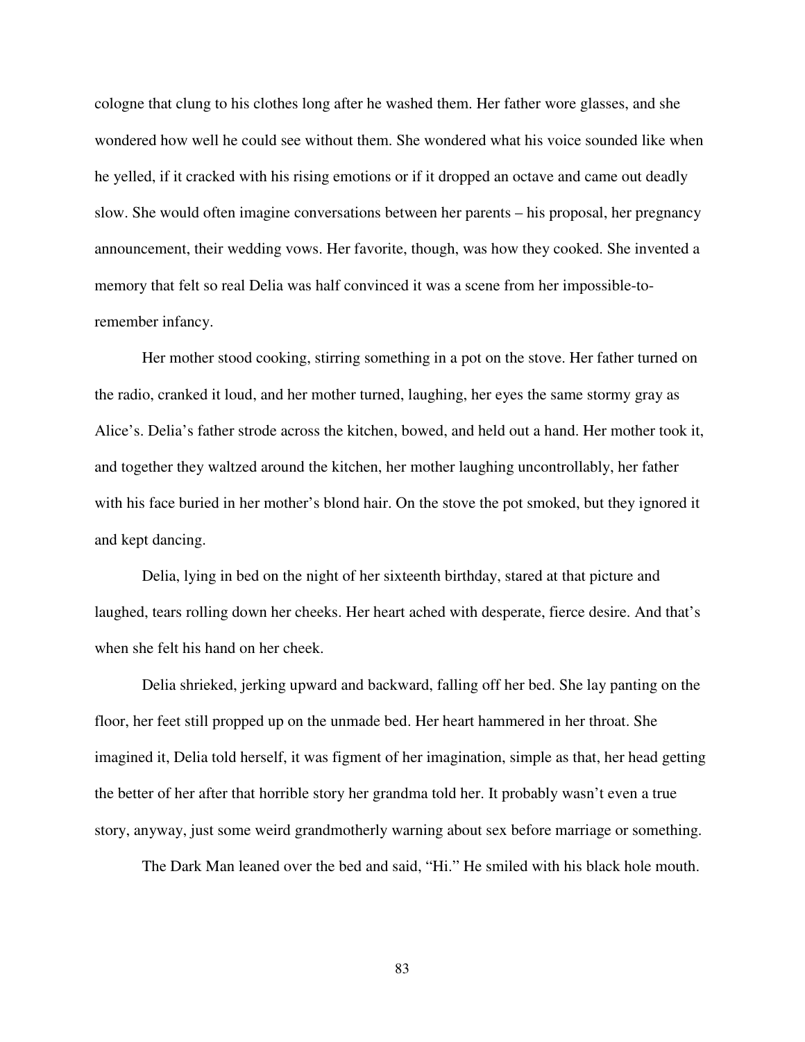cologne that clung to his clothes long after he washed them. Her father wore glasses, and she wondered how well he could see without them. She wondered what his voice sounded like when he yelled, if it cracked with his rising emotions or if it dropped an octave and came out deadly slow. She would often imagine conversations between her parents – his proposal, her pregnancy announcement, their wedding vows. Her favorite, though, was how they cooked. She invented a memory that felt so real Delia was half convinced it was a scene from her impossible-to-remember infancy.

Her mother stood cooking, stirring something in a pot on the stove. Her father turned on the radio, cranked it loud, and her mother turned, laughing, her eyes the same stormy gray as Alice's. Delia's father strode across the kitchen, bowed, and held out a hand. Her mother took it, and together they waltzed around the kitchen, her mother laughing uncontrollably, her father with his face buried in her mother's blond hair. On the stove the pot smoked, but they ignored it and kept dancing.

Delia, lying in bed on the night of her sixteenth birthday, stared at that picture and laughed, tears rolling down her cheeks. Her heart ached with desperate, fierce desire. And that's when she felt his hand on her cheek.

Delia shrieked, jerking upward and backward, falling off her bed. She lay panting on the floor, her feet still propped up on the unmade bed. Her heart hammered in her throat. She imagined it, Delia told herself, it was figment of her imagination, simple as that, her head getting the better of her after that horrible story her grandma told her. It probably wasn't even a true story, anyway, just some weird grandmotherly warning about sex before marriage or something.

The Dark Man leaned over the bed and said, "Hi." He smiled with his black hole mouth.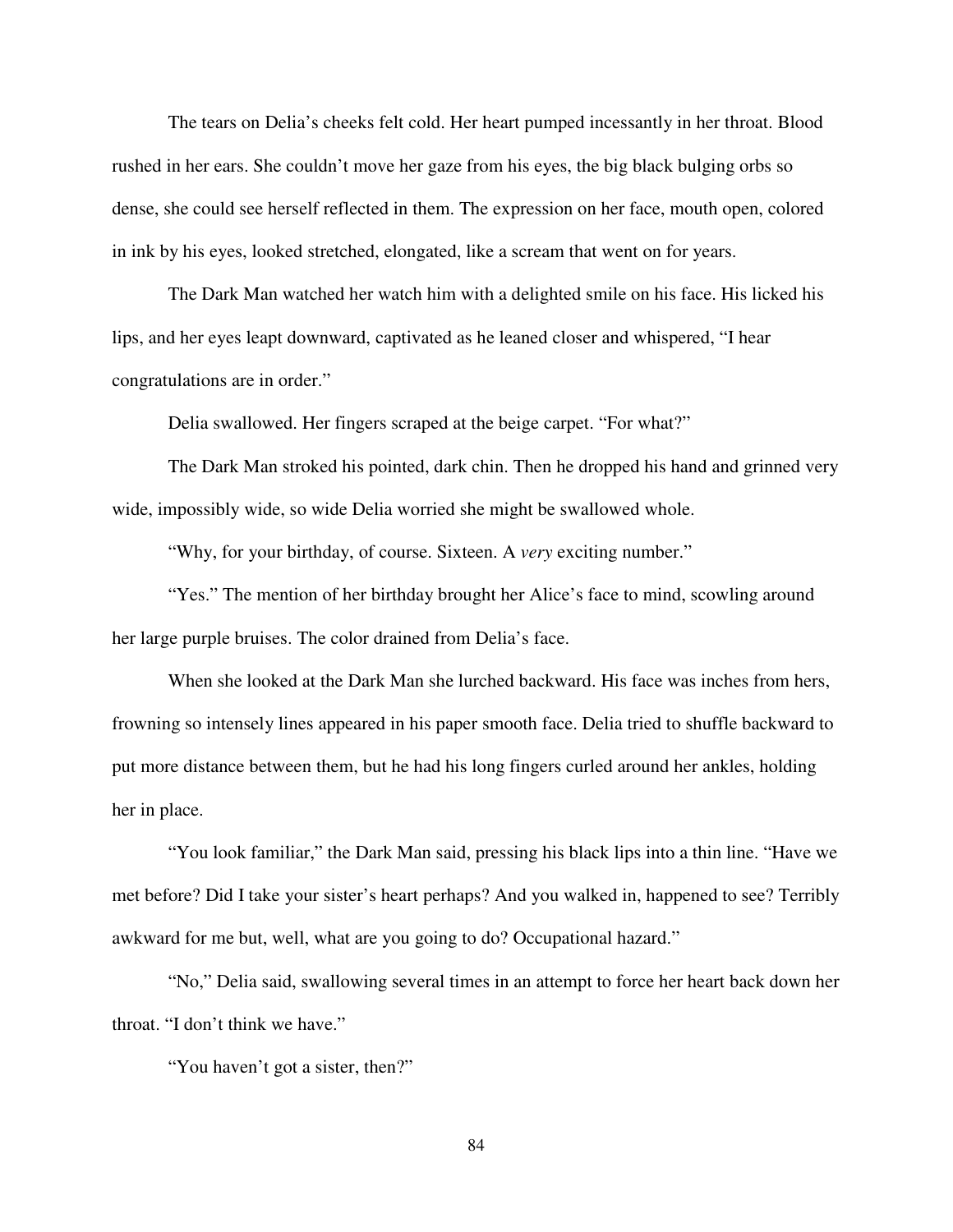The tears on Delia's cheeks felt cold. Her heart pumped incessantly in her throat. Blood rushed in her ears. She couldn't move her gaze from his eyes, the big black bulging orbs so dense, she could see herself reflected in them. The expression on her face, mouth open, colored in ink by his eyes, looked stretched, elongated, like a scream that went on for years.

The Dark Man watched her watch him with a delighted smile on his face. His licked his lips, and her eyes leapt downward, captivated as he leaned closer and whispered, "I hear congratulations are in order."

Delia swallowed. Her fingers scraped at the beige carpet. "For what?"

The Dark Man stroked his pointed, dark chin. Then he dropped his hand and grinned very wide, impossibly wide, so wide Delia worried she might be swallowed whole.

"Why, for your birthday, of course. Sixteen. A *very* exciting number."

"Yes." The mention of her birthday brought her Alice's face to mind, scowling around her large purple bruises. The color drained from Delia's face.

When she looked at the Dark Man she lurched backward. His face was inches from hers, frowning so intensely lines appeared in his paper smooth face. Delia tried to shuffle backward to put more distance between them, but he had his long fingers curled around her ankles, holding her in place.

"You look familiar," the Dark Man said, pressing his black lips into a thin line. "Have we met before? Did I take your sister's heart perhaps? And you walked in, happened to see? Terribly awkward for me but, well, what are you going to do? Occupational hazard."

"No," Delia said, swallowing several times in an attempt to force her heart back down her throat. "I don't think we have."

"You haven't got a sister, then?"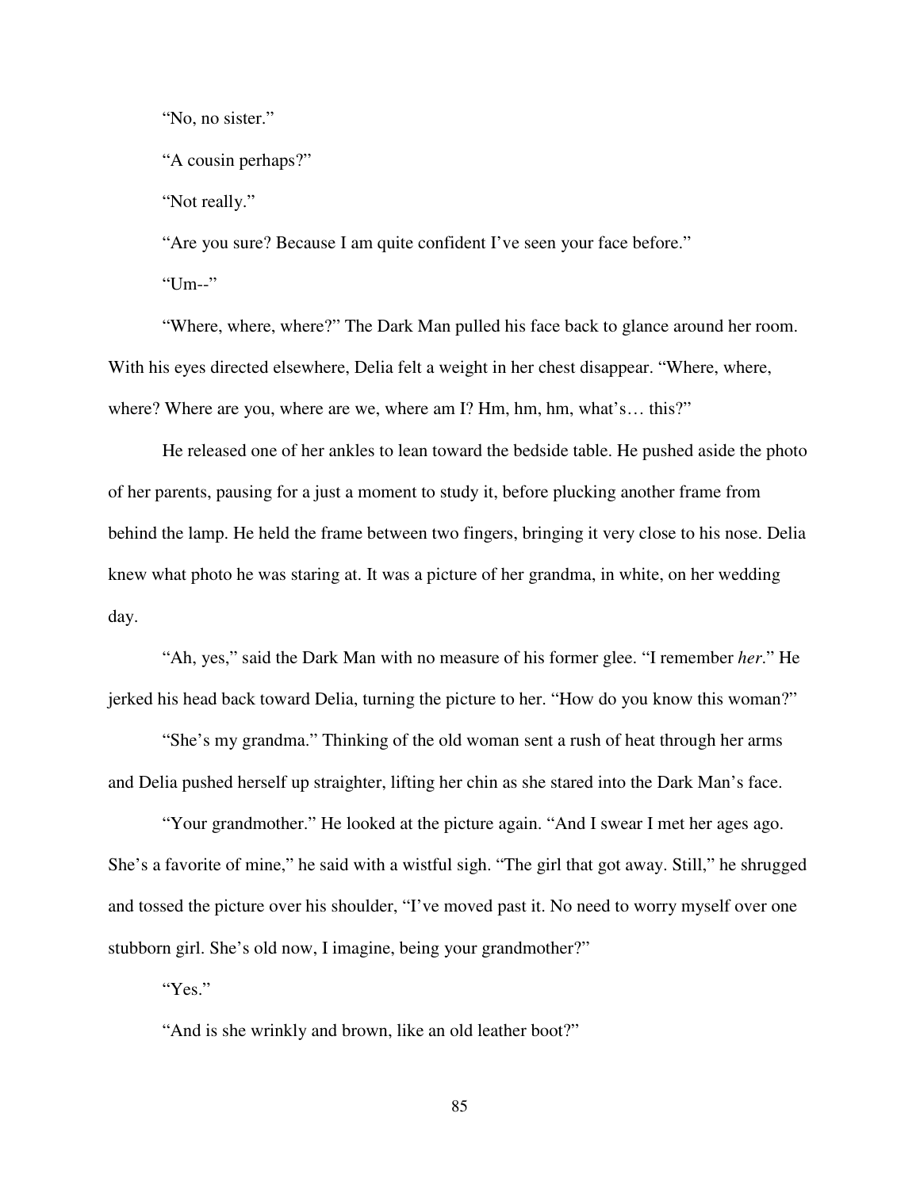"No, no sister."

"A cousin perhaps?"

"Not really."

"Are you sure? Because I am quite confident I've seen your face before."

"Um--"

"Where, where, where?" The Dark Man pulled his face back to glance around her room. With his eyes directed elsewhere, Delia felt a weight in her chest disappear. "Where, where, where? Where are you, where are we, where am I? Hm, hm, hm, what's… this?"

He released one of her ankles to lean toward the bedside table. He pushed aside the photo of her parents, pausing for a just a moment to study it, before plucking another frame from behind the lamp. He held the frame between two fingers, bringing it very close to his nose. Delia knew what photo he was staring at. It was a picture of her grandma, in white, on her wedding day.

"Ah, yes," said the Dark Man with no measure of his former glee. "I remember *her*." He jerked his head back toward Delia, turning the picture to her. "How do you know this woman?"

"She's my grandma." Thinking of the old woman sent a rush of heat through her arms and Delia pushed herself up straighter, lifting her chin as she stared into the Dark Man's face.

"Your grandmother." He looked at the picture again. "And I swear I met her ages ago. She's a favorite of mine," he said with a wistful sigh. "The girl that got away. Still," he shrugged and tossed the picture over his shoulder, "I've moved past it. No need to worry myself over one stubborn girl. She's old now, I imagine, being your grandmother?"

"Yes."

"And is she wrinkly and brown, like an old leather boot?"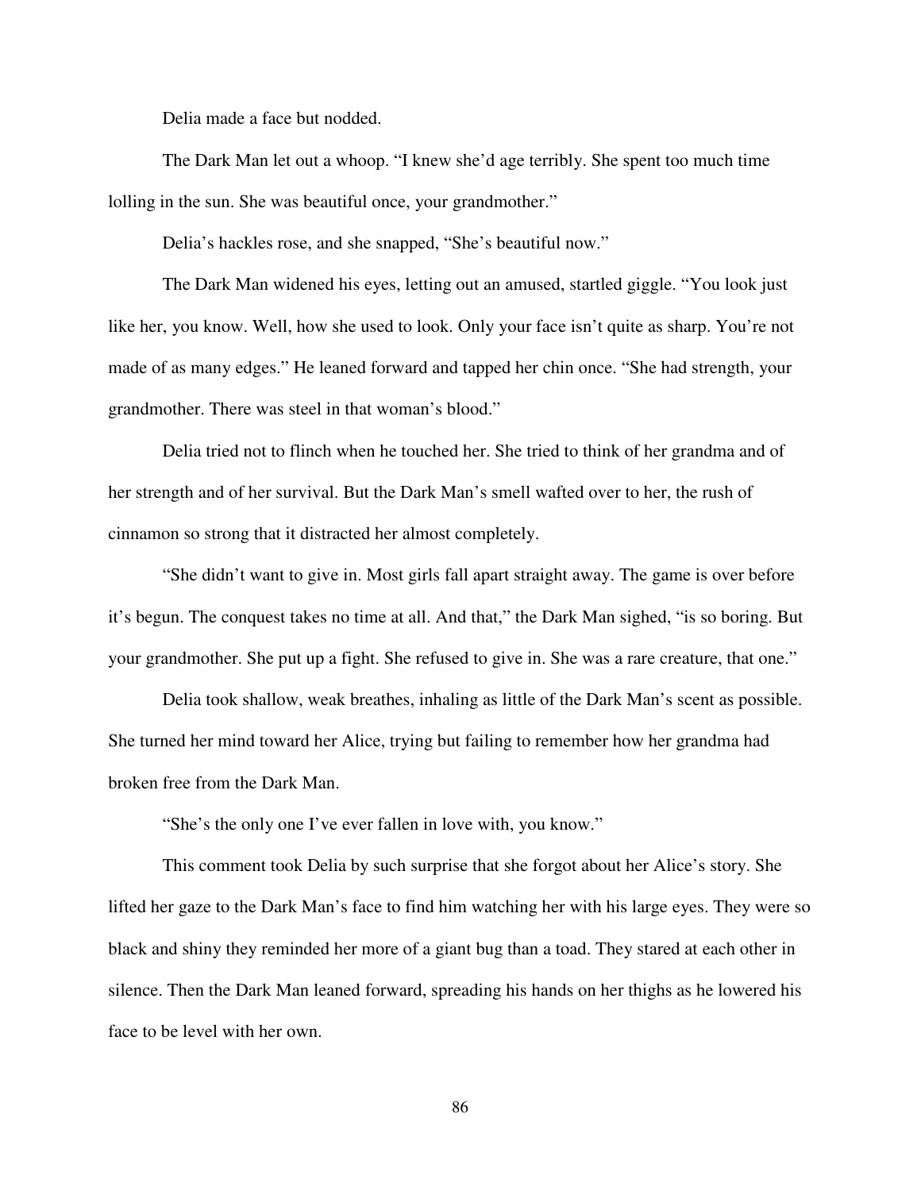Delia made a face but nodded.

The Dark Man let out a whoop. "I knew she'd age terribly. She spent too much time lolling in the sun. She was beautiful once, your grandmother."

Delia's hackles rose, and she snapped, "She's beautiful now."

The Dark Man widened his eyes, letting out an amused, startled giggle. "You look just like her, you know. Well, how she used to look. Only your face isn't quite as sharp. You're not made of as many edges." He leaned forward and tapped her chin once. "She had strength, your grandmother. There was steel in that woman's blood."

Delia tried not to flinch when he touched her. She tried to think of her grandma and of her strength and of her survival. But the Dark Man's smell wafted over to her, the rush of cinnamon so strong that it distracted her almost completely.

"She didn't want to give in. Most girls fall apart straight away. The game is over before it's begun. The conquest takes no time at all. And that," the Dark Man sighed, "is so boring. But your grandmother. She put up a fight. She refused to give in. She was a rare creature, that one."

Delia took shallow, weak breathes, inhaling as little of the Dark Man's scent as possible. She turned her mind toward her Alice, trying but failing to remember how her grandma had broken free from the Dark Man.

"She's the only one I've ever fallen in love with, you know."

This comment took Delia by such surprise that she forgot about her Alice's story. She lifted her gaze to the Dark Man's face to find him watching her with his large eyes. They were so black and shiny they reminded her more of a giant bug than a toad. They stared at each other in silence. Then the Dark Man leaned forward, spreading his hands on her thighs as he lowered his face to be level with her own.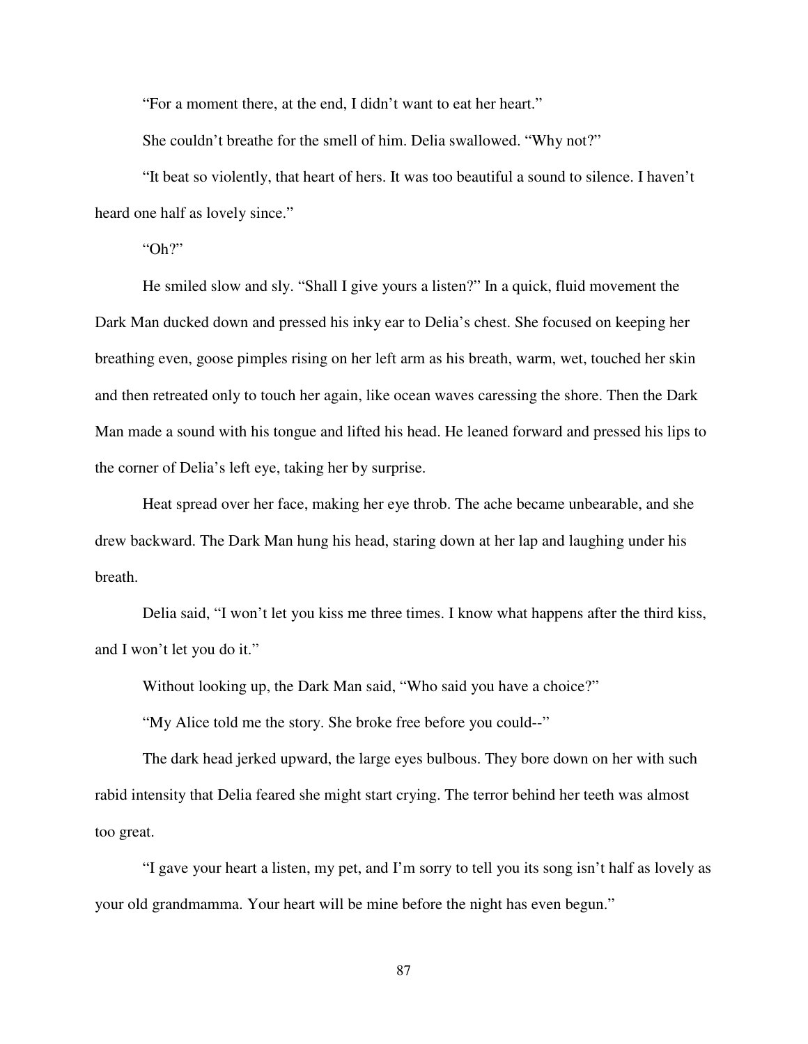"For a moment there, at the end, I didn't want to eat her heart."

She couldn't breathe for the smell of him. Delia swallowed. "Why not?"

"It beat so violently, that heart of hers. It was too beautiful a sound to silence. I haven't heard one half as lovely since."

"Oh?"

He smiled slow and sly. "Shall I give yours a listen?" In a quick, fluid movement the Dark Man ducked down and pressed his inky ear to Delia's chest. She focused on keeping her breathing even, goose pimples rising on her left arm as his breath, warm, wet, touched her skin and then retreated only to touch her again, like ocean waves caressing the shore. Then the Dark Man made a sound with his tongue and lifted his head. He leaned forward and pressed his lips to the corner of Delia's left eye, taking her by surprise.

Heat spread over her face, making her eye throb. The ache became unbearable, and she drew backward. The Dark Man hung his head, staring down at her lap and laughing under his breath.

Delia said, "I won't let you kiss me three times. I know what happens after the third kiss, and I won't let you do it."

Without looking up, the Dark Man said, "Who said you have a choice?"

"My Alice told me the story. She broke free before you could--"

The dark head jerked upward, the large eyes bulbous. They bore down on her with such rabid intensity that Delia feared she might start crying. The terror behind her teeth was almost too great.

"I gave your heart a listen, my pet, and I'm sorry to tell you its song isn't half as lovely as your old grandmamma. Your heart will be mine before the night has even begun."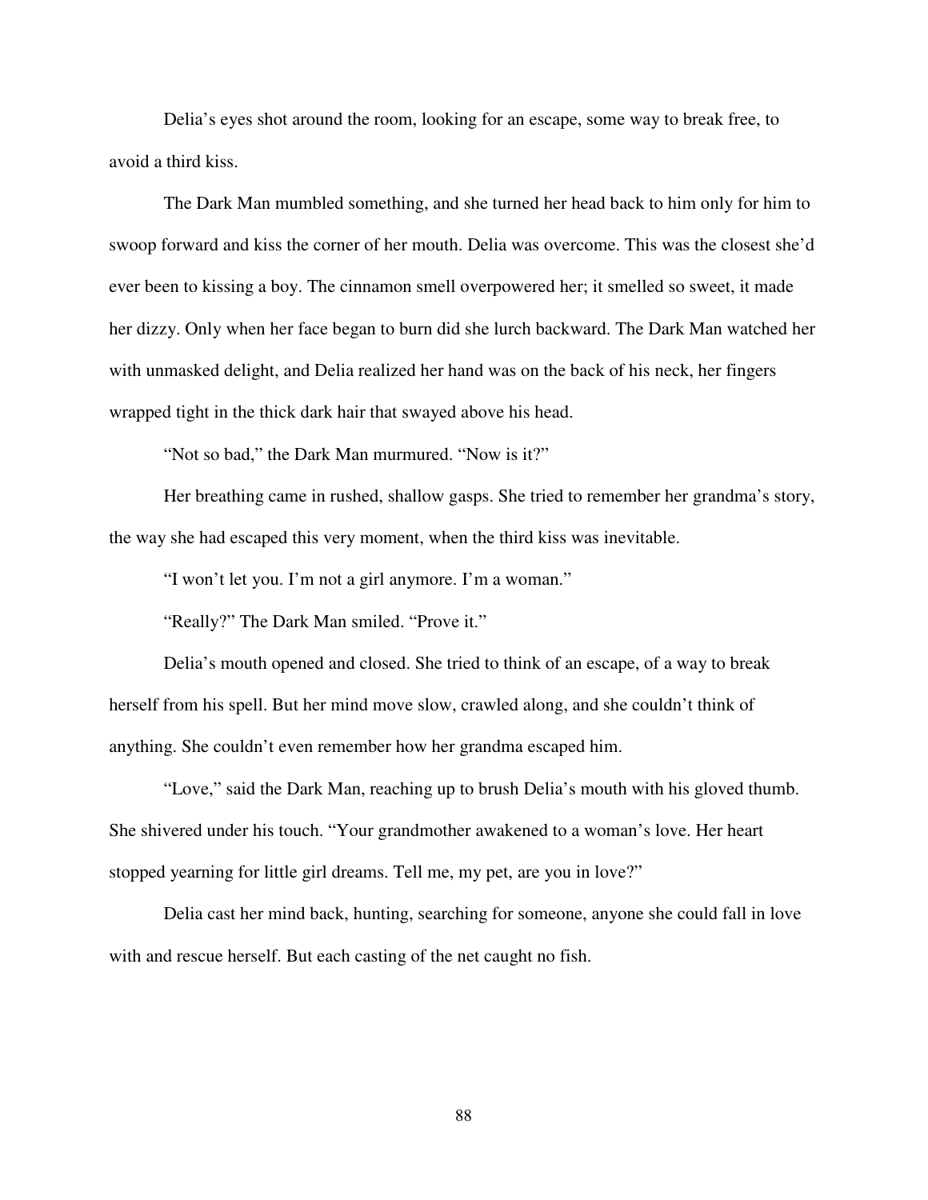Delia's eyes shot around the room, looking for an escape, some way to break free, to avoid a third kiss.

The Dark Man mumbled something, and she turned her head back to him only for him to swoop forward and kiss the corner of her mouth. Delia was overcome. This was the closest she'd ever been to kissing a boy. The cinnamon smell overpowered her; it smelled so sweet, it made her dizzy. Only when her face began to burn did she lurch backward. The Dark Man watched her with unmasked delight, and Delia realized her hand was on the back of his neck, her fingers wrapped tight in the thick dark hair that swayed above his head.

"Not so bad," the Dark Man murmured. "Now is it?"

Her breathing came in rushed, shallow gasps. She tried to remember her grandma's story, the way she had escaped this very moment, when the third kiss was inevitable.

"I won't let you. I'm not a girl anymore. I'm a woman."

"Really?" The Dark Man smiled. "Prove it."

Delia's mouth opened and closed. She tried to think of an escape, of a way to break herself from his spell. But her mind move slow, crawled along, and she couldn't think of anything. She couldn't even remember how her grandma escaped him.

"Love," said the Dark Man, reaching up to brush Delia's mouth with his gloved thumb. She shivered under his touch. "Your grandmother awakened to a woman's love. Her heart stopped yearning for little girl dreams. Tell me, my pet, are you in love?"

Delia cast her mind back, hunting, searching for someone, anyone she could fall in love with and rescue herself. But each casting of the net caught no fish.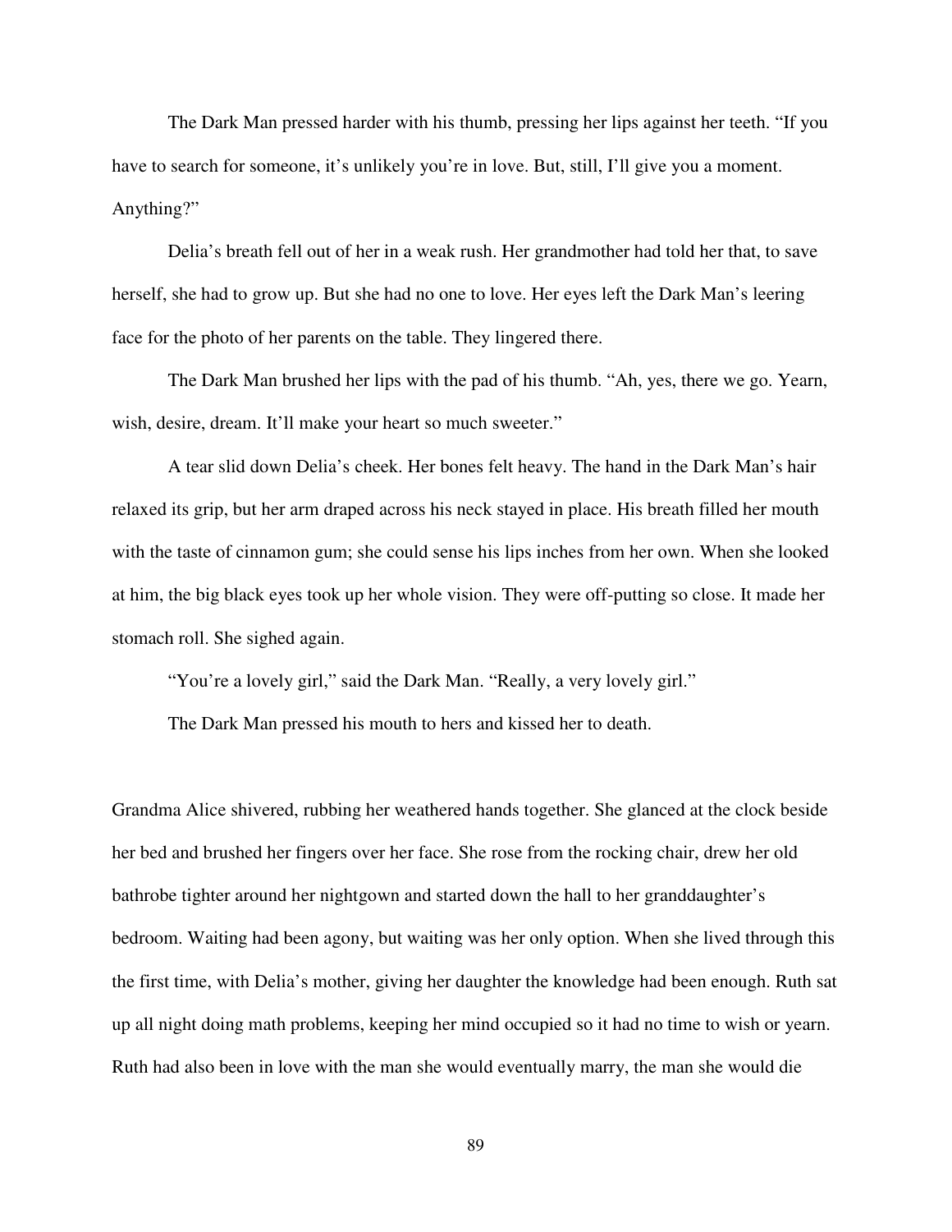The Dark Man pressed harder with his thumb, pressing her lips against her teeth. "If you have to search for someone, it's unlikely you're in love. But, still, I'll give you a moment. Anything?"

Delia's breath fell out of her in a weak rush. Her grandmother had told her that, to save herself, she had to grow up. But she had no one to love. Her eyes left the Dark Man's leering face for the photo of her parents on the table. They lingered there.

The Dark Man brushed her lips with the pad of his thumb. "Ah, yes, there we go. Yearn, wish, desire, dream. It'll make your heart so much sweeter."

A tear slid down Delia's cheek. Her bones felt heavy. The hand in the Dark Man's hair relaxed its grip, but her arm draped across his neck stayed in place. His breath filled her mouth with the taste of cinnamon gum; she could sense his lips inches from her own. When she looked at him, the big black eyes took up her whole vision. They were off-putting so close. It made her stomach roll. She sighed again.

"You're a lovely girl," said the Dark Man. "Really, a very lovely girl."

The Dark Man pressed his mouth to hers and kissed her to death.

Grandma Alice shivered, rubbing her weathered hands together. She glanced at the clock beside her bed and brushed her fingers over her face. She rose from the rocking chair, drew her old bathrobe tighter around her nightgown and started down the hall to her granddaughter's bedroom. Waiting had been agony, but waiting was her only option. When she lived through this the first time, with Delia's mother, giving her daughter the knowledge had been enough. Ruth sat up all night doing math problems, keeping her mind occupied so it had no time to wish or yearn. Ruth had also been in love with the man she would eventually marry, the man she would die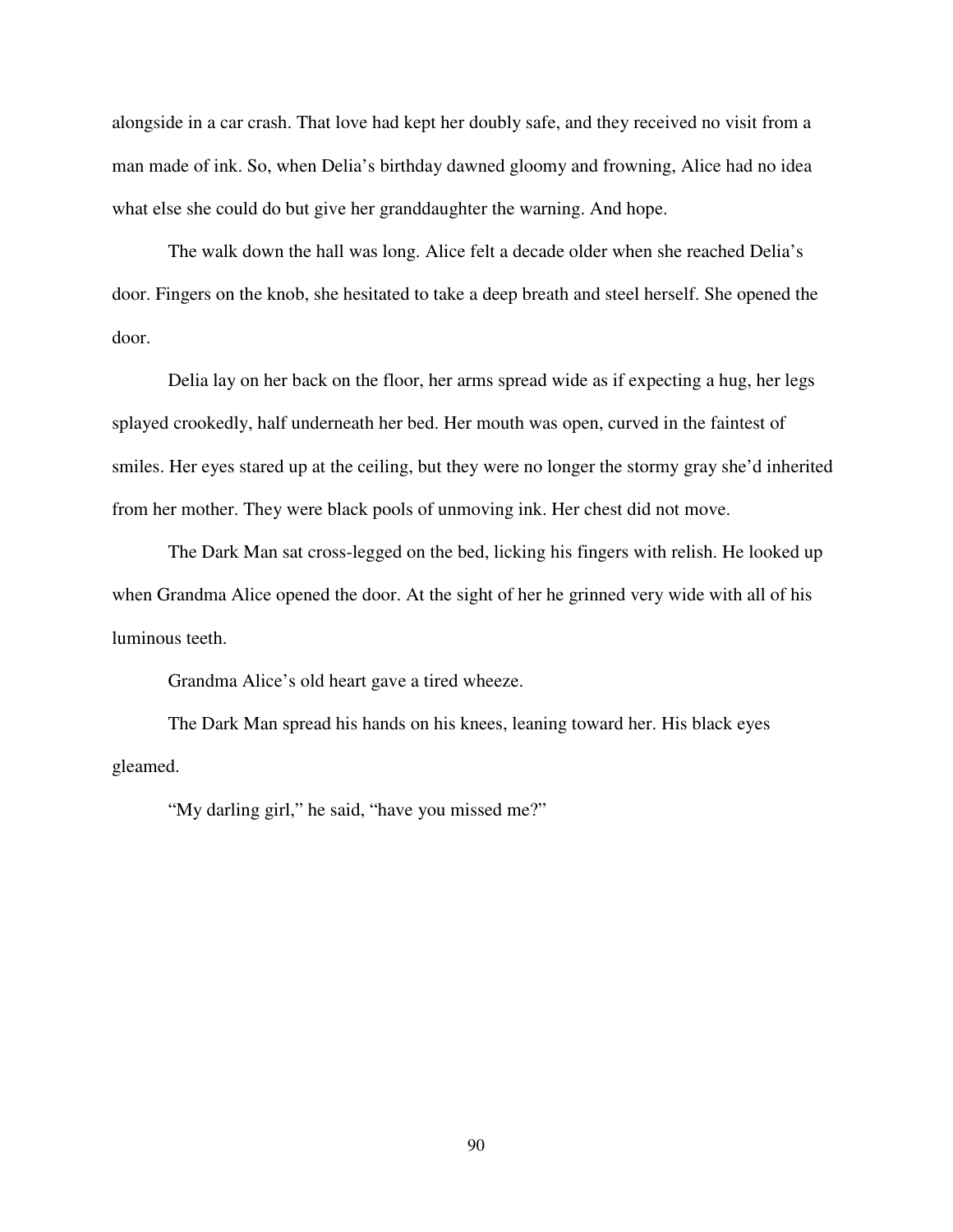alongside in a car crash. That love had kept her doubly safe, and they received no visit from a man made of ink. So, when Delia's birthday dawned gloomy and frowning, Alice had no idea what else she could do but give her granddaughter the warning. And hope.

The walk down the hall was long. Alice felt a decade older when she reached Delia's door. Fingers on the knob, she hesitated to take a deep breath and steel herself. She opened the door.

Delia lay on her back on the floor, her arms spread wide as if expecting a hug, her legs splayed crookedly, half underneath her bed. Her mouth was open, curved in the faintest of smiles. Her eyes stared up at the ceiling, but they were no longer the stormy gray she'd inherited from her mother. They were black pools of unmoving ink. Her chest did not move.

The Dark Man sat cross-legged on the bed, licking his fingers with relish. He looked up when Grandma Alice opened the door. At the sight of her he grinned very wide with all of his luminous teeth.

Grandma Alice's old heart gave a tired wheeze.

The Dark Man spread his hands on his knees, leaning toward her. His black eyes gleamed.

"My darling girl," he said, "have you missed me?"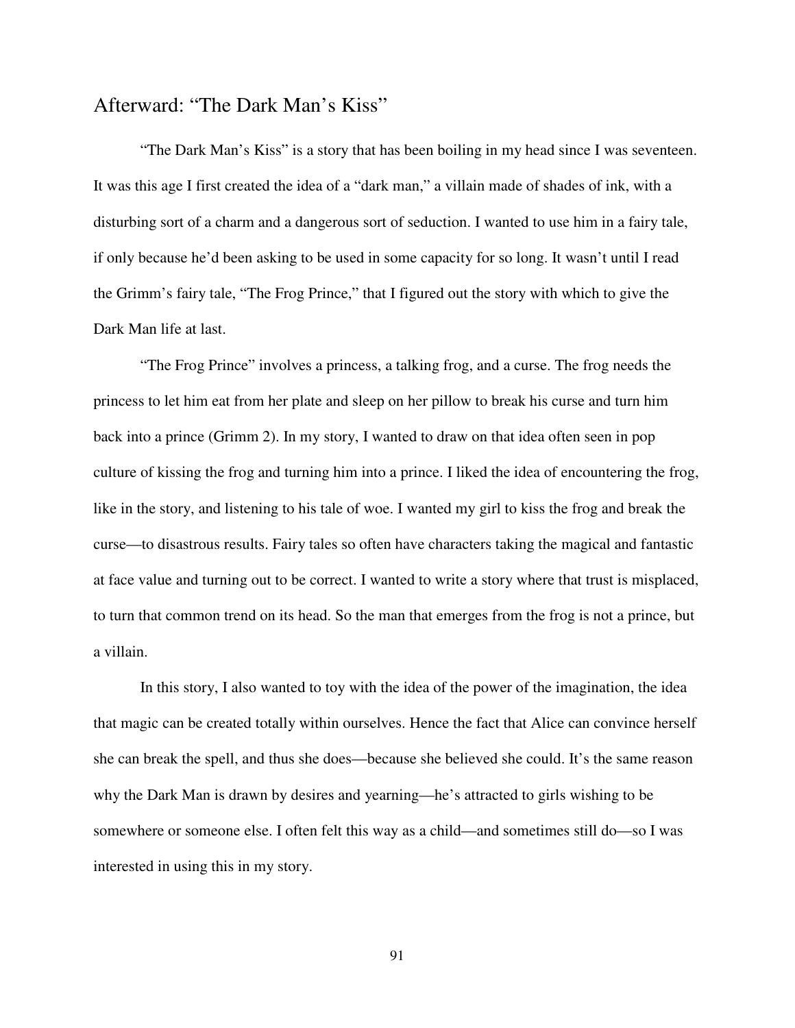## Afterward: "The Dark Man's Kiss"

"The Dark Man's Kiss" is a story that has been boiling in my head since I was seventeen. It was this age I first created the idea of a "dark man," a villain made of shades of ink, with a disturbing sort of a charm and a dangerous sort of seduction. I wanted to use him in a fairy tale, if only because he'd been asking to be used in some capacity for so long. It wasn't until I read the Grimm's fairy tale, "The Frog Prince," that I figured out the story with which to give the Dark Man life at last.

"The Frog Prince" involves a princess, a talking frog, and a curse. The frog needs the princess to let him eat from her plate and sleep on her pillow to break his curse and turn him back into a prince (Grimm 2). In my story, I wanted to draw on that idea often seen in pop culture of kissing the frog and turning him into a prince. I liked the idea of encountering the frog, like in the story, and listening to his tale of woe. I wanted my girl to kiss the frog and break the curse—to disastrous results. Fairy tales so often have characters taking the magical and fantastic at face value and turning out to be correct. I wanted to write a story where that trust is misplaced, to turn that common trend on its head. So the man that emerges from the frog is not a prince, but a villain.

In this story, I also wanted to toy with the idea of the power of the imagination, the idea that magic can be created totally within ourselves. Hence the fact that Alice can convince herself she can break the spell, and thus she does—because she believed she could. It's the same reason why the Dark Man is drawn by desires and yearning—he's attracted to girls wishing to be somewhere or someone else. I often felt this way as a child—and sometimes still do—so I was interested in using this in my story.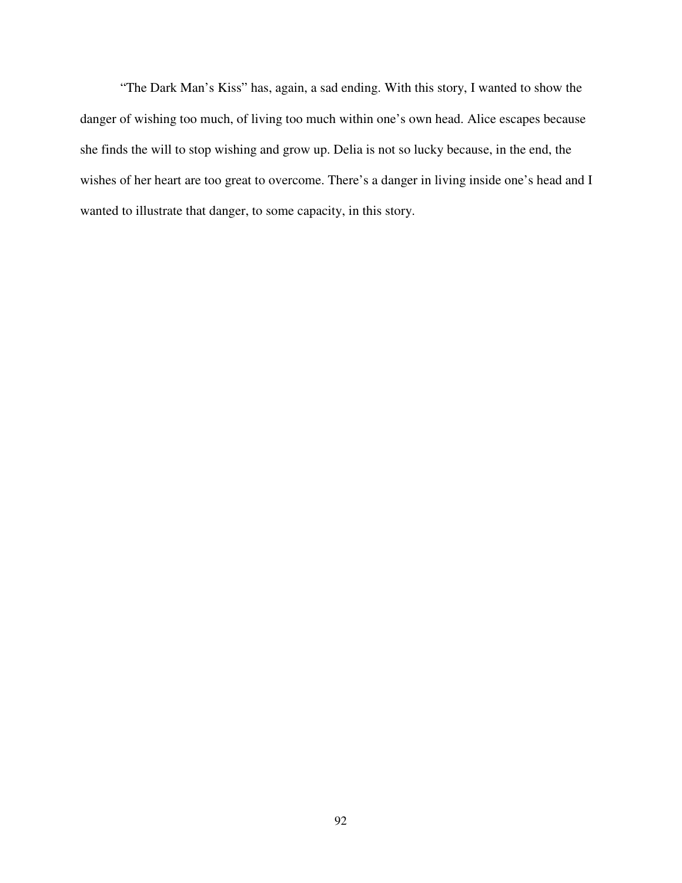"The Dark Man's Kiss" has, again, a sad ending. With this story, I wanted to show the danger of wishing too much, of living too much within one's own head. Alice escapes because she finds the will to stop wishing and grow up. Delia is not so lucky because, in the end, the wishes of her heart are too great to overcome. There's a danger in living inside one's head and I wanted to illustrate that danger, to some capacity, in this story.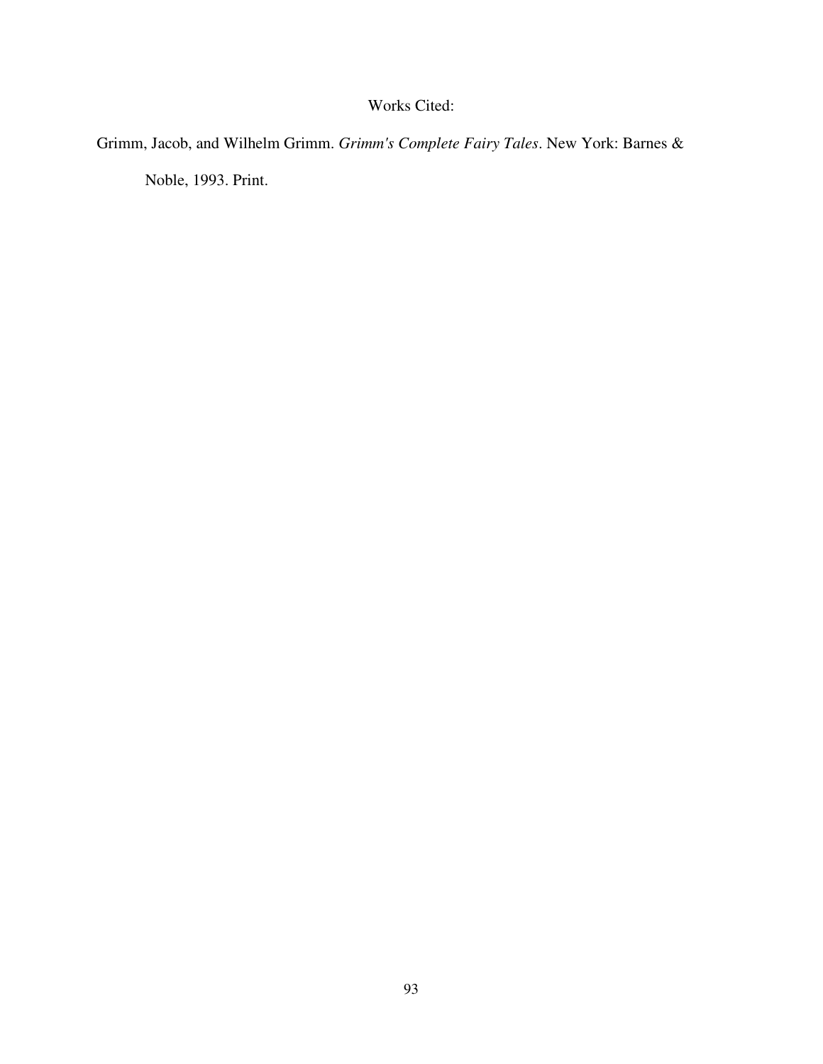# Works Cited:

Grimm, Jacob, and Wilhelm Grimm. *Grimm's Complete Fairy Tales*. New York: Barnes & Noble, 1993. Print.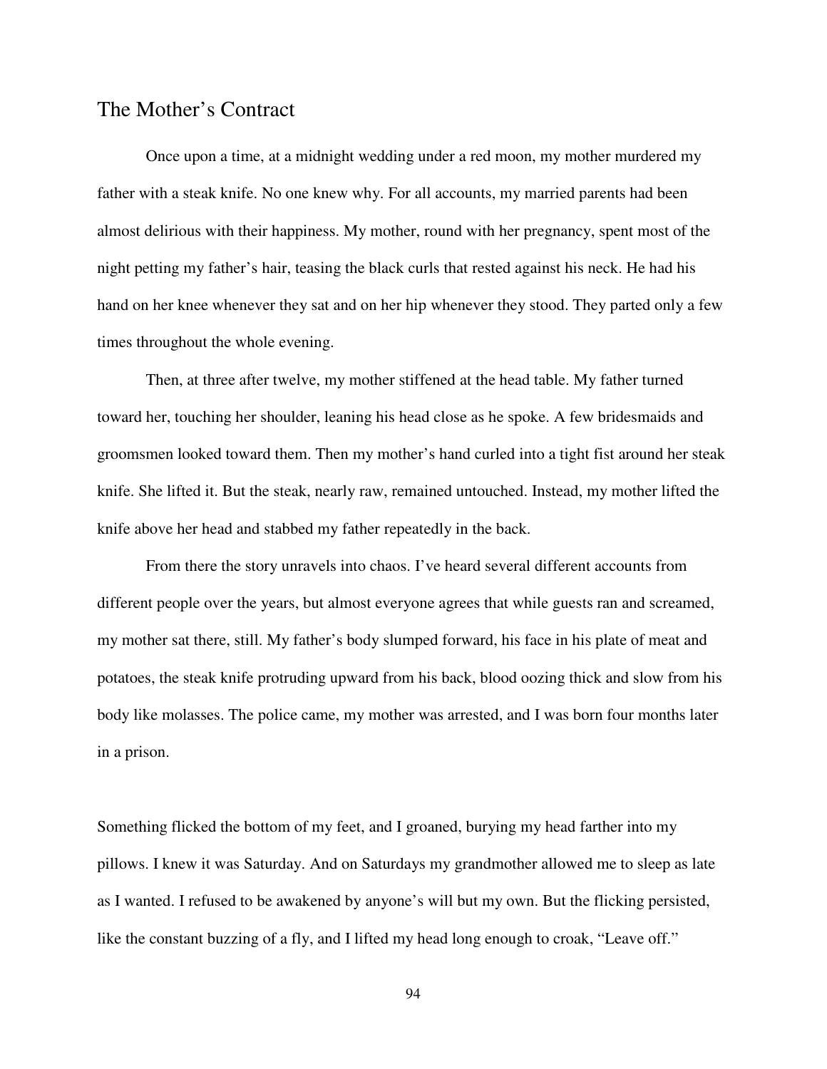## The Mother's Contract

Once upon a time, at a midnight wedding under a red moon, my mother murdered my father with a steak knife. No one knew why. For all accounts, my married parents had been almost delirious with their happiness. My mother, round with her pregnancy, spent most of the night petting my father's hair, teasing the black curls that rested against his neck. He had his hand on her knee whenever they sat and on her hip whenever they stood. They parted only a few times throughout the whole evening.

Then, at three after twelve, my mother stiffened at the head table. My father turned toward her, touching her shoulder, leaning his head close as he spoke. A few bridesmaids and groomsmen looked toward them. Then my mother's hand curled into a tight fist around her steak knife. She lifted it. But the steak, nearly raw, remained untouched. Instead, my mother lifted the knife above her head and stabbed my father repeatedly in the back.

From there the story unravels into chaos. I've heard several different accounts from different people over the years, but almost everyone agrees that while guests ran and screamed, my mother sat there, still. My father's body slumped forward, his face in his plate of meat and potatoes, the steak knife protruding upward from his back, blood oozing thick and slow from his body like molasses. The police came, my mother was arrested, and I was born four months later in a prison.

Something flicked the bottom of my feet, and I groaned, burying my head farther into my pillows. I knew it was Saturday. And on Saturdays my grandmother allowed me to sleep as late as I wanted. I refused to be awakened by anyone's will but my own. But the flicking persisted, like the constant buzzing of a fly, and I lifted my head long enough to croak, "Leave off."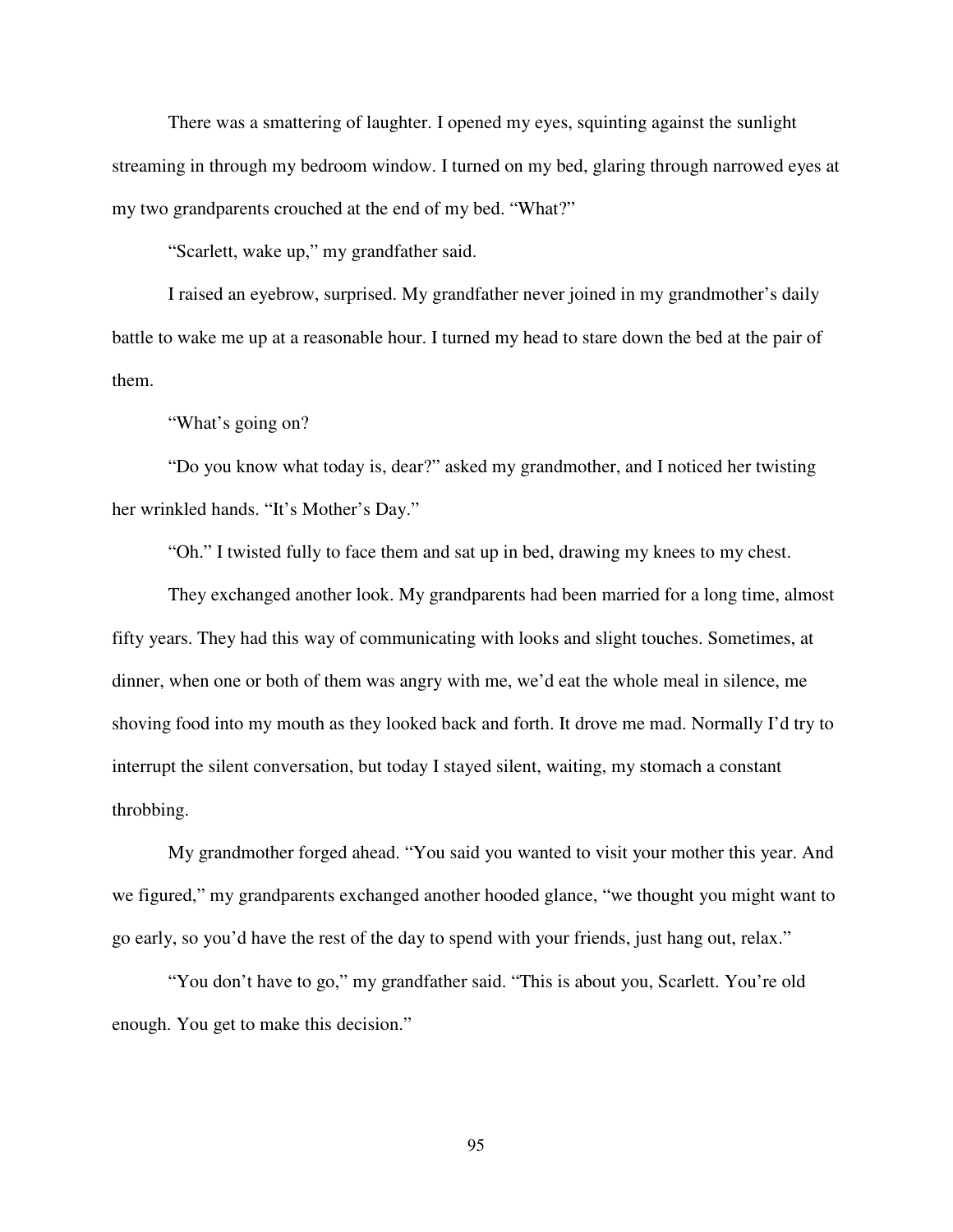There was a smattering of laughter. I opened my eyes, squinting against the sunlight streaming in through my bedroom window. I turned on my bed, glaring through narrowed eyes at my two grandparents crouched at the end of my bed. "What?"

"Scarlett, wake up," my grandfather said.

I raised an eyebrow, surprised. My grandfather never joined in my grandmother's daily battle to wake me up at a reasonable hour. I turned my head to stare down the bed at the pair of them.

"What's going on?

"Do you know what today is, dear?" asked my grandmother, and I noticed her twisting her wrinkled hands. "It's Mother's Day."

"Oh." I twisted fully to face them and sat up in bed, drawing my knees to my chest.

They exchanged another look. My grandparents had been married for a long time, almost fifty years. They had this way of communicating with looks and slight touches. Sometimes, at dinner, when one or both of them was angry with me, we'd eat the whole meal in silence, me shoving food into my mouth as they looked back and forth. It drove me mad. Normally I'd try to interrupt the silent conversation, but today I stayed silent, waiting, my stomach a constant throbbing.

My grandmother forged ahead. "You said you wanted to visit your mother this year. And we figured," my grandparents exchanged another hooded glance, "we thought you might want to go early, so you'd have the rest of the day to spend with your friends, just hang out, relax."

"You don't have to go," my grandfather said. "This is about you, Scarlett. You're old enough. You get to make this decision."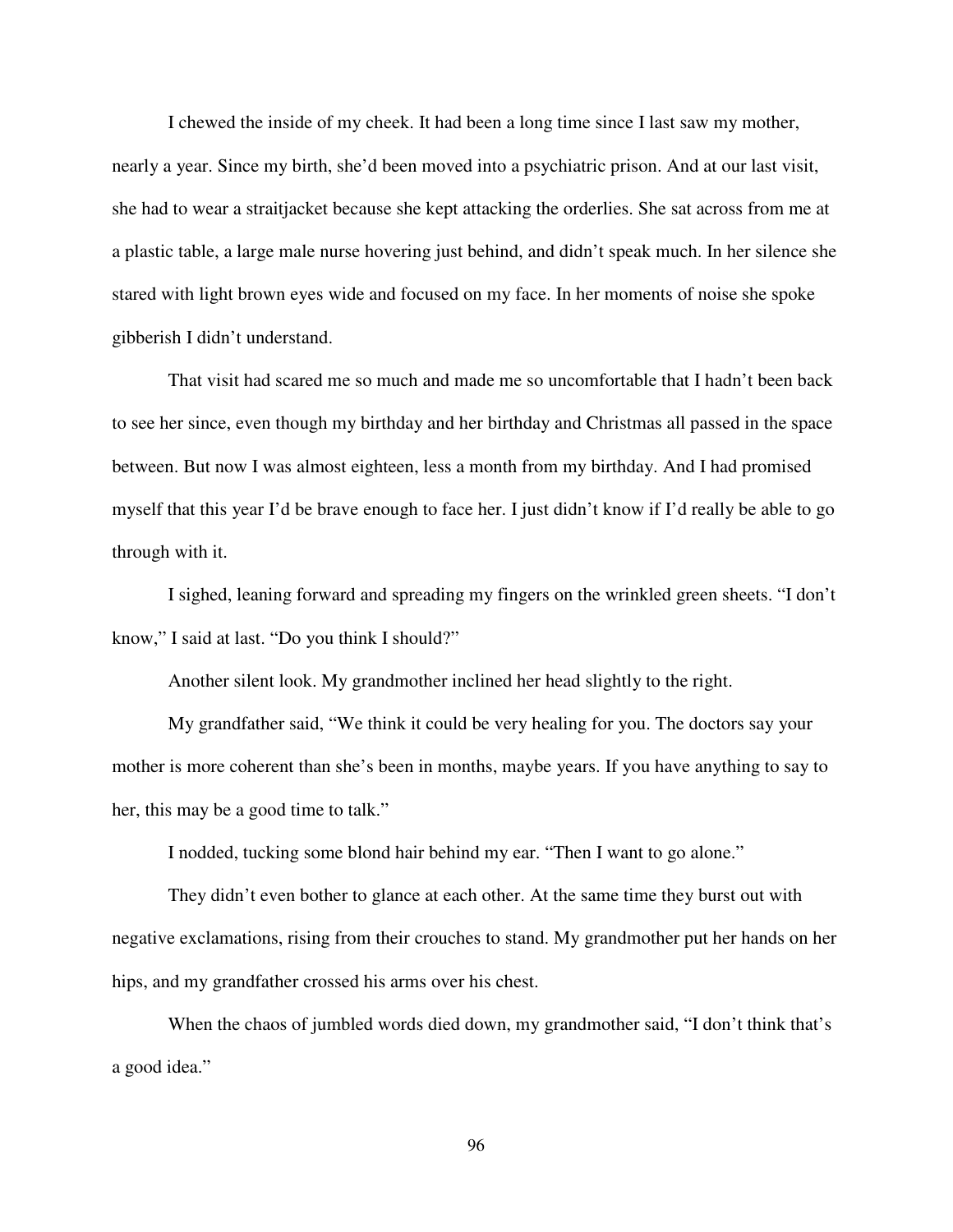I chewed the inside of my cheek. It had been a long time since I last saw my mother, nearly a year. Since my birth, she'd been moved into a psychiatric prison. And at our last visit, she had to wear a straitjacket because she kept attacking the orderlies. She sat across from me at a plastic table, a large male nurse hovering just behind, and didn't speak much. In her silence she stared with light brown eyes wide and focused on my face. In her moments of noise she spoke gibberish I didn't understand.

That visit had scared me so much and made me so uncomfortable that I hadn't been back to see her since, even though my birthday and her birthday and Christmas all passed in the space between. But now I was almost eighteen, less a month from my birthday. And I had promised myself that this year I'd be brave enough to face her. I just didn't know if I'd really be able to go through with it.

I sighed, leaning forward and spreading my fingers on the wrinkled green sheets. "I don't know," I said at last. "Do you think I should?"

Another silent look. My grandmother inclined her head slightly to the right.

My grandfather said, "We think it could be very healing for you. The doctors say your mother is more coherent than she's been in months, maybe years. If you have anything to say to her, this may be a good time to talk."

I nodded, tucking some blond hair behind my ear. "Then I want to go alone."

They didn't even bother to glance at each other. At the same time they burst out with negative exclamations, rising from their crouches to stand. My grandmother put her hands on her hips, and my grandfather crossed his arms over his chest.

When the chaos of jumbled words died down, my grandmother said, "I don't think that's a good idea."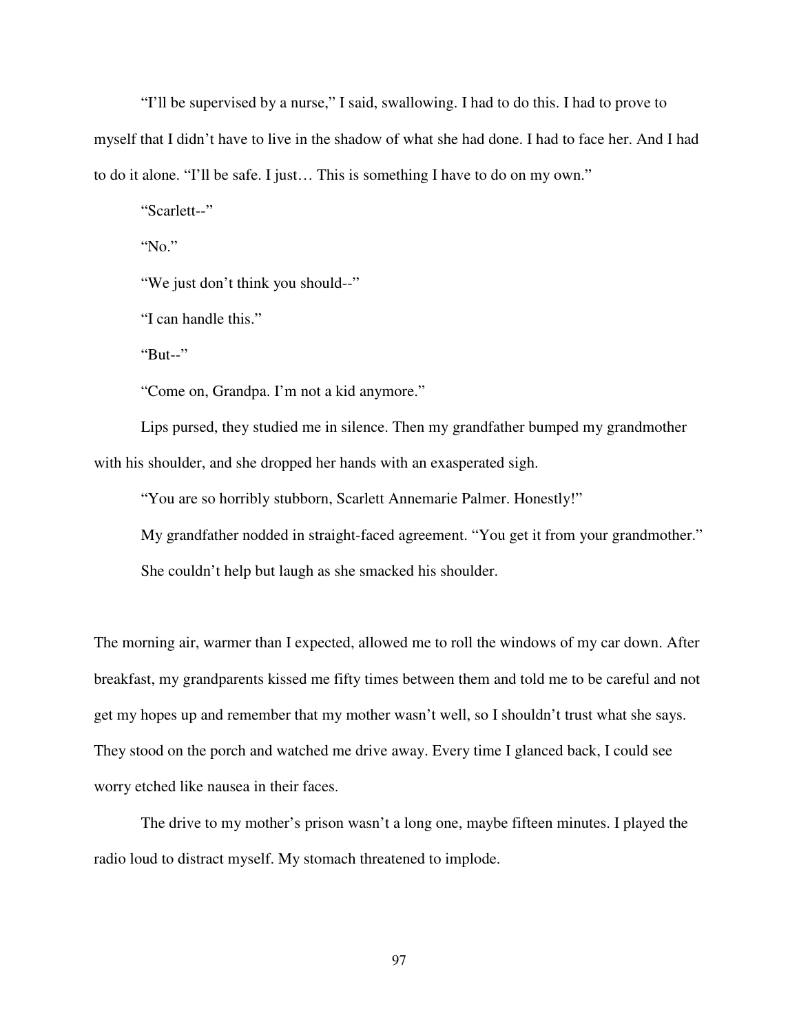"I'll be supervised by a nurse," I said, swallowing. I had to do this. I had to prove to myself that I didn't have to live in the shadow of what she had done. I had to face her. And I had to do it alone. "I'll be safe. I just… This is something I have to do on my own."

"Scarlett--"

"No."

"We just don't think you should--"

"I can handle this."

"But--"

"Come on, Grandpa. I'm not a kid anymore."

Lips pursed, they studied me in silence. Then my grandfather bumped my grandmother with his shoulder, and she dropped her hands with an exasperated sigh.

"You are so horribly stubborn, Scarlett Annemarie Palmer. Honestly!"

My grandfather nodded in straight-faced agreement. "You get it from your grandmother."

She couldn't help but laugh as she smacked his shoulder.

The morning air, warmer than I expected, allowed me to roll the windows of my car down. After breakfast, my grandparents kissed me fifty times between them and told me to be careful and not get my hopes up and remember that my mother wasn't well, so I shouldn't trust what she says. They stood on the porch and watched me drive away. Every time I glanced back, I could see worry etched like nausea in their faces.

The drive to my mother's prison wasn't a long one, maybe fifteen minutes. I played the radio loud to distract myself. My stomach threatened to implode.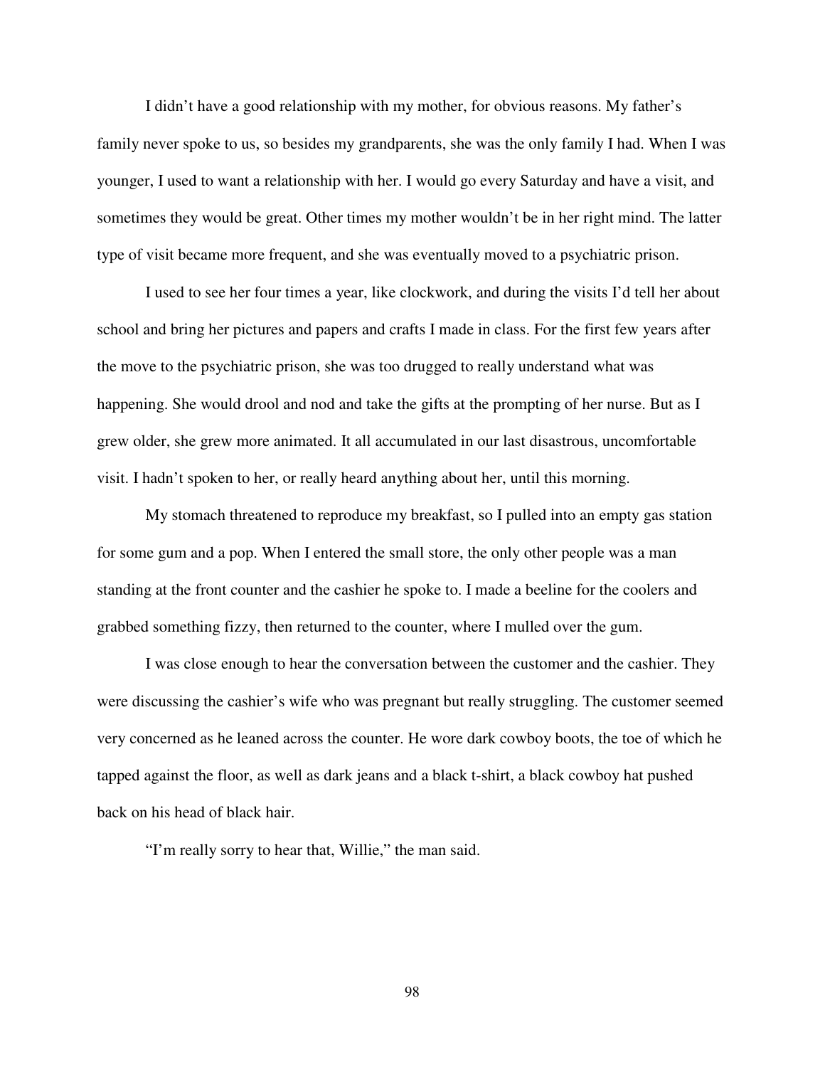I didn't have a good relationship with my mother, for obvious reasons. My father's family never spoke to us, so besides my grandparents, she was the only family I had. When I was younger, I used to want a relationship with her. I would go every Saturday and have a visit, and sometimes they would be great. Other times my mother wouldn't be in her right mind. The latter type of visit became more frequent, and she was eventually moved to a psychiatric prison.

I used to see her four times a year, like clockwork, and during the visits I'd tell her about school and bring her pictures and papers and crafts I made in class. For the first few years after the move to the psychiatric prison, she was too drugged to really understand what was happening. She would drool and nod and take the gifts at the prompting of her nurse. But as I grew older, she grew more animated. It all accumulated in our last disastrous, uncomfortable visit. I hadn't spoken to her, or really heard anything about her, until this morning.

My stomach threatened to reproduce my breakfast, so I pulled into an empty gas station for some gum and a pop. When I entered the small store, the only other people was a man standing at the front counter and the cashier he spoke to. I made a beeline for the coolers and grabbed something fizzy, then returned to the counter, where I mulled over the gum.

I was close enough to hear the conversation between the customer and the cashier. They were discussing the cashier's wife who was pregnant but really struggling. The customer seemed very concerned as he leaned across the counter. He wore dark cowboy boots, the toe of which he tapped against the floor, as well as dark jeans and a black t-shirt, a black cowboy hat pushed back on his head of black hair.

"I'm really sorry to hear that, Willie," the man said.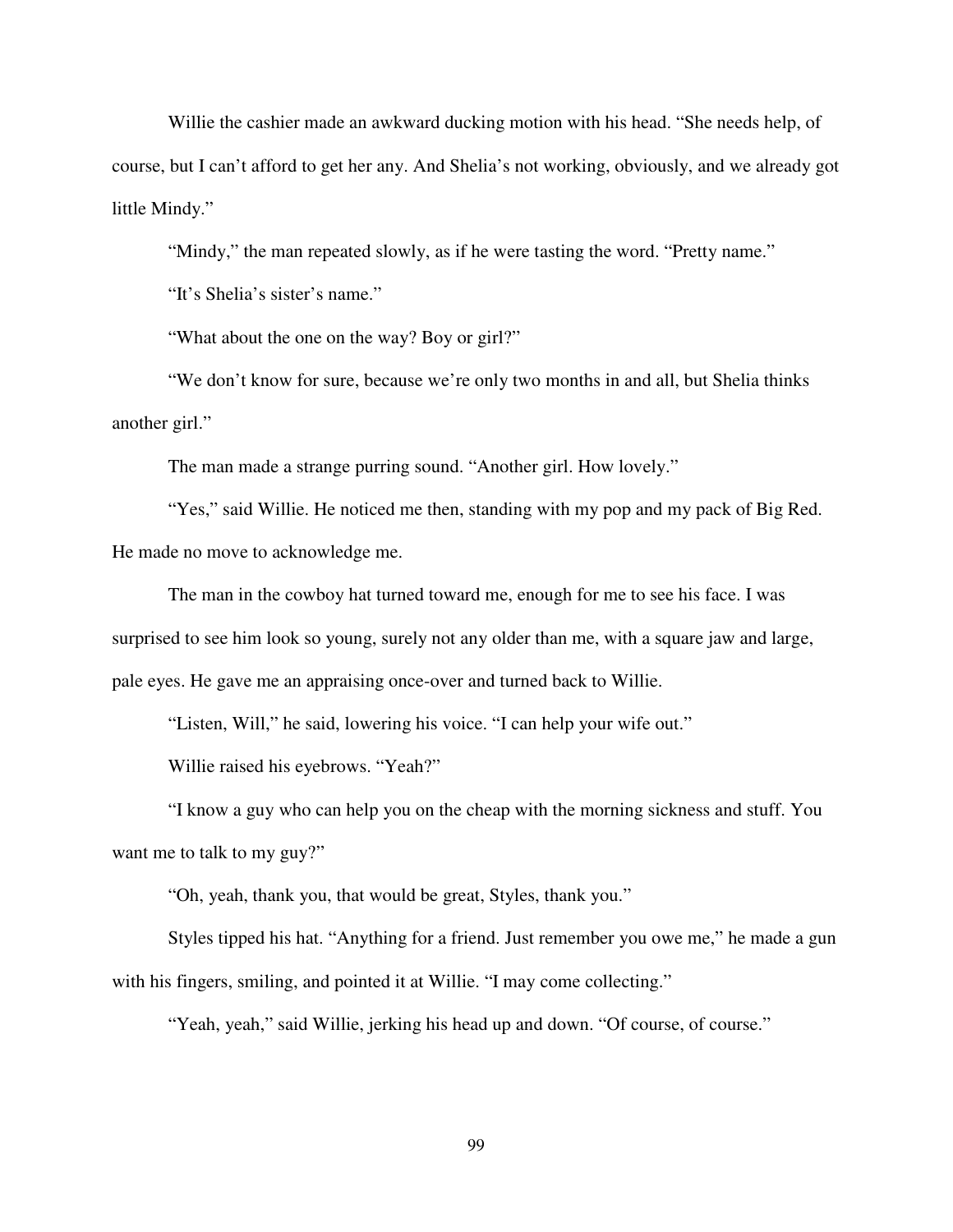Willie the cashier made an awkward ducking motion with his head. “She needs help, of course, but I can’t afford to get her any. And Shelia’s not working, obviously, and we already got little Mindy.”

“Mindy,” the man repeated slowly, as if he were tasting the word. “Pretty name.”

“It’s Shelia’s sister’s name.”

“What about the one on the way? Boy or girl?”

“We don’t know for sure, because we’re only two months in and all, but Shelia thinks another girl.”

The man made a strange purring sound. “Another girl. How lovely.”

“Yes,” said Willie. He noticed me then, standing with my pop and my pack of Big Red. He made no move to acknowledge me.

The man in the cowboy hat turned toward me, enough for me to see his face. I was surprised to see him look so young, surely not any older than me, with a square jaw and large, pale eyes. He gave me an appraising once-over and turned back to Willie.

“Listen, Will,” he said, lowering his voice. “I can help your wife out.”

Willie raised his eyebrows. “Yeah?”

“I know a guy who can help you on the cheap with the morning sickness and stuff. You want me to talk to my guy?”

“Oh, yeah, thank you, that would be great, Styles, thank you.”

Styles tipped his hat. “Anything for a friend. Just remember you owe me,” he made a gun with his fingers, smiling, and pointed it at Willie. “I may come collecting.”

“Yeah, yeah,” said Willie, jerking his head up and down. “Of course, of course.”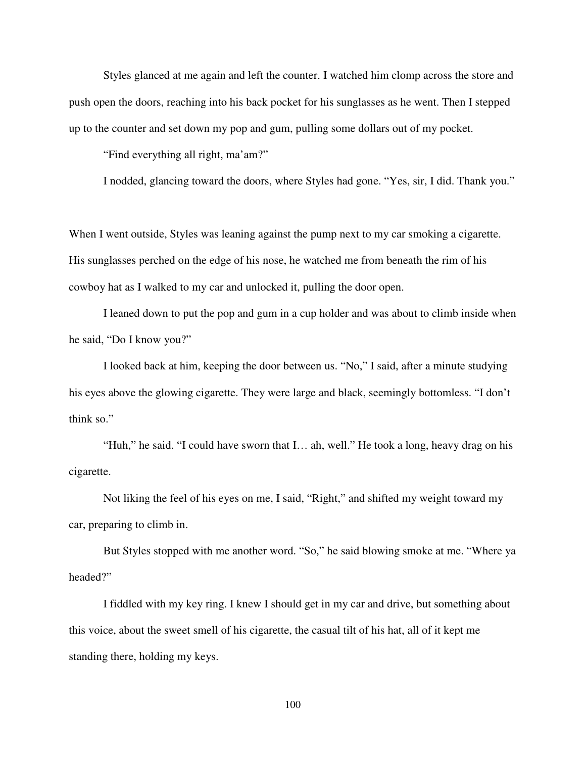Styles glanced at me again and left the counter. I watched him clomp across the store and push open the doors, reaching into his back pocket for his sunglasses as he went. Then I stepped up to the counter and set down my pop and gum, pulling some dollars out of my pocket.

"Find everything all right, ma'am?"

I nodded, glancing toward the doors, where Styles had gone. "Yes, sir, I did. Thank you."

When I went outside, Styles was leaning against the pump next to my car smoking a cigarette. His sunglasses perched on the edge of his nose, he watched me from beneath the rim of his cowboy hat as I walked to my car and unlocked it, pulling the door open.

I leaned down to put the pop and gum in a cup holder and was about to climb inside when he said, "Do I know you?"

I looked back at him, keeping the door between us. "No," I said, after a minute studying his eyes above the glowing cigarette. They were large and black, seemingly bottomless. "I don't think so."

"Huh," he said. "I could have sworn that I… ah, well." He took a long, heavy drag on his cigarette.

Not liking the feel of his eyes on me, I said, "Right," and shifted my weight toward my car, preparing to climb in.

But Styles stopped with me another word. "So," he said blowing smoke at me. "Where ya headed?"

I fiddled with my key ring. I knew I should get in my car and drive, but something about this voice, about the sweet smell of his cigarette, the casual tilt of his hat, all of it kept me standing there, holding my keys.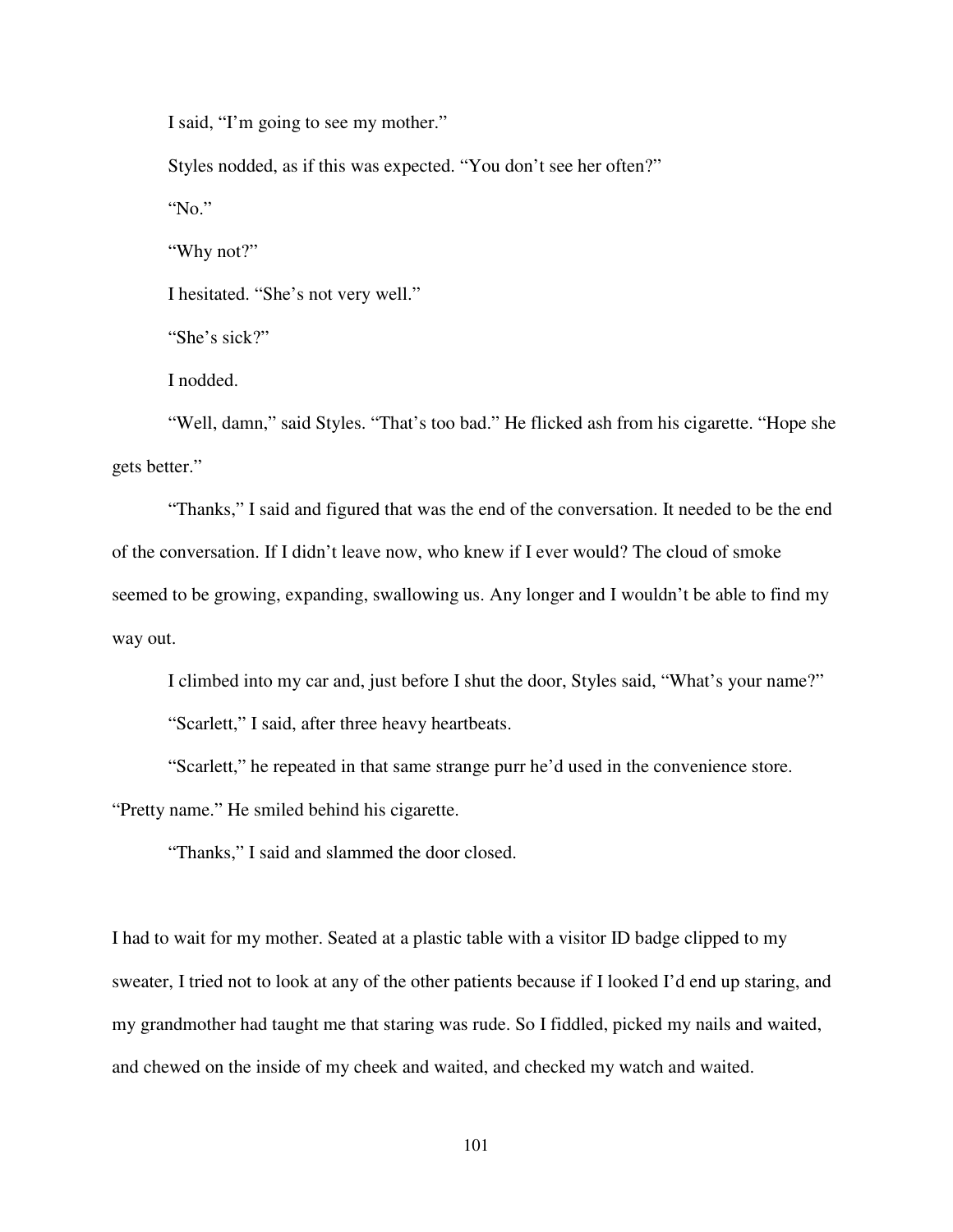I said, "I'm going to see my mother."

Styles nodded, as if this was expected. "You don't see her often?"

"No."

"Why not?"

I hesitated. "She's not very well."

"She's sick?"

I nodded.

"Well, damn," said Styles. "That's too bad." He flicked ash from his cigarette. "Hope she gets better."

"Thanks," I said and figured that was the end of the conversation. It needed to be the end of the conversation. If I didn't leave now, who knew if I ever would? The cloud of smoke seemed to be growing, expanding, swallowing us. Any longer and I wouldn't be able to find my way out.

I climbed into my car and, just before I shut the door, Styles said, "What's your name?"

"Scarlett," I said, after three heavy heartbeats.

"Scarlett," he repeated in that same strange purr he'd used in the convenience store. "Pretty name." He smiled behind his cigarette.

"Thanks," I said and slammed the door closed.

I had to wait for my mother. Seated at a plastic table with a visitor ID badge clipped to my sweater, I tried not to look at any of the other patients because if I looked I'd end up staring, and my grandmother had taught me that staring was rude. So I fiddled, picked my nails and waited, and chewed on the inside of my cheek and waited, and checked my watch and waited.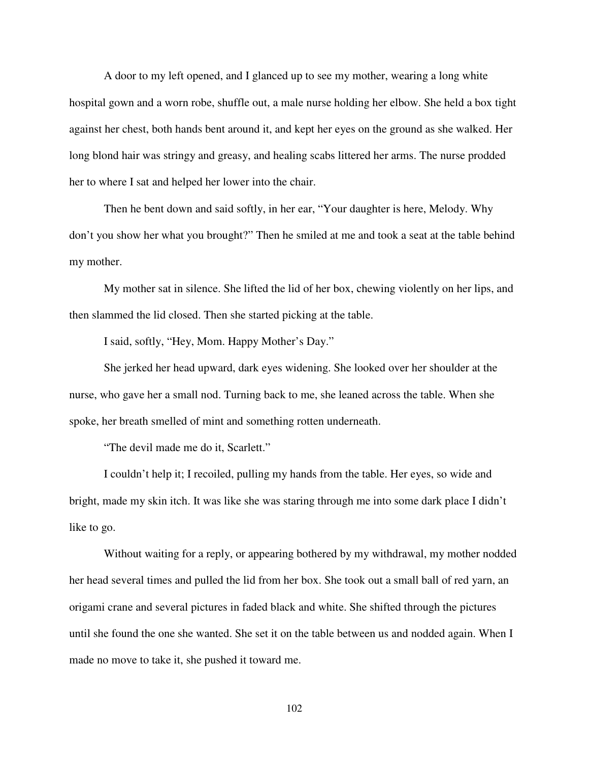A door to my left opened, and I glanced up to see my mother, wearing a long white hospital gown and a worn robe, shuffle out, a male nurse holding her elbow. She held a box tight against her chest, both hands bent around it, and kept her eyes on the ground as she walked. Her long blond hair was stringy and greasy, and healing scabs littered her arms. The nurse prodded her to where I sat and helped her lower into the chair.

Then he bent down and said softly, in her ear, "Your daughter is here, Melody. Why don't you show her what you brought?" Then he smiled at me and took a seat at the table behind my mother.

My mother sat in silence. She lifted the lid of her box, chewing violently on her lips, and then slammed the lid closed. Then she started picking at the table.

I said, softly, "Hey, Mom. Happy Mother's Day."

She jerked her head upward, dark eyes widening. She looked over her shoulder at the nurse, who gave her a small nod. Turning back to me, she leaned across the table. When she spoke, her breath smelled of mint and something rotten underneath.

"The devil made me do it, Scarlett."

I couldn't help it; I recoiled, pulling my hands from the table. Her eyes, so wide and bright, made my skin itch. It was like she was staring through me into some dark place I didn't like to go.

Without waiting for a reply, or appearing bothered by my withdrawal, my mother nodded her head several times and pulled the lid from her box. She took out a small ball of red yarn, an origami crane and several pictures in faded black and white. She shifted through the pictures until she found the one she wanted. She set it on the table between us and nodded again. When I made no move to take it, she pushed it toward me.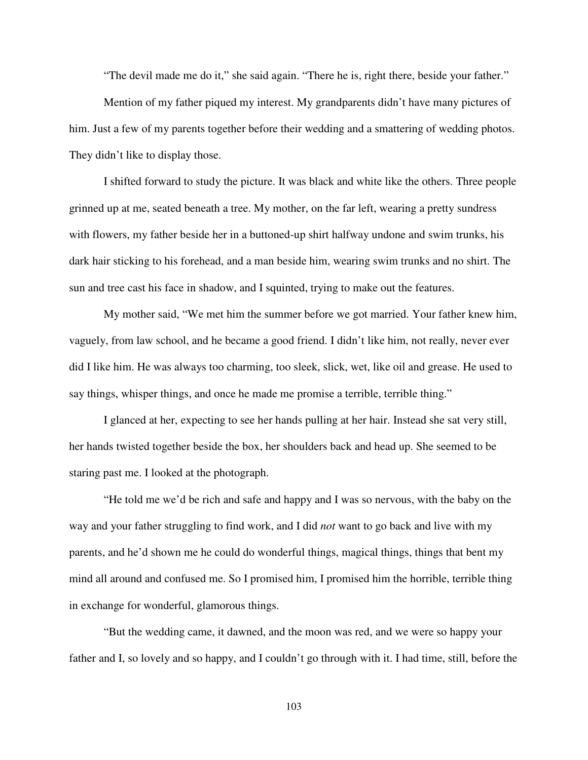"The devil made me do it," she said again. "There he is, right there, beside your father."

Mention of my father piqued my interest. My grandparents didn't have many pictures of him. Just a few of my parents together before their wedding and a smattering of wedding photos. They didn't like to display those.

I shifted forward to study the picture. It was black and white like the others. Three people grinned up at me, seated beneath a tree. My mother, on the far left, wearing a pretty sundress with flowers, my father beside her in a buttoned-up shirt halfway undone and swim trunks, his dark hair sticking to his forehead, and a man beside him, wearing swim trunks and no shirt. The sun and tree cast his face in shadow, and I squinted, trying to make out the features.

My mother said, "We met him the summer before we got married. Your father knew him, vaguely, from law school, and he became a good friend. I didn't like him, not really, never ever did I like him. He was always too charming, too sleek, slick, wet, like oil and grease. He used to say things, whisper things, and once he made me promise a terrible, terrible thing."

I glanced at her, expecting to see her hands pulling at her hair. Instead she sat very still, her hands twisted together beside the box, her shoulders back and head up. She seemed to be staring past me. I looked at the photograph.

"He told me we'd be rich and safe and happy and I was so nervous, with the baby on the way and your father struggling to find work, and I did *not* want to go back and live with my parents, and he'd shown me he could do wonderful things, magical things, things that bent my mind all around and confused me. So I promised him, I promised him the horrible, terrible thing in exchange for wonderful, glamorous things.

"But the wedding came, it dawned, and the moon was red, and we were so happy your father and I, so lovely and so happy, and I couldn't go through with it. I had time, still, before the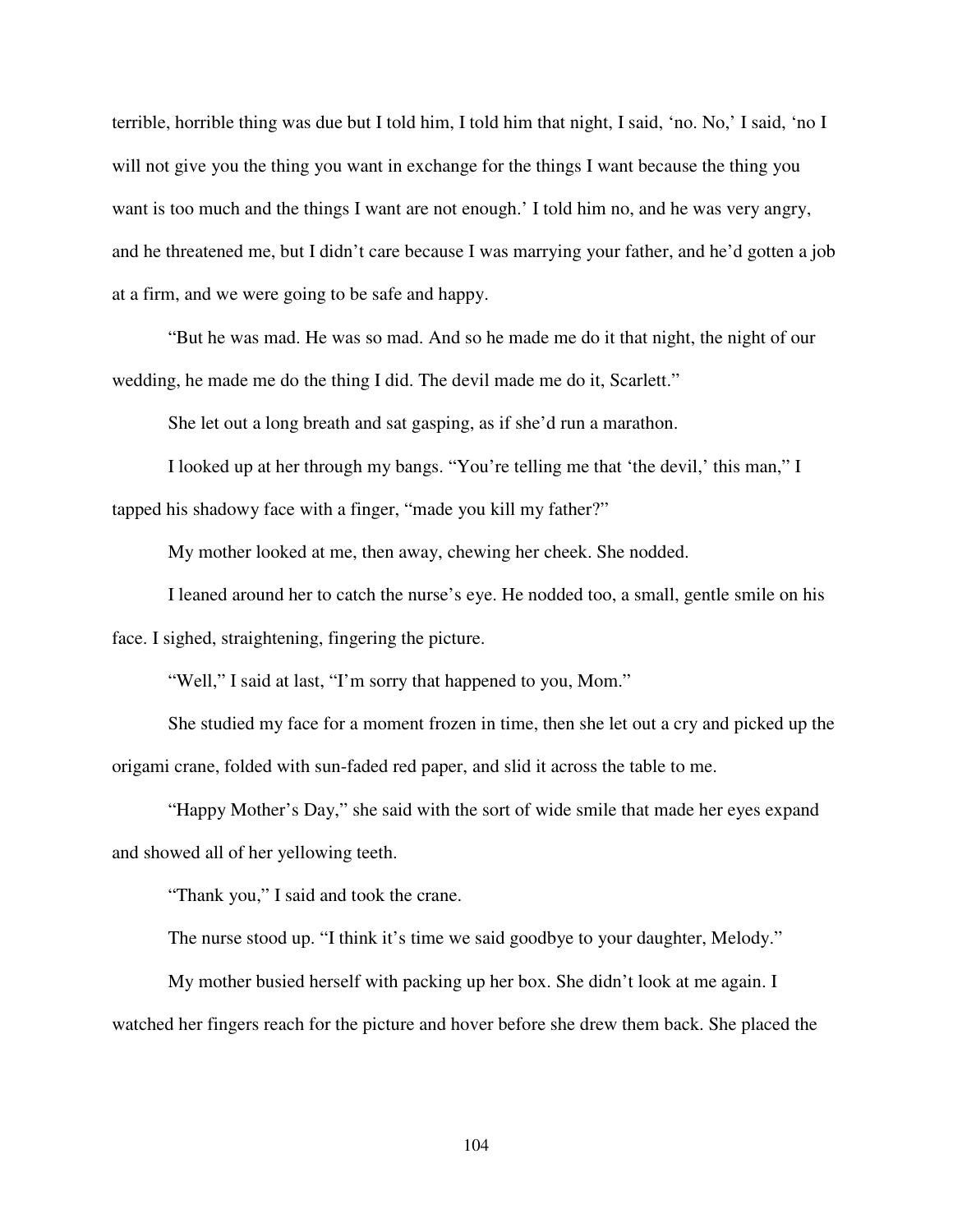terrible, horrible thing was due but I told him, I told him that night, I said, 'no. No,' I said, 'no I will not give you the thing you want in exchange for the things I want because the thing you want is too much and the things I want are not enough.' I told him no, and he was very angry, and he threatened me, but I didn't care because I was marrying your father, and he'd gotten a job at a firm, and we were going to be safe and happy.

"But he was mad. He was so mad. And so he made me do it that night, the night of our wedding, he made me do the thing I did. The devil made me do it, Scarlett."

She let out a long breath and sat gasping, as if she'd run a marathon.

I looked up at her through my bangs. "You're telling me that 'the devil,' this man," I tapped his shadowy face with a finger, "made you kill my father?"

My mother looked at me, then away, chewing her cheek. She nodded.

I leaned around her to catch the nurse's eye. He nodded too, a small, gentle smile on his face. I sighed, straightening, fingering the picture.

"Well," I said at last, "I'm sorry that happened to you, Mom."

She studied my face for a moment frozen in time, then she let out a cry and picked up the origami crane, folded with sun-faded red paper, and slid it across the table to me.

"Happy Mother's Day," she said with the sort of wide smile that made her eyes expand and showed all of her yellowing teeth.

"Thank you," I said and took the crane.

The nurse stood up. "I think it's time we said goodbye to your daughter, Melody."

My mother busied herself with packing up her box. She didn't look at me again. I watched her fingers reach for the picture and hover before she drew them back. She placed the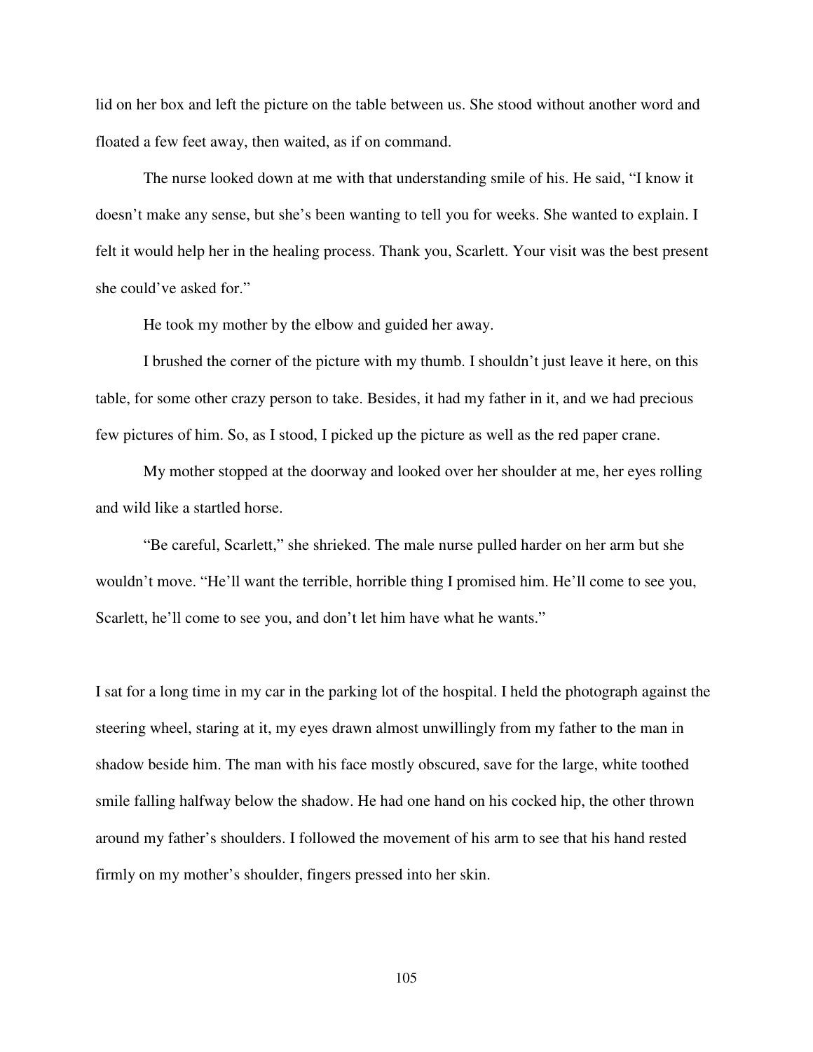lid on her box and left the picture on the table between us. She stood without another word and floated a few feet away, then waited, as if on command.

The nurse looked down at me with that understanding smile of his. He said, "I know it doesn't make any sense, but she's been wanting to tell you for weeks. She wanted to explain. I felt it would help her in the healing process. Thank you, Scarlett. Your visit was the best present she could've asked for."

He took my mother by the elbow and guided her away.

I brushed the corner of the picture with my thumb. I shouldn't just leave it here, on this table, for some other crazy person to take. Besides, it had my father in it, and we had precious few pictures of him. So, as I stood, I picked up the picture as well as the red paper crane.

My mother stopped at the doorway and looked over her shoulder at me, her eyes rolling and wild like a startled horse.

"Be careful, Scarlett," she shrieked. The male nurse pulled harder on her arm but she wouldn't move. "He'll want the terrible, horrible thing I promised him. He'll come to see you, Scarlett, he'll come to see you, and don't let him have what he wants."

I sat for a long time in my car in the parking lot of the hospital. I held the photograph against the steering wheel, staring at it, my eyes drawn almost unwillingly from my father to the man in shadow beside him. The man with his face mostly obscured, save for the large, white toothed smile falling halfway below the shadow. He had one hand on his cocked hip, the other thrown around my father's shoulders. I followed the movement of his arm to see that his hand rested firmly on my mother's shoulder, fingers pressed into her skin.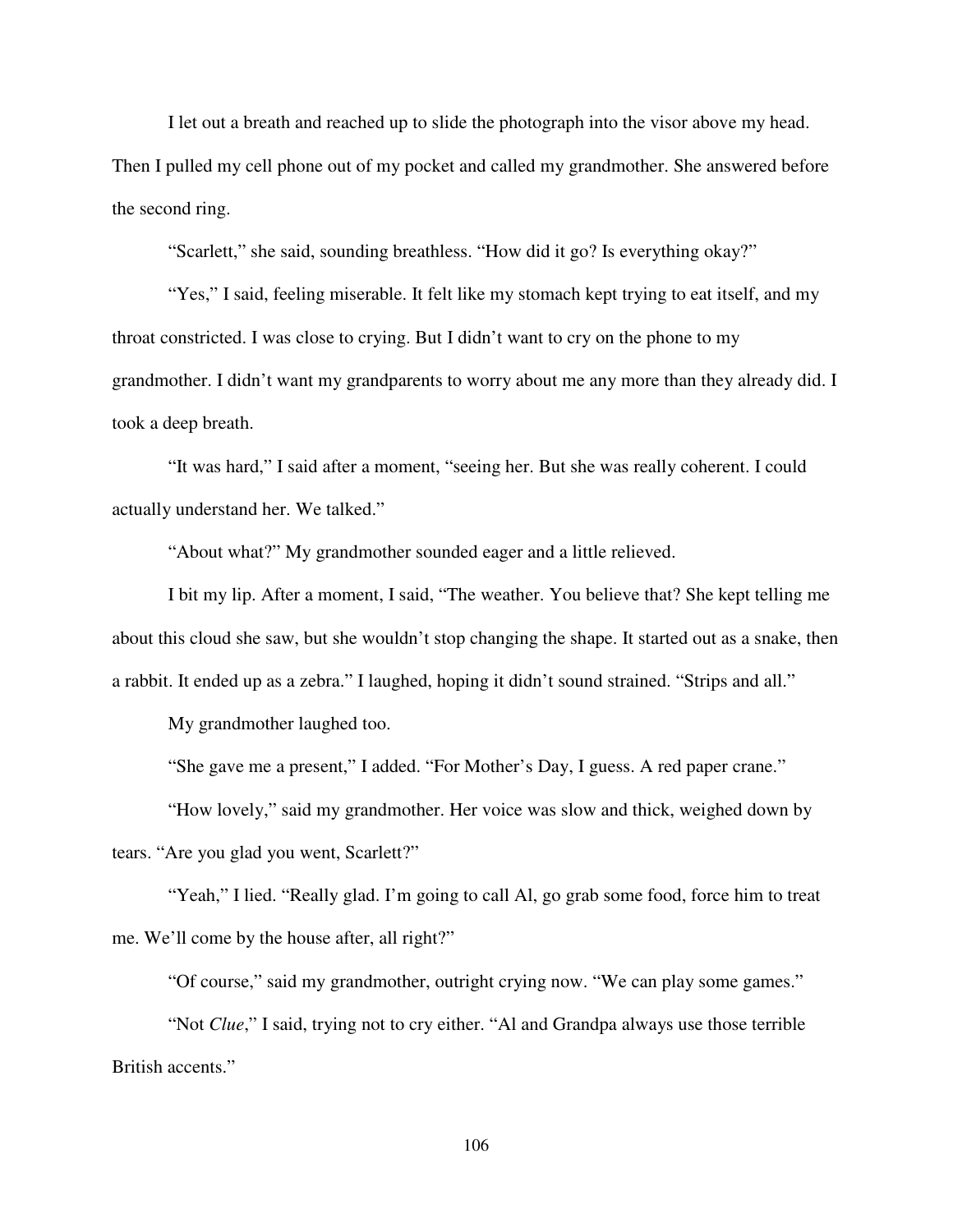I let out a breath and reached up to slide the photograph into the visor above my head. Then I pulled my cell phone out of my pocket and called my grandmother. She answered before the second ring.

"Scarlett," she said, sounding breathless. "How did it go? Is everything okay?"

"Yes," I said, feeling miserable. It felt like my stomach kept trying to eat itself, and my throat constricted. I was close to crying. But I didn't want to cry on the phone to my grandmother. I didn't want my grandparents to worry about me any more than they already did. I took a deep breath.

"It was hard," I said after a moment, "seeing her. But she was really coherent. I could actually understand her. We talked."

"About what?" My grandmother sounded eager and a little relieved.

I bit my lip. After a moment, I said, "The weather. You believe that? She kept telling me about this cloud she saw, but she wouldn't stop changing the shape. It started out as a snake, then a rabbit. It ended up as a zebra." I laughed, hoping it didn't sound strained. "Strips and all."

My grandmother laughed too.

"She gave me a present," I added. "For Mother's Day, I guess. A red paper crane."

"How lovely," said my grandmother. Her voice was slow and thick, weighed down by tears. "Are you glad you went, Scarlett?"

"Yeah," I lied. "Really glad. I'm going to call Al, go grab some food, force him to treat me. We'll come by the house after, all right?"

"Of course," said my grandmother, outright crying now. "We can play some games."

"Not *Clue*," I said, trying not to cry either. "Al and Grandpa always use those terrible British accents."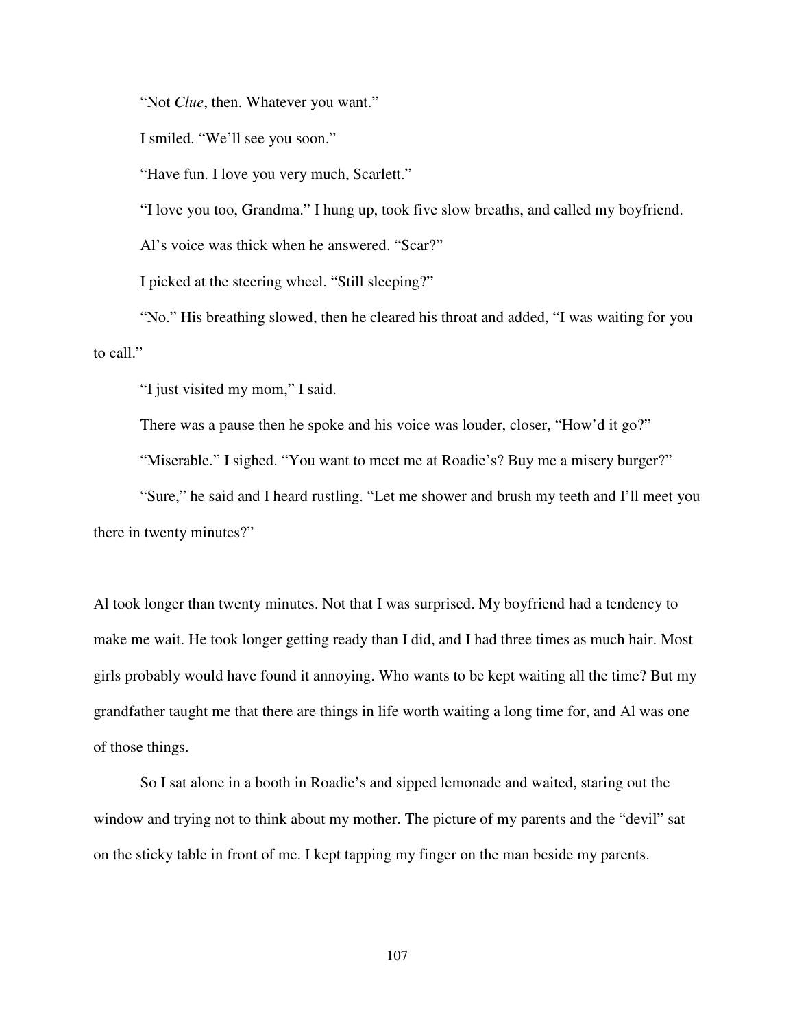"Not *Clue*, then. Whatever you want."

I smiled. "We'll see you soon."

"Have fun. I love you very much, Scarlett."

"I love you too, Grandma." I hung up, took five slow breaths, and called my boyfriend.

Al's voice was thick when he answered. "Scar?"

I picked at the steering wheel. "Still sleeping?"

"No." His breathing slowed, then he cleared his throat and added, "I was waiting for you to call."

"I just visited my mom," I said.

There was a pause then he spoke and his voice was louder, closer, "How'd it go?"

"Miserable." I sighed. "You want to meet me at Roadie's? Buy me a misery burger?"

"Sure," he said and I heard rustling. "Let me shower and brush my teeth and I'll meet you there in twenty minutes?"

Al took longer than twenty minutes. Not that I was surprised. My boyfriend had a tendency to make me wait. He took longer getting ready than I did, and I had three times as much hair. Most girls probably would have found it annoying. Who wants to be kept waiting all the time? But my grandfather taught me that there are things in life worth waiting a long time for, and Al was one of those things.

So I sat alone in a booth in Roadie's and sipped lemonade and waited, staring out the window and trying not to think about my mother. The picture of my parents and the "devil" sat on the sticky table in front of me. I kept tapping my finger on the man beside my parents.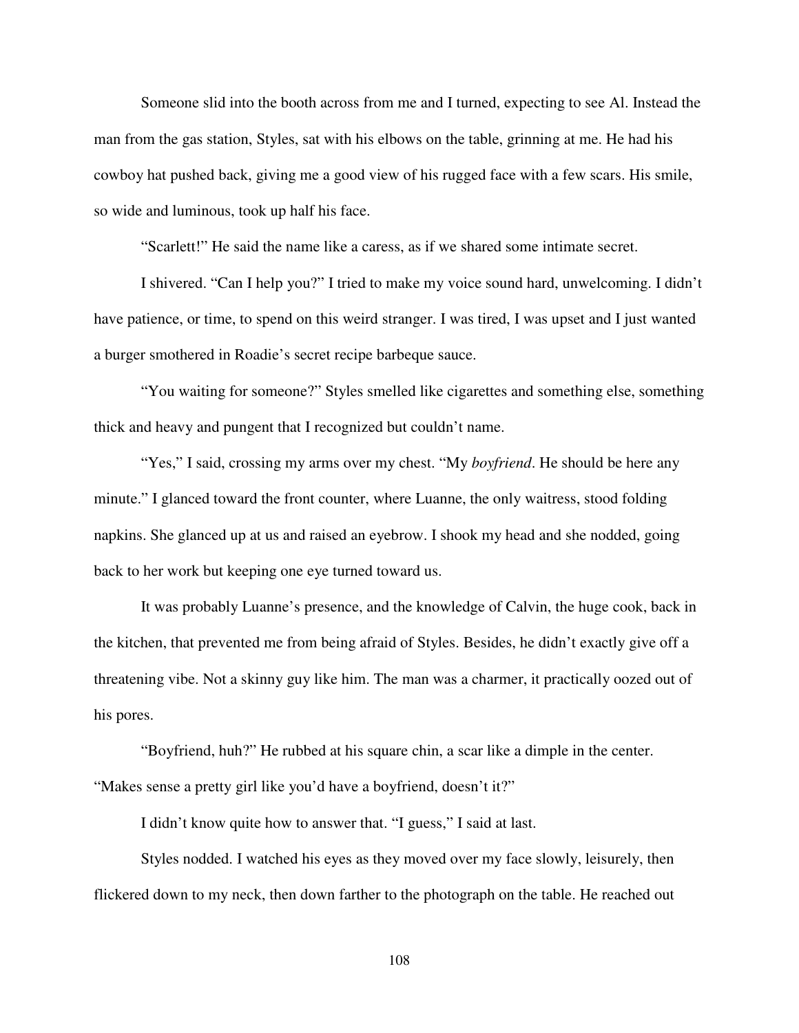Someone slid into the booth across from me and I turned, expecting to see Al. Instead the man from the gas station, Styles, sat with his elbows on the table, grinning at me. He had his cowboy hat pushed back, giving me a good view of his rugged face with a few scars. His smile, so wide and luminous, took up half his face.

"Scarlett!" He said the name like a caress, as if we shared some intimate secret.

I shivered. "Can I help you?" I tried to make my voice sound hard, unwelcoming. I didn't have patience, or time, to spend on this weird stranger. I was tired, I was upset and I just wanted a burger smothered in Roadie's secret recipe barbeque sauce.

"You waiting for someone?" Styles smelled like cigarettes and something else, something thick and heavy and pungent that I recognized but couldn't name.

"Yes," I said, crossing my arms over my chest. "My *boyfriend*. He should be here any minute." I glanced toward the front counter, where Luanne, the only waitress, stood folding napkins. She glanced up at us and raised an eyebrow. I shook my head and she nodded, going back to her work but keeping one eye turned toward us.

It was probably Luanne's presence, and the knowledge of Calvin, the huge cook, back in the kitchen, that prevented me from being afraid of Styles. Besides, he didn't exactly give off a threatening vibe. Not a skinny guy like him. The man was a charmer, it practically oozed out of his pores.

"Boyfriend, huh?" He rubbed at his square chin, a scar like a dimple in the center. "Makes sense a pretty girl like you'd have a boyfriend, doesn't it?"

I didn't know quite how to answer that. "I guess," I said at last.

Styles nodded. I watched his eyes as they moved over my face slowly, leisurely, then flickered down to my neck, then down farther to the photograph on the table. He reached out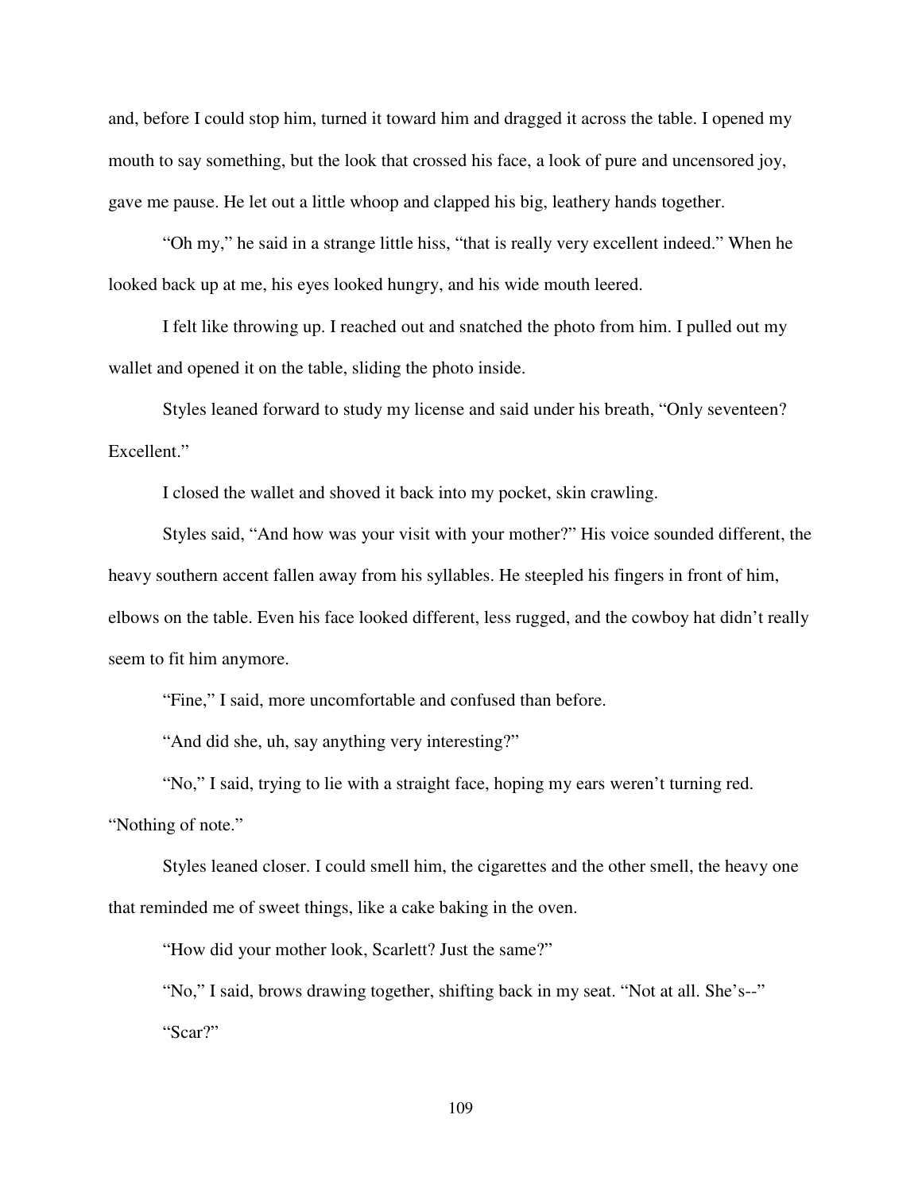and, before I could stop him, turned it toward him and dragged it across the table. I opened my mouth to say something, but the look that crossed his face, a look of pure and uncensored joy, gave me pause. He let out a little whoop and clapped his big, leathery hands together.

"Oh my," he said in a strange little hiss, "that is really very excellent indeed." When he looked back up at me, his eyes looked hungry, and his wide mouth leered.

I felt like throwing up. I reached out and snatched the photo from him. I pulled out my wallet and opened it on the table, sliding the photo inside.

Styles leaned forward to study my license and said under his breath, "Only seventeen? Excellent."

I closed the wallet and shoved it back into my pocket, skin crawling.

Styles said, "And how was your visit with your mother?" His voice sounded different, the heavy southern accent fallen away from his syllables. He steepled his fingers in front of him, elbows on the table. Even his face looked different, less rugged, and the cowboy hat didn't really seem to fit him anymore.

"Fine," I said, more uncomfortable and confused than before.

"And did she, uh, say anything very interesting?"

"No," I said, trying to lie with a straight face, hoping my ears weren't turning red. "Nothing of note."

Styles leaned closer. I could smell him, the cigarettes and the other smell, the heavy one that reminded me of sweet things, like a cake baking in the oven.

"How did your mother look, Scarlett? Just the same?"

"No," I said, brows drawing together, shifting back in my seat. "Not at all. She's--"

"Scar?"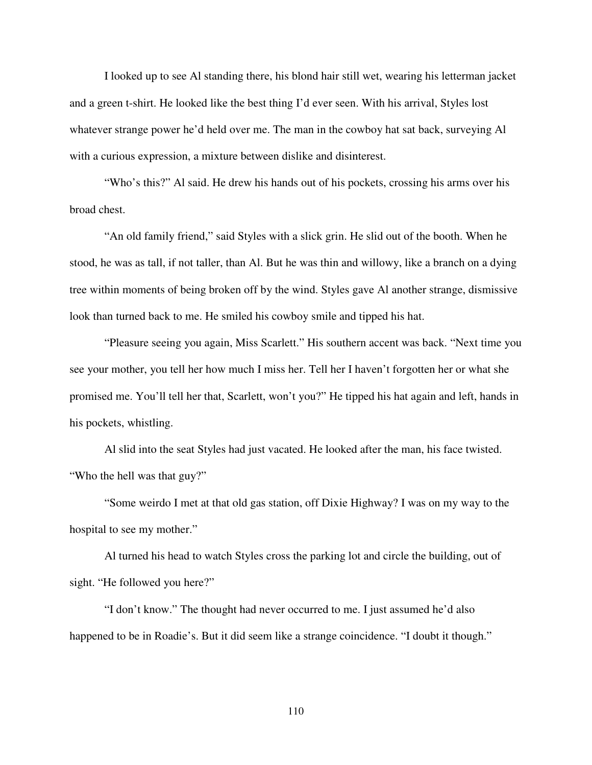I looked up to see Al standing there, his blond hair still wet, wearing his letterman jacket and a green t-shirt. He looked like the best thing I'd ever seen. With his arrival, Styles lost whatever strange power he'd held over me. The man in the cowboy hat sat back, surveying Al with a curious expression, a mixture between dislike and disinterest.

"Who's this?" Al said. He drew his hands out of his pockets, crossing his arms over his broad chest.

"An old family friend," said Styles with a slick grin. He slid out of the booth. When he stood, he was as tall, if not taller, than Al. But he was thin and willowy, like a branch on a dying tree within moments of being broken off by the wind. Styles gave Al another strange, dismissive look than turned back to me. He smiled his cowboy smile and tipped his hat.

"Pleasure seeing you again, Miss Scarlett." His southern accent was back. "Next time you see your mother, you tell her how much I miss her. Tell her I haven't forgotten her or what she promised me. You'll tell her that, Scarlett, won't you?" He tipped his hat again and left, hands in his pockets, whistling.

Al slid into the seat Styles had just vacated. He looked after the man, his face twisted. "Who the hell was that guy?"

"Some weirdo I met at that old gas station, off Dixie Highway? I was on my way to the hospital to see my mother."

Al turned his head to watch Styles cross the parking lot and circle the building, out of sight. "He followed you here?"

"I don't know." The thought had never occurred to me. I just assumed he'd also happened to be in Roadie's. But it did seem like a strange coincidence. "I doubt it though."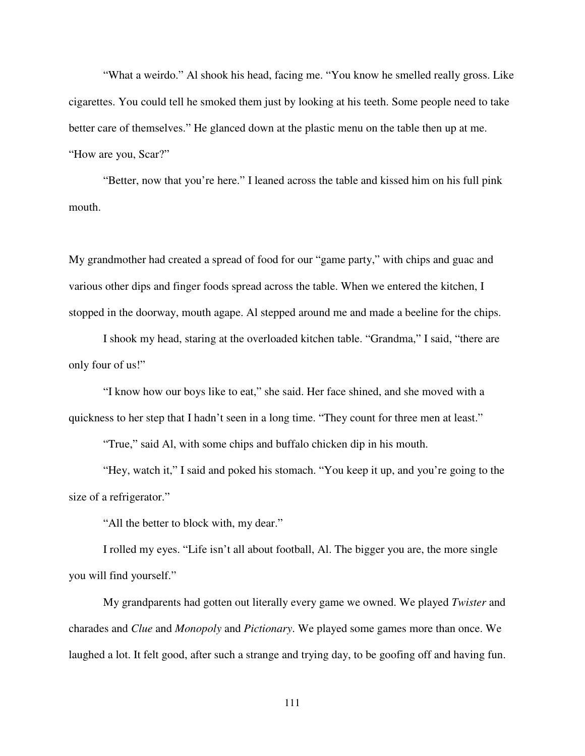"What a weirdo." Al shook his head, facing me. "You know he smelled really gross. Like cigarettes. You could tell he smoked them just by looking at his teeth. Some people need to take better care of themselves." He glanced down at the plastic menu on the table then up at me. "How are you, Scar?"

"Better, now that you're here." I leaned across the table and kissed him on his full pink mouth.

My grandmother had created a spread of food for our "game party," with chips and guac and various other dips and finger foods spread across the table. When we entered the kitchen, I stopped in the doorway, mouth agape. Al stepped around me and made a beeline for the chips.

I shook my head, staring at the overloaded kitchen table. "Grandma," I said, "there are only four of us!"

"I know how our boys like to eat," she said. Her face shined, and she moved with a quickness to her step that I hadn't seen in a long time. "They count for three men at least."

"True," said Al, with some chips and buffalo chicken dip in his mouth.

"Hey, watch it," I said and poked his stomach. "You keep it up, and you're going to the size of a refrigerator."

"All the better to block with, my dear."

I rolled my eyes. "Life isn't all about football, Al. The bigger you are, the more single you will find yourself."

My grandparents had gotten out literally every game we owned. We played *Twister* and charades and *Clue* and *Monopoly* and *Pictionary*. We played some games more than once. We laughed a lot. It felt good, after such a strange and trying day, to be goofing off and having fun.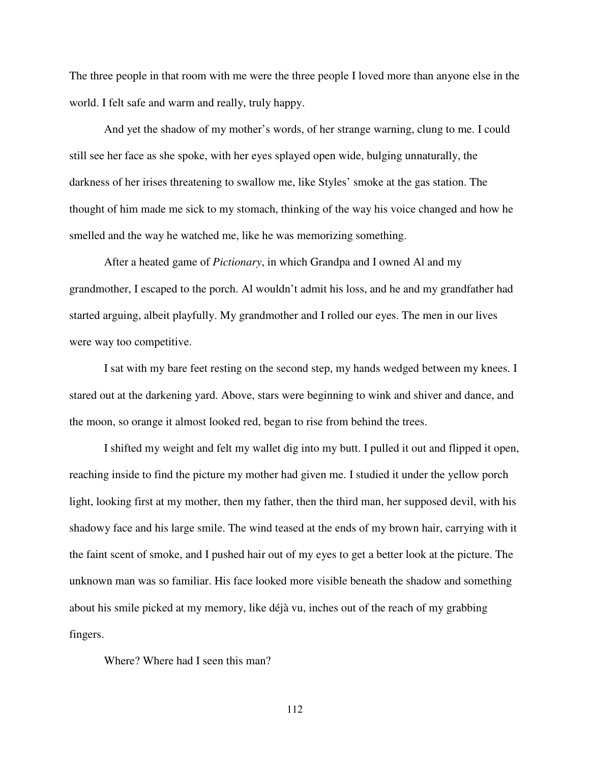The three people in that room with me were the three people I loved more than anyone else in the world. I felt safe and warm and really, truly happy.

And yet the shadow of my mother's words, of her strange warning, clung to me. I could still see her face as she spoke, with her eyes splayed open wide, bulging unnaturally, the darkness of her irises threatening to swallow me, like Styles' smoke at the gas station. The thought of him made me sick to my stomach, thinking of the way his voice changed and how he smelled and the way he watched me, like he was memorizing something.

After a heated game of *Pictionary*, in which Grandpa and I owned Al and my grandmother, I escaped to the porch. Al wouldn't admit his loss, and he and my grandfather had started arguing, albeit playfully. My grandmother and I rolled our eyes. The men in our lives were way too competitive.

I sat with my bare feet resting on the second step, my hands wedged between my knees. I stared out at the darkening yard. Above, stars were beginning to wink and shiver and dance, and the moon, so orange it almost looked red, began to rise from behind the trees.

I shifted my weight and felt my wallet dig into my butt. I pulled it out and flipped it open, reaching inside to find the picture my mother had given me. I studied it under the yellow porch light, looking first at my mother, then my father, then the third man, her supposed devil, with his shadowy face and his large smile. The wind teased at the ends of my brown hair, carrying with it the faint scent of smoke, and I pushed hair out of my eyes to get a better look at the picture. The unknown man was so familiar. His face looked more visible beneath the shadow and something about his smile picked at my memory, like déjà vu, inches out of the reach of my grabbing fingers.

Where? Where had I seen this man?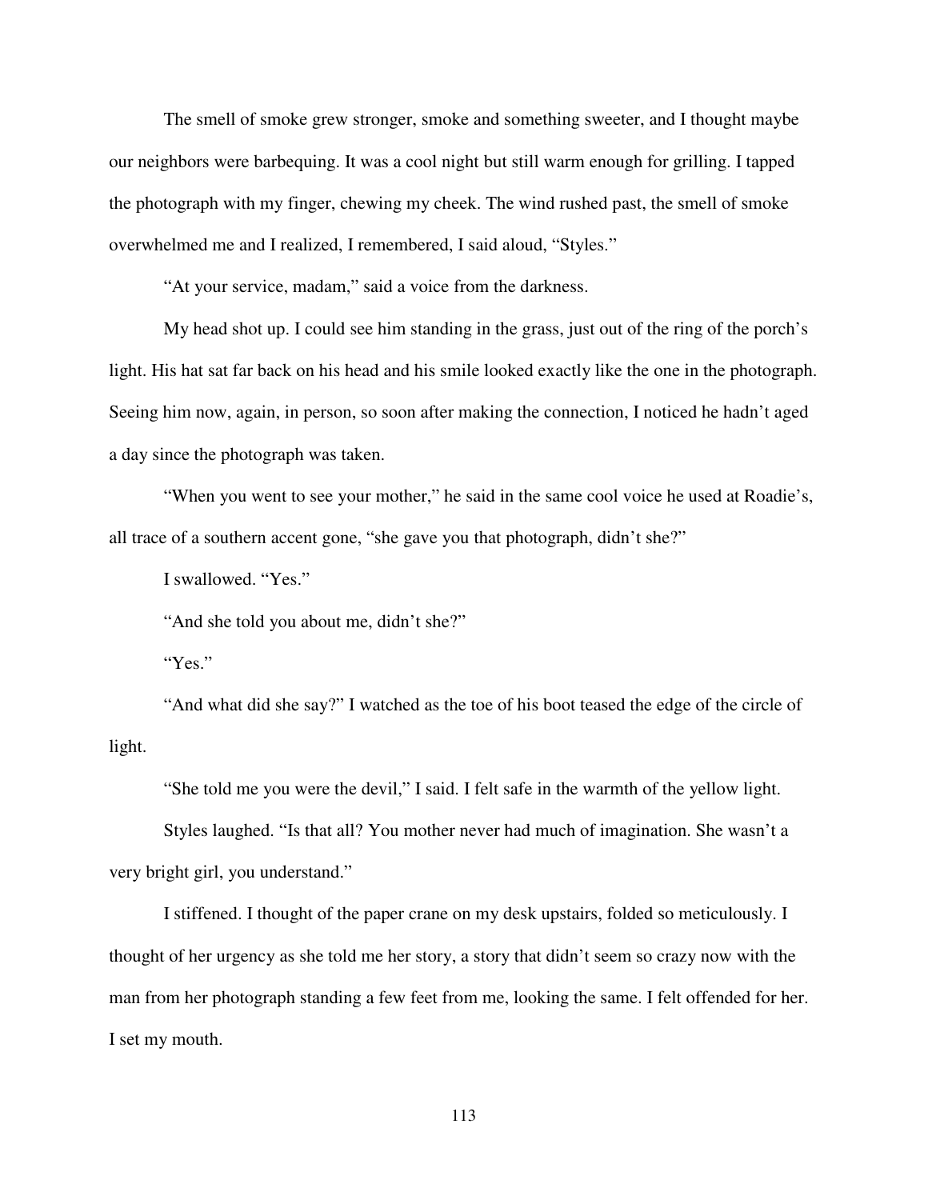The smell of smoke grew stronger, smoke and something sweeter, and I thought maybe our neighbors were barbequing. It was a cool night but still warm enough for grilling. I tapped the photograph with my finger, chewing my cheek. The wind rushed past, the smell of smoke overwhelmed me and I realized, I remembered, I said aloud, "Styles."

"At your service, madam," said a voice from the darkness.

My head shot up. I could see him standing in the grass, just out of the ring of the porch's light. His hat sat far back on his head and his smile looked exactly like the one in the photograph. Seeing him now, again, in person, so soon after making the connection, I noticed he hadn't aged a day since the photograph was taken.

"When you went to see your mother," he said in the same cool voice he used at Roadie's, all trace of a southern accent gone, "she gave you that photograph, didn't she?"

I swallowed. "Yes."

"And she told you about me, didn't she?"

"Yes."

"And what did she say?" I watched as the toe of his boot teased the edge of the circle of light.

"She told me you were the devil," I said. I felt safe in the warmth of the yellow light.

Styles laughed. "Is that all? You mother never had much of imagination. She wasn't a very bright girl, you understand."

I stiffened. I thought of the paper crane on my desk upstairs, folded so meticulously. I thought of her urgency as she told me her story, a story that didn't seem so crazy now with the man from her photograph standing a few feet from me, looking the same. I felt offended for her. I set my mouth.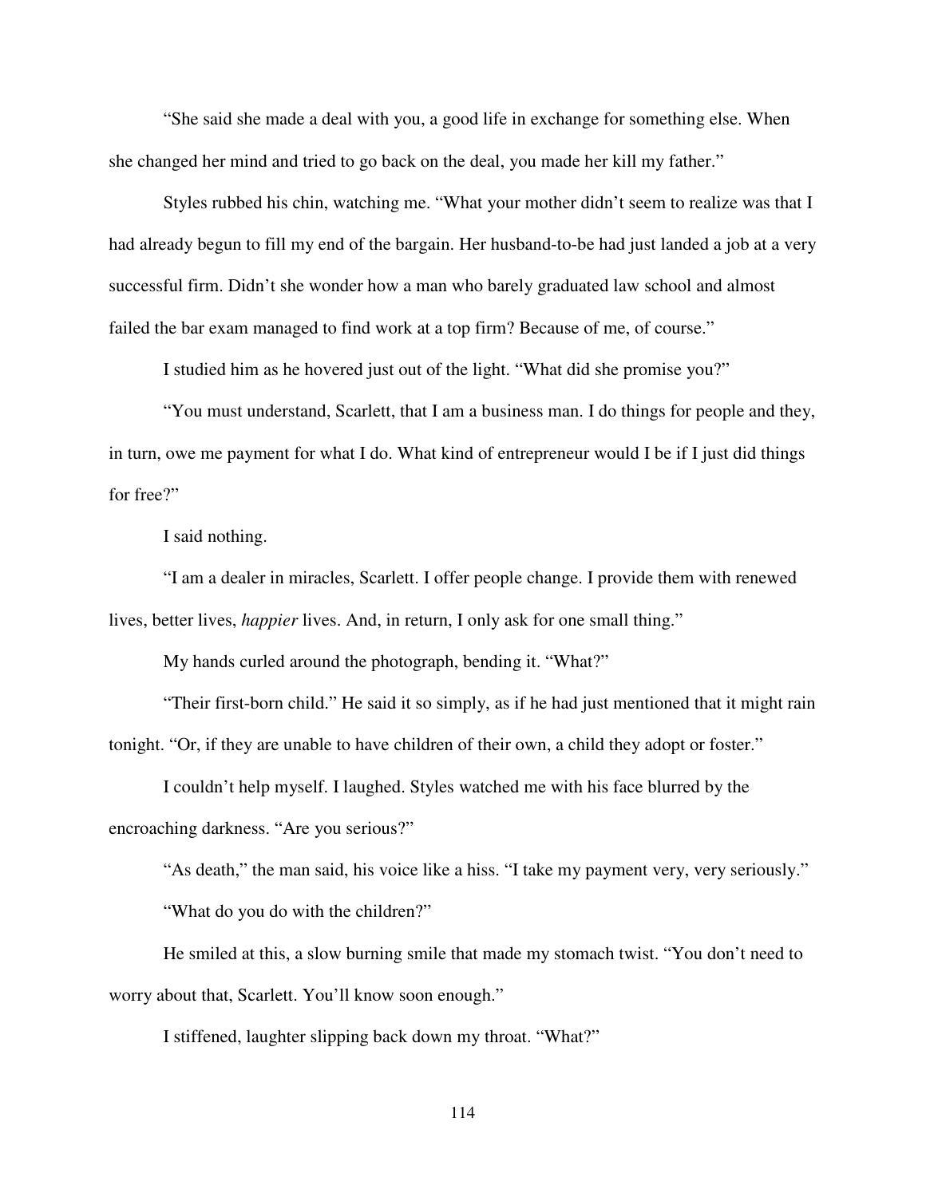"She said she made a deal with you, a good life in exchange for something else. When she changed her mind and tried to go back on the deal, you made her kill my father."

Styles rubbed his chin, watching me. "What your mother didn't seem to realize was that I had already begun to fill my end of the bargain. Her husband-to-be had just landed a job at a very successful firm. Didn't she wonder how a man who barely graduated law school and almost failed the bar exam managed to find work at a top firm? Because of me, of course."

I studied him as he hovered just out of the light. "What did she promise you?"

"You must understand, Scarlett, that I am a business man. I do things for people and they, in turn, owe me payment for what I do. What kind of entrepreneur would I be if I just did things for free?"

I said nothing.

"I am a dealer in miracles, Scarlett. I offer people change. I provide them with renewed lives, better lives, *happier* lives. And, in return, I only ask for one small thing."

My hands curled around the photograph, bending it. "What?"

"Their first-born child." He said it so simply, as if he had just mentioned that it might rain tonight. "Or, if they are unable to have children of their own, a child they adopt or foster."

I couldn't help myself. I laughed. Styles watched me with his face blurred by the encroaching darkness. "Are you serious?"

"As death," the man said, his voice like a hiss. "I take my payment very, very seriously."

"What do you do with the children?"

He smiled at this, a slow burning smile that made my stomach twist. "You don't need to worry about that, Scarlett. You'll know soon enough."

I stiffened, laughter slipping back down my throat. "What?"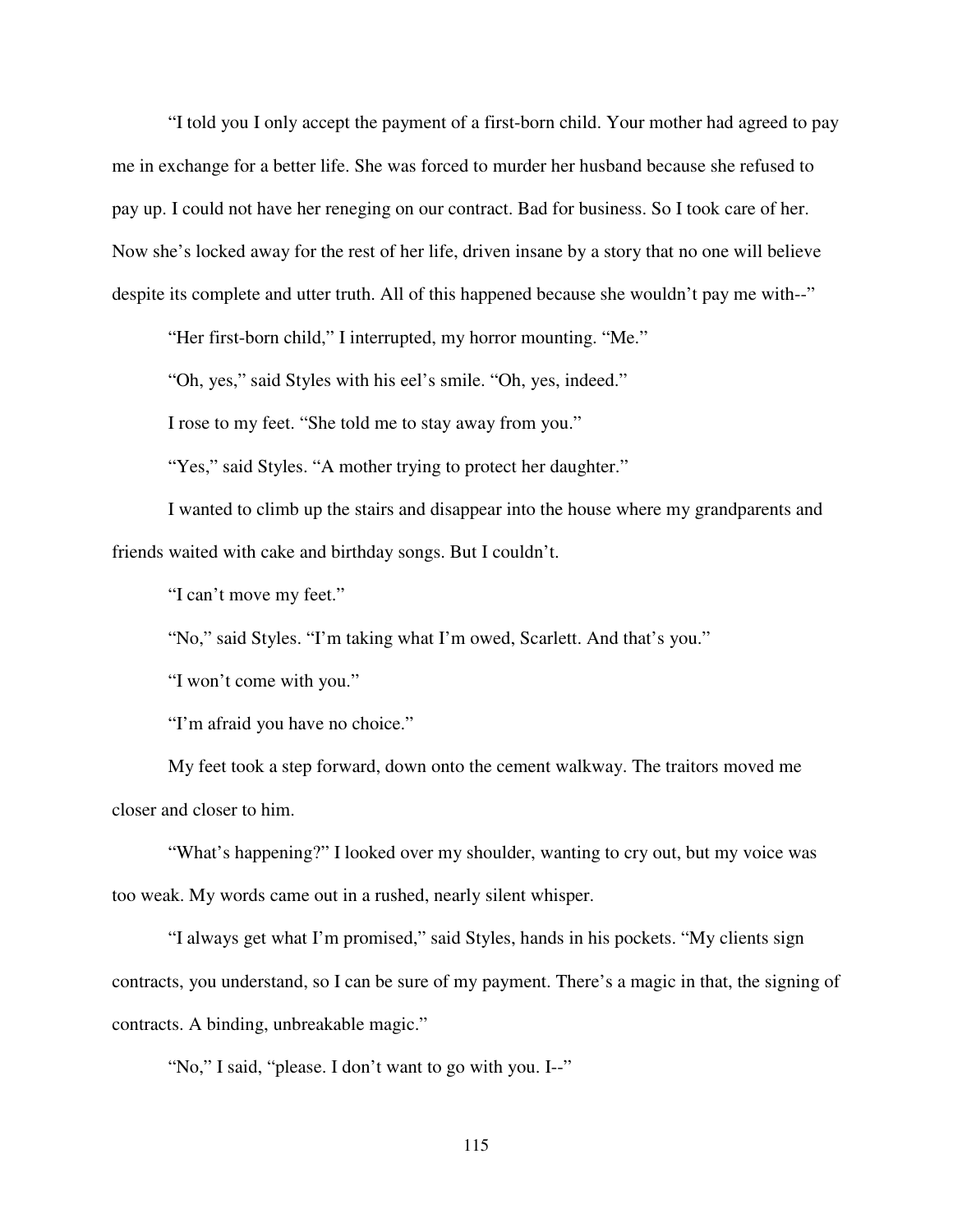"I told you I only accept the payment of a first-born child. Your mother had agreed to pay me in exchange for a better life. She was forced to murder her husband because she refused to pay up. I could not have her reneging on our contract. Bad for business. So I took care of her. Now she's locked away for the rest of her life, driven insane by a story that no one will believe despite its complete and utter truth. All of this happened because she wouldn't pay me with--"

"Her first-born child," I interrupted, my horror mounting. "Me."

"Oh, yes," said Styles with his eel's smile. "Oh, yes, indeed."

I rose to my feet. "She told me to stay away from you."

"Yes," said Styles. "A mother trying to protect her daughter."

I wanted to climb up the stairs and disappear into the house where my grandparents and friends waited with cake and birthday songs. But I couldn't.

"I can't move my feet."

"No," said Styles. "I'm taking what I'm owed, Scarlett. And that's you."

"I won't come with you."

"I'm afraid you have no choice."

My feet took a step forward, down onto the cement walkway. The traitors moved me closer and closer to him.

"What's happening?" I looked over my shoulder, wanting to cry out, but my voice was too weak. My words came out in a rushed, nearly silent whisper.

"I always get what I'm promised," said Styles, hands in his pockets. "My clients sign contracts, you understand, so I can be sure of my payment. There's a magic in that, the signing of contracts. A binding, unbreakable magic."

"No," I said, "please. I don't want to go with you. I--"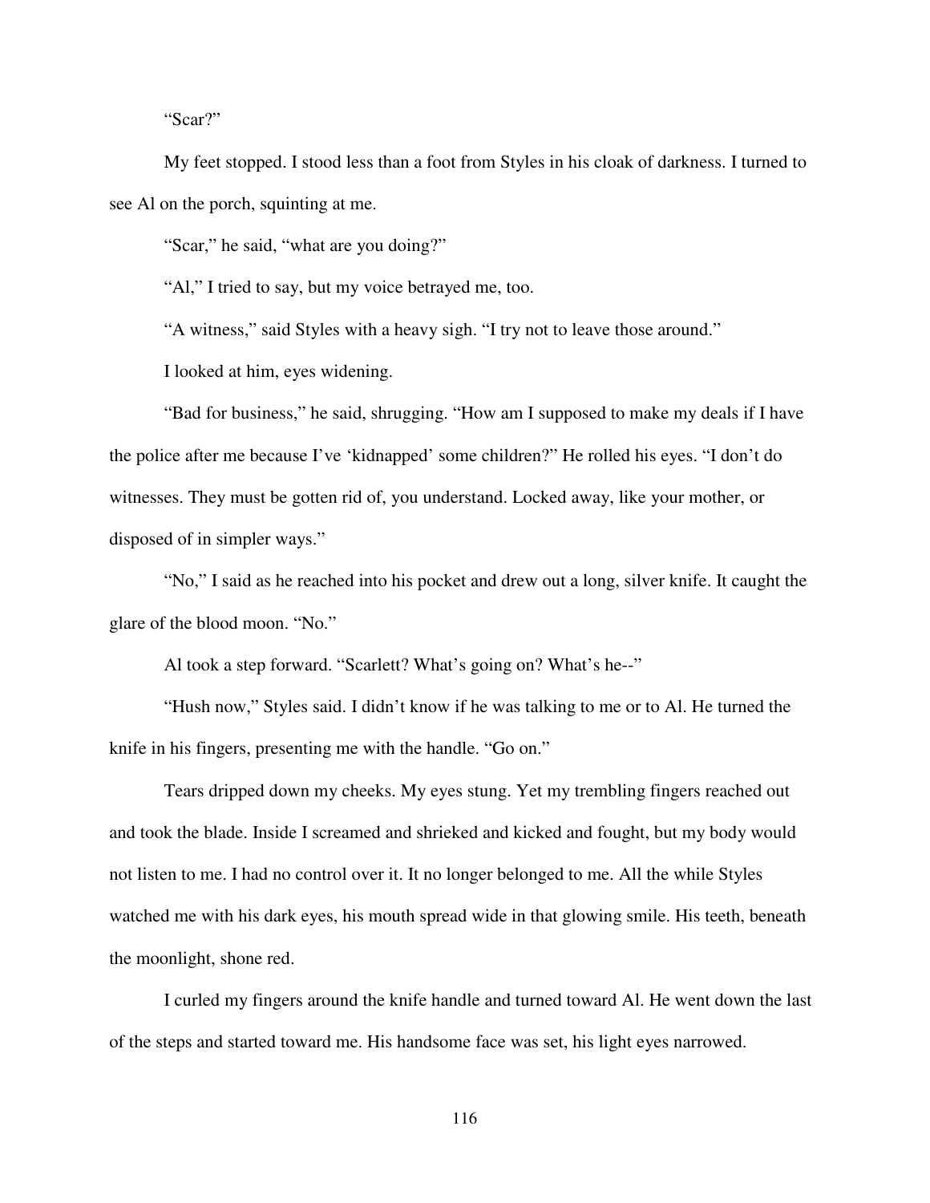"Scar?"

My feet stopped. I stood less than a foot from Styles in his cloak of darkness. I turned to see Al on the porch, squinting at me.

"Scar," he said, "what are you doing?"

"Al," I tried to say, but my voice betrayed me, too.

"A witness," said Styles with a heavy sigh. "I try not to leave those around."

I looked at him, eyes widening.

"Bad for business," he said, shrugging. "How am I supposed to make my deals if I have the police after me because I've 'kidnapped' some children?" He rolled his eyes. "I don't do witnesses. They must be gotten rid of, you understand. Locked away, like your mother, or disposed of in simpler ways."

"No," I said as he reached into his pocket and drew out a long, silver knife. It caught the glare of the blood moon. "No."

Al took a step forward. "Scarlett? What's going on? What's he--"

"Hush now," Styles said. I didn't know if he was talking to me or to Al. He turned the knife in his fingers, presenting me with the handle. "Go on."

Tears dripped down my cheeks. My eyes stung. Yet my trembling fingers reached out and took the blade. Inside I screamed and shrieked and kicked and fought, but my body would not listen to me. I had no control over it. It no longer belonged to me. All the while Styles watched me with his dark eyes, his mouth spread wide in that glowing smile. His teeth, beneath the moonlight, shone red.

I curled my fingers around the knife handle and turned toward Al. He went down the last of the steps and started toward me. His handsome face was set, his light eyes narrowed.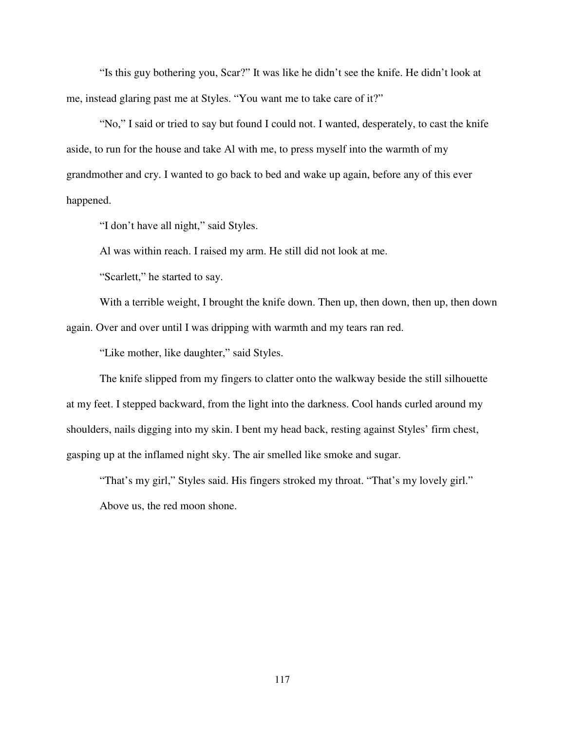"Is this guy bothering you, Scar?" It was like he didn't see the knife. He didn't look at me, instead glaring past me at Styles. "You want me to take care of it?"

"No," I said or tried to say but found I could not. I wanted, desperately, to cast the knife aside, to run for the house and take Al with me, to press myself into the warmth of my grandmother and cry. I wanted to go back to bed and wake up again, before any of this ever happened.

"I don't have all night," said Styles.

Al was within reach. I raised my arm. He still did not look at me.

"Scarlett," he started to say.

With a terrible weight, I brought the knife down. Then up, then down, then up, then down again. Over and over until I was dripping with warmth and my tears ran red.

"Like mother, like daughter," said Styles.

The knife slipped from my fingers to clatter onto the walkway beside the still silhouette at my feet. I stepped backward, from the light into the darkness. Cool hands curled around my shoulders, nails digging into my skin. I bent my head back, resting against Styles' firm chest, gasping up at the inflamed night sky. The air smelled like smoke and sugar.

"That's my girl," Styles said. His fingers stroked my throat. "That's my lovely girl."

Above us, the red moon shone.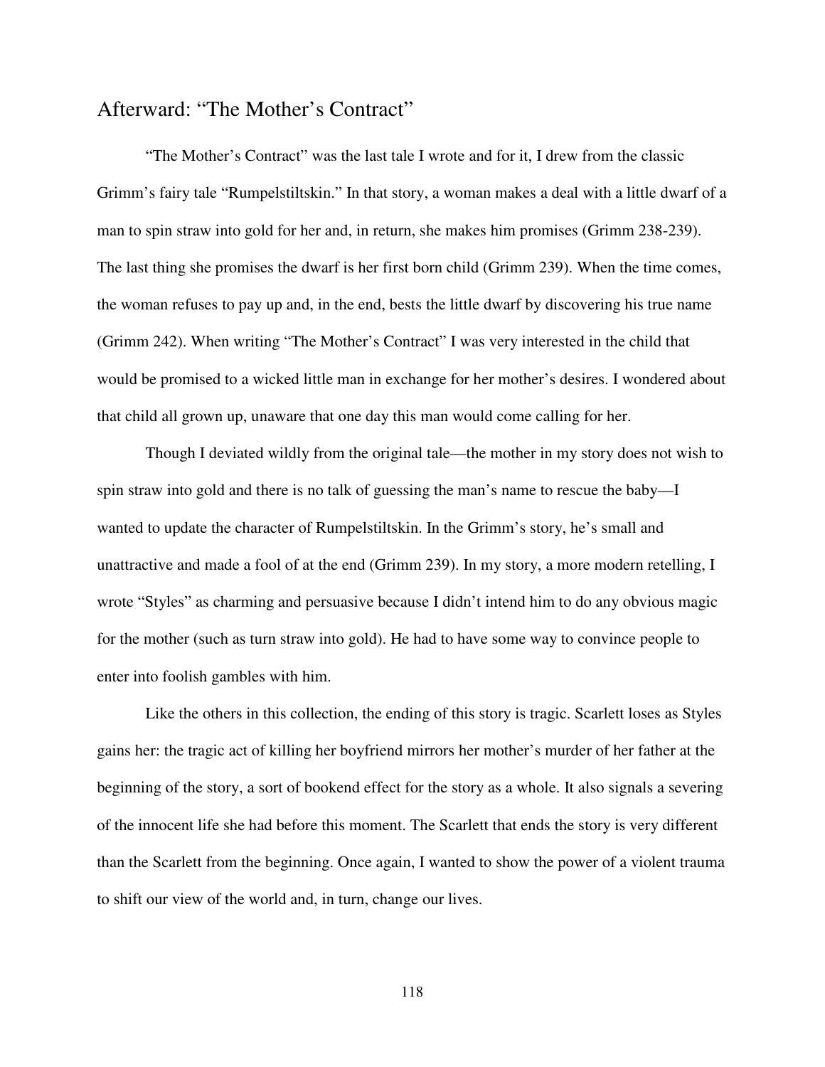## Afterward: "The Mother's Contract"

"The Mother's Contract" was the last tale I wrote and for it, I drew from the classic Grimm's fairy tale "Rumpelstiltskin." In that story, a woman makes a deal with a little dwarf of a man to spin straw into gold for her and, in return, she makes him promises (Grimm 238-239). The last thing she promises the dwarf is her first born child (Grimm 239). When the time comes, the woman refuses to pay up and, in the end, bests the little dwarf by discovering his true name (Grimm 242). When writing "The Mother's Contract" I was very interested in the child that would be promised to a wicked little man in exchange for her mother's desires. I wondered about that child all grown up, unaware that one day this man would come calling for her.

Though I deviated wildly from the original tale—the mother in my story does not wish to spin straw into gold and there is no talk of guessing the man's name to rescue the baby—I wanted to update the character of Rumpelstiltskin. In the Grimm's story, he's small and unattractive and made a fool of at the end (Grimm 239). In my story, a more modern retelling, I wrote "Styles" as charming and persuasive because I didn't intend him to do any obvious magic for the mother (such as turn straw into gold). He had to have some way to convince people to enter into foolish gambles with him.

Like the others in this collection, the ending of this story is tragic. Scarlett loses as Styles gains her: the tragic act of killing her boyfriend mirrors her mother's murder of her father at the beginning of the story, a sort of bookend effect for the story as a whole. It also signals a severing of the innocent life she had before this moment. The Scarlett that ends the story is very different than the Scarlett from the beginning. Once again, I wanted to show the power of a violent trauma to shift our view of the world and, in turn, change our lives.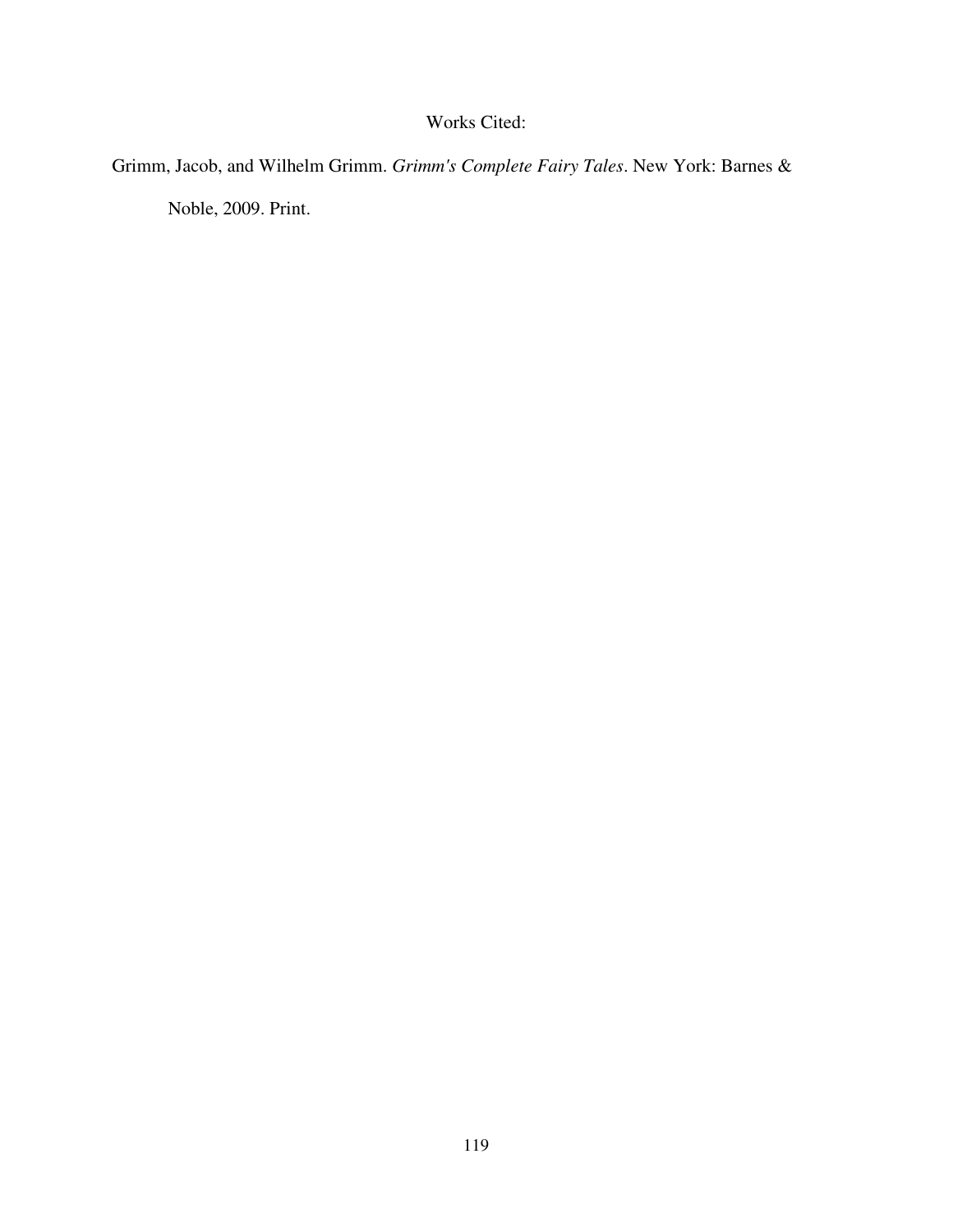# Works Cited:

Grimm, Jacob, and Wilhelm Grimm. *Grimm's Complete Fairy Tales*. New York: Barnes & Noble, 2009. Print.